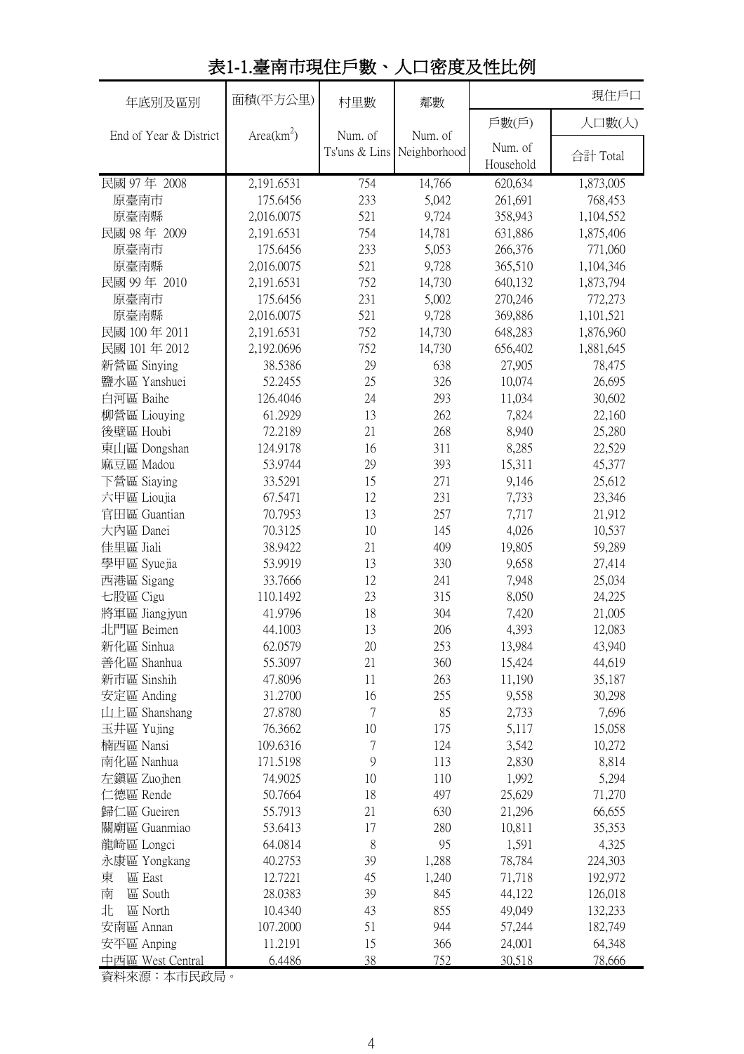# 表1-1.臺南市現住戶數、人口密度及性比例

| 年底別及區別 End of Year & District | 面積(平方公里) Area($km^2$) | 村里數 Num. of Ts'uns & Lins | 鄰數 Num. of Neighborhood | 現住戶口 戶數(戶) Num. of Household | 人口數(人) 合計 Total |
|---|---|---|---|---|---|
| 民國 97 年 2008 | 2,191.6531 | 754 | 14,766 | 620,634 | 1,873,005 |
| 原臺南市 | 175.6456 | 233 | 5,042 | 261,691 | 768,453 |
| 原臺南縣 | 2,016.0075 | 521 | 9,724 | 358,943 | 1,104,552 |
| 民國 98 年 2009 | 2,191.6531 | 754 | 14,781 | 631,886 | 1,875,406 |
| 原臺南市 | 175.6456 | 233 | 5,053 | 266,376 | 771,060 |
| 原臺南縣 | 2,016.0075 | 521 | 9,728 | 365,510 | 1,104,346 |
| 民國 99 年 2010 | 2,191.6531 | 752 | 14,730 | 640,132 | 1,873,794 |
| 原臺南市 | 175.6456 | 231 | 5,002 | 270,246 | 772,273 |
| 原臺南縣 | 2,016.0075 | 521 | 9,728 | 369,886 | 1,101,521 |
| 民國 100 年 2011 | 2,191.6531 | 752 | 14,730 | 648,283 | 1,876,960 |
| 民國 101 年 2012 | 2,192.0696 | 752 | 14,730 | 656,402 | 1,881,645 |
| 新營區 Sinying | 38.5386 | 29 | 638 | 27,905 | 78,475 |
| 鹽水區 Yanshuei | 52.2455 | 25 | 326 | 10,074 | 26,695 |
| 白河區 Baihe | 126.4046 | 24 | 293 | 11,034 | 30,602 |
| 柳營區 Liouying | 61.2929 | 13 | 262 | 7,824 | 22,160 |
| 後壁區 Houbi | 72.2189 | 21 | 268 | 8,940 | 25,280 |
| 東山區 Dongshan | 124.9178 | 16 | 311 | 8,285 | 22,529 |
| 麻豆區 Madou | 53.9744 | 29 | 393 | 15,311 | 45,377 |
| 下營區 Siaying | 33.5291 | 15 | 271 | 9,146 | 25,612 |
| 六甲區 Lioujia | 67.5471 | 12 | 231 | 7,733 | 23,346 |
| 官田區 Guantian | 70.7953 | 13 | 257 | 7,717 | 21,912 |
| 大內區 Danei | 70.3125 | 10 | 145 | 4,026 | 10,537 |
| 佳里區 Jiali | 38.9422 | 21 | 409 | 19,805 | 59,289 |
| 學甲區 Syuejia | 53.9919 | 13 | 330 | 9,658 | 27,414 |
| 西港區 Sigang | 33.7666 | 12 | 241 | 7,948 | 25,034 |
| 七股區 Cigu | 110.1492 | 23 | 315 | 8,050 | 24,225 |
| 將軍區 Jiangjyun | 41.9796 | 18 | 304 | 7,420 | 21,005 |
| 北門區 Beimen | 44.1003 | 13 | 206 | 4,393 | 12,083 |
| 新化區 Sinhua | 62.0579 | 20 | 253 | 13,984 | 43,940 |
| 善化區 Shanhua | 55.3097 | 21 | 360 | 15,424 | 44,619 |
| 新市區 Sinshih | 47.8096 | 11 | 263 | 11,190 | 35,187 |
| 安定區 Anding | 31.2700 | 16 | 255 | 9,558 | 30,298 |
| 山上區 Shanshang | 27.8780 | 7 | 85 | 2,733 | 7,696 |
| 玉井區 Yujing | 76.3662 | 10 | 175 | 5,117 | 15,058 |
| 楠西區 Nansi | 109.6316 | 7 | 124 | 3,542 | 10,272 |
| 南化區 Nanhua | 171.5198 | 9 | 113 | 2,830 | 8,814 |
| 左鎮區 Zuojhen | 74.9025 | 10 | 110 | 1,992 | 5,294 |
| 仁德區 Rende | 50.7664 | 18 | 497 | 25,629 | 71,270 |
| 歸仁區 Gueiren | 55.7913 | 21 | 630 | 21,296 | 66,655 |
| 關廟區 Guanmiao | 53.6413 | 17 | 280 | 10,811 | 35,353 |
| 龍崎區 Longci | 64.0814 | 8 | 95 | 1,591 | 4,325 |
| 永康區 Yongkang | 40.2753 | 39 | 1,288 | 78,784 | 224,303 |
| 東　區 East | 12.7221 | 45 | 1,240 | 71,718 | 192,972 |
| 南　區 South | 28.0383 | 39 | 845 | 44,122 | 126,018 |
| 北　區 North | 10.4340 | 43 | 855 | 49,049 | 132,233 |
| 安南區 Annan | 107.2000 | 51 | 944 | 57,244 | 182,749 |
| 安平區 Anping | 11.2191 | 15 | 366 | 24,001 | 64,348 |
| 中西區 West Central | 6.4486 | 38 | 752 | 30,518 | 78,666 |

資料來源：本市民政局。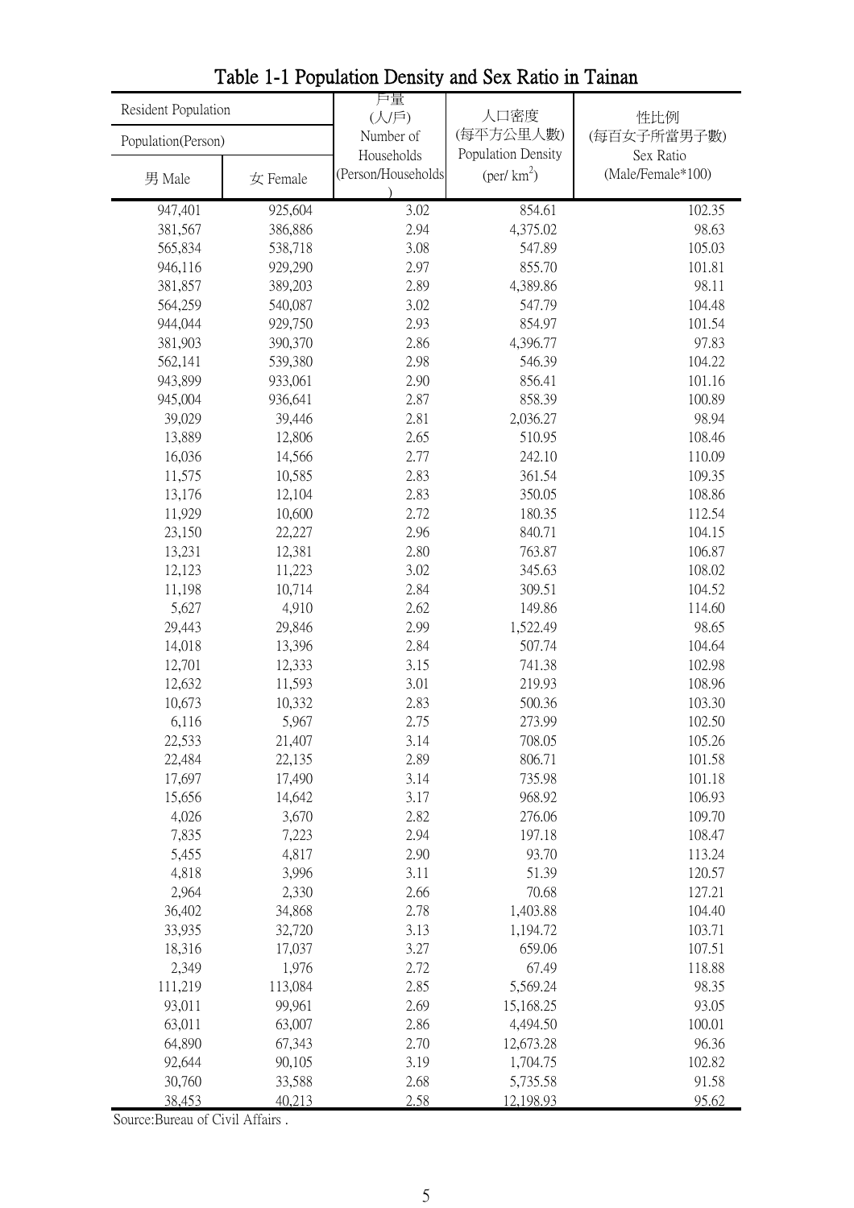# Table 1-1 Population Density and Sex Ratio in Tainan

| Resident Population Population(Person) 男 Male | 女 Female | 戶量 (人/戶) Number of Households (Person/Households) | 人口密度 (每平方公里人數) Population Density (per/ km$^2$) | 性比例 (每百女子所當男子數) Sex Ratio (Male/Female*100) |
|---|---|---|---|---|
| 947,401 | 925,604 | 3.02 | 854.61 | 102.35 |
| 381,567 | 386,886 | 2.94 | 4,375.02 | 98.63 |
| 565,834 | 538,718 | 3.08 | 547.89 | 105.03 |
| 946,116 | 929,290 | 2.97 | 855.70 | 101.81 |
| 381,857 | 389,203 | 2.89 | 4,389.86 | 98.11 |
| 564,259 | 540,087 | 3.02 | 547.79 | 104.48 |
| 944,044 | 929,750 | 2.93 | 854.97 | 101.54 |
| 381,903 | 390,370 | 2.86 | 4,396.77 | 97.83 |
| 562,141 | 539,380 | 2.98 | 546.39 | 104.22 |
| 943,899 | 933,061 | 2.90 | 856.41 | 101.16 |
| 945,004 | 936,641 | 2.87 | 858.39 | 100.89 |
| 39,029 | 39,446 | 2.81 | 2,036.27 | 98.94 |
| 13,889 | 12,806 | 2.65 | 510.95 | 108.46 |
| 16,036 | 14,566 | 2.77 | 242.10 | 110.09 |
| 11,575 | 10,585 | 2.83 | 361.54 | 109.35 |
| 13,176 | 12,104 | 2.83 | 350.05 | 108.86 |
| 11,929 | 10,600 | 2.72 | 180.35 | 112.54 |
| 23,150 | 22,227 | 2.96 | 840.71 | 104.15 |
| 13,231 | 12,381 | 2.80 | 763.87 | 106.87 |
| 12,123 | 11,223 | 3.02 | 345.63 | 108.02 |
| 11,198 | 10,714 | 2.84 | 309.51 | 104.52 |
| 5,627 | 4,910 | 2.62 | 149.86 | 114.60 |
| 29,443 | 29,846 | 2.99 | 1,522.49 | 98.65 |
| 14,018 | 13,396 | 2.84 | 507.74 | 104.64 |
| 12,701 | 12,333 | 3.15 | 741.38 | 102.98 |
| 12,632 | 11,593 | 3.01 | 219.93 | 108.96 |
| 10,673 | 10,332 | 2.83 | 500.36 | 103.30 |
| 6,116 | 5,967 | 2.75 | 273.99 | 102.50 |
| 22,533 | 21,407 | 3.14 | 708.05 | 105.26 |
| 22,484 | 22,135 | 2.89 | 806.71 | 101.58 |
| 17,697 | 17,490 | 3.14 | 735.98 | 101.18 |
| 15,656 | 14,642 | 3.17 | 968.92 | 106.93 |
| 4,026 | 3,670 | 2.82 | 276.06 | 109.70 |
| 7,835 | 7,223 | 2.94 | 197.18 | 108.47 |
| 5,455 | 4,817 | 2.90 | 93.70 | 113.24 |
| 4,818 | 3,996 | 3.11 | 51.39 | 120.57 |
| 2,964 | 2,330 | 2.66 | 70.68 | 127.21 |
| 36,402 | 34,868 | 2.78 | 1,403.88 | 104.40 |
| 33,935 | 32,720 | 3.13 | 1,194.72 | 103.71 |
| 18,316 | 17,037 | 3.27 | 659.06 | 107.51 |
| 2,349 | 1,976 | 2.72 | 67.49 | 118.88 |
| 111,219 | 113,084 | 2.85 | 5,569.24 | 98.35 |
| 93,011 | 99,961 | 2.69 | 15,168.25 | 93.05 |
| 63,011 | 63,007 | 2.86 | 4,494.50 | 100.01 |
| 64,890 | 67,343 | 2.70 | 12,673.28 | 96.36 |
| 92,644 | 90,105 | 3.19 | 1,704.75 | 102.82 |
| 30,760 | 33,588 | 2.68 | 5,735.58 | 91.58 |
| 38,453 | 40,213 | 2.58 | 12,198.93 | 95.62 |

Source:Bureau of Civil Affairs .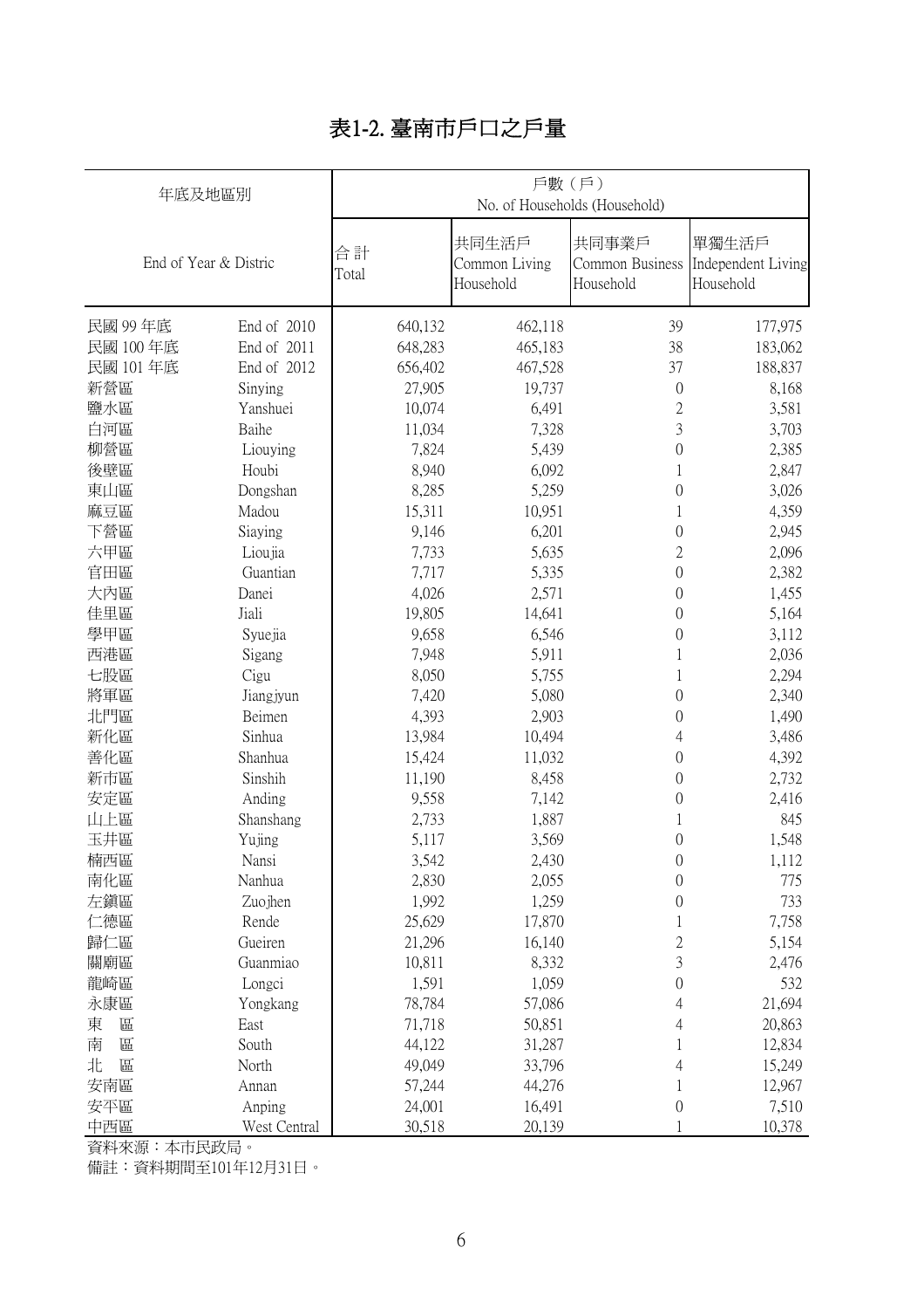# 表1-2. 臺南市戶口之戶量

| 年底及地區別 | | 戶數（戶） No. of Households (Household) | | | |
|---|---|---|---|---|---|
| End of Year & Distric | | 合計 Total | 共同生活戶 Common Living Household | 共同事業戶 Common Business Household | 單獨生活戶 Independent Living Household |
| 民國 99 年底 | End of 2010 | 640,132 | 462,118 | 39 | 177,975 |
| 民國 100 年底 | End of 2011 | 648,283 | 465,183 | 38 | 183,062 |
| 民國 101 年底 | End of 2012 | 656,402 | 467,528 | 37 | 188,837 |
| 新營區 | Sinying | 27,905 | 19,737 | 0 | 8,168 |
| 鹽水區 | Yanshuei | 10,074 | 6,491 | 2 | 3,581 |
| 白河區 | Baihe | 11,034 | 7,328 | 3 | 3,703 |
| 柳營區 | Liouying | 7,824 | 5,439 | 0 | 2,385 |
| 後壁區 | Houbi | 8,940 | 6,092 | 1 | 2,847 |
| 東山區 | Dongshan | 8,285 | 5,259 | 0 | 3,026 |
| 麻豆區 | Madou | 15,311 | 10,951 | 1 | 4,359 |
| 下營區 | Siaying | 9,146 | 6,201 | 0 | 2,945 |
| 六甲區 | Lioujia | 7,733 | 5,635 | 2 | 2,096 |
| 官田區 | Guantian | 7,717 | 5,335 | 0 | 2,382 |
| 大內區 | Danei | 4,026 | 2,571 | 0 | 1,455 |
| 佳里區 | Jiali | 19,805 | 14,641 | 0 | 5,164 |
| 學甲區 | Syuejia | 9,658 | 6,546 | 0 | 3,112 |
| 西港區 | Sigang | 7,948 | 5,911 | 1 | 2,036 |
| 七股區 | Cigu | 8,050 | 5,755 | 1 | 2,294 |
| 將軍區 | Jiangjyun | 7,420 | 5,080 | 0 | 2,340 |
| 北門區 | Beimen | 4,393 | 2,903 | 0 | 1,490 |
| 新化區 | Sinhua | 13,984 | 10,494 | 4 | 3,486 |
| 善化區 | Shanhua | 15,424 | 11,032 | 0 | 4,392 |
| 新市區 | Sinshih | 11,190 | 8,458 | 0 | 2,732 |
| 安定區 | Anding | 9,558 | 7,142 | 0 | 2,416 |
| 山上區 | Shanshang | 2,733 | 1,887 | 1 | 845 |
| 玉井區 | Yujing | 5,117 | 3,569 | 0 | 1,548 |
| 楠西區 | Nansi | 3,542 | 2,430 | 0 | 1,112 |
| 南化區 | Nanhua | 2,830 | 2,055 | 0 | 775 |
| 左鎮區 | Zuojhen | 1,992 | 1,259 | 0 | 733 |
| 仁德區 | Rende | 25,629 | 17,870 | 1 | 7,758 |
| 歸仁區 | Gueiren | 21,296 | 16,140 | 2 | 5,154 |
| 關廟區 | Guanmiao | 10,811 | 8,332 | 3 | 2,476 |
| 龍崎區 | Longci | 1,591 | 1,059 | 0 | 532 |
| 永康區 | Yongkang | 78,784 | 57,086 | 4 | 21,694 |
| 東　區 | East | 71,718 | 50,851 | 4 | 20,863 |
| 南　區 | South | 44,122 | 31,287 | 1 | 12,834 |
| 北　區 | North | 49,049 | 33,796 | 4 | 15,249 |
| 安南區 | Annan | 57,244 | 44,276 | 1 | 12,967 |
| 安平區 | Anping | 24,001 | 16,491 | 0 | 7,510 |
| 中西區 | West Central | 30,518 | 20,139 | 1 | 10,378 |

資料來源：本市民政局。

備註：資料期間至101年12月31日。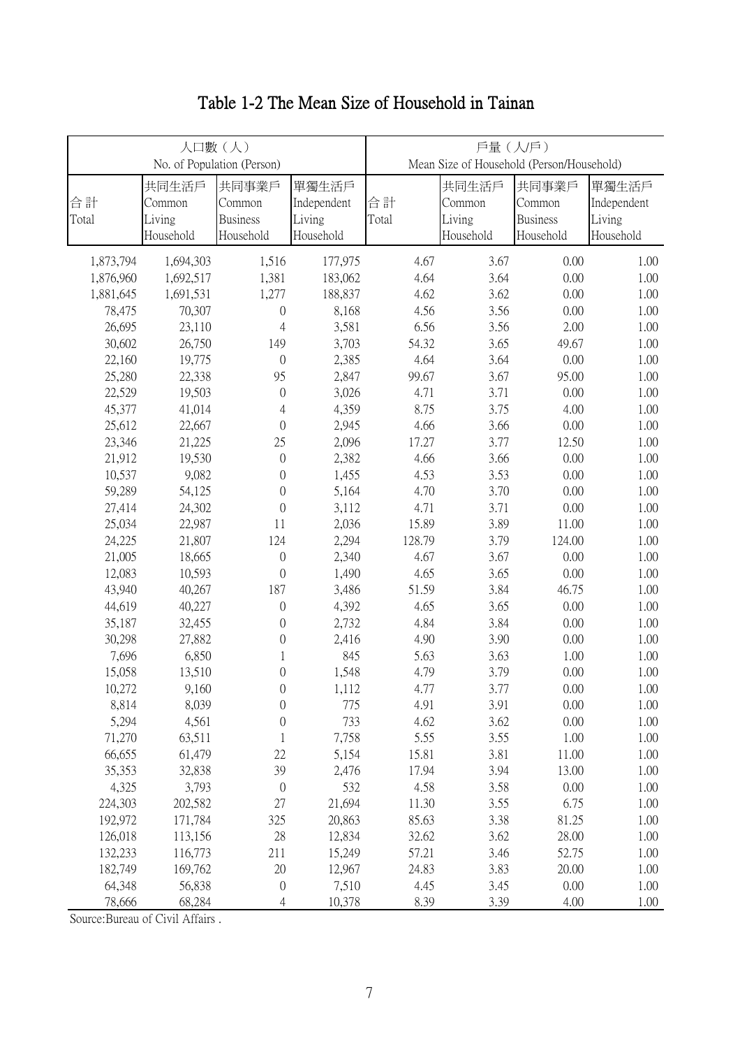# Table 1-2 The Mean Size of Household in Tainan

| 人口數（人）No. of Population (Person) | | | | 戶量（人/戶）Mean Size of Household (Person/Household) | | | |
|---|---|---|---|---|---|---|---|
| 合計 Total | 共同生活戶 Common Living Household | 共同事業戶 Common Business Household | 單獨生活戶 Independent Living Household | 合計 Total | 共同生活戶 Common Living Household | 共同事業戶 Common Business Household | 單獨生活戶 Independent Living Household |
| 1,873,794 | 1,694,303 | 1,516 | 177,975 | 4.67 | 3.67 | 0.00 | 1.00 |
| 1,876,960 | 1,692,517 | 1,381 | 183,062 | 4.64 | 3.64 | 0.00 | 1.00 |
| 1,881,645 | 1,691,531 | 1,277 | 188,837 | 4.62 | 3.62 | 0.00 | 1.00 |
| 78,475 | 70,307 | 0 | 8,168 | 4.56 | 3.56 | 0.00 | 1.00 |
| 26,695 | 23,110 | 4 | 3,581 | 6.56 | 3.56 | 2.00 | 1.00 |
| 30,602 | 26,750 | 149 | 3,703 | 54.32 | 3.65 | 49.67 | 1.00 |
| 22,160 | 19,775 | 0 | 2,385 | 4.64 | 3.64 | 0.00 | 1.00 |
| 25,280 | 22,338 | 95 | 2,847 | 99.67 | 3.67 | 95.00 | 1.00 |
| 22,529 | 19,503 | 0 | 3,026 | 4.71 | 3.71 | 0.00 | 1.00 |
| 45,377 | 41,014 | 4 | 4,359 | 8.75 | 3.75 | 4.00 | 1.00 |
| 25,612 | 22,667 | 0 | 2,945 | 4.66 | 3.66 | 0.00 | 1.00 |
| 23,346 | 21,225 | 25 | 2,096 | 17.27 | 3.77 | 12.50 | 1.00 |
| 21,912 | 19,530 | 0 | 2,382 | 4.66 | 3.66 | 0.00 | 1.00 |
| 10,537 | 9,082 | 0 | 1,455 | 4.53 | 3.53 | 0.00 | 1.00 |
| 59,289 | 54,125 | 0 | 5,164 | 4.70 | 3.70 | 0.00 | 1.00 |
| 27,414 | 24,302 | 0 | 3,112 | 4.71 | 3.71 | 0.00 | 1.00 |
| 25,034 | 22,987 | 11 | 2,036 | 15.89 | 3.89 | 11.00 | 1.00 |
| 24,225 | 21,807 | 124 | 2,294 | 128.79 | 3.79 | 124.00 | 1.00 |
| 21,005 | 18,665 | 0 | 2,340 | 4.67 | 3.67 | 0.00 | 1.00 |
| 12,083 | 10,593 | 0 | 1,490 | 4.65 | 3.65 | 0.00 | 1.00 |
| 43,940 | 40,267 | 187 | 3,486 | 51.59 | 3.84 | 46.75 | 1.00 |
| 44,619 | 40,227 | 0 | 4,392 | 4.65 | 3.65 | 0.00 | 1.00 |
| 35,187 | 32,455 | 0 | 2,732 | 4.84 | 3.84 | 0.00 | 1.00 |
| 30,298 | 27,882 | 0 | 2,416 | 4.90 | 3.90 | 0.00 | 1.00 |
| 7,696 | 6,850 | 1 | 845 | 5.63 | 3.63 | 1.00 | 1.00 |
| 15,058 | 13,510 | 0 | 1,548 | 4.79 | 3.79 | 0.00 | 1.00 |
| 10,272 | 9,160 | 0 | 1,112 | 4.77 | 3.77 | 0.00 | 1.00 |
| 8,814 | 8,039 | 0 | 775 | 4.91 | 3.91 | 0.00 | 1.00 |
| 5,294 | 4,561 | 0 | 733 | 4.62 | 3.62 | 0.00 | 1.00 |
| 71,270 | 63,511 | 1 | 7,758 | 5.55 | 3.55 | 1.00 | 1.00 |
| 66,655 | 61,479 | 22 | 5,154 | 15.81 | 3.81 | 11.00 | 1.00 |
| 35,353 | 32,838 | 39 | 2,476 | 17.94 | 3.94 | 13.00 | 1.00 |
| 4,325 | 3,793 | 0 | 532 | 4.58 | 3.58 | 0.00 | 1.00 |
| 224,303 | 202,582 | 27 | 21,694 | 11.30 | 3.55 | 6.75 | 1.00 |
| 192,972 | 171,784 | 325 | 20,863 | 85.63 | 3.38 | 81.25 | 1.00 |
| 126,018 | 113,156 | 28 | 12,834 | 32.62 | 3.62 | 28.00 | 1.00 |
| 132,233 | 116,773 | 211 | 15,249 | 57.21 | 3.46 | 52.75 | 1.00 |
| 182,749 | 169,762 | 20 | 12,967 | 24.83 | 3.83 | 20.00 | 1.00 |
| 64,348 | 56,838 | 0 | 7,510 | 4.45 | 3.45 | 0.00 | 1.00 |
| 78,666 | 68,284 | 4 | 10,378 | 8.39 | 3.39 | 4.00 | 1.00 |

Source:Bureau of Civil Affairs .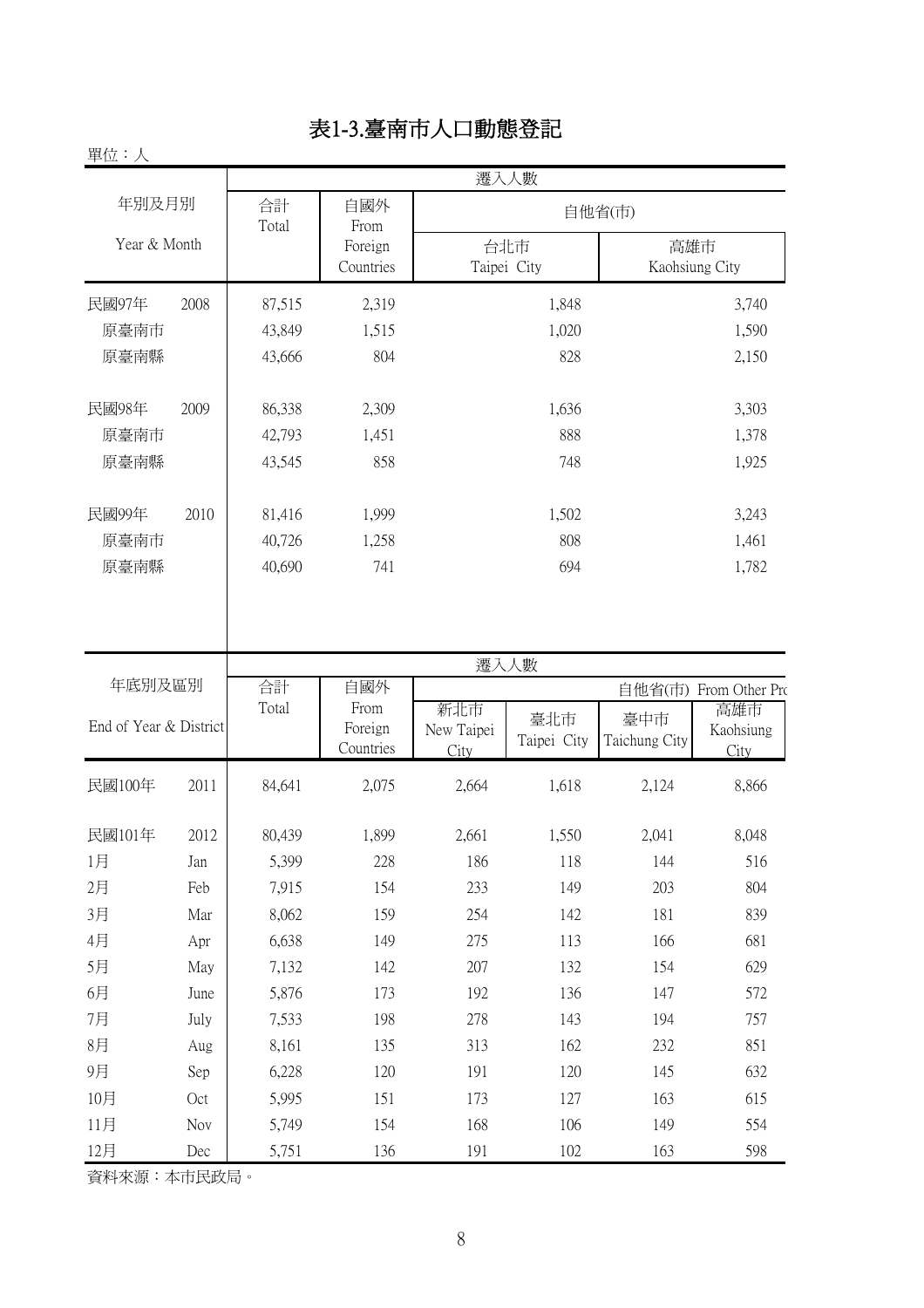# 表1-3.臺南市人口動態登記

單位：人

| 年別及月別 Year & Month | | 遷入人數 | | | |
|---|---|---|---|---|---|
| | | 合計 Total | 自國外 From Foreign Countries | 自他省(市) | |
| | | | | 台北市 Taipei City | 高雄市 Kaohsiung City |
| 民國97年 | 2008 | 87,515 | 2,319 | 1,848 | 3,740 |
| 原臺南市 | | 43,849 | 1,515 | 1,020 | 1,590 |
| 原臺南縣 | | 43,666 | 804 | 828 | 2,150 |
| 民國98年 | 2009 | 86,338 | 2,309 | 1,636 | 3,303 |
| 原臺南市 | | 42,793 | 1,451 | 888 | 1,378 |
| 原臺南縣 | | 43,545 | 858 | 748 | 1,925 |
| 民國99年 | 2010 | 81,416 | 1,999 | 1,502 | 3,243 |
| 原臺南市 | | 40,726 | 1,258 | 808 | 1,461 |
| 原臺南縣 | | 40,690 | 741 | 694 | 1,782 |

| 年底別及區別 End of Year & District | | 遷入人數 | | | | | |
|---|---|---|---|---|---|---|---|
| | | 合計 Total | 自國外 From Foreign Countries | 自他省(市) From Other Pro | | | |
| | | | | 新北市 New Taipei City | 臺北市 Taipei City | 臺中市 Taichung City | 高雄市 Kaohsiung City |
| 民國100年 | 2011 | 84,641 | 2,075 | 2,664 | 1,618 | 2,124 | 8,866 |
| 民國101年 | 2012 | 80,439 | 1,899 | 2,661 | 1,550 | 2,041 | 8,048 |
| 1月 | Jan | 5,399 | 228 | 186 | 118 | 144 | 516 |
| 2月 | Feb | 7,915 | 154 | 233 | 149 | 203 | 804 |
| 3月 | Mar | 8,062 | 159 | 254 | 142 | 181 | 839 |
| 4月 | Apr | 6,638 | 149 | 275 | 113 | 166 | 681 |
| 5月 | May | 7,132 | 142 | 207 | 132 | 154 | 629 |
| 6月 | June | 5,876 | 173 | 192 | 136 | 147 | 572 |
| 7月 | July | 7,533 | 198 | 278 | 143 | 194 | 757 |
| 8月 | Aug | 8,161 | 135 | 313 | 162 | 232 | 851 |
| 9月 | Sep | 6,228 | 120 | 191 | 120 | 145 | 632 |
| 10月 | Oct | 5,995 | 151 | 173 | 127 | 163 | 615 |
| 11月 | Nov | 5,749 | 154 | 168 | 106 | 149 | 554 |
| 12月 | Dec | 5,751 | 136 | 191 | 102 | 163 | 598 |

資料來源：本市民政局。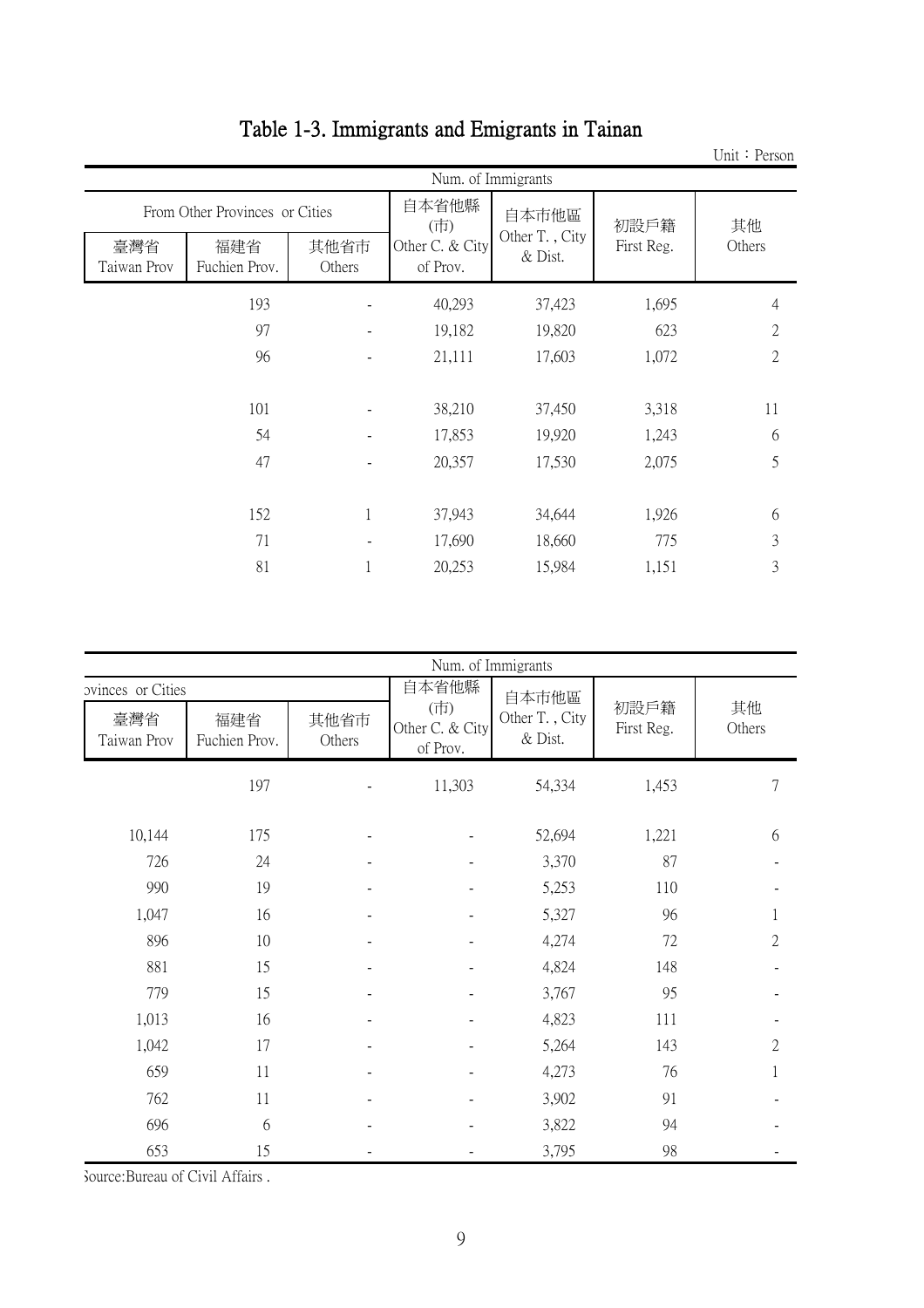# Table 1-3. Immigrants and Emigrants in Tainan

Unit：Person

| Num. of Immigrants | | | | | | |
|---|---|---|---|---|---|---|
| From Other Provinces or Cities | | | 自本省他縣(市) Other C. & City of Prov. | 自本市他區 Other T. , City & Dist. | 初設戶籍 First Reg. | 其他 Others |
| 臺灣省 Taiwan Prov | 福建省 Fuchien Prov. | 其他省市 Others | | | | |
| 193 | - | | 40,293 | 37,423 | 1,695 | 4 |
| 97 | - | | 19,182 | 19,820 | 623 | 2 |
| 96 | - | | 21,111 | 17,603 | 1,072 | 2 |
| | | | | | | |
| 101 | - | | 38,210 | 37,450 | 3,318 | 11 |
| 54 | - | | 17,853 | 19,920 | 1,243 | 6 |
| 47 | - | | 20,357 | 17,530 | 2,075 | 5 |
| | | | | | | |
| 152 | 1 | | 37,943 | 34,644 | 1,926 | 6 |
| 71 | - | | 17,690 | 18,660 | 775 | 3 |
| 81 | 1 | | 20,253 | 15,984 | 1,151 | 3 |

| Num. of Immigrants | | | | | | |
|---|---|---|---|---|---|---|
| ovinces or Cities | | | 自本省他縣(市) Other C. & City of Prov. | 自本市他區 Other T. , City & Dist. | 初設戶籍 First Reg. | 其他 Others |
| 臺灣省 Taiwan Prov | 福建省 Fuchien Prov. | 其他省市 Others | | | | |
| | 197 | - | 11,303 | 54,334 | 1,453 | 7 |
| | | | | | | |
| 10,144 | 175 | - | - | 52,694 | 1,221 | 6 |
| 726 | 24 | - | - | 3,370 | 87 | - |
| 990 | 19 | - | - | 5,253 | 110 | - |
| 1,047 | 16 | - | - | 5,327 | 96 | 1 |
| 896 | 10 | - | - | 4,274 | 72 | 2 |
| 881 | 15 | - | - | 4,824 | 148 | - |
| 779 | 15 | - | - | 3,767 | 95 | - |
| 1,013 | 16 | - | - | 4,823 | 111 | - |
| 1,042 | 17 | - | - | 5,264 | 143 | 2 |
| 659 | 11 | - | - | 4,273 | 76 | 1 |
| 762 | 11 | - | - | 3,902 | 91 | - |
| 696 | 6 | - | - | 3,822 | 94 | - |
| 653 | 15 | - | - | 3,795 | 98 | - |

Source:Bureau of Civil Affairs .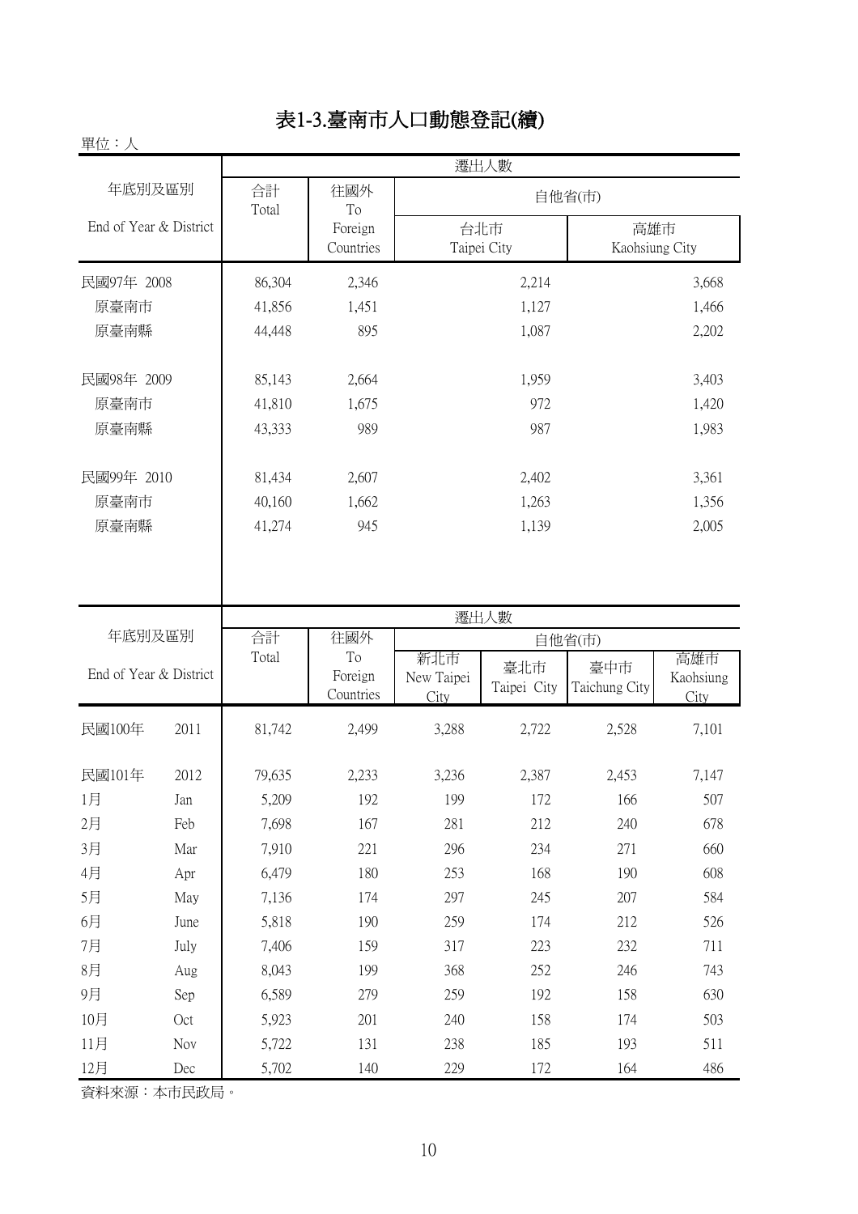# 表1-3.臺南市人口動態登記(續)

單位：人

| 年底別及區別 End of Year & District | 遷出人數 合計 Total | 往國外 To Foreign Countries | 自他省(市) 台北市 Taipei City | 高雄市 Kaohsiung City |
|---|---|---|---|---|
| 民國97年 2008 | 86,304 | 2,346 | 2,214 | 3,668 |
| 原臺南市 | 41,856 | 1,451 | 1,127 | 1,466 |
| 原臺南縣 | 44,448 | 895 | 1,087 | 2,202 |
| 民國98年 2009 | 85,143 | 2,664 | 1,959 | 3,403 |
| 原臺南市 | 41,810 | 1,675 | 972 | 1,420 |
| 原臺南縣 | 43,333 | 989 | 987 | 1,983 |
| 民國99年 2010 | 81,434 | 2,607 | 2,402 | 3,361 |
| 原臺南市 | 40,160 | 1,662 | 1,263 | 1,356 |
| 原臺南縣 | 41,274 | 945 | 1,139 | 2,005 |

| 年底別及區別 | End of Year & District | 遷出人數 合計 Total | 往國外 To Foreign Countries | 自他省(市) 新北市 New Taipei City | 臺北市 Taipei City | 臺中市 Taichung City | 高雄市 Kaohsiung City |
|---|---|---|---|---|---|---|---|
| 民國100年 | 2011 | 81,742 | 2,499 | 3,288 | 2,722 | 2,528 | 7,101 |
| 民國101年 | 2012 | 79,635 | 2,233 | 3,236 | 2,387 | 2,453 | 7,147 |
| 1月 | Jan | 5,209 | 192 | 199 | 172 | 166 | 507 |
| 2月 | Feb | 7,698 | 167 | 281 | 212 | 240 | 678 |
| 3月 | Mar | 7,910 | 221 | 296 | 234 | 271 | 660 |
| 4月 | Apr | 6,479 | 180 | 253 | 168 | 190 | 608 |
| 5月 | May | 7,136 | 174 | 297 | 245 | 207 | 584 |
| 6月 | June | 5,818 | 190 | 259 | 174 | 212 | 526 |
| 7月 | July | 7,406 | 159 | 317 | 223 | 232 | 711 |
| 8月 | Aug | 8,043 | 199 | 368 | 252 | 246 | 743 |
| 9月 | Sep | 6,589 | 279 | 259 | 192 | 158 | 630 |
| 10月 | Oct | 5,923 | 201 | 240 | 158 | 174 | 503 |
| 11月 | Nov | 5,722 | 131 | 238 | 185 | 193 | 511 |
| 12月 | Dec | 5,702 | 140 | 229 | 172 | 164 | 486 |

資料來源：本市民政局。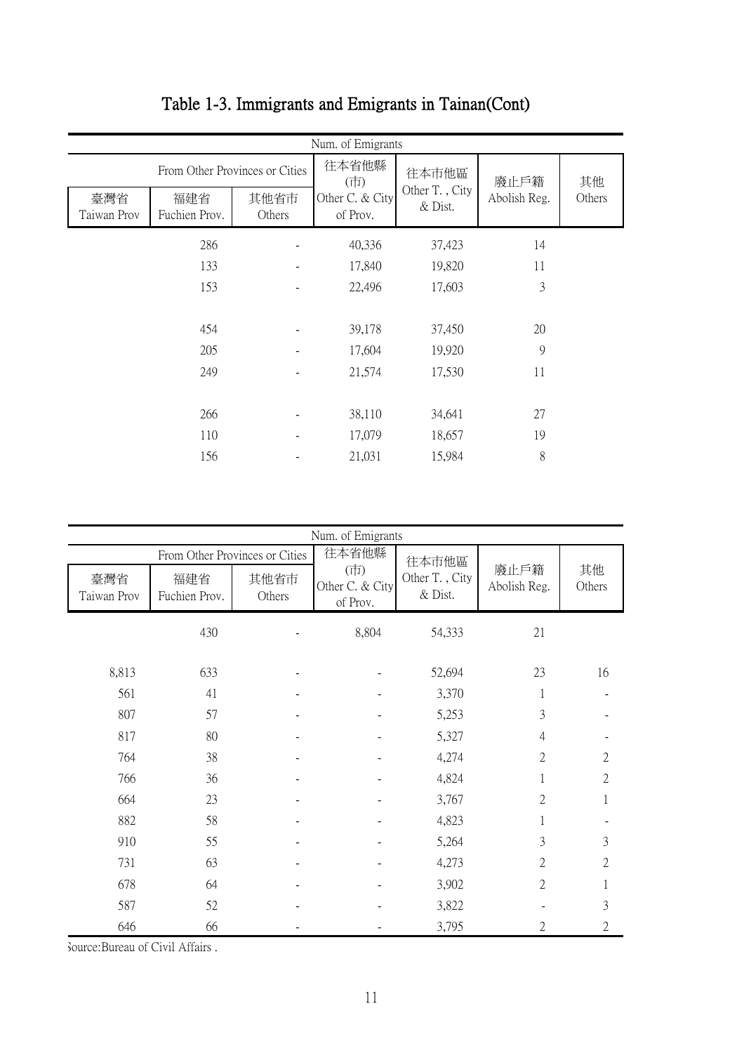# Table 1-3. Immigrants and Emigrants in Tainan(Cont)

| Num. of Emigrants | | | | | | |
|---|---|---|---|---|---|---|
| From Other Provinces or Cities | | | 往本省他縣(市) Other C. & City of Prov. | 往本市他區 Other T. , City & Dist. | 廢止戶籍 Abolish Reg. | 其他 Others |
| 臺灣省 Taiwan Prov | 福建省 Fuchien Prov. | 其他省市 Others | | | | |
| | 286 | - | 40,336 | 37,423 | 14 | |
| | 133 | - | 17,840 | 19,820 | 11 | |
| | 153 | - | 22,496 | 17,603 | 3 | |
| | | | | | | |
| | 454 | - | 39,178 | 37,450 | 20 | |
| | 205 | - | 17,604 | 19,920 | 9 | |
| | 249 | - | 21,574 | 17,530 | 11 | |
| | | | | | | |
| | 266 | - | 38,110 | 34,641 | 27 | |
| | 110 | - | 17,079 | 18,657 | 19 | |
| | 156 | - | 21,031 | 15,984 | 8 | |

| Num. of Emigrants | | | | | | |
|---|---|---|---|---|---|---|
| From Other Provinces or Cities | | | 往本省他縣(市) Other C. & City of Prov. | 往本市他區 Other T. , City & Dist. | 廢止戶籍 Abolish Reg. | 其他 Others |
| 臺灣省 Taiwan Prov | 福建省 Fuchien Prov. | 其他省市 Others | | | | |
| | 430 | - | 8,804 | 54,333 | 21 | |
| | | | | | | |
| 8,813 | 633 | - | - | 52,694 | 23 | 16 |
| 561 | 41 | - | - | 3,370 | 1 | - |
| 807 | 57 | - | - | 5,253 | 3 | - |
| 817 | 80 | - | - | 5,327 | 4 | - |
| 764 | 38 | - | - | 4,274 | 2 | 2 |
| 766 | 36 | - | - | 4,824 | 1 | 2 |
| 664 | 23 | - | - | 3,767 | 2 | 1 |
| 882 | 58 | - | - | 4,823 | 1 | - |
| 910 | 55 | - | - | 5,264 | 3 | 3 |
| 731 | 63 | - | - | 4,273 | 2 | 2 |
| 678 | 64 | - | - | 3,902 | 2 | 1 |
| 587 | 52 | - | - | 3,822 | - | 3 |
| 646 | 66 | - | - | 3,795 | 2 | 2 |

Source:Bureau of Civil Affairs .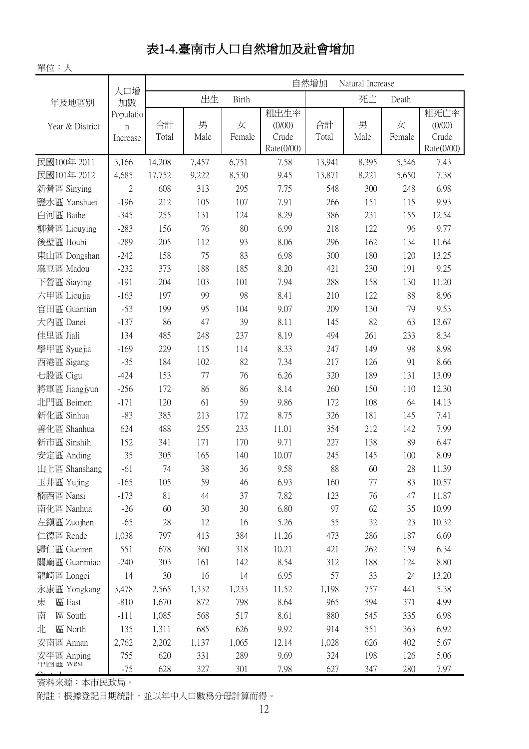# 表1-4.臺南市人口自然增加及社會增加

單位：人

| 年及地區別 Year & District | 人口增加數 Population Increase | 自然增加 Natural Increase | | | | | | | |
|---|---|---|---|---|---|---|---|---|---|
| | | 出生 Birth | | | | 死亡 Death | | | |
| | | 合計 Total | 男 Male | 女 Female | 粗出生率 (0/00) Crude Rate(0/00) | 合計 Total | 男 Male | 女 Female | 粗死亡率 (0/00) Crude Rate(0/00) |
| 民國100年 2011 | 3,166 | 14,208 | 7,457 | 6,751 | 7.58 | 13,941 | 8,395 | 5,546 | 7.43 |
| 民國101年 2012 | 4,685 | 17,752 | 9,222 | 8,530 | 9.45 | 13,871 | 8,221 | 5,650 | 7.38 |
| 新營區 Sinying | 2 | 608 | 313 | 295 | 7.75 | 548 | 300 | 248 | 6.98 |
| 鹽水區 Yanshuei | -196 | 212 | 105 | 107 | 7.91 | 266 | 151 | 115 | 9.93 |
| 白河區 Baihe | -345 | 255 | 131 | 124 | 8.29 | 386 | 231 | 155 | 12.54 |
| 柳營區 Liouying | -283 | 156 | 76 | 80 | 6.99 | 218 | 122 | 96 | 9.77 |
| 後壁區 Houbi | -289 | 205 | 112 | 93 | 8.06 | 296 | 162 | 134 | 11.64 |
| 東山區 Dongshan | -242 | 158 | 75 | 83 | 6.98 | 300 | 180 | 120 | 13.25 |
| 麻豆區 Madou | -232 | 373 | 188 | 185 | 8.20 | 421 | 230 | 191 | 9.25 |
| 下營區 Siaying | -191 | 204 | 103 | 101 | 7.94 | 288 | 158 | 130 | 11.20 |
| 六甲區 Lioujia | -163 | 197 | 99 | 98 | 8.41 | 210 | 122 | 88 | 8.96 |
| 官田區 Guantian | -53 | 199 | 95 | 104 | 9.07 | 209 | 130 | 79 | 9.53 |
| 大內區 Danei | -137 | 86 | 47 | 39 | 8.11 | 145 | 82 | 63 | 13.67 |
| 佳里區 Jiali | 134 | 485 | 248 | 237 | 8.19 | 494 | 261 | 233 | 8.34 |
| 學甲區 Syuejia | -169 | 229 | 115 | 114 | 8.33 | 247 | 149 | 98 | 8.98 |
| 西港區 Sigang | -35 | 184 | 102 | 82 | 7.34 | 217 | 126 | 91 | 8.66 |
| 七股區 Cigu | -424 | 153 | 77 | 76 | 6.26 | 320 | 189 | 131 | 13.09 |
| 將軍區 Jiangjyun | -256 | 172 | 86 | 86 | 8.14 | 260 | 150 | 110 | 12.30 |
| 北門區 Beimen | -171 | 120 | 61 | 59 | 9.86 | 172 | 108 | 64 | 14.13 |
| 新化區 Sinhua | -83 | 385 | 213 | 172 | 8.75 | 326 | 181 | 145 | 7.41 |
| 善化區 Shanhua | 624 | 488 | 255 | 233 | 11.01 | 354 | 212 | 142 | 7.99 |
| 新市區 Sinshih | 152 | 341 | 171 | 170 | 9.71 | 227 | 138 | 89 | 6.47 |
| 安定區 Anding | 35 | 305 | 165 | 140 | 10.07 | 245 | 145 | 100 | 8.09 |
| 山上區 Shanshang | -61 | 74 | 38 | 36 | 9.58 | 88 | 60 | 28 | 11.39 |
| 玉井區 Yujing | -165 | 105 | 59 | 46 | 6.93 | 160 | 77 | 83 | 10.57 |
| 楠西區 Nansi | -173 | 81 | 44 | 37 | 7.82 | 123 | 76 | 47 | 11.87 |
| 南化區 Nanhua | -26 | 60 | 30 | 30 | 6.80 | 97 | 62 | 35 | 10.99 |
| 左鎮區 Zuojhen | -65 | 28 | 12 | 16 | 5.26 | 55 | 32 | 23 | 10.32 |
| 仁德區 Rende | 1,038 | 797 | 413 | 384 | 11.26 | 473 | 286 | 187 | 6.69 |
| 歸仁區 Gueiren | 551 | 678 | 360 | 318 | 10.21 | 421 | 262 | 159 | 6.34 |
| 關廟區 Guanmiao | -240 | 303 | 161 | 142 | 8.54 | 312 | 188 | 124 | 8.80 |
| 龍崎區 Longci | 14 | 30 | 16 | 14 | 6.95 | 57 | 33 | 24 | 13.20 |
| 永康區 Yongkang | 3,478 | 2,565 | 1,332 | 1,233 | 11.52 | 1,198 | 757 | 441 | 5.38 |
| 東　區 East | -810 | 1,670 | 872 | 798 | 8.64 | 965 | 594 | 371 | 4.99 |
| 南　區 South | -111 | 1,085 | 568 | 517 | 8.61 | 880 | 545 | 335 | 6.98 |
| 北　區 North | 135 | 1,311 | 685 | 626 | 9.92 | 914 | 551 | 363 | 6.92 |
| 安南區 Annan | 2,762 | 2,202 | 1,137 | 1,065 | 12.14 | 1,028 | 626 | 402 | 5.67 |
| 安平區 Anping | 755 | 620 | 331 | 289 | 9.69 | 324 | 198 | 126 | 5.06 |
| 中西區 West Central | -75 | 628 | 327 | 301 | 7.98 | 627 | 347 | 280 | 7.97 |

資料來源：本市民政局。

附註：根據登記日期統計，並以年中人口數為分母計算而得。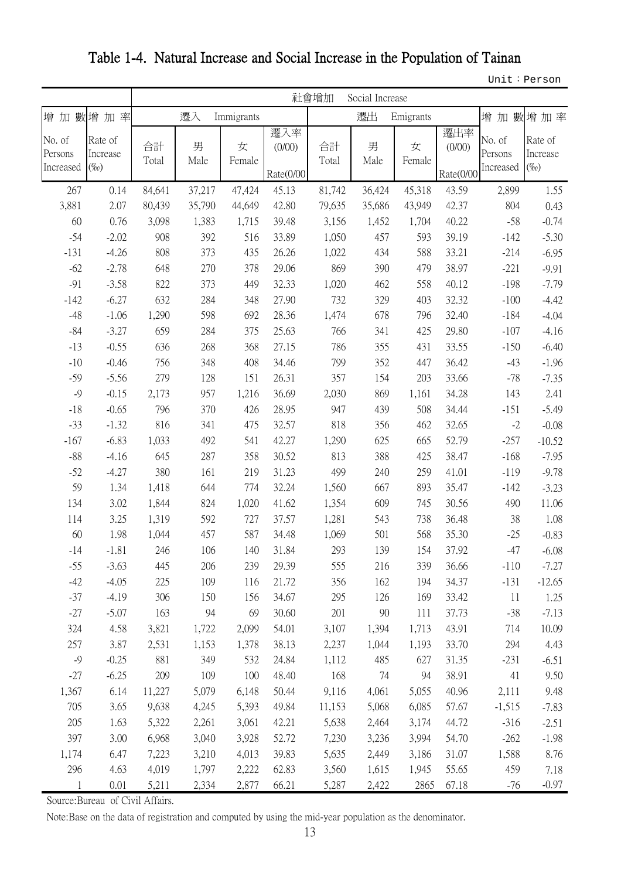# Table 1-4. Natural Increase and Social Increase in the Population of Tainan

Unit：Person

| 增加數 | 增加率 | 社會增加 Social Increase | | | | | | | | | |
|---|---|---|---|---|---|---|---|---|---|---|---|
| | | 遷入 Immigrants | | | | 遷出 Emigrants | | | | 增加數 | 增加率 |
| No. of Persons Increased | Rate of Increase (‰) | 合計 Total | 男 Male | 女 Female | 遷入率 (0/00) Rate(0/00 | 合計 Total | 男 Male | 女 Female | 遷出率 (0/00) Rate(0/00 | No. of Persons Increased | Rate of Increase (‰) |
| 267 | 0.14 | 84,641 | 37,217 | 47,424 | 45.13 | 81,742 | 36,424 | 45,318 | 43.59 | 2,899 | 1.55 |
| 3,881 | 2.07 | 80,439 | 35,790 | 44,649 | 42.80 | 79,635 | 35,686 | 43,949 | 42.37 | 804 | 0.43 |
| 60 | 0.76 | 3,098 | 1,383 | 1,715 | 39.48 | 3,156 | 1,452 | 1,704 | 40.22 | -58 | -0.74 |
| -54 | -2.02 | 908 | 392 | 516 | 33.89 | 1,050 | 457 | 593 | 39.19 | -142 | -5.30 |
| -131 | -4.26 | 808 | 373 | 435 | 26.26 | 1,022 | 434 | 588 | 33.21 | -214 | -6.95 |
| -62 | -2.78 | 648 | 270 | 378 | 29.06 | 869 | 390 | 479 | 38.97 | -221 | -9.91 |
| -91 | -3.58 | 822 | 373 | 449 | 32.33 | 1,020 | 462 | 558 | 40.12 | -198 | -7.79 |
| -142 | -6.27 | 632 | 284 | 348 | 27.90 | 732 | 329 | 403 | 32.32 | -100 | -4.42 |
| -48 | -1.06 | 1,290 | 598 | 692 | 28.36 | 1,474 | 678 | 796 | 32.40 | -184 | -4.04 |
| -84 | -3.27 | 659 | 284 | 375 | 25.63 | 766 | 341 | 425 | 29.80 | -107 | -4.16 |
| -13 | -0.55 | 636 | 268 | 368 | 27.15 | 786 | 355 | 431 | 33.55 | -150 | -6.40 |
| -10 | -0.46 | 756 | 348 | 408 | 34.46 | 799 | 352 | 447 | 36.42 | -43 | -1.96 |
| -59 | -5.56 | 279 | 128 | 151 | 26.31 | 357 | 154 | 203 | 33.66 | -78 | -7.35 |
| -9 | -0.15 | 2,173 | 957 | 1,216 | 36.69 | 2,030 | 869 | 1,161 | 34.28 | 143 | 2.41 |
| -18 | -0.65 | 796 | 370 | 426 | 28.95 | 947 | 439 | 508 | 34.44 | -151 | -5.49 |
| -33 | -1.32 | 816 | 341 | 475 | 32.57 | 818 | 356 | 462 | 32.65 | -2 | -0.08 |
| -167 | -6.83 | 1,033 | 492 | 541 | 42.27 | 1,290 | 625 | 665 | 52.79 | -257 | -10.52 |
| -88 | -4.16 | 645 | 287 | 358 | 30.52 | 813 | 388 | 425 | 38.47 | -168 | -7.95 |
| -52 | -4.27 | 380 | 161 | 219 | 31.23 | 499 | 240 | 259 | 41.01 | -119 | -9.78 |
| 59 | 1.34 | 1,418 | 644 | 774 | 32.24 | 1,560 | 667 | 893 | 35.47 | -142 | -3.23 |
| 134 | 3.02 | 1,844 | 824 | 1,020 | 41.62 | 1,354 | 609 | 745 | 30.56 | 490 | 11.06 |
| 114 | 3.25 | 1,319 | 592 | 727 | 37.57 | 1,281 | 543 | 738 | 36.48 | 38 | 1.08 |
| 60 | 1.98 | 1,044 | 457 | 587 | 34.48 | 1,069 | 501 | 568 | 35.30 | -25 | -0.83 |
| -14 | -1.81 | 246 | 106 | 140 | 31.84 | 293 | 139 | 154 | 37.92 | -47 | -6.08 |
| -55 | -3.63 | 445 | 206 | 239 | 29.39 | 555 | 216 | 339 | 36.66 | -110 | -7.27 |
| -42 | -4.05 | 225 | 109 | 116 | 21.72 | 356 | 162 | 194 | 34.37 | -131 | -12.65 |
| -37 | -4.19 | 306 | 150 | 156 | 34.67 | 295 | 126 | 169 | 33.42 | 11 | 1.25 |
| -27 | -5.07 | 163 | 94 | 69 | 30.60 | 201 | 90 | 111 | 37.73 | -38 | -7.13 |
| 324 | 4.58 | 3,821 | 1,722 | 2,099 | 54.01 | 3,107 | 1,394 | 1,713 | 43.91 | 714 | 10.09 |
| 257 | 3.87 | 2,531 | 1,153 | 1,378 | 38.13 | 2,237 | 1,044 | 1,193 | 33.70 | 294 | 4.43 |
| -9 | -0.25 | 881 | 349 | 532 | 24.84 | 1,112 | 485 | 627 | 31.35 | -231 | -6.51 |
| -27 | -6.25 | 209 | 109 | 100 | 48.40 | 168 | 74 | 94 | 38.91 | 41 | 9.50 |
| 1,367 | 6.14 | 11,227 | 5,079 | 6,148 | 50.44 | 9,116 | 4,061 | 5,055 | 40.96 | 2,111 | 9.48 |
| 705 | 3.65 | 9,638 | 4,245 | 5,393 | 49.84 | 11,153 | 5,068 | 6,085 | 57.67 | -1,515 | -7.83 |
| 205 | 1.63 | 5,322 | 2,261 | 3,061 | 42.21 | 5,638 | 2,464 | 3,174 | 44.72 | -316 | -2.51 |
| 397 | 3.00 | 6,968 | 3,040 | 3,928 | 52.72 | 7,230 | 3,236 | 3,994 | 54.70 | -262 | -1.98 |
| 1,174 | 6.47 | 7,223 | 3,210 | 4,013 | 39.83 | 5,635 | 2,449 | 3,186 | 31.07 | 1,588 | 8.76 |
| 296 | 4.63 | 4,019 | 1,797 | 2,222 | 62.83 | 3,560 | 1,615 | 1,945 | 55.65 | 459 | 7.18 |
| 1 | 0.01 | 5,211 | 2,334 | 2,877 | 66.21 | 5,287 | 2,422 | 2865 | 67.18 | -76 | -0.97 |

Source:Bureau of Civil Affairs.

Note:Base on the data of registration and computed by using the mid-year population as the denominator.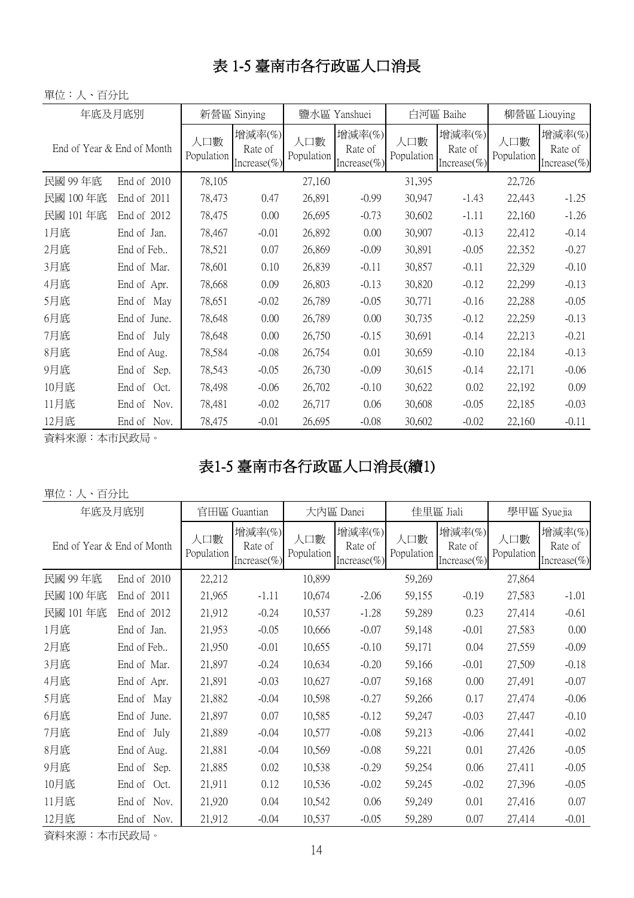# 表 1-5 臺南市各行政區人口消長

單位：人、百分比

| 年底及月底別 | | 新營區 Sinying | | 鹽水區 Yanshuei | | 白河區 Baihe | | 柳營區 Liouying | |
|---|---|---|---|---|---|---|---|---|---|
| End of Year & End of Month | | 人口數 Population | 增減率(%) Rate of Increase(%) | 人口數 Population | 增減率(%) Rate of Increase(%) | 人口數 Population | 增減率(%) Rate of Increase(%) | 人口數 Population | 增減率(%) Rate of Increase(%) |
| 民國 99 年底 | End of 2010 | 78,105 | | 27,160 | | 31,395 | | 22,726 | |
| 民國 100 年底 | End of 2011 | 78,473 | 0.47 | 26,891 | -0.99 | 30,947 | -1.43 | 22,443 | -1.25 |
| 民國 101 年底 | End of 2012 | 78,475 | 0.00 | 26,695 | -0.73 | 30,602 | -1.11 | 22,160 | -1.26 |
| 1月底 | End of Jan. | 78,467 | -0.01 | 26,892 | 0.00 | 30,907 | -0.13 | 22,412 | -0.14 |
| 2月底 | End of Feb.. | 78,521 | 0.07 | 26,869 | -0.09 | 30,891 | -0.05 | 22,352 | -0.27 |
| 3月底 | End of Mar. | 78,601 | 0.10 | 26,839 | -0.11 | 30,857 | -0.11 | 22,329 | -0.10 |
| 4月底 | End of Apr. | 78,668 | 0.09 | 26,803 | -0.13 | 30,820 | -0.12 | 22,299 | -0.13 |
| 5月底 | End of May | 78,651 | -0.02 | 26,789 | -0.05 | 30,771 | -0.16 | 22,288 | -0.05 |
| 6月底 | End of June. | 78,648 | 0.00 | 26,789 | 0.00 | 30,735 | -0.12 | 22,259 | -0.13 |
| 7月底 | End of July | 78,648 | 0.00 | 26,750 | -0.15 | 30,691 | -0.14 | 22,213 | -0.21 |
| 8月底 | End of Aug. | 78,584 | -0.08 | 26,754 | 0.01 | 30,659 | -0.10 | 22,184 | -0.13 |
| 9月底 | End of Sep. | 78,543 | -0.05 | 26,730 | -0.09 | 30,615 | -0.14 | 22,171 | -0.06 |
| 10月底 | End of Oct. | 78,498 | -0.06 | 26,702 | -0.10 | 30,622 | 0.02 | 22,192 | 0.09 |
| 11月底 | End of Nov. | 78,481 | -0.02 | 26,717 | 0.06 | 30,608 | -0.05 | 22,185 | -0.03 |
| 12月底 | End of Nov. | 78,475 | -0.01 | 26,695 | -0.08 | 30,602 | -0.02 | 22,160 | -0.11 |

資料來源：本市民政局。

# 表1-5 臺南市各行政區人口消長(續1)

單位：人、百分比

| 年底及月底別 | | 官田區 Guantian | | 大內區 Danei | | 佳里區 Jiali | | 學甲區 Syuejia | |
|---|---|---|---|---|---|---|---|---|---|
| End of Year & End of Month | | 人口數 Population | 增減率(%) Rate of Increase(%) | 人口數 Population | 增減率(%) Rate of Increase(%) | 人口數 Population | 增減率(%) Rate of Increase(%) | 人口數 Population | 增減率(%) Rate of Increase(%) |
| 民國 99 年底 | End of 2010 | 22,212 | | 10,899 | | 59,269 | | 27,864 | |
| 民國 100 年底 | End of 2011 | 21,965 | -1.11 | 10,674 | -2.06 | 59,155 | -0.19 | 27,583 | -1.01 |
| 民國 101 年底 | End of 2012 | 21,912 | -0.24 | 10,537 | -1.28 | 59,289 | 0.23 | 27,414 | -0.61 |
| 1月底 | End of Jan. | 21,953 | -0.05 | 10,666 | -0.07 | 59,148 | -0.01 | 27,583 | 0.00 |
| 2月底 | End of Feb.. | 21,950 | -0.01 | 10,655 | -0.10 | 59,171 | 0.04 | 27,559 | -0.09 |
| 3月底 | End of Mar. | 21,897 | -0.24 | 10,634 | -0.20 | 59,166 | -0.01 | 27,509 | -0.18 |
| 4月底 | End of Apr. | 21,891 | -0.03 | 10,627 | -0.07 | 59,168 | 0.00 | 27,491 | -0.07 |
| 5月底 | End of May | 21,882 | -0.04 | 10,598 | -0.27 | 59,266 | 0.17 | 27,474 | -0.06 |
| 6月底 | End of June. | 21,897 | 0.07 | 10,585 | -0.12 | 59,247 | -0.03 | 27,447 | -0.10 |
| 7月底 | End of July | 21,889 | -0.04 | 10,577 | -0.08 | 59,213 | -0.06 | 27,441 | -0.02 |
| 8月底 | End of Aug. | 21,881 | -0.04 | 10,569 | -0.08 | 59,221 | 0.01 | 27,426 | -0.05 |
| 9月底 | End of Sep. | 21,885 | 0.02 | 10,538 | -0.29 | 59,254 | 0.06 | 27,411 | -0.05 |
| 10月底 | End of Oct. | 21,911 | 0.12 | 10,536 | -0.02 | 59,245 | -0.02 | 27,396 | -0.05 |
| 11月底 | End of Nov. | 21,920 | 0.04 | 10,542 | 0.06 | 59,249 | 0.01 | 27,416 | 0.07 |
| 12月底 | End of Nov. | 21,912 | -0.04 | 10,537 | -0.05 | 59,289 | 0.07 | 27,414 | -0.01 |

資料來源：本市民政局。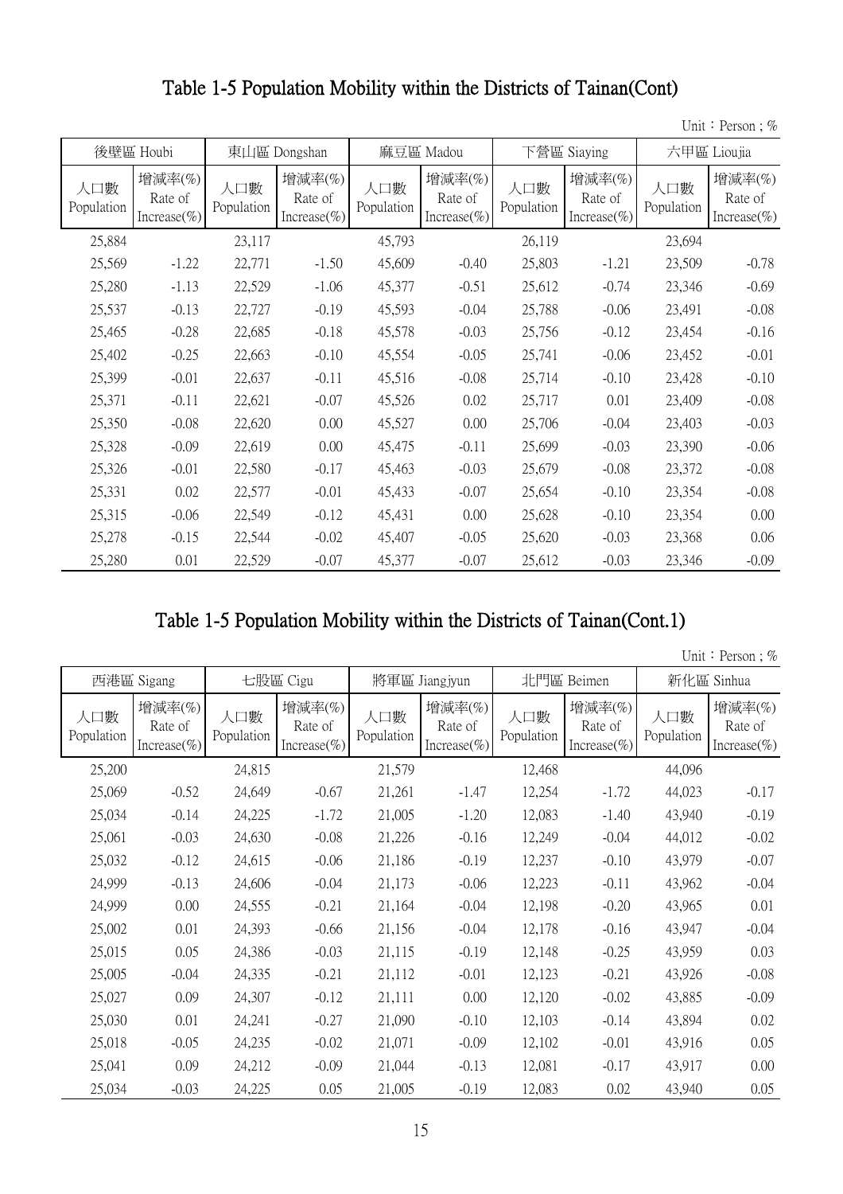## Table 1-5 Population Mobility within the Districts of Tainan(Cont)

Unit：Person ; %

| 後壁區 Houbi | | 東山區 Dongshan | | 麻豆區 Madou | | 下營區 Siaying | | 六甲區 Lioujia | |
|---|---|---|---|---|---|---|---|---|---|
| 人口數 Population | 增減率(%) Rate of Increase(%) | 人口數 Population | 增減率(%) Rate of Increase(%) | 人口數 Population | 增減率(%) Rate of Increase(%) | 人口數 Population | 增減率(%) Rate of Increase(%) | 人口數 Population | 增減率(%) Rate of Increase(%) |
| 25,884 | | 23,117 | | 45,793 | | 26,119 | | 23,694 | |
| 25,569 | -1.22 | 22,771 | -1.50 | 45,609 | -0.40 | 25,803 | -1.21 | 23,509 | -0.78 |
| 25,280 | -1.13 | 22,529 | -1.06 | 45,377 | -0.51 | 25,612 | -0.74 | 23,346 | -0.69 |
| 25,537 | -0.13 | 22,727 | -0.19 | 45,593 | -0.04 | 25,788 | -0.06 | 23,491 | -0.08 |
| 25,465 | -0.28 | 22,685 | -0.18 | 45,578 | -0.03 | 25,756 | -0.12 | 23,454 | -0.16 |
| 25,402 | -0.25 | 22,663 | -0.10 | 45,554 | -0.05 | 25,741 | -0.06 | 23,452 | -0.01 |
| 25,399 | -0.01 | 22,637 | -0.11 | 45,516 | -0.08 | 25,714 | -0.10 | 23,428 | -0.10 |
| 25,371 | -0.11 | 22,621 | -0.07 | 45,526 | 0.02 | 25,717 | 0.01 | 23,409 | -0.08 |
| 25,350 | -0.08 | 22,620 | 0.00 | 45,527 | 0.00 | 25,706 | -0.04 | 23,403 | -0.03 |
| 25,328 | -0.09 | 22,619 | 0.00 | 45,475 | -0.11 | 25,699 | -0.03 | 23,390 | -0.06 |
| 25,326 | -0.01 | 22,580 | -0.17 | 45,463 | -0.03 | 25,679 | -0.08 | 23,372 | -0.08 |
| 25,331 | 0.02 | 22,577 | -0.01 | 45,433 | -0.07 | 25,654 | -0.10 | 23,354 | -0.08 |
| 25,315 | -0.06 | 22,549 | -0.12 | 45,431 | 0.00 | 25,628 | -0.10 | 23,354 | 0.00 |
| 25,278 | -0.15 | 22,544 | -0.02 | 45,407 | -0.05 | 25,620 | -0.03 | 23,368 | 0.06 |
| 25,280 | 0.01 | 22,529 | -0.07 | 45,377 | -0.07 | 25,612 | -0.03 | 23,346 | -0.09 |

## Table 1-5 Population Mobility within the Districts of Tainan(Cont.1)

Unit：Person ; %

| 西港區 Sigang | | 七股區 Cigu | | 將軍區 Jiangjyun | | 北門區 Beimen | | 新化區 Sinhua | |
|---|---|---|---|---|---|---|---|---|---|
| 人口數 Population | 增減率(%) Rate of Increase(%) | 人口數 Population | 增減率(%) Rate of Increase(%) | 人口數 Population | 增減率(%) Rate of Increase(%) | 人口數 Population | 增減率(%) Rate of Increase(%) | 人口數 Population | 增減率(%) Rate of Increase(%) |
| 25,200 | | 24,815 | | 21,579 | | 12,468 | | 44,096 | |
| 25,069 | -0.52 | 24,649 | -0.67 | 21,261 | -1.47 | 12,254 | -1.72 | 44,023 | -0.17 |
| 25,034 | -0.14 | 24,225 | -1.72 | 21,005 | -1.20 | 12,083 | -1.40 | 43,940 | -0.19 |
| 25,061 | -0.03 | 24,630 | -0.08 | 21,226 | -0.16 | 12,249 | -0.04 | 44,012 | -0.02 |
| 25,032 | -0.12 | 24,615 | -0.06 | 21,186 | -0.19 | 12,237 | -0.10 | 43,979 | -0.07 |
| 24,999 | -0.13 | 24,606 | -0.04 | 21,173 | -0.06 | 12,223 | -0.11 | 43,962 | -0.04 |
| 24,999 | 0.00 | 24,555 | -0.21 | 21,164 | -0.04 | 12,198 | -0.20 | 43,965 | 0.01 |
| 25,002 | 0.01 | 24,393 | -0.66 | 21,156 | -0.04 | 12,178 | -0.16 | 43,947 | -0.04 |
| 25,015 | 0.05 | 24,386 | -0.03 | 21,115 | -0.19 | 12,148 | -0.25 | 43,959 | 0.03 |
| 25,005 | -0.04 | 24,335 | -0.21 | 21,112 | -0.01 | 12,123 | -0.21 | 43,926 | -0.08 |
| 25,027 | 0.09 | 24,307 | -0.12 | 21,111 | 0.00 | 12,120 | -0.02 | 43,885 | -0.09 |
| 25,030 | 0.01 | 24,241 | -0.27 | 21,090 | -0.10 | 12,103 | -0.14 | 43,894 | 0.02 |
| 25,018 | -0.05 | 24,235 | -0.02 | 21,071 | -0.09 | 12,102 | -0.01 | 43,916 | 0.05 |
| 25,041 | 0.09 | 24,212 | -0.09 | 21,044 | -0.13 | 12,081 | -0.17 | 43,917 | 0.00 |
| 25,034 | -0.03 | 24,225 | 0.05 | 21,005 | -0.19 | 12,083 | 0.02 | 43,940 | 0.05 |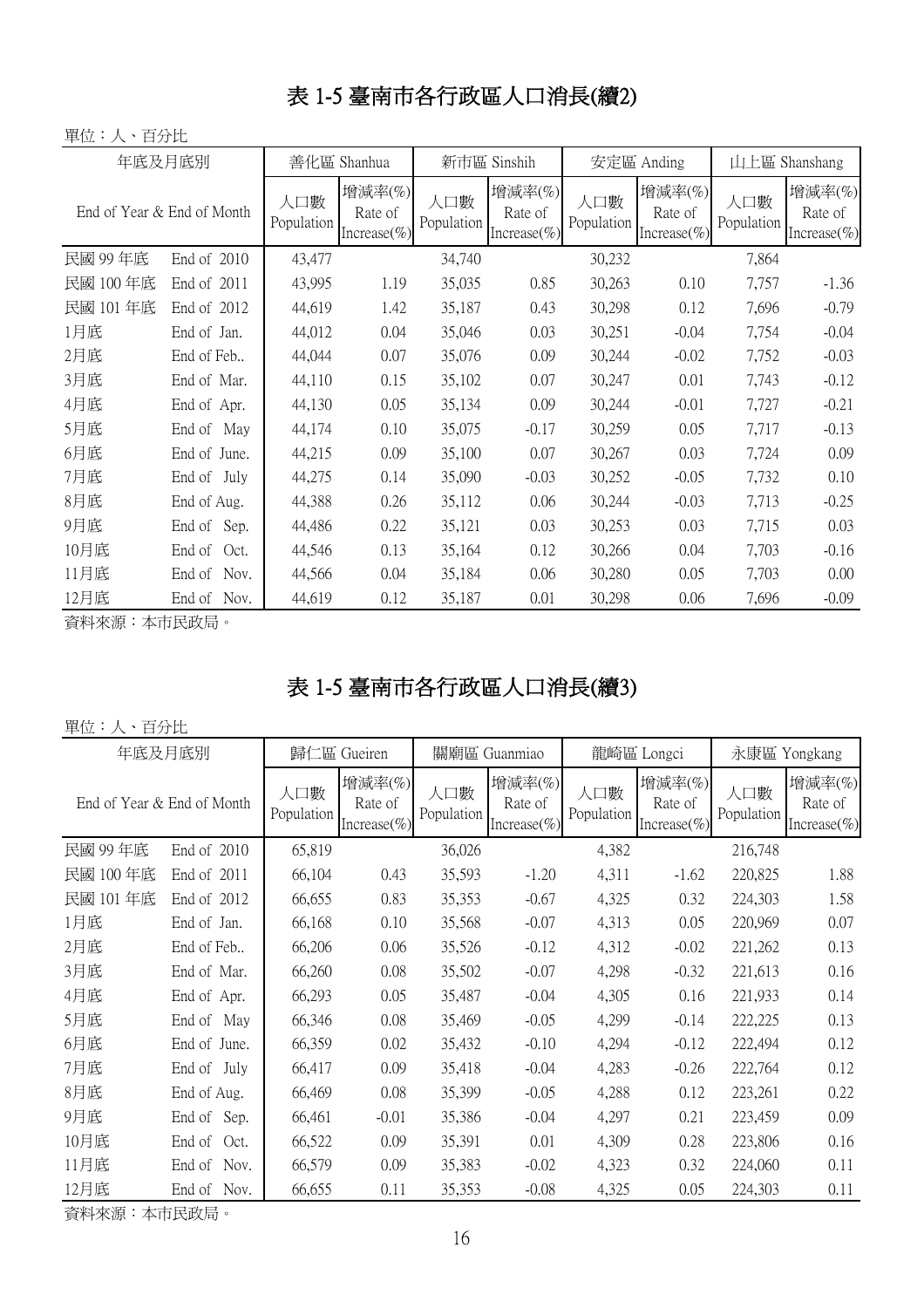# 表 1-5 臺南市各行政區人口消長(續2)

單位：人、百分比

| 年底及月底別 | | 善化區 Shanhua | | 新市區 Sinshih | | 安定區 Anding | | 山上區 Shanshang | |
|---|---|---|---|---|---|---|---|---|---|
| End of Year & End of Month | | 人口數 Population | 增減率(%) Rate of Increase(%) | 人口數 Population | 增減率(%) Rate of Increase(%) | 人口數 Population | 增減率(%) Rate of Increase(%) | 人口數 Population | 增減率(%) Rate of Increase(%) |
| 民國 99 年底 | End of 2010 | 43,477 | | 34,740 | | 30,232 | | 7,864 | |
| 民國 100 年底 | End of 2011 | 43,995 | 1.19 | 35,035 | 0.85 | 30,263 | 0.10 | 7,757 | -1.36 |
| 民國 101 年底 | End of 2012 | 44,619 | 1.42 | 35,187 | 0.43 | 30,298 | 0.12 | 7,696 | -0.79 |
| 1月底 | End of Jan. | 44,012 | 0.04 | 35,046 | 0.03 | 30,251 | -0.04 | 7,754 | -0.04 |
| 2月底 | End of Feb.. | 44,044 | 0.07 | 35,076 | 0.09 | 30,244 | -0.02 | 7,752 | -0.03 |
| 3月底 | End of Mar. | 44,110 | 0.15 | 35,102 | 0.07 | 30,247 | 0.01 | 7,743 | -0.12 |
| 4月底 | End of Apr. | 44,130 | 0.05 | 35,134 | 0.09 | 30,244 | -0.01 | 7,727 | -0.21 |
| 5月底 | End of May | 44,174 | 0.10 | 35,075 | -0.17 | 30,259 | 0.05 | 7,717 | -0.13 |
| 6月底 | End of June. | 44,215 | 0.09 | 35,100 | 0.07 | 30,267 | 0.03 | 7,724 | 0.09 |
| 7月底 | End of July | 44,275 | 0.14 | 35,090 | -0.03 | 30,252 | -0.05 | 7,732 | 0.10 |
| 8月底 | End of Aug. | 44,388 | 0.26 | 35,112 | 0.06 | 30,244 | -0.03 | 7,713 | -0.25 |
| 9月底 | End of Sep. | 44,486 | 0.22 | 35,121 | 0.03 | 30,253 | 0.03 | 7,715 | 0.03 |
| 10月底 | End of Oct. | 44,546 | 0.13 | 35,164 | 0.12 | 30,266 | 0.04 | 7,703 | -0.16 |
| 11月底 | End of Nov. | 44,566 | 0.04 | 35,184 | 0.06 | 30,280 | 0.05 | 7,703 | 0.00 |
| 12月底 | End of Nov. | 44,619 | 0.12 | 35,187 | 0.01 | 30,298 | 0.06 | 7,696 | -0.09 |

資料來源：本市民政局。

# 表 1-5 臺南市各行政區人口消長(續3)

單位：人、百分比

| 年底及月底別 | | 歸仁區 Gueiren | | 關廟區 Guanmiao | | 龍崎區 Longci | | 永康區 Yongkang | |
|---|---|---|---|---|---|---|---|---|---|
| End of Year & End of Month | | 人口數 Population | 增減率(%) Rate of Increase(%) | 人口數 Population | 增減率(%) Rate of Increase(%) | 人口數 Population | 增減率(%) Rate of Increase(%) | 人口數 Population | 增減率(%) Rate of Increase(%) |
| 民國 99 年底 | End of 2010 | 65,819 | | 36,026 | | 4,382 | | 216,748 | |
| 民國 100 年底 | End of 2011 | 66,104 | 0.43 | 35,593 | -1.20 | 4,311 | -1.62 | 220,825 | 1.88 |
| 民國 101 年底 | End of 2012 | 66,655 | 0.83 | 35,353 | -0.67 | 4,325 | 0.32 | 224,303 | 1.58 |
| 1月底 | End of Jan. | 66,168 | 0.10 | 35,568 | -0.07 | 4,313 | 0.05 | 220,969 | 0.07 |
| 2月底 | End of Feb.. | 66,206 | 0.06 | 35,526 | -0.12 | 4,312 | -0.02 | 221,262 | 0.13 |
| 3月底 | End of Mar. | 66,260 | 0.08 | 35,502 | -0.07 | 4,298 | -0.32 | 221,613 | 0.16 |
| 4月底 | End of Apr. | 66,293 | 0.05 | 35,487 | -0.04 | 4,305 | 0.16 | 221,933 | 0.14 |
| 5月底 | End of May | 66,346 | 0.08 | 35,469 | -0.05 | 4,299 | -0.14 | 222,225 | 0.13 |
| 6月底 | End of June. | 66,359 | 0.02 | 35,432 | -0.10 | 4,294 | -0.12 | 222,494 | 0.12 |
| 7月底 | End of July | 66,417 | 0.09 | 35,418 | -0.04 | 4,283 | -0.26 | 222,764 | 0.12 |
| 8月底 | End of Aug. | 66,469 | 0.08 | 35,399 | -0.05 | 4,288 | 0.12 | 223,261 | 0.22 |
| 9月底 | End of Sep. | 66,461 | -0.01 | 35,386 | -0.04 | 4,297 | 0.21 | 223,459 | 0.09 |
| 10月底 | End of Oct. | 66,522 | 0.09 | 35,391 | 0.01 | 4,309 | 0.28 | 223,806 | 0.16 |
| 11月底 | End of Nov. | 66,579 | 0.09 | 35,383 | -0.02 | 4,323 | 0.32 | 224,060 | 0.11 |
| 12月底 | End of Nov. | 66,655 | 0.11 | 35,353 | -0.08 | 4,325 | 0.05 | 224,303 | 0.11 |

資料來源：本市民政局。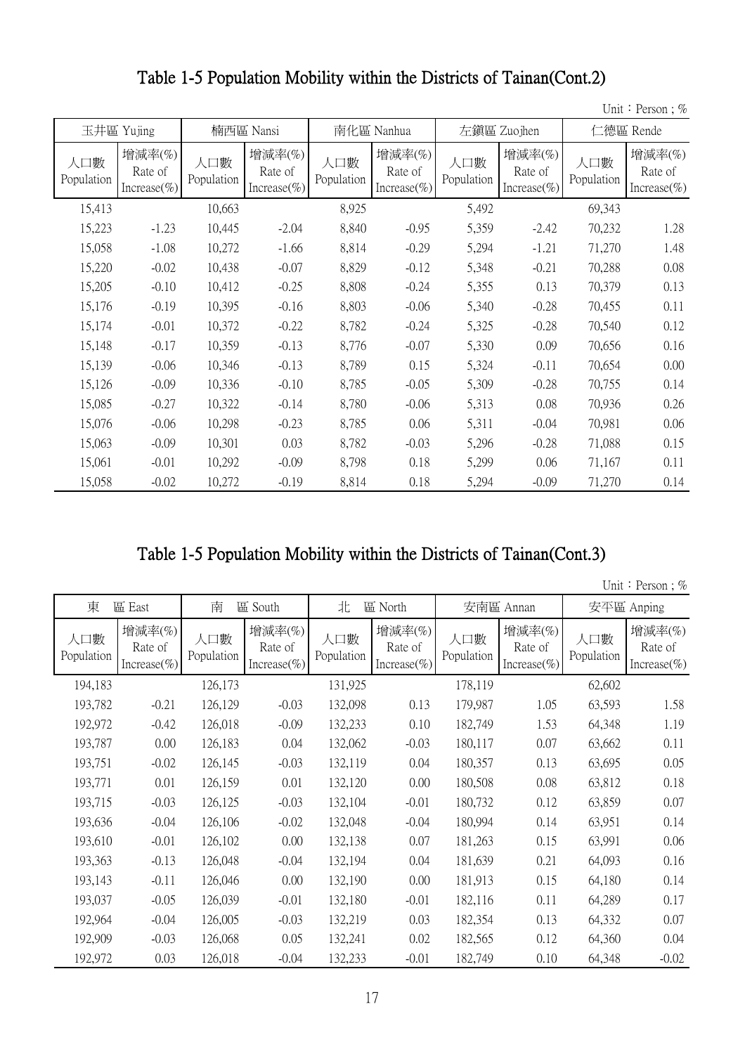# Table 1-5 Population Mobility within the Districts of Tainan(Cont.2)

Unit：Person ; %

| 玉井區 Yujing | | 楠西區 Nansi | | 南化區 Nanhua | | 左鎮區 Zuojhen | | 仁德區 Rende | |
|---|---|---|---|---|---|---|---|---|---|
| 人口數 Population | 增減率(%) Rate of Increase(%) | 人口數 Population | 增減率(%) Rate of Increase(%) | 人口數 Population | 增減率(%) Rate of Increase(%) | 人口數 Population | 增減率(%) Rate of Increase(%) | 人口數 Population | 增減率(%) Rate of Increase(%) |
| 15,413 | | 10,663 | | 8,925 | | 5,492 | | 69,343 | |
| 15,223 | -1.23 | 10,445 | -2.04 | 8,840 | -0.95 | 5,359 | -2.42 | 70,232 | 1.28 |
| 15,058 | -1.08 | 10,272 | -1.66 | 8,814 | -0.29 | 5,294 | -1.21 | 71,270 | 1.48 |
| 15,220 | -0.02 | 10,438 | -0.07 | 8,829 | -0.12 | 5,348 | -0.21 | 70,288 | 0.08 |
| 15,205 | -0.10 | 10,412 | -0.25 | 8,808 | -0.24 | 5,355 | 0.13 | 70,379 | 0.13 |
| 15,176 | -0.19 | 10,395 | -0.16 | 8,803 | -0.06 | 5,340 | -0.28 | 70,455 | 0.11 |
| 15,174 | -0.01 | 10,372 | -0.22 | 8,782 | -0.24 | 5,325 | -0.28 | 70,540 | 0.12 |
| 15,148 | -0.17 | 10,359 | -0.13 | 8,776 | -0.07 | 5,330 | 0.09 | 70,656 | 0.16 |
| 15,139 | -0.06 | 10,346 | -0.13 | 8,789 | 0.15 | 5,324 | -0.11 | 70,654 | 0.00 |
| 15,126 | -0.09 | 10,336 | -0.10 | 8,785 | -0.05 | 5,309 | -0.28 | 70,755 | 0.14 |
| 15,085 | -0.27 | 10,322 | -0.14 | 8,780 | -0.06 | 5,313 | 0.08 | 70,936 | 0.26 |
| 15,076 | -0.06 | 10,298 | -0.23 | 8,785 | 0.06 | 5,311 | -0.04 | 70,981 | 0.06 |
| 15,063 | -0.09 | 10,301 | 0.03 | 8,782 | -0.03 | 5,296 | -0.28 | 71,088 | 0.15 |
| 15,061 | -0.01 | 10,292 | -0.09 | 8,798 | 0.18 | 5,299 | 0.06 | 71,167 | 0.11 |
| 15,058 | -0.02 | 10,272 | -0.19 | 8,814 | 0.18 | 5,294 | -0.09 | 71,270 | 0.14 |

# Table 1-5 Population Mobility within the Districts of Tainan(Cont.3)

Unit：Person ; %

| 東　區 East | | 南　區 South | | 北　區 North | | 安南區 Annan | | 安平區 Anping | |
|---|---|---|---|---|---|---|---|---|---|
| 人口數 Population | 增減率(%) Rate of Increase(%) | 人口數 Population | 增減率(%) Rate of Increase(%) | 人口數 Population | 增減率(%) Rate of Increase(%) | 人口數 Population | 增減率(%) Rate of Increase(%) | 人口數 Population | 增減率(%) Rate of Increase(%) |
| 194,183 | | 126,173 | | 131,925 | | 178,119 | | 62,602 | |
| 193,782 | -0.21 | 126,129 | -0.03 | 132,098 | 0.13 | 179,987 | 1.05 | 63,593 | 1.58 |
| 192,972 | -0.42 | 126,018 | -0.09 | 132,233 | 0.10 | 182,749 | 1.53 | 64,348 | 1.19 |
| 193,787 | 0.00 | 126,183 | 0.04 | 132,062 | -0.03 | 180,117 | 0.07 | 63,662 | 0.11 |
| 193,751 | -0.02 | 126,145 | -0.03 | 132,119 | 0.04 | 180,357 | 0.13 | 63,695 | 0.05 |
| 193,771 | 0.01 | 126,159 | 0.01 | 132,120 | 0.00 | 180,508 | 0.08 | 63,812 | 0.18 |
| 193,715 | -0.03 | 126,125 | -0.03 | 132,104 | -0.01 | 180,732 | 0.12 | 63,859 | 0.07 |
| 193,636 | -0.04 | 126,106 | -0.02 | 132,048 | -0.04 | 180,994 | 0.14 | 63,951 | 0.14 |
| 193,610 | -0.01 | 126,102 | 0.00 | 132,138 | 0.07 | 181,263 | 0.15 | 63,991 | 0.06 |
| 193,363 | -0.13 | 126,048 | -0.04 | 132,194 | 0.04 | 181,639 | 0.21 | 64,093 | 0.16 |
| 193,143 | -0.11 | 126,046 | 0.00 | 132,190 | 0.00 | 181,913 | 0.15 | 64,180 | 0.14 |
| 193,037 | -0.05 | 126,039 | -0.01 | 132,180 | -0.01 | 182,116 | 0.11 | 64,289 | 0.17 |
| 192,964 | -0.04 | 126,005 | -0.03 | 132,219 | 0.03 | 182,354 | 0.13 | 64,332 | 0.07 |
| 192,909 | -0.03 | 126,068 | 0.05 | 132,241 | 0.02 | 182,565 | 0.12 | 64,360 | 0.04 |
| 192,972 | 0.03 | 126,018 | -0.04 | 132,233 | -0.01 | 182,749 | 0.10 | 64,348 | -0.02 |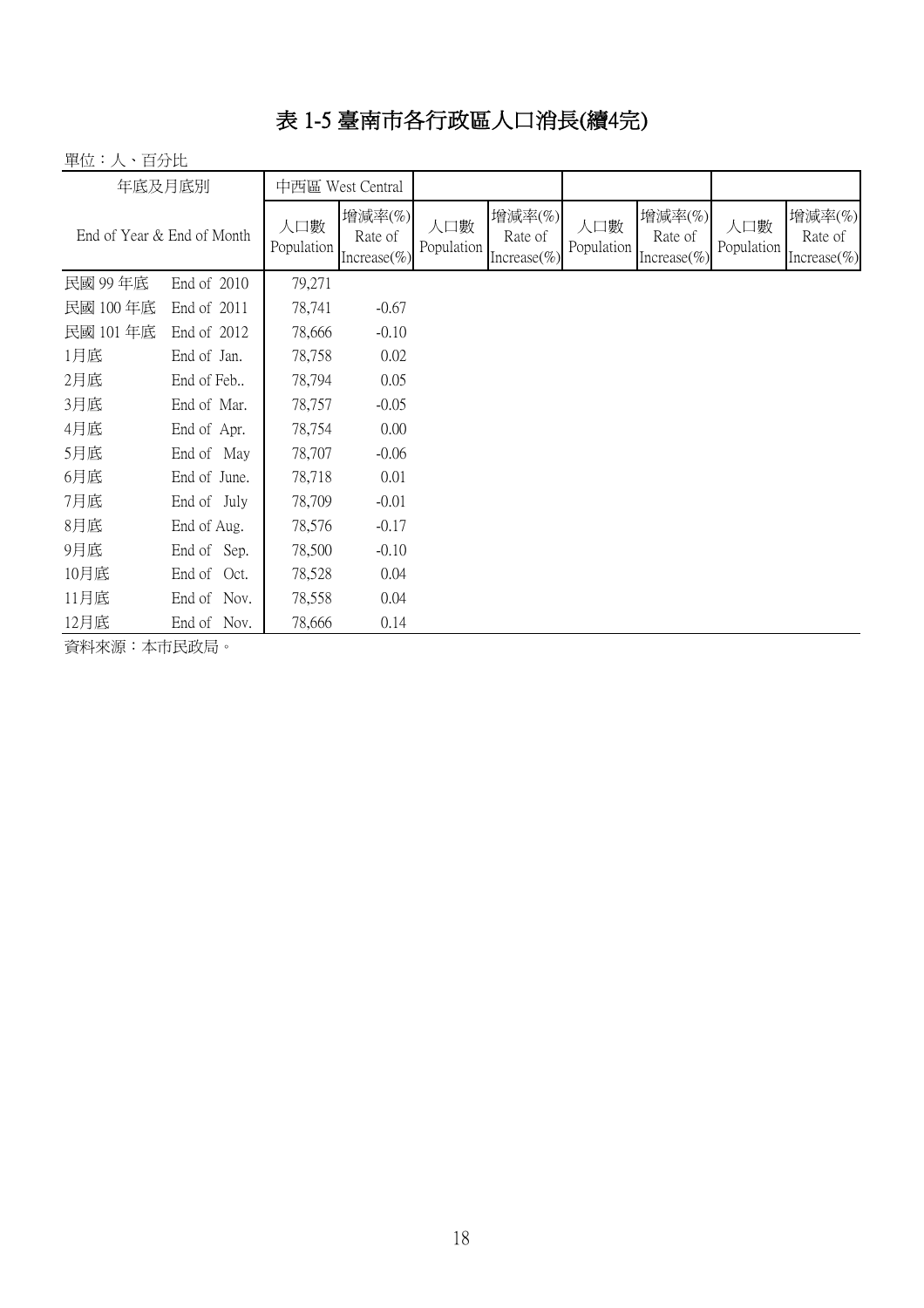# 表 1-5 臺南市各行政區人口消長(續4完)

單位：人、百分比

| 年底及月底別 | | 中西區 West Central | | | | | | | |
|---|---|---|---|---|---|---|---|---|---|
| End of Year & End of Month | | 人口數 Population | 增減率(%) Rate of Increase(%) | 人口數 Population | 增減率(%) Rate of Increase(%) | 人口數 Population | 增減率(%) Rate of Increase(%) | 人口數 Population | 增減率(%) Rate of Increase(%) |
| 民國 99 年底 | End of 2010 | 79,271 | | | | | | | |
| 民國 100 年底 | End of 2011 | 78,741 | -0.67 | | | | | | |
| 民國 101 年底 | End of 2012 | 78,666 | -0.10 | | | | | | |
| 1月底 | End of Jan. | 78,758 | 0.02 | | | | | | |
| 2月底 | End of Feb.. | 78,794 | 0.05 | | | | | | |
| 3月底 | End of Mar. | 78,757 | -0.05 | | | | | | |
| 4月底 | End of Apr. | 78,754 | 0.00 | | | | | | |
| 5月底 | End of May | 78,707 | -0.06 | | | | | | |
| 6月底 | End of June. | 78,718 | 0.01 | | | | | | |
| 7月底 | End of July | 78,709 | -0.01 | | | | | | |
| 8月底 | End of Aug. | 78,576 | -0.17 | | | | | | |
| 9月底 | End of Sep. | 78,500 | -0.10 | | | | | | |
| 10月底 | End of Oct. | 78,528 | 0.04 | | | | | | |
| 11月底 | End of Nov. | 78,558 | 0.04 | | | | | | |
| 12月底 | End of Nov. | 78,666 | 0.14 | | | | | | |

資料來源：本市民政局。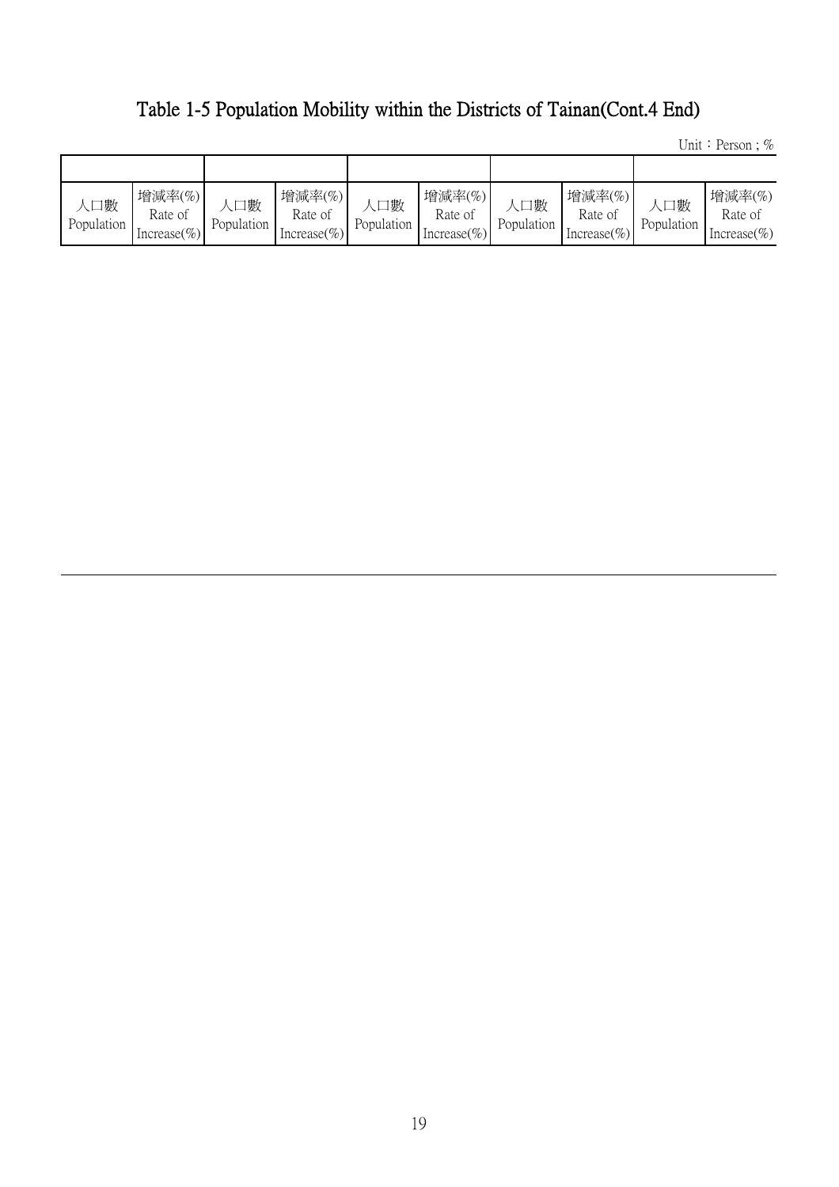## Table 1-5 Population Mobility within the Districts of Tainan(Cont.4 End)

Unit：Person ; %

| | | | | | | | | | |
|---|---|---|---|---|---|---|---|---|---|
| 人口數 Population | 增減率(%) Rate of Increase(%) | 人口數 Population | 增減率(%) Rate of Increase(%) | 人口數 Population | 增減率(%) Rate of Increase(%) | 人口數 Population | 增減率(%) Rate of Increase(%) | 人口數 Population | 增減率(%) Rate of Increase(%) |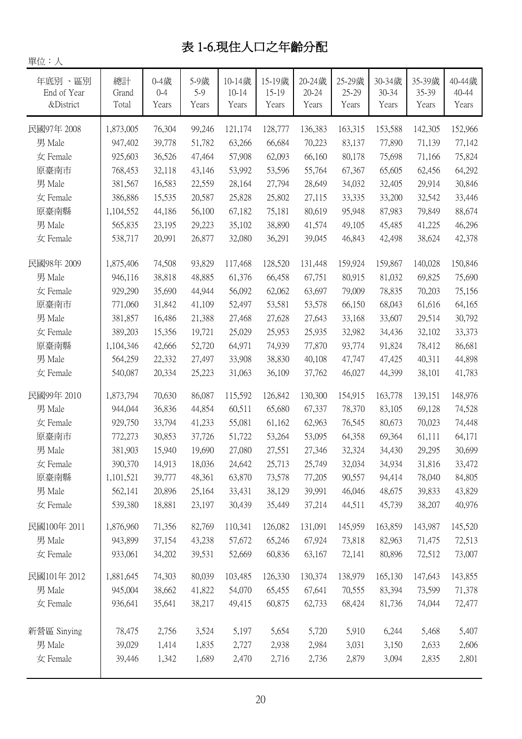# 表 1-6.現住人口之年齡分配

單位：人

| 年底別 、區別 End of Year &District | 總計 Grand Total | 0-4歲 0-4 Years | 5-9歲 5-9 Years | 10-14歲 10-14 Years | 15-19歲 15-19 Years | 20-24歲 20-24 Years | 25-29歲 25-29 Years | 30-34歲 30-34 Years | 35-39歲 35-39 Years | 40-44歲 40-44 Years |
|---|---|---|---|---|---|---|---|---|---|---|
| 民國97年 2008 | 1,873,005 | 76,304 | 99,246 | 121,174 | 128,777 | 136,383 | 163,315 | 153,588 | 142,305 | 152,966 |
| 男 Male | 947,402 | 39,778 | 51,782 | 63,266 | 66,684 | 70,223 | 83,137 | 77,890 | 71,139 | 77,142 |
| 女 Female | 925,603 | 36,526 | 47,464 | 57,908 | 62,093 | 66,160 | 80,178 | 75,698 | 71,166 | 75,824 |
| 原臺南市 | 768,453 | 32,118 | 43,146 | 53,992 | 53,596 | 55,764 | 67,367 | 65,605 | 62,456 | 64,292 |
| 男 Male | 381,567 | 16,583 | 22,559 | 28,164 | 27,794 | 28,649 | 34,032 | 32,405 | 29,914 | 30,846 |
| 女 Female | 386,886 | 15,535 | 20,587 | 25,828 | 25,802 | 27,115 | 33,335 | 33,200 | 32,542 | 33,446 |
| 原臺南縣 | 1,104,552 | 44,186 | 56,100 | 67,182 | 75,181 | 80,619 | 95,948 | 87,983 | 79,849 | 88,674 |
| 男 Male | 565,835 | 23,195 | 29,223 | 35,102 | 38,890 | 41,574 | 49,105 | 45,485 | 41,225 | 46,296 |
| 女 Female | 538,717 | 20,991 | 26,877 | 32,080 | 36,291 | 39,045 | 46,843 | 42,498 | 38,624 | 42,378 |
| 民國98年 2009 | 1,875,406 | 74,508 | 93,829 | 117,468 | 128,520 | 131,448 | 159,924 | 159,867 | 140,028 | 150,846 |
| 男 Male | 946,116 | 38,818 | 48,885 | 61,376 | 66,458 | 67,751 | 80,915 | 81,032 | 69,825 | 75,690 |
| 女 Female | 929,290 | 35,690 | 44,944 | 56,092 | 62,062 | 63,697 | 79,009 | 78,835 | 70,203 | 75,156 |
| 原臺南市 | 771,060 | 31,842 | 41,109 | 52,497 | 53,581 | 53,578 | 66,150 | 68,043 | 61,616 | 64,165 |
| 男 Male | 381,857 | 16,486 | 21,388 | 27,468 | 27,628 | 27,643 | 33,168 | 33,607 | 29,514 | 30,792 |
| 女 Female | 389,203 | 15,356 | 19,721 | 25,029 | 25,953 | 25,935 | 32,982 | 34,436 | 32,102 | 33,373 |
| 原臺南縣 | 1,104,346 | 42,666 | 52,720 | 64,971 | 74,939 | 77,870 | 93,774 | 91,824 | 78,412 | 86,681 |
| 男 Male | 564,259 | 22,332 | 27,497 | 33,908 | 38,830 | 40,108 | 47,747 | 47,425 | 40,311 | 44,898 |
| 女 Female | 540,087 | 20,334 | 25,223 | 31,063 | 36,109 | 37,762 | 46,027 | 44,399 | 38,101 | 41,783 |
| 民國99年 2010 | 1,873,794 | 70,630 | 86,087 | 115,592 | 126,842 | 130,300 | 154,915 | 163,778 | 139,151 | 148,976 |
| 男 Male | 944,044 | 36,836 | 44,854 | 60,511 | 65,680 | 67,337 | 78,370 | 83,105 | 69,128 | 74,528 |
| 女 Female | 929,750 | 33,794 | 41,233 | 55,081 | 61,162 | 62,963 | 76,545 | 80,673 | 70,023 | 74,448 |
| 原臺南市 | 772,273 | 30,853 | 37,726 | 51,722 | 53,264 | 53,095 | 64,358 | 69,364 | 61,111 | 64,171 |
| 男 Male | 381,903 | 15,940 | 19,690 | 27,080 | 27,551 | 27,346 | 32,324 | 34,430 | 29,295 | 30,699 |
| 女 Female | 390,370 | 14,913 | 18,036 | 24,642 | 25,713 | 25,749 | 32,034 | 34,934 | 31,816 | 33,472 |
| 原臺南縣 | 1,101,521 | 39,777 | 48,361 | 63,870 | 73,578 | 77,205 | 90,557 | 94,414 | 78,040 | 84,805 |
| 男 Male | 562,141 | 20,896 | 25,164 | 33,431 | 38,129 | 39,991 | 46,046 | 48,675 | 39,833 | 43,829 |
| 女 Female | 539,380 | 18,881 | 23,197 | 30,439 | 35,449 | 37,214 | 44,511 | 45,739 | 38,207 | 40,976 |
| 民國100年 2011 | 1,876,960 | 71,356 | 82,769 | 110,341 | 126,082 | 131,091 | 145,959 | 163,859 | 143,987 | 145,520 |
| 男 Male | 943,899 | 37,154 | 43,238 | 57,672 | 65,246 | 67,924 | 73,818 | 82,963 | 71,475 | 72,513 |
| 女 Female | 933,061 | 34,202 | 39,531 | 52,669 | 60,836 | 63,167 | 72,141 | 80,896 | 72,512 | 73,007 |
| 民國101年 2012 | 1,881,645 | 74,303 | 80,039 | 103,485 | 126,330 | 130,374 | 138,979 | 165,130 | 147,643 | 143,855 |
| 男 Male | 945,004 | 38,662 | 41,822 | 54,070 | 65,455 | 67,641 | 70,555 | 83,394 | 73,599 | 71,378 |
| 女 Female | 936,641 | 35,641 | 38,217 | 49,415 | 60,875 | 62,733 | 68,424 | 81,736 | 74,044 | 72,477 |
| 新營區 Sinying | 78,475 | 2,756 | 3,524 | 5,197 | 5,654 | 5,720 | 5,910 | 6,244 | 5,468 | 5,407 |
| 男 Male | 39,029 | 1,414 | 1,835 | 2,727 | 2,938 | 2,984 | 3,031 | 3,150 | 2,633 | 2,606 |
| 女 Female | 39,446 | 1,342 | 1,689 | 2,470 | 2,716 | 2,736 | 2,879 | 3,094 | 2,835 | 2,801 |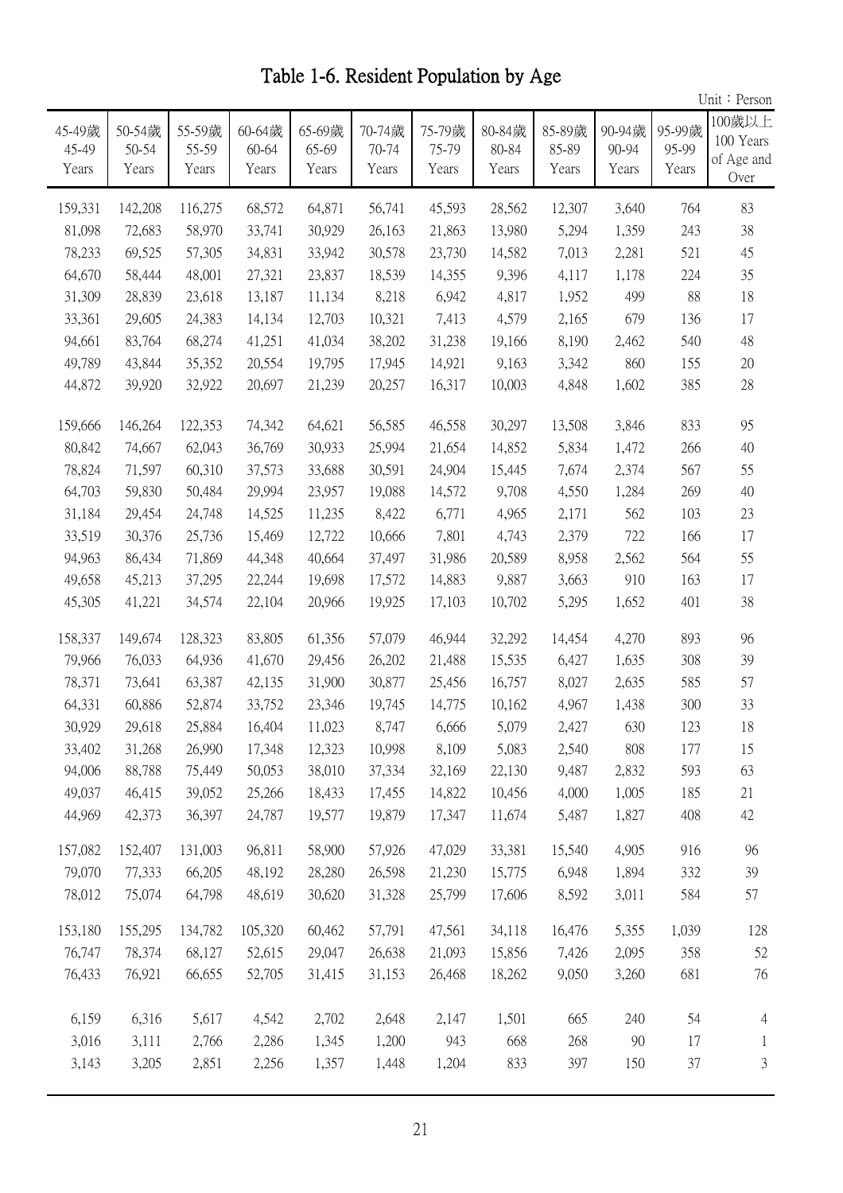# Table 1-6. Resident Population by Age

Unit：Person

| 45-49歲 45-49 Years | 50-54歲 50-54 Years | 55-59歲 55-59 Years | 60-64歲 60-64 Years | 65-69歲 65-69 Years | 70-74歲 70-74 Years | 75-79歲 75-79 Years | 80-84歲 80-84 Years | 85-89歲 85-89 Years | 90-94歲 90-94 Years | 95-99歲 95-99 Years | 100歲以上 100 Years of Age and Over |
|---|---|---|---|---|---|---|---|---|---|---|---|
| 159,331 | 142,208 | 116,275 | 68,572 | 64,871 | 56,741 | 45,593 | 28,562 | 12,307 | 3,640 | 764 | 83 |
| 81,098 | 72,683 | 58,970 | 33,741 | 30,929 | 26,163 | 21,863 | 13,980 | 5,294 | 1,359 | 243 | 38 |
| 78,233 | 69,525 | 57,305 | 34,831 | 33,942 | 30,578 | 23,730 | 14,582 | 7,013 | 2,281 | 521 | 45 |
| 64,670 | 58,444 | 48,001 | 27,321 | 23,837 | 18,539 | 14,355 | 9,396 | 4,117 | 1,178 | 224 | 35 |
| 31,309 | 28,839 | 23,618 | 13,187 | 11,134 | 8,218 | 6,942 | 4,817 | 1,952 | 499 | 88 | 18 |
| 33,361 | 29,605 | 24,383 | 14,134 | 12,703 | 10,321 | 7,413 | 4,579 | 2,165 | 679 | 136 | 17 |
| 94,661 | 83,764 | 68,274 | 41,251 | 41,034 | 38,202 | 31,238 | 19,166 | 8,190 | 2,462 | 540 | 48 |
| 49,789 | 43,844 | 35,352 | 20,554 | 19,795 | 17,945 | 14,921 | 9,163 | 3,342 | 860 | 155 | 20 |
| 44,872 | 39,920 | 32,922 | 20,697 | 21,239 | 20,257 | 16,317 | 10,003 | 4,848 | 1,602 | 385 | 28 |
| 159,666 | 146,264 | 122,353 | 74,342 | 64,621 | 56,585 | 46,558 | 30,297 | 13,508 | 3,846 | 833 | 95 |
| 80,842 | 74,667 | 62,043 | 36,769 | 30,933 | 25,994 | 21,654 | 14,852 | 5,834 | 1,472 | 266 | 40 |
| 78,824 | 71,597 | 60,310 | 37,573 | 33,688 | 30,591 | 24,904 | 15,445 | 7,674 | 2,374 | 567 | 55 |
| 64,703 | 59,830 | 50,484 | 29,994 | 23,957 | 19,088 | 14,572 | 9,708 | 4,550 | 1,284 | 269 | 40 |
| 31,184 | 29,454 | 24,748 | 14,525 | 11,235 | 8,422 | 6,771 | 4,965 | 2,171 | 562 | 103 | 23 |
| 33,519 | 30,376 | 25,736 | 15,469 | 12,722 | 10,666 | 7,801 | 4,743 | 2,379 | 722 | 166 | 17 |
| 94,963 | 86,434 | 71,869 | 44,348 | 40,664 | 37,497 | 31,986 | 20,589 | 8,958 | 2,562 | 564 | 55 |
| 49,658 | 45,213 | 37,295 | 22,244 | 19,698 | 17,572 | 14,883 | 9,887 | 3,663 | 910 | 163 | 17 |
| 45,305 | 41,221 | 34,574 | 22,104 | 20,966 | 19,925 | 17,103 | 10,702 | 5,295 | 1,652 | 401 | 38 |
| 158,337 | 149,674 | 128,323 | 83,805 | 61,356 | 57,079 | 46,944 | 32,292 | 14,454 | 4,270 | 893 | 96 |
| 79,966 | 76,033 | 64,936 | 41,670 | 29,456 | 26,202 | 21,488 | 15,535 | 6,427 | 1,635 | 308 | 39 |
| 78,371 | 73,641 | 63,387 | 42,135 | 31,900 | 30,877 | 25,456 | 16,757 | 8,027 | 2,635 | 585 | 57 |
| 64,331 | 60,886 | 52,874 | 33,752 | 23,346 | 19,745 | 14,775 | 10,162 | 4,967 | 1,438 | 300 | 33 |
| 30,929 | 29,618 | 25,884 | 16,404 | 11,023 | 8,747 | 6,666 | 5,079 | 2,427 | 630 | 123 | 18 |
| 33,402 | 31,268 | 26,990 | 17,348 | 12,323 | 10,998 | 8,109 | 5,083 | 2,540 | 808 | 177 | 15 |
| 94,006 | 88,788 | 75,449 | 50,053 | 38,010 | 37,334 | 32,169 | 22,130 | 9,487 | 2,832 | 593 | 63 |
| 49,037 | 46,415 | 39,052 | 25,266 | 18,433 | 17,455 | 14,822 | 10,456 | 4,000 | 1,005 | 185 | 21 |
| 44,969 | 42,373 | 36,397 | 24,787 | 19,577 | 19,879 | 17,347 | 11,674 | 5,487 | 1,827 | 408 | 42 |
| 157,082 | 152,407 | 131,003 | 96,811 | 58,900 | 57,926 | 47,029 | 33,381 | 15,540 | 4,905 | 916 | 96 |
| 79,070 | 77,333 | 66,205 | 48,192 | 28,280 | 26,598 | 21,230 | 15,775 | 6,948 | 1,894 | 332 | 39 |
| 78,012 | 75,074 | 64,798 | 48,619 | 30,620 | 31,328 | 25,799 | 17,606 | 8,592 | 3,011 | 584 | 57 |
| 153,180 | 155,295 | 134,782 | 105,320 | 60,462 | 57,791 | 47,561 | 34,118 | 16,476 | 5,355 | 1,039 | 128 |
| 76,747 | 78,374 | 68,127 | 52,615 | 29,047 | 26,638 | 21,093 | 15,856 | 7,426 | 2,095 | 358 | 52 |
| 76,433 | 76,921 | 66,655 | 52,705 | 31,415 | 31,153 | 26,468 | 18,262 | 9,050 | 3,260 | 681 | 76 |
| 6,159 | 6,316 | 5,617 | 4,542 | 2,702 | 2,648 | 2,147 | 1,501 | 665 | 240 | 54 | 4 |
| 3,016 | 3,111 | 2,766 | 2,286 | 1,345 | 1,200 | 943 | 668 | 268 | 90 | 17 | 1 |
| 3,143 | 3,205 | 2,851 | 2,256 | 1,357 | 1,448 | 1,204 | 833 | 397 | 150 | 37 | 3 |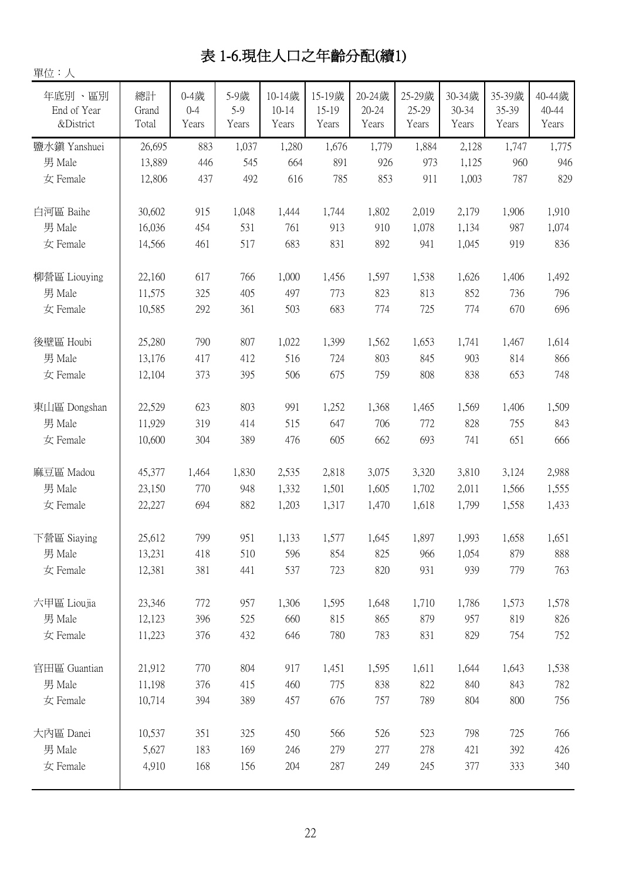# 表 1-6.現住人口之年齡分配(續1)

單位：人

| 年底別 、區別 End of Year &District | 總計 Grand Total | 0-4歲 0-4 Years | 5-9歲 5-9 Years | 10-14歲 10-14 Years | 15-19歲 15-19 Years | 20-24歲 20-24 Years | 25-29歲 25-29 Years | 30-34歲 30-34 Years | 35-39歲 35-39 Years | 40-44歲 40-44 Years |
|---|---|---|---|---|---|---|---|---|---|---|
| 鹽水鎮 Yanshuei | 26,695 | 883 | 1,037 | 1,280 | 1,676 | 1,779 | 1,884 | 2,128 | 1,747 | 1,775 |
| 男 Male | 13,889 | 446 | 545 | 664 | 891 | 926 | 973 | 1,125 | 960 | 946 |
| 女 Female | 12,806 | 437 | 492 | 616 | 785 | 853 | 911 | 1,003 | 787 | 829 |
| 白河區 Baihe | 30,602 | 915 | 1,048 | 1,444 | 1,744 | 1,802 | 2,019 | 2,179 | 1,906 | 1,910 |
| 男 Male | 16,036 | 454 | 531 | 761 | 913 | 910 | 1,078 | 1,134 | 987 | 1,074 |
| 女 Female | 14,566 | 461 | 517 | 683 | 831 | 892 | 941 | 1,045 | 919 | 836 |
| 柳營區 Liouying | 22,160 | 617 | 766 | 1,000 | 1,456 | 1,597 | 1,538 | 1,626 | 1,406 | 1,492 |
| 男 Male | 11,575 | 325 | 405 | 497 | 773 | 823 | 813 | 852 | 736 | 796 |
| 女 Female | 10,585 | 292 | 361 | 503 | 683 | 774 | 725 | 774 | 670 | 696 |
| 後壁區 Houbi | 25,280 | 790 | 807 | 1,022 | 1,399 | 1,562 | 1,653 | 1,741 | 1,467 | 1,614 |
| 男 Male | 13,176 | 417 | 412 | 516 | 724 | 803 | 845 | 903 | 814 | 866 |
| 女 Female | 12,104 | 373 | 395 | 506 | 675 | 759 | 808 | 838 | 653 | 748 |
| 東山區 Dongshan | 22,529 | 623 | 803 | 991 | 1,252 | 1,368 | 1,465 | 1,569 | 1,406 | 1,509 |
| 男 Male | 11,929 | 319 | 414 | 515 | 647 | 706 | 772 | 828 | 755 | 843 |
| 女 Female | 10,600 | 304 | 389 | 476 | 605 | 662 | 693 | 741 | 651 | 666 |
| 麻豆區 Madou | 45,377 | 1,464 | 1,830 | 2,535 | 2,818 | 3,075 | 3,320 | 3,810 | 3,124 | 2,988 |
| 男 Male | 23,150 | 770 | 948 | 1,332 | 1,501 | 1,605 | 1,702 | 2,011 | 1,566 | 1,555 |
| 女 Female | 22,227 | 694 | 882 | 1,203 | 1,317 | 1,470 | 1,618 | 1,799 | 1,558 | 1,433 |
| 下營區 Siaying | 25,612 | 799 | 951 | 1,133 | 1,577 | 1,645 | 1,897 | 1,993 | 1,658 | 1,651 |
| 男 Male | 13,231 | 418 | 510 | 596 | 854 | 825 | 966 | 1,054 | 879 | 888 |
| 女 Female | 12,381 | 381 | 441 | 537 | 723 | 820 | 931 | 939 | 779 | 763 |
| 六甲區 Lioujia | 23,346 | 772 | 957 | 1,306 | 1,595 | 1,648 | 1,710 | 1,786 | 1,573 | 1,578 |
| 男 Male | 12,123 | 396 | 525 | 660 | 815 | 865 | 879 | 957 | 819 | 826 |
| 女 Female | 11,223 | 376 | 432 | 646 | 780 | 783 | 831 | 829 | 754 | 752 |
| 官田區 Guantian | 21,912 | 770 | 804 | 917 | 1,451 | 1,595 | 1,611 | 1,644 | 1,643 | 1,538 |
| 男 Male | 11,198 | 376 | 415 | 460 | 775 | 838 | 822 | 840 | 843 | 782 |
| 女 Female | 10,714 | 394 | 389 | 457 | 676 | 757 | 789 | 804 | 800 | 756 |
| 大內區 Danei | 10,537 | 351 | 325 | 450 | 566 | 526 | 523 | 798 | 725 | 766 |
| 男 Male | 5,627 | 183 | 169 | 246 | 279 | 277 | 278 | 421 | 392 | 426 |
| 女 Female | 4,910 | 168 | 156 | 204 | 287 | 249 | 245 | 377 | 333 | 340 |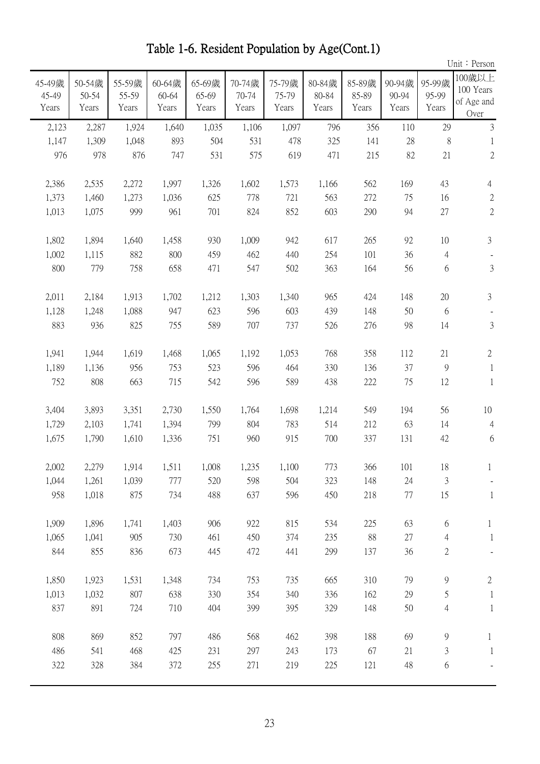# Table 1-6. Resident Population by Age(Cont.1)

Unit：Person

| 45-49歲 45-49 Years | 50-54歲 50-54 Years | 55-59歲 55-59 Years | 60-64歲 60-64 Years | 65-69歲 65-69 Years | 70-74歲 70-74 Years | 75-79歲 75-79 Years | 80-84歲 80-84 Years | 85-89歲 85-89 Years | 90-94歲 90-94 Years | 95-99歲 95-99 Years | 100歲以上 100 Years of Age and Over |
|---|---|---|---|---|---|---|---|---|---|---|---|
| 2,123 | 2,287 | 1,924 | 1,640 | 1,035 | 1,106 | 1,097 | 796 | 356 | 110 | 29 | 3 |
| 1,147 | 1,309 | 1,048 | 893 | 504 | 531 | 478 | 325 | 141 | 28 | 8 | 1 |
| 976 | 978 | 876 | 747 | 531 | 575 | 619 | 471 | 215 | 82 | 21 | 2 |
| | | | | | | | | | | | |
| 2,386 | 2,535 | 2,272 | 1,997 | 1,326 | 1,602 | 1,573 | 1,166 | 562 | 169 | 43 | 4 |
| 1,373 | 1,460 | 1,273 | 1,036 | 625 | 778 | 721 | 563 | 272 | 75 | 16 | 2 |
| 1,013 | 1,075 | 999 | 961 | 701 | 824 | 852 | 603 | 290 | 94 | 27 | 2 |
| | | | | | | | | | | | |
| 1,802 | 1,894 | 1,640 | 1,458 | 930 | 1,009 | 942 | 617 | 265 | 92 | 10 | 3 |
| 1,002 | 1,115 | 882 | 800 | 459 | 462 | 440 | 254 | 101 | 36 | 4 | - |
| 800 | 779 | 758 | 658 | 471 | 547 | 502 | 363 | 164 | 56 | 6 | 3 |
| | | | | | | | | | | | |
| 2,011 | 2,184 | 1,913 | 1,702 | 1,212 | 1,303 | 1,340 | 965 | 424 | 148 | 20 | 3 |
| 1,128 | 1,248 | 1,088 | 947 | 623 | 596 | 603 | 439 | 148 | 50 | 6 | - |
| 883 | 936 | 825 | 755 | 589 | 707 | 737 | 526 | 276 | 98 | 14 | 3 |
| | | | | | | | | | | | |
| 1,941 | 1,944 | 1,619 | 1,468 | 1,065 | 1,192 | 1,053 | 768 | 358 | 112 | 21 | 2 |
| 1,189 | 1,136 | 956 | 753 | 523 | 596 | 464 | 330 | 136 | 37 | 9 | 1 |
| 752 | 808 | 663 | 715 | 542 | 596 | 589 | 438 | 222 | 75 | 12 | 1 |
| | | | | | | | | | | | |
| 3,404 | 3,893 | 3,351 | 2,730 | 1,550 | 1,764 | 1,698 | 1,214 | 549 | 194 | 56 | 10 |
| 1,729 | 2,103 | 1,741 | 1,394 | 799 | 804 | 783 | 514 | 212 | 63 | 14 | 4 |
| 1,675 | 1,790 | 1,610 | 1,336 | 751 | 960 | 915 | 700 | 337 | 131 | 42 | 6 |
| | | | | | | | | | | | |
| 2,002 | 2,279 | 1,914 | 1,511 | 1,008 | 1,235 | 1,100 | 773 | 366 | 101 | 18 | 1 |
| 1,044 | 1,261 | 1,039 | 777 | 520 | 598 | 504 | 323 | 148 | 24 | 3 | - |
| 958 | 1,018 | 875 | 734 | 488 | 637 | 596 | 450 | 218 | 77 | 15 | 1 |
| | | | | | | | | | | | |
| 1,909 | 1,896 | 1,741 | 1,403 | 906 | 922 | 815 | 534 | 225 | 63 | 6 | 1 |
| 1,065 | 1,041 | 905 | 730 | 461 | 450 | 374 | 235 | 88 | 27 | 4 | 1 |
| 844 | 855 | 836 | 673 | 445 | 472 | 441 | 299 | 137 | 36 | 2 | - |
| | | | | | | | | | | | |
| 1,850 | 1,923 | 1,531 | 1,348 | 734 | 753 | 735 | 665 | 310 | 79 | 9 | 2 |
| 1,013 | 1,032 | 807 | 638 | 330 | 354 | 340 | 336 | 162 | 29 | 5 | 1 |
| 837 | 891 | 724 | 710 | 404 | 399 | 395 | 329 | 148 | 50 | 4 | 1 |
| | | | | | | | | | | | |
| 808 | 869 | 852 | 797 | 486 | 568 | 462 | 398 | 188 | 69 | 9 | 1 |
| 486 | 541 | 468 | 425 | 231 | 297 | 243 | 173 | 67 | 21 | 3 | 1 |
| 322 | 328 | 384 | 372 | 255 | 271 | 219 | 225 | 121 | 48 | 6 | - |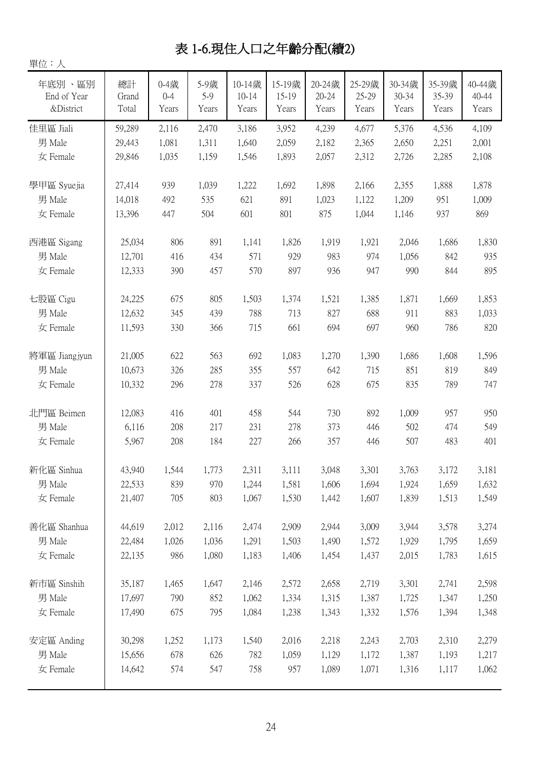# 表 1-6.現住人口之年齡分配(續2)

單位：人

| 年底別 、區別 End of Year &District | 總計 Grand Total | 0-4歲 0-4 Years | 5-9歲 5-9 Years | 10-14歲 10-14 Years | 15-19歲 15-19 Years | 20-24歲 20-24 Years | 25-29歲 25-29 Years | 30-34歲 30-34 Years | 35-39歲 35-39 Years | 40-44歲 40-44 Years |
|---|---|---|---|---|---|---|---|---|---|---|
| 佳里區 Jiali | 59,289 | 2,116 | 2,470 | 3,186 | 3,952 | 4,239 | 4,677 | 5,376 | 4,536 | 4,109 |
| 男 Male | 29,443 | 1,081 | 1,311 | 1,640 | 2,059 | 2,182 | 2,365 | 2,650 | 2,251 | 2,001 |
| 女 Female | 29,846 | 1,035 | 1,159 | 1,546 | 1,893 | 2,057 | 2,312 | 2,726 | 2,285 | 2,108 |
| 學甲區 Syuejia | 27,414 | 939 | 1,039 | 1,222 | 1,692 | 1,898 | 2,166 | 2,355 | 1,888 | 1,878 |
| 男 Male | 14,018 | 492 | 535 | 621 | 891 | 1,023 | 1,122 | 1,209 | 951 | 1,009 |
| 女 Female | 13,396 | 447 | 504 | 601 | 801 | 875 | 1,044 | 1,146 | 937 | 869 |
| 西港區 Sigang | 25,034 | 806 | 891 | 1,141 | 1,826 | 1,919 | 1,921 | 2,046 | 1,686 | 1,830 |
| 男 Male | 12,701 | 416 | 434 | 571 | 929 | 983 | 974 | 1,056 | 842 | 935 |
| 女 Female | 12,333 | 390 | 457 | 570 | 897 | 936 | 947 | 990 | 844 | 895 |
| 七股區 Cigu | 24,225 | 675 | 805 | 1,503 | 1,374 | 1,521 | 1,385 | 1,871 | 1,669 | 1,853 |
| 男 Male | 12,632 | 345 | 439 | 788 | 713 | 827 | 688 | 911 | 883 | 1,033 |
| 女 Female | 11,593 | 330 | 366 | 715 | 661 | 694 | 697 | 960 | 786 | 820 |
| 將軍區 Jiangjyun | 21,005 | 622 | 563 | 692 | 1,083 | 1,270 | 1,390 | 1,686 | 1,608 | 1,596 |
| 男 Male | 10,673 | 326 | 285 | 355 | 557 | 642 | 715 | 851 | 819 | 849 |
| 女 Female | 10,332 | 296 | 278 | 337 | 526 | 628 | 675 | 835 | 789 | 747 |
| 北門區 Beimen | 12,083 | 416 | 401 | 458 | 544 | 730 | 892 | 1,009 | 957 | 950 |
| 男 Male | 6,116 | 208 | 217 | 231 | 278 | 373 | 446 | 502 | 474 | 549 |
| 女 Female | 5,967 | 208 | 184 | 227 | 266 | 357 | 446 | 507 | 483 | 401 |
| 新化區 Sinhua | 43,940 | 1,544 | 1,773 | 2,311 | 3,111 | 3,048 | 3,301 | 3,763 | 3,172 | 3,181 |
| 男 Male | 22,533 | 839 | 970 | 1,244 | 1,581 | 1,606 | 1,694 | 1,924 | 1,659 | 1,632 |
| 女 Female | 21,407 | 705 | 803 | 1,067 | 1,530 | 1,442 | 1,607 | 1,839 | 1,513 | 1,549 |
| 善化區 Shanhua | 44,619 | 2,012 | 2,116 | 2,474 | 2,909 | 2,944 | 3,009 | 3,944 | 3,578 | 3,274 |
| 男 Male | 22,484 | 1,026 | 1,036 | 1,291 | 1,503 | 1,490 | 1,572 | 1,929 | 1,795 | 1,659 |
| 女 Female | 22,135 | 986 | 1,080 | 1,183 | 1,406 | 1,454 | 1,437 | 2,015 | 1,783 | 1,615 |
| 新市區 Sinshih | 35,187 | 1,465 | 1,647 | 2,146 | 2,572 | 2,658 | 2,719 | 3,301 | 2,741 | 2,598 |
| 男 Male | 17,697 | 790 | 852 | 1,062 | 1,334 | 1,315 | 1,387 | 1,725 | 1,347 | 1,250 |
| 女 Female | 17,490 | 675 | 795 | 1,084 | 1,238 | 1,343 | 1,332 | 1,576 | 1,394 | 1,348 |
| 安定區 Anding | 30,298 | 1,252 | 1,173 | 1,540 | 2,016 | 2,218 | 2,243 | 2,703 | 2,310 | 2,279 |
| 男 Male | 15,656 | 678 | 626 | 782 | 1,059 | 1,129 | 1,172 | 1,387 | 1,193 | 1,217 |
| 女 Female | 14,642 | 574 | 547 | 758 | 957 | 1,089 | 1,071 | 1,316 | 1,117 | 1,062 |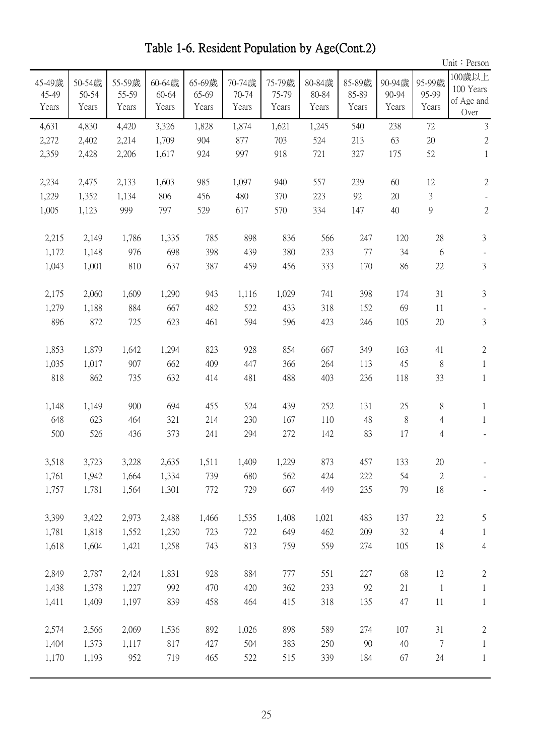# Table 1-6. Resident Population by Age(Cont.2)

Unit：Person

| 45-49歲 45-49 Years | 50-54歲 50-54 Years | 55-59歲 55-59 Years | 60-64歲 60-64 Years | 65-69歲 65-69 Years | 70-74歲 70-74 Years | 75-79歲 75-79 Years | 80-84歲 80-84 Years | 85-89歲 85-89 Years | 90-94歲 90-94 Years | 95-99歲 95-99 Years | 100歲以上 100 Years of Age and Over |
|---|---|---|---|---|---|---|---|---|---|---|---|
| 4,631 | 4,830 | 4,420 | 3,326 | 1,828 | 1,874 | 1,621 | 1,245 | 540 | 238 | 72 | 3 |
| 2,272 | 2,402 | 2,214 | 1,709 | 904 | 877 | 703 | 524 | 213 | 63 | 20 | 2 |
| 2,359 | 2,428 | 2,206 | 1,617 | 924 | 997 | 918 | 721 | 327 | 175 | 52 | 1 |
| | | | | | | | | | | | |
| 2,234 | 2,475 | 2,133 | 1,603 | 985 | 1,097 | 940 | 557 | 239 | 60 | 12 | 2 |
| 1,229 | 1,352 | 1,134 | 806 | 456 | 480 | 370 | 223 | 92 | 20 | 3 | - |
| 1,005 | 1,123 | 999 | 797 | 529 | 617 | 570 | 334 | 147 | 40 | 9 | 2 |
| | | | | | | | | | | | |
| 2,215 | 2,149 | 1,786 | 1,335 | 785 | 898 | 836 | 566 | 247 | 120 | 28 | 3 |
| 1,172 | 1,148 | 976 | 698 | 398 | 439 | 380 | 233 | 77 | 34 | 6 | - |
| 1,043 | 1,001 | 810 | 637 | 387 | 459 | 456 | 333 | 170 | 86 | 22 | 3 |
| | | | | | | | | | | | |
| 2,175 | 2,060 | 1,609 | 1,290 | 943 | 1,116 | 1,029 | 741 | 398 | 174 | 31 | 3 |
| 1,279 | 1,188 | 884 | 667 | 482 | 522 | 433 | 318 | 152 | 69 | 11 | - |
| 896 | 872 | 725 | 623 | 461 | 594 | 596 | 423 | 246 | 105 | 20 | 3 |
| | | | | | | | | | | | |
| 1,853 | 1,879 | 1,642 | 1,294 | 823 | 928 | 854 | 667 | 349 | 163 | 41 | 2 |
| 1,035 | 1,017 | 907 | 662 | 409 | 447 | 366 | 264 | 113 | 45 | 8 | 1 |
| 818 | 862 | 735 | 632 | 414 | 481 | 488 | 403 | 236 | 118 | 33 | 1 |
| | | | | | | | | | | | |
| 1,148 | 1,149 | 900 | 694 | 455 | 524 | 439 | 252 | 131 | 25 | 8 | 1 |
| 648 | 623 | 464 | 321 | 214 | 230 | 167 | 110 | 48 | 8 | 4 | 1 |
| 500 | 526 | 436 | 373 | 241 | 294 | 272 | 142 | 83 | 17 | 4 | - |
| | | | | | | | | | | | |
| 3,518 | 3,723 | 3,228 | 2,635 | 1,511 | 1,409 | 1,229 | 873 | 457 | 133 | 20 | - |
| 1,761 | 1,942 | 1,664 | 1,334 | 739 | 680 | 562 | 424 | 222 | 54 | 2 | - |
| 1,757 | 1,781 | 1,564 | 1,301 | 772 | 729 | 667 | 449 | 235 | 79 | 18 | - |
| | | | | | | | | | | | |
| 3,399 | 3,422 | 2,973 | 2,488 | 1,466 | 1,535 | 1,408 | 1,021 | 483 | 137 | 22 | 5 |
| 1,781 | 1,818 | 1,552 | 1,230 | 723 | 722 | 649 | 462 | 209 | 32 | 4 | 1 |
| 1,618 | 1,604 | 1,421 | 1,258 | 743 | 813 | 759 | 559 | 274 | 105 | 18 | 4 |
| | | | | | | | | | | | |
| 2,849 | 2,787 | 2,424 | 1,831 | 928 | 884 | 777 | 551 | 227 | 68 | 12 | 2 |
| 1,438 | 1,378 | 1,227 | 992 | 470 | 420 | 362 | 233 | 92 | 21 | 1 | 1 |
| 1,411 | 1,409 | 1,197 | 839 | 458 | 464 | 415 | 318 | 135 | 47 | 11 | 1 |
| | | | | | | | | | | | |
| 2,574 | 2,566 | 2,069 | 1,536 | 892 | 1,026 | 898 | 589 | 274 | 107 | 31 | 2 |
| 1,404 | 1,373 | 1,117 | 817 | 427 | 504 | 383 | 250 | 90 | 40 | 7 | 1 |
| 1,170 | 1,193 | 952 | 719 | 465 | 522 | 515 | 339 | 184 | 67 | 24 | 1 |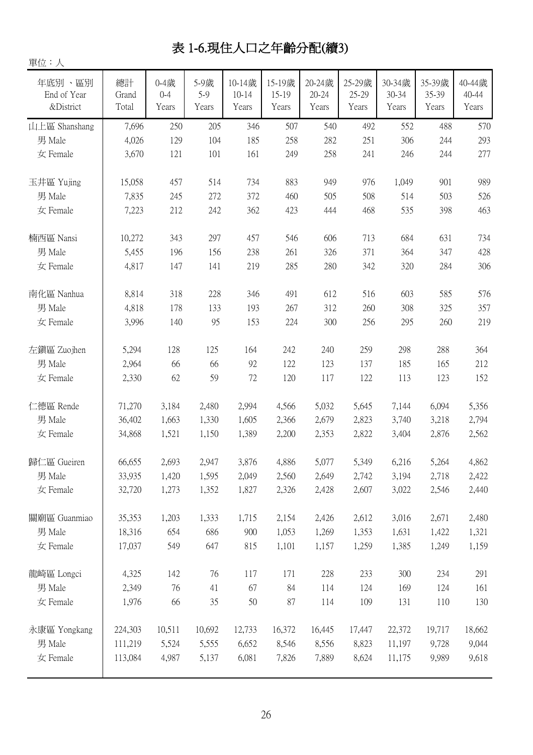# 表 1-6.現住人口之年齡分配(續3)

單位：人

| 年底別 、區別 End of Year &District | 總計 Grand Total | 0-4歲 0-4 Years | 5-9歲 5-9 Years | 10-14歲 10-14 Years | 15-19歲 15-19 Years | 20-24歲 20-24 Years | 25-29歲 25-29 Years | 30-34歲 30-34 Years | 35-39歲 35-39 Years | 40-44歲 40-44 Years |
|---|---|---|---|---|---|---|---|---|---|---|
| 山上區 Shanshang | 7,696 | 250 | 205 | 346 | 507 | 540 | 492 | 552 | 488 | 570 |
| 男 Male | 4,026 | 129 | 104 | 185 | 258 | 282 | 251 | 306 | 244 | 293 |
| 女 Female | 3,670 | 121 | 101 | 161 | 249 | 258 | 241 | 246 | 244 | 277 |
| 玉井區 Yujing | 15,058 | 457 | 514 | 734 | 883 | 949 | 976 | 1,049 | 901 | 989 |
| 男 Male | 7,835 | 245 | 272 | 372 | 460 | 505 | 508 | 514 | 503 | 526 |
| 女 Female | 7,223 | 212 | 242 | 362 | 423 | 444 | 468 | 535 | 398 | 463 |
| 楠西區 Nansi | 10,272 | 343 | 297 | 457 | 546 | 606 | 713 | 684 | 631 | 734 |
| 男 Male | 5,455 | 196 | 156 | 238 | 261 | 326 | 371 | 364 | 347 | 428 |
| 女 Female | 4,817 | 147 | 141 | 219 | 285 | 280 | 342 | 320 | 284 | 306 |
| 南化區 Nanhua | 8,814 | 318 | 228 | 346 | 491 | 612 | 516 | 603 | 585 | 576 |
| 男 Male | 4,818 | 178 | 133 | 193 | 267 | 312 | 260 | 308 | 325 | 357 |
| 女 Female | 3,996 | 140 | 95 | 153 | 224 | 300 | 256 | 295 | 260 | 219 |
| 左鎮區 Zuojhen | 5,294 | 128 | 125 | 164 | 242 | 240 | 259 | 298 | 288 | 364 |
| 男 Male | 2,964 | 66 | 66 | 92 | 122 | 123 | 137 | 185 | 165 | 212 |
| 女 Female | 2,330 | 62 | 59 | 72 | 120 | 117 | 122 | 113 | 123 | 152 |
| 仁德區 Rende | 71,270 | 3,184 | 2,480 | 2,994 | 4,566 | 5,032 | 5,645 | 7,144 | 6,094 | 5,356 |
| 男 Male | 36,402 | 1,663 | 1,330 | 1,605 | 2,366 | 2,679 | 2,823 | 3,740 | 3,218 | 2,794 |
| 女 Female | 34,868 | 1,521 | 1,150 | 1,389 | 2,200 | 2,353 | 2,822 | 3,404 | 2,876 | 2,562 |
| 歸仁區 Gueiren | 66,655 | 2,693 | 2,947 | 3,876 | 4,886 | 5,077 | 5,349 | 6,216 | 5,264 | 4,862 |
| 男 Male | 33,935 | 1,420 | 1,595 | 2,049 | 2,560 | 2,649 | 2,742 | 3,194 | 2,718 | 2,422 |
| 女 Female | 32,720 | 1,273 | 1,352 | 1,827 | 2,326 | 2,428 | 2,607 | 3,022 | 2,546 | 2,440 |
| 關廟區 Guanmiao | 35,353 | 1,203 | 1,333 | 1,715 | 2,154 | 2,426 | 2,612 | 3,016 | 2,671 | 2,480 |
| 男 Male | 18,316 | 654 | 686 | 900 | 1,053 | 1,269 | 1,353 | 1,631 | 1,422 | 1,321 |
| 女 Female | 17,037 | 549 | 647 | 815 | 1,101 | 1,157 | 1,259 | 1,385 | 1,249 | 1,159 |
| 龍崎區 Longci | 4,325 | 142 | 76 | 117 | 171 | 228 | 233 | 300 | 234 | 291 |
| 男 Male | 2,349 | 76 | 41 | 67 | 84 | 114 | 124 | 169 | 124 | 161 |
| 女 Female | 1,976 | 66 | 35 | 50 | 87 | 114 | 109 | 131 | 110 | 130 |
| 永康區 Yongkang | 224,303 | 10,511 | 10,692 | 12,733 | 16,372 | 16,445 | 17,447 | 22,372 | 19,717 | 18,662 |
| 男 Male | 111,219 | 5,524 | 5,555 | 6,652 | 8,546 | 8,556 | 8,823 | 11,197 | 9,728 | 9,044 |
| 女 Female | 113,084 | 4,987 | 5,137 | 6,081 | 7,826 | 7,889 | 8,624 | 11,175 | 9,989 | 9,618 |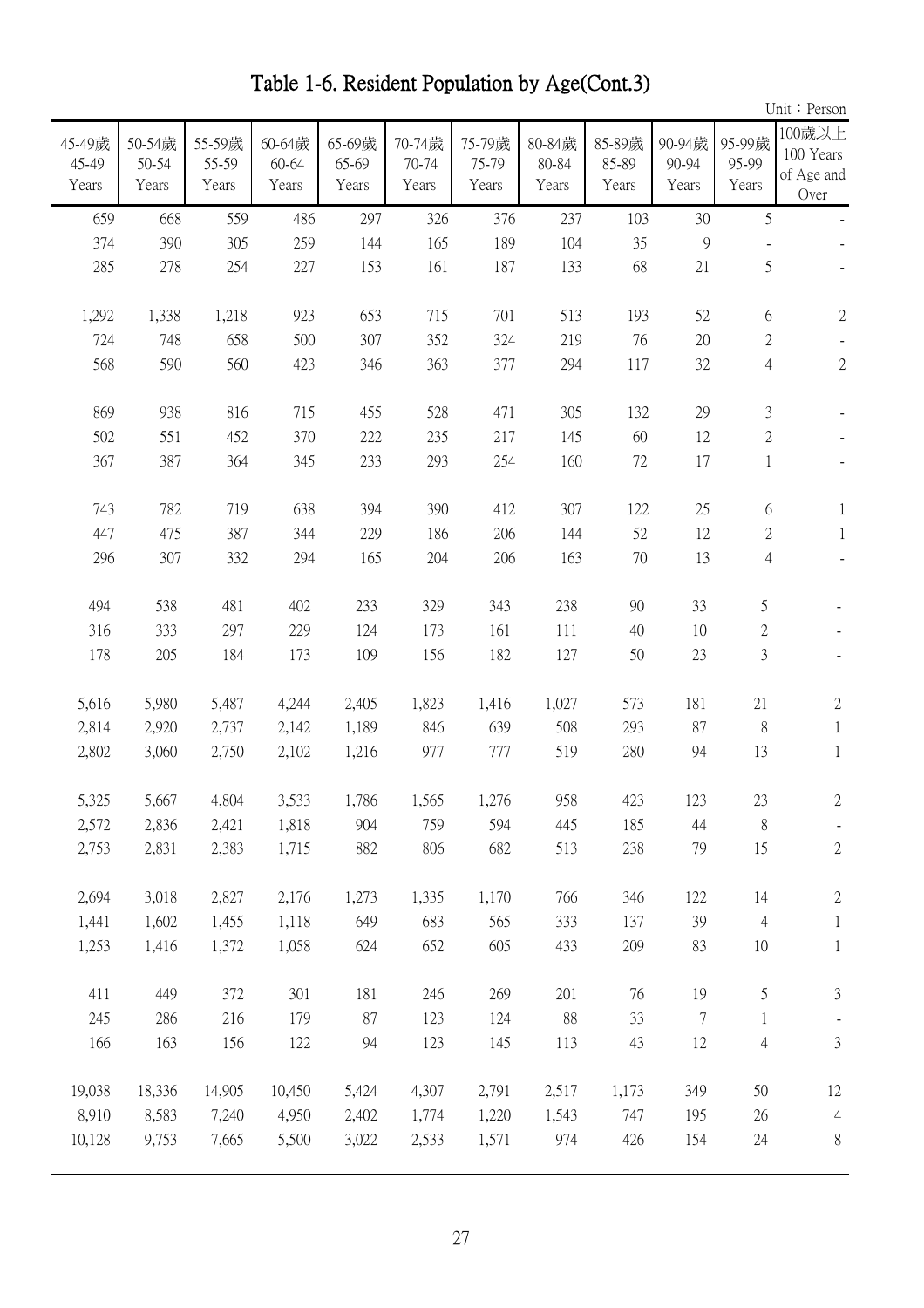# Table 1-6. Resident Population by Age(Cont.3)

Unit：Person

| 45-49歲 45-49 Years | 50-54歲 50-54 Years | 55-59歲 55-59 Years | 60-64歲 60-64 Years | 65-69歲 65-69 Years | 70-74歲 70-74 Years | 75-79歲 75-79 Years | 80-84歲 80-84 Years | 85-89歲 85-89 Years | 90-94歲 90-94 Years | 95-99歲 95-99 Years | 100歲以上 100 Years of Age and Over |
|---|---|---|---|---|---|---|---|---|---|---|---|
| 659 | 668 | 559 | 486 | 297 | 326 | 376 | 237 | 103 | 30 | 5 | - |
| 374 | 390 | 305 | 259 | 144 | 165 | 189 | 104 | 35 | 9 | - | - |
| 285 | 278 | 254 | 227 | 153 | 161 | 187 | 133 | 68 | 21 | 5 | - |
| | | | | | | | | | | | |
| 1,292 | 1,338 | 1,218 | 923 | 653 | 715 | 701 | 513 | 193 | 52 | 6 | 2 |
| 724 | 748 | 658 | 500 | 307 | 352 | 324 | 219 | 76 | 20 | 2 | - |
| 568 | 590 | 560 | 423 | 346 | 363 | 377 | 294 | 117 | 32 | 4 | 2 |
| | | | | | | | | | | | |
| 869 | 938 | 816 | 715 | 455 | 528 | 471 | 305 | 132 | 29 | 3 | - |
| 502 | 551 | 452 | 370 | 222 | 235 | 217 | 145 | 60 | 12 | 2 | - |
| 367 | 387 | 364 | 345 | 233 | 293 | 254 | 160 | 72 | 17 | 1 | - |
| | | | | | | | | | | | |
| 743 | 782 | 719 | 638 | 394 | 390 | 412 | 307 | 122 | 25 | 6 | 1 |
| 447 | 475 | 387 | 344 | 229 | 186 | 206 | 144 | 52 | 12 | 2 | 1 |
| 296 | 307 | 332 | 294 | 165 | 204 | 206 | 163 | 70 | 13 | 4 | - |
| | | | | | | | | | | | |
| 494 | 538 | 481 | 402 | 233 | 329 | 343 | 238 | 90 | 33 | 5 | - |
| 316 | 333 | 297 | 229 | 124 | 173 | 161 | 111 | 40 | 10 | 2 | - |
| 178 | 205 | 184 | 173 | 109 | 156 | 182 | 127 | 50 | 23 | 3 | - |
| | | | | | | | | | | | |
| 5,616 | 5,980 | 5,487 | 4,244 | 2,405 | 1,823 | 1,416 | 1,027 | 573 | 181 | 21 | 2 |
| 2,814 | 2,920 | 2,737 | 2,142 | 1,189 | 846 | 639 | 508 | 293 | 87 | 8 | 1 |
| 2,802 | 3,060 | 2,750 | 2,102 | 1,216 | 977 | 777 | 519 | 280 | 94 | 13 | 1 |
| | | | | | | | | | | | |
| 5,325 | 5,667 | 4,804 | 3,533 | 1,786 | 1,565 | 1,276 | 958 | 423 | 123 | 23 | 2 |
| 2,572 | 2,836 | 2,421 | 1,818 | 904 | 759 | 594 | 445 | 185 | 44 | 8 | - |
| 2,753 | 2,831 | 2,383 | 1,715 | 882 | 806 | 682 | 513 | 238 | 79 | 15 | 2 |
| | | | | | | | | | | | |
| 2,694 | 3,018 | 2,827 | 2,176 | 1,273 | 1,335 | 1,170 | 766 | 346 | 122 | 14 | 2 |
| 1,441 | 1,602 | 1,455 | 1,118 | 649 | 683 | 565 | 333 | 137 | 39 | 4 | 1 |
| 1,253 | 1,416 | 1,372 | 1,058 | 624 | 652 | 605 | 433 | 209 | 83 | 10 | 1 |
| | | | | | | | | | | | |
| 411 | 449 | 372 | 301 | 181 | 246 | 269 | 201 | 76 | 19 | 5 | 3 |
| 245 | 286 | 216 | 179 | 87 | 123 | 124 | 88 | 33 | 7 | 1 | - |
| 166 | 163 | 156 | 122 | 94 | 123 | 145 | 113 | 43 | 12 | 4 | 3 |
| | | | | | | | | | | | |
| 19,038 | 18,336 | 14,905 | 10,450 | 5,424 | 4,307 | 2,791 | 2,517 | 1,173 | 349 | 50 | 12 |
| 8,910 | 8,583 | 7,240 | 4,950 | 2,402 | 1,774 | 1,220 | 1,543 | 747 | 195 | 26 | 4 |
| 10,128 | 9,753 | 7,665 | 5,500 | 3,022 | 2,533 | 1,571 | 974 | 426 | 154 | 24 | 8 |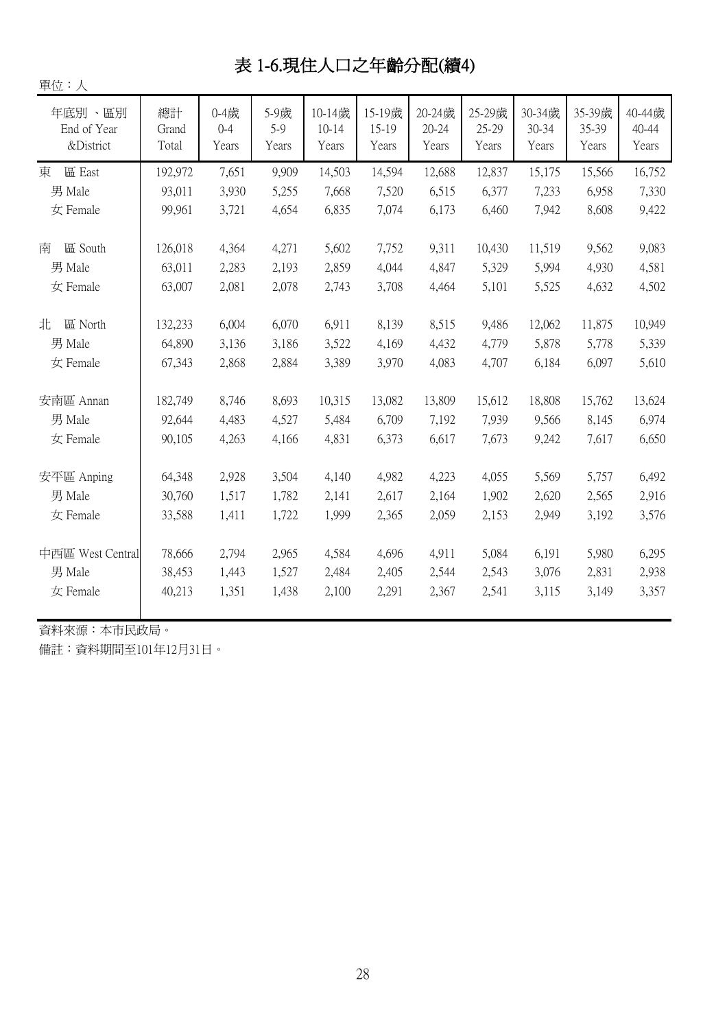# 表 1-6.現住人口之年齡分配(續4)

單位：人

| 年底別 、區別 End of Year &District | 總計 Grand Total | 0-4歲 0-4 Years | 5-9歲 5-9 Years | 10-14歲 10-14 Years | 15-19歲 15-19 Years | 20-24歲 20-24 Years | 25-29歲 25-29 Years | 30-34歲 30-34 Years | 35-39歲 35-39 Years | 40-44歲 40-44 Years |
|---|---|---|---|---|---|---|---|---|---|---|
| 東　區 East | 192,972 | 7,651 | 9,909 | 14,503 | 14,594 | 12,688 | 12,837 | 15,175 | 15,566 | 16,752 |
| 男 Male | 93,011 | 3,930 | 5,255 | 7,668 | 7,520 | 6,515 | 6,377 | 7,233 | 6,958 | 7,330 |
| 女 Female | 99,961 | 3,721 | 4,654 | 6,835 | 7,074 | 6,173 | 6,460 | 7,942 | 8,608 | 9,422 |
| 南　區 South | 126,018 | 4,364 | 4,271 | 5,602 | 7,752 | 9,311 | 10,430 | 11,519 | 9,562 | 9,083 |
| 男 Male | 63,011 | 2,283 | 2,193 | 2,859 | 4,044 | 4,847 | 5,329 | 5,994 | 4,930 | 4,581 |
| 女 Female | 63,007 | 2,081 | 2,078 | 2,743 | 3,708 | 4,464 | 5,101 | 5,525 | 4,632 | 4,502 |
| 北　區 North | 132,233 | 6,004 | 6,070 | 6,911 | 8,139 | 8,515 | 9,486 | 12,062 | 11,875 | 10,949 |
| 男 Male | 64,890 | 3,136 | 3,186 | 3,522 | 4,169 | 4,432 | 4,779 | 5,878 | 5,778 | 5,339 |
| 女 Female | 67,343 | 2,868 | 2,884 | 3,389 | 3,970 | 4,083 | 4,707 | 6,184 | 6,097 | 5,610 |
| 安南區 Annan | 182,749 | 8,746 | 8,693 | 10,315 | 13,082 | 13,809 | 15,612 | 18,808 | 15,762 | 13,624 |
| 男 Male | 92,644 | 4,483 | 4,527 | 5,484 | 6,709 | 7,192 | 7,939 | 9,566 | 8,145 | 6,974 |
| 女 Female | 90,105 | 4,263 | 4,166 | 4,831 | 6,373 | 6,617 | 7,673 | 9,242 | 7,617 | 6,650 |
| 安平區 Anping | 64,348 | 2,928 | 3,504 | 4,140 | 4,982 | 4,223 | 4,055 | 5,569 | 5,757 | 6,492 |
| 男 Male | 30,760 | 1,517 | 1,782 | 2,141 | 2,617 | 2,164 | 1,902 | 2,620 | 2,565 | 2,916 |
| 女 Female | 33,588 | 1,411 | 1,722 | 1,999 | 2,365 | 2,059 | 2,153 | 2,949 | 3,192 | 3,576 |
| 中西區 West Central | 78,666 | 2,794 | 2,965 | 4,584 | 4,696 | 4,911 | 5,084 | 6,191 | 5,980 | 6,295 |
| 男 Male | 38,453 | 1,443 | 1,527 | 2,484 | 2,405 | 2,544 | 2,543 | 3,076 | 2,831 | 2,938 |
| 女 Female | 40,213 | 1,351 | 1,438 | 2,100 | 2,291 | 2,367 | 2,541 | 3,115 | 3,149 | 3,357 |

資料來源：本市民政局。

備註：資料期間至101年12月31日。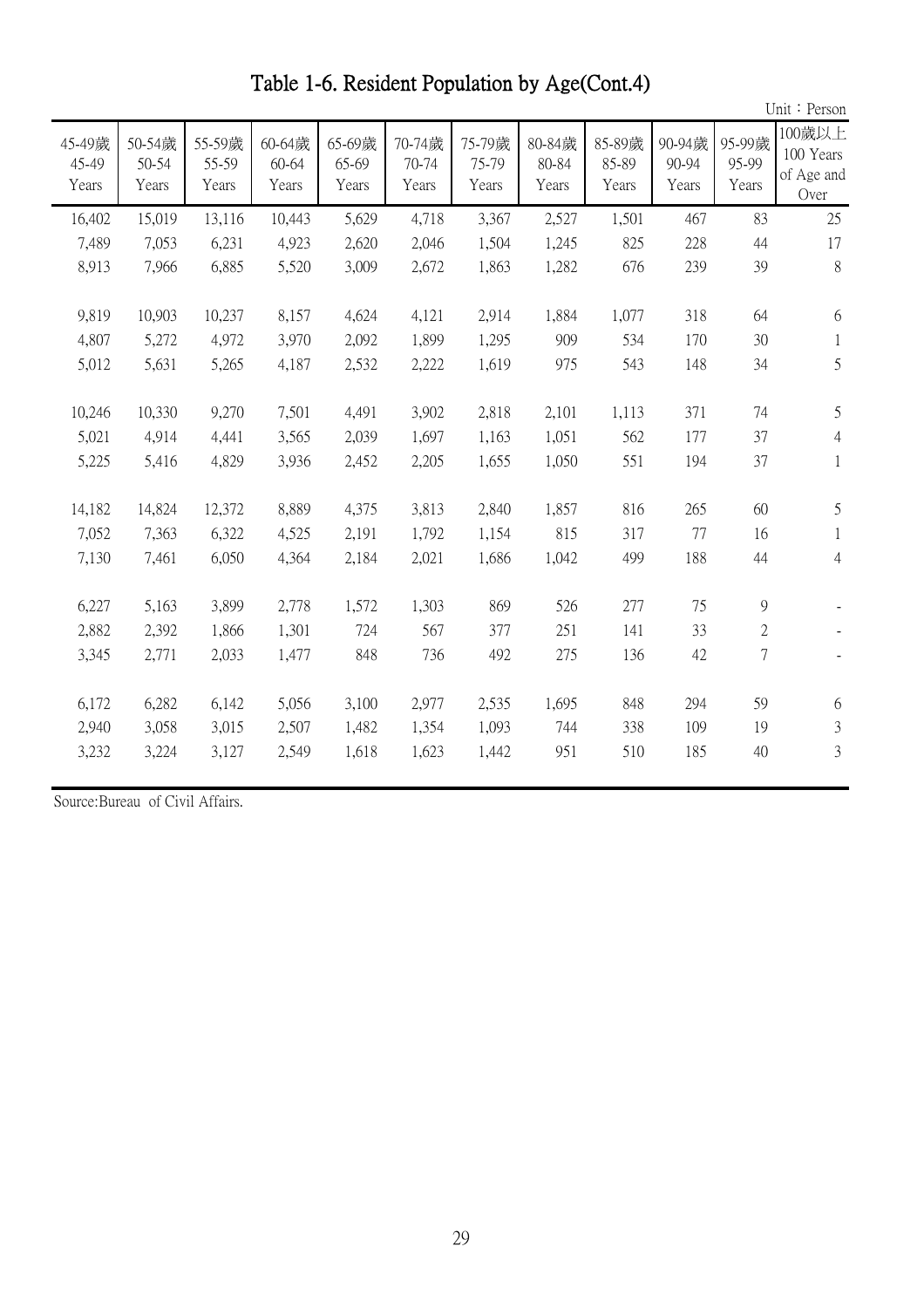# Table 1-6. Resident Population by Age(Cont.4)

Unit：Person

| 45-49歲 45-49 Years | 50-54歲 50-54 Years | 55-59歲 55-59 Years | 60-64歲 60-64 Years | 65-69歲 65-69 Years | 70-74歲 70-74 Years | 75-79歲 75-79 Years | 80-84歲 80-84 Years | 85-89歲 85-89 Years | 90-94歲 90-94 Years | 95-99歲 95-99 Years | 100歲以上 100 Years of Age and Over |
|---|---|---|---|---|---|---|---|---|---|---|---|
| 16,402 | 15,019 | 13,116 | 10,443 | 5,629 | 4,718 | 3,367 | 2,527 | 1,501 | 467 | 83 | 25 |
| 7,489 | 7,053 | 6,231 | 4,923 | 2,620 | 2,046 | 1,504 | 1,245 | 825 | 228 | 44 | 17 |
| 8,913 | 7,966 | 6,885 | 5,520 | 3,009 | 2,672 | 1,863 | 1,282 | 676 | 239 | 39 | 8 |
| 9,819 | 10,903 | 10,237 | 8,157 | 4,624 | 4,121 | 2,914 | 1,884 | 1,077 | 318 | 64 | 6 |
| 4,807 | 5,272 | 4,972 | 3,970 | 2,092 | 1,899 | 1,295 | 909 | 534 | 170 | 30 | 1 |
| 5,012 | 5,631 | 5,265 | 4,187 | 2,532 | 2,222 | 1,619 | 975 | 543 | 148 | 34 | 5 |
| 10,246 | 10,330 | 9,270 | 7,501 | 4,491 | 3,902 | 2,818 | 2,101 | 1,113 | 371 | 74 | 5 |
| 5,021 | 4,914 | 4,441 | 3,565 | 2,039 | 1,697 | 1,163 | 1,051 | 562 | 177 | 37 | 4 |
| 5,225 | 5,416 | 4,829 | 3,936 | 2,452 | 2,205 | 1,655 | 1,050 | 551 | 194 | 37 | 1 |
| 14,182 | 14,824 | 12,372 | 8,889 | 4,375 | 3,813 | 2,840 | 1,857 | 816 | 265 | 60 | 5 |
| 7,052 | 7,363 | 6,322 | 4,525 | 2,191 | 1,792 | 1,154 | 815 | 317 | 77 | 16 | 1 |
| 7,130 | 7,461 | 6,050 | 4,364 | 2,184 | 2,021 | 1,686 | 1,042 | 499 | 188 | 44 | 4 |
| 6,227 | 5,163 | 3,899 | 2,778 | 1,572 | 1,303 | 869 | 526 | 277 | 75 | 9 | - |
| 2,882 | 2,392 | 1,866 | 1,301 | 724 | 567 | 377 | 251 | 141 | 33 | 2 | - |
| 3,345 | 2,771 | 2,033 | 1,477 | 848 | 736 | 492 | 275 | 136 | 42 | 7 | - |
| 6,172 | 6,282 | 6,142 | 5,056 | 3,100 | 2,977 | 2,535 | 1,695 | 848 | 294 | 59 | 6 |
| 2,940 | 3,058 | 3,015 | 2,507 | 1,482 | 1,354 | 1,093 | 744 | 338 | 109 | 19 | 3 |
| 3,232 | 3,224 | 3,127 | 2,549 | 1,618 | 1,623 | 1,442 | 951 | 510 | 185 | 40 | 3 |

Source:Bureau of Civil Affairs.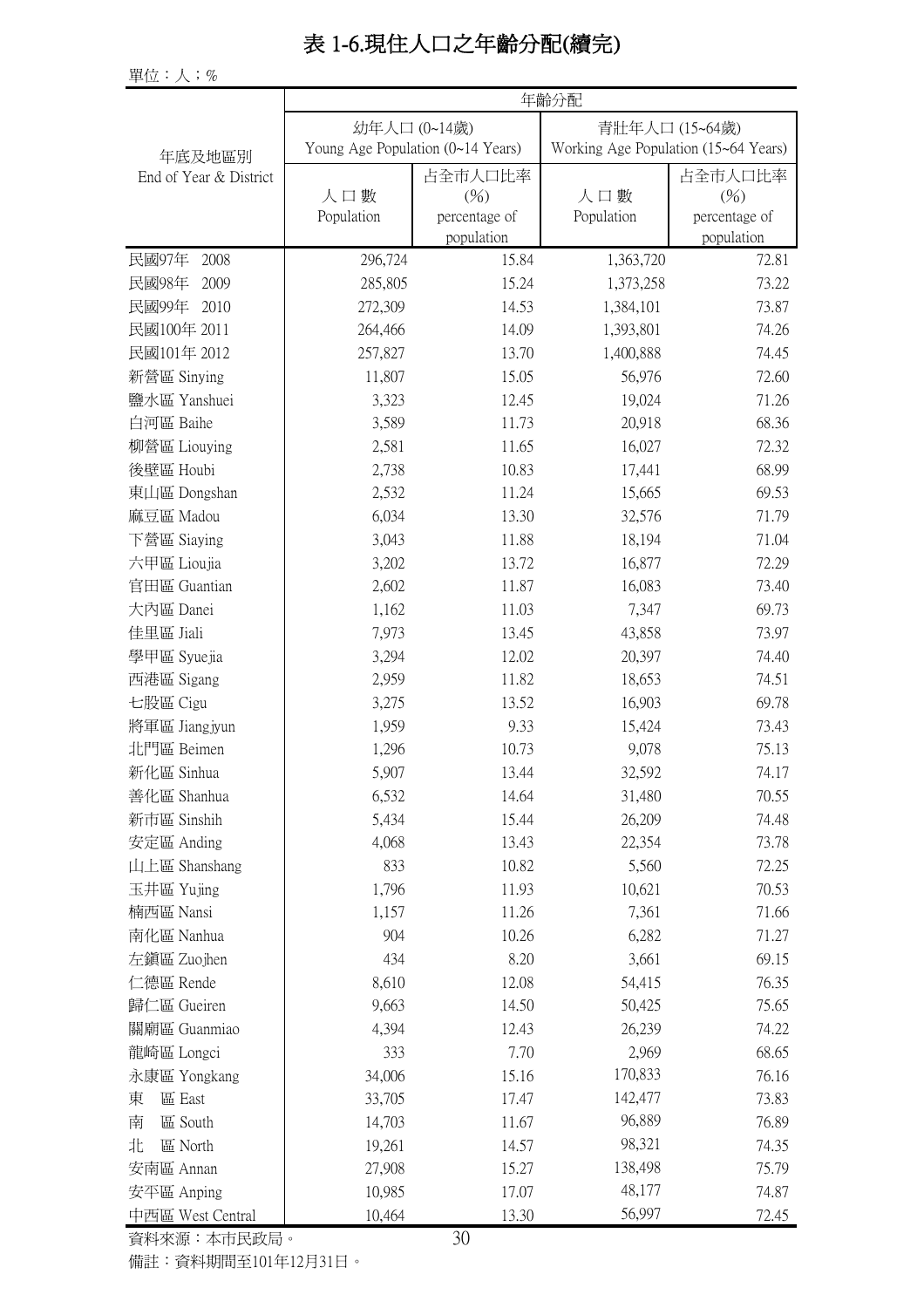# 表 1-6.現住人口之年齡分配(續完)

單位：人；%

| 年底及地區別<br>End of Year & District | 年齡分配 | | | |
|---|---|---|---|---|
| | 幼年人口 (0~14歲)<br>Young Age Population (0~14 Years) | | 青壯年人口 (15~64歲)<br>Working Age Population (15~64 Years) | |
| | 人口數<br>Population | 占全市人口比率 (%)<br>percentage of population | 人口數<br>Population | 占全市人口比率 (%)<br>percentage of population |
| 民國97年 2008 | 296,724 | 15.84 | 1,363,720 | 72.81 |
| 民國98年 2009 | 285,805 | 15.24 | 1,373,258 | 73.22 |
| 民國99年 2010 | 272,309 | 14.53 | 1,384,101 | 73.87 |
| 民國100年 2011 | 264,466 | 14.09 | 1,393,801 | 74.26 |
| 民國101年 2012 | 257,827 | 13.70 | 1,400,888 | 74.45 |
| 新營區 Sinying | 11,807 | 15.05 | 56,976 | 72.60 |
| 鹽水區 Yanshuei | 3,323 | 12.45 | 19,024 | 71.26 |
| 白河區 Baihe | 3,589 | 11.73 | 20,918 | 68.36 |
| 柳營區 Liouying | 2,581 | 11.65 | 16,027 | 72.32 |
| 後壁區 Houbi | 2,738 | 10.83 | 17,441 | 68.99 |
| 東山區 Dongshan | 2,532 | 11.24 | 15,665 | 69.53 |
| 麻豆區 Madou | 6,034 | 13.30 | 32,576 | 71.79 |
| 下營區 Siaying | 3,043 | 11.88 | 18,194 | 71.04 |
| 六甲區 Lioujia | 3,202 | 13.72 | 16,877 | 72.29 |
| 官田區 Guantian | 2,602 | 11.87 | 16,083 | 73.40 |
| 大內區 Danei | 1,162 | 11.03 | 7,347 | 69.73 |
| 佳里區 Jiali | 7,973 | 13.45 | 43,858 | 73.97 |
| 學甲區 Syuejia | 3,294 | 12.02 | 20,397 | 74.40 |
| 西港區 Sigang | 2,959 | 11.82 | 18,653 | 74.51 |
| 七股區 Cigu | 3,275 | 13.52 | 16,903 | 69.78 |
| 將軍區 Jiangjyun | 1,959 | 9.33 | 15,424 | 73.43 |
| 北門區 Beimen | 1,296 | 10.73 | 9,078 | 75.13 |
| 新化區 Sinhua | 5,907 | 13.44 | 32,592 | 74.17 |
| 善化區 Shanhua | 6,532 | 14.64 | 31,480 | 70.55 |
| 新市區 Sinshih | 5,434 | 15.44 | 26,209 | 74.48 |
| 安定區 Anding | 4,068 | 13.43 | 22,354 | 73.78 |
| 山上區 Shanshang | 833 | 10.82 | 5,560 | 72.25 |
| 玉井區 Yujing | 1,796 | 11.93 | 10,621 | 70.53 |
| 楠西區 Nansi | 1,157 | 11.26 | 7,361 | 71.66 |
| 南化區 Nanhua | 904 | 10.26 | 6,282 | 71.27 |
| 左鎮區 Zuojhen | 434 | 8.20 | 3,661 | 69.15 |
| 仁德區 Rende | 8,610 | 12.08 | 54,415 | 76.35 |
| 歸仁區 Gueiren | 9,663 | 14.50 | 50,425 | 75.65 |
| 關廟區 Guanmiao | 4,394 | 12.43 | 26,239 | 74.22 |
| 龍崎區 Longci | 333 | 7.70 | 2,969 | 68.65 |
| 永康區 Yongkang | 34,006 | 15.16 | 170,833 | 76.16 |
| 東　區 East | 33,705 | 17.47 | 142,477 | 73.83 |
| 南　區 South | 14,703 | 11.67 | 96,889 | 76.89 |
| 北　區 North | 19,261 | 14.57 | 98,321 | 74.35 |
| 安南區 Annan | 27,908 | 15.27 | 138,498 | 75.79 |
| 安平區 Anping | 10,985 | 17.07 | 48,177 | 74.87 |
| 中西區 West Central | 10,464 | 13.30 | 56,997 | 72.45 |

資料來源：本市民政局。

備註：資料期間至101年12月31日。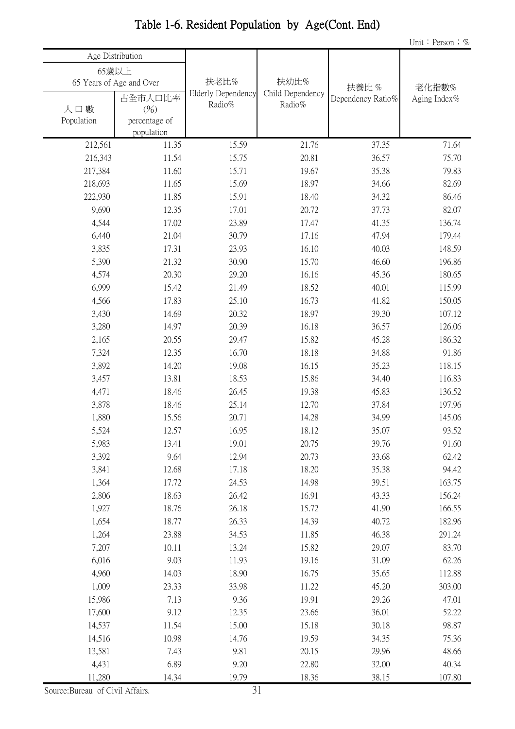# Table 1-6. Resident Population by Age(Cont. End)

Unit：Person；%

| Age Distribution | | 扶老比% Elderly Dependency Radio% | 扶幼比% Child Dependency Radio% | 扶養比 % Dependency Ratio% | 老化指數% Aging Index% |
|---|---|---|---|---|---|
| 65歲以上 65 Years of Age and Over | | | | | |
| 人 口 數 Population | 占全市人口比率 (%) percentage of population | | | | |
| 212,561 | 11.35 | 15.59 | 21.76 | 37.35 | 71.64 |
| 216,343 | 11.54 | 15.75 | 20.81 | 36.57 | 75.70 |
| 217,384 | 11.60 | 15.71 | 19.67 | 35.38 | 79.83 |
| 218,693 | 11.65 | 15.69 | 18.97 | 34.66 | 82.69 |
| 222,930 | 11.85 | 15.91 | 18.40 | 34.32 | 86.46 |
| 9,690 | 12.35 | 17.01 | 20.72 | 37.73 | 82.07 |
| 4,544 | 17.02 | 23.89 | 17.47 | 41.35 | 136.74 |
| 6,440 | 21.04 | 30.79 | 17.16 | 47.94 | 179.44 |
| 3,835 | 17.31 | 23.93 | 16.10 | 40.03 | 148.59 |
| 5,390 | 21.32 | 30.90 | 15.70 | 46.60 | 196.86 |
| 4,574 | 20.30 | 29.20 | 16.16 | 45.36 | 180.65 |
| 6,999 | 15.42 | 21.49 | 18.52 | 40.01 | 115.99 |
| 4,566 | 17.83 | 25.10 | 16.73 | 41.82 | 150.05 |
| 3,430 | 14.69 | 20.32 | 18.97 | 39.30 | 107.12 |
| 3,280 | 14.97 | 20.39 | 16.18 | 36.57 | 126.06 |
| 2,165 | 20.55 | 29.47 | 15.82 | 45.28 | 186.32 |
| 7,324 | 12.35 | 16.70 | 18.18 | 34.88 | 91.86 |
| 3,892 | 14.20 | 19.08 | 16.15 | 35.23 | 118.15 |
| 3,457 | 13.81 | 18.53 | 15.86 | 34.40 | 116.83 |
| 4,471 | 18.46 | 26.45 | 19.38 | 45.83 | 136.52 |
| 3,878 | 18.46 | 25.14 | 12.70 | 37.84 | 197.96 |
| 1,880 | 15.56 | 20.71 | 14.28 | 34.99 | 145.06 |
| 5,524 | 12.57 | 16.95 | 18.12 | 35.07 | 93.52 |
| 5,983 | 13.41 | 19.01 | 20.75 | 39.76 | 91.60 |
| 3,392 | 9.64 | 12.94 | 20.73 | 33.68 | 62.42 |
| 3,841 | 12.68 | 17.18 | 18.20 | 35.38 | 94.42 |
| 1,364 | 17.72 | 24.53 | 14.98 | 39.51 | 163.75 |
| 2,806 | 18.63 | 26.42 | 16.91 | 43.33 | 156.24 |
| 1,927 | 18.76 | 26.18 | 15.72 | 41.90 | 166.55 |
| 1,654 | 18.77 | 26.33 | 14.39 | 40.72 | 182.96 |
| 1,264 | 23.88 | 34.53 | 11.85 | 46.38 | 291.24 |
| 7,207 | 10.11 | 13.24 | 15.82 | 29.07 | 83.70 |
| 6,016 | 9.03 | 11.93 | 19.16 | 31.09 | 62.26 |
| 4,960 | 14.03 | 18.90 | 16.75 | 35.65 | 112.88 |
| 1,009 | 23.33 | 33.98 | 11.22 | 45.20 | 303.00 |
| 15,986 | 7.13 | 9.36 | 19.91 | 29.26 | 47.01 |
| 17,600 | 9.12 | 12.35 | 23.66 | 36.01 | 52.22 |
| 14,537 | 11.54 | 15.00 | 15.18 | 30.18 | 98.87 |
| 14,516 | 10.98 | 14.76 | 19.59 | 34.35 | 75.36 |
| 13,581 | 7.43 | 9.81 | 20.15 | 29.96 | 48.66 |
| 4,431 | 6.89 | 9.20 | 22.80 | 32.00 | 40.34 |
| 11,280 | 14.34 | 19.79 | 18.36 | 38.15 | 107.80 |

Source:Bureau of Civil Affairs.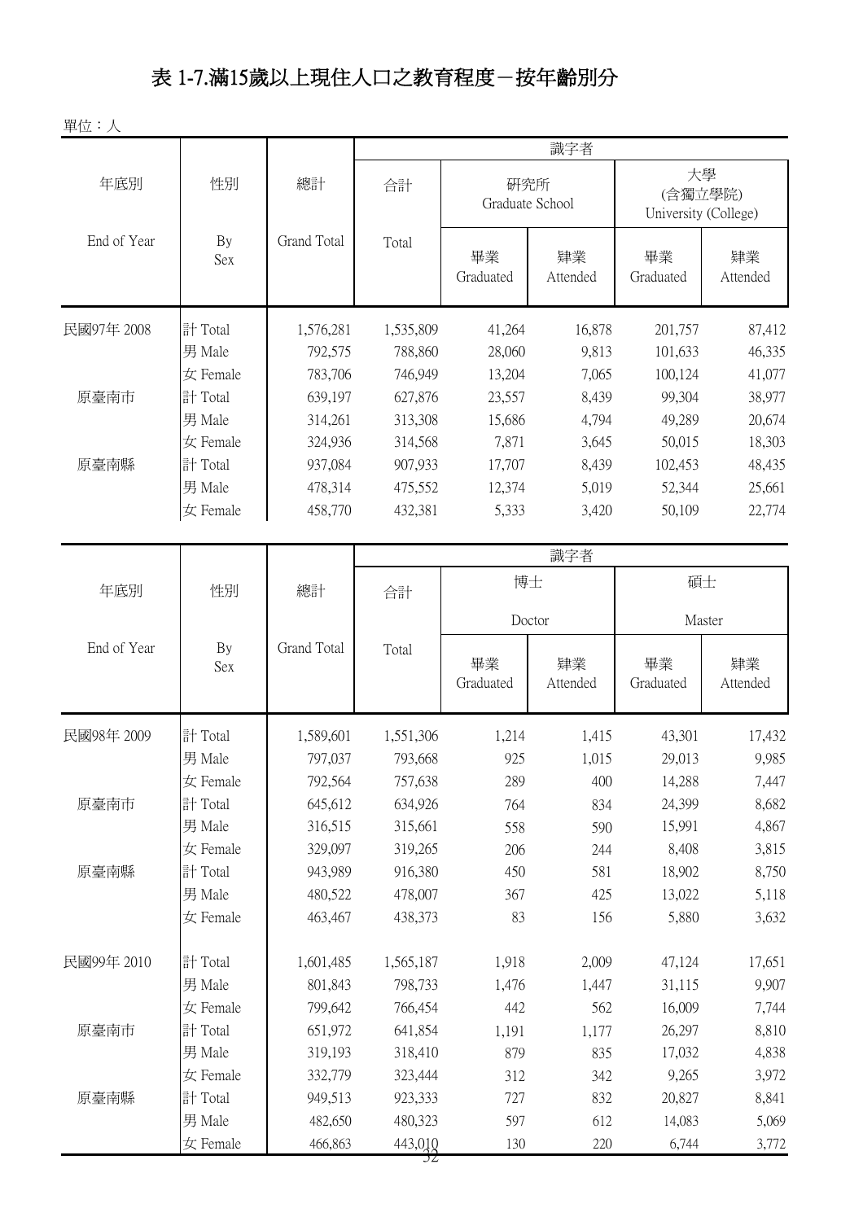# 表 1-7.滿15歲以上現住人口之教育程度－按年齡別分

單位：人

| 年底別 End of Year | 性別 By Sex | 總計 Grand Total | 識字者 合計 Total | 研究所 Graduate School 畢業 Graduated | 研究所 Graduate School 肄業 Attended | 大學(含獨立學院) University (College) 畢業 Graduated | 大學(含獨立學院) University (College) 肄業 Attended |
|---|---|---|---|---|---|---|---|
| 民國97年 2008 | 計 Total | 1,576,281 | 1,535,809 | 41,264 | 16,878 | 201,757 | 87,412 |
| | 男 Male | 792,575 | 788,860 | 28,060 | 9,813 | 101,633 | 46,335 |
| | 女 Female | 783,706 | 746,949 | 13,204 | 7,065 | 100,124 | 41,077 |
| 原臺南市 | 計 Total | 639,197 | 627,876 | 23,557 | 8,439 | 99,304 | 38,977 |
| | 男 Male | 314,261 | 313,308 | 15,686 | 4,794 | 49,289 | 20,674 |
| | 女 Female | 324,936 | 314,568 | 7,871 | 3,645 | 50,015 | 18,303 |
| 原臺南縣 | 計 Total | 937,084 | 907,933 | 17,707 | 8,439 | 102,453 | 48,435 |
| | 男 Male | 478,314 | 475,552 | 12,374 | 5,019 | 52,344 | 25,661 |
| | 女 Female | 458,770 | 432,381 | 5,333 | 3,420 | 50,109 | 22,774 |

| 年底別 End of Year | 性別 By Sex | 總計 Grand Total | 識字者 合計 Total | 博士 Doctor 畢業 Graduated | 博士 Doctor 肄業 Attended | 碩士 Master 畢業 Graduated | 碩士 Master 肄業 Attended |
|---|---|---|---|---|---|---|---|
| 民國98年 2009 | 計 Total | 1,589,601 | 1,551,306 | 1,214 | 1,415 | 43,301 | 17,432 |
| | 男 Male | 797,037 | 793,668 | 925 | 1,015 | 29,013 | 9,985 |
| | 女 Female | 792,564 | 757,638 | 289 | 400 | 14,288 | 7,447 |
| 原臺南市 | 計 Total | 645,612 | 634,926 | 764 | 834 | 24,399 | 8,682 |
| | 男 Male | 316,515 | 315,661 | 558 | 590 | 15,991 | 4,867 |
| | 女 Female | 329,097 | 319,265 | 206 | 244 | 8,408 | 3,815 |
| 原臺南縣 | 計 Total | 943,989 | 916,380 | 450 | 581 | 18,902 | 8,750 |
| | 男 Male | 480,522 | 478,007 | 367 | 425 | 13,022 | 5,118 |
| | 女 Female | 463,467 | 438,373 | 83 | 156 | 5,880 | 3,632 |
| 民國99年 2010 | 計 Total | 1,601,485 | 1,565,187 | 1,918 | 2,009 | 47,124 | 17,651 |
| | 男 Male | 801,843 | 798,733 | 1,476 | 1,447 | 31,115 | 9,907 |
| | 女 Female | 799,642 | 766,454 | 442 | 562 | 16,009 | 7,744 |
| 原臺南市 | 計 Total | 651,972 | 641,854 | 1,191 | 1,177 | 26,297 | 8,810 |
| | 男 Male | 319,193 | 318,410 | 879 | 835 | 17,032 | 4,838 |
| | 女 Female | 332,779 | 323,444 | 312 | 342 | 9,265 | 3,972 |
| 原臺南縣 | 計 Total | 949,513 | 923,333 | 727 | 832 | 20,827 | 8,841 |
| | 男 Male | 482,650 | 480,323 | 597 | 612 | 14,083 | 5,069 |
| | 女 Female | 466,863 | 443,010 | 130 | 220 | 6,744 | 3,772 |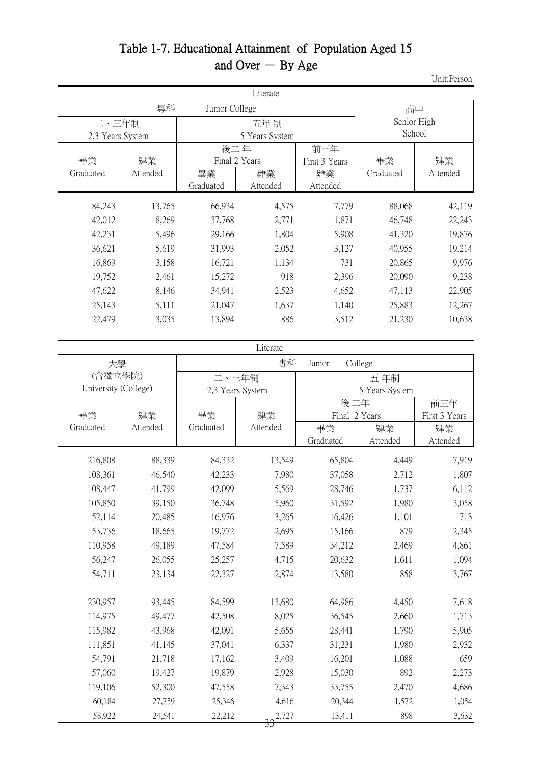# Table 1-7. Educational Attainment of Population Aged 15 and Over － By Age

Unit:Person

| Literate | | | | | | |
|---|---|---|---|---|---|---|
| 專科 Junior College | | | | | 高中 Senior High School | |
| 二、三年制 2,3 Years System | | 五年制 5 Years System | | | | |
| | | 後二年 Final 2 Years | | 前三年 First 3 Years | | |
| 畢業 Graduated | 肄業 Attended | 畢業 Graduated | 肄業 Attended | 肄業 Attended | 畢業 Graduated | 肄業 Attended |
| 84,243 | 13,765 | 66,934 | 4,575 | 7,779 | 88,068 | 42,119 |
| 42,012 | 8,269 | 37,768 | 2,771 | 1,871 | 46,748 | 22,243 |
| 42,231 | 5,496 | 29,166 | 1,804 | 5,908 | 41,320 | 19,876 |
| 36,621 | 5,619 | 31,993 | 2,052 | 3,127 | 40,955 | 19,214 |
| 16,869 | 3,158 | 16,721 | 1,134 | 731 | 20,865 | 9,976 |
| 19,752 | 2,461 | 15,272 | 918 | 2,396 | 20,090 | 9,238 |
| 47,622 | 8,146 | 34,941 | 2,523 | 4,652 | 47,113 | 22,905 |
| 25,143 | 5,111 | 21,047 | 1,637 | 1,140 | 25,883 | 12,267 |
| 22,479 | 3,035 | 13,894 | 886 | 3,512 | 21,230 | 10,638 |

| Literate | | | | | | |
|---|---|---|---|---|---|---|
| 大學(含獨立學院) University (College) | | 專科 Junior College | | | | |
| | | 二、三年制 2,3 Years System | | 五年制 5 Years System | | |
| | | | | 後二年 Final 2 Years | | 前三年 First 3 Years |
| 畢業 Graduated | 肄業 Attended | 畢業 Graduated | 肄業 Attended | 畢業 Graduated | 肄業 Attended | 肄業 Attended |
| 216,808 | 88,339 | 84,332 | 13,549 | 65,804 | 4,449 | 7,919 |
| 108,361 | 46,540 | 42,233 | 7,980 | 37,058 | 2,712 | 1,807 |
| 108,447 | 41,799 | 42,099 | 5,569 | 28,746 | 1,737 | 6,112 |
| 105,850 | 39,150 | 36,748 | 5,960 | 31,592 | 1,980 | 3,058 |
| 52,114 | 20,485 | 16,976 | 3,265 | 16,426 | 1,101 | 713 |
| 53,736 | 18,665 | 19,772 | 2,695 | 15,166 | 879 | 2,345 |
| 110,958 | 49,189 | 47,584 | 7,589 | 34,212 | 2,469 | 4,861 |
| 56,247 | 26,055 | 25,257 | 4,715 | 20,632 | 1,611 | 1,094 |
| 54,711 | 23,134 | 22,327 | 2,874 | 13,580 | 858 | 3,767 |
| | | | | | | |
| 230,957 | 93,445 | 84,599 | 13,680 | 64,986 | 4,450 | 7,618 |
| 114,975 | 49,477 | 42,508 | 8,025 | 36,545 | 2,660 | 1,713 |
| 115,982 | 43,968 | 42,091 | 5,655 | 28,441 | 1,790 | 5,905 |
| 111,851 | 41,145 | 37,041 | 6,337 | 31,231 | 1,980 | 2,932 |
| 54,791 | 21,718 | 17,162 | 3,409 | 16,201 | 1,088 | 659 |
| 57,060 | 19,427 | 19,879 | 2,928 | 15,030 | 892 | 2,273 |
| 119,106 | 52,300 | 47,558 | 7,343 | 33,755 | 2,470 | 4,686 |
| 60,184 | 27,759 | 25,346 | 4,616 | 20,344 | 1,572 | 1,054 |
| 58,922 | 24,541 | 22,212 | 2,727 | 13,411 | 898 | 3,632 |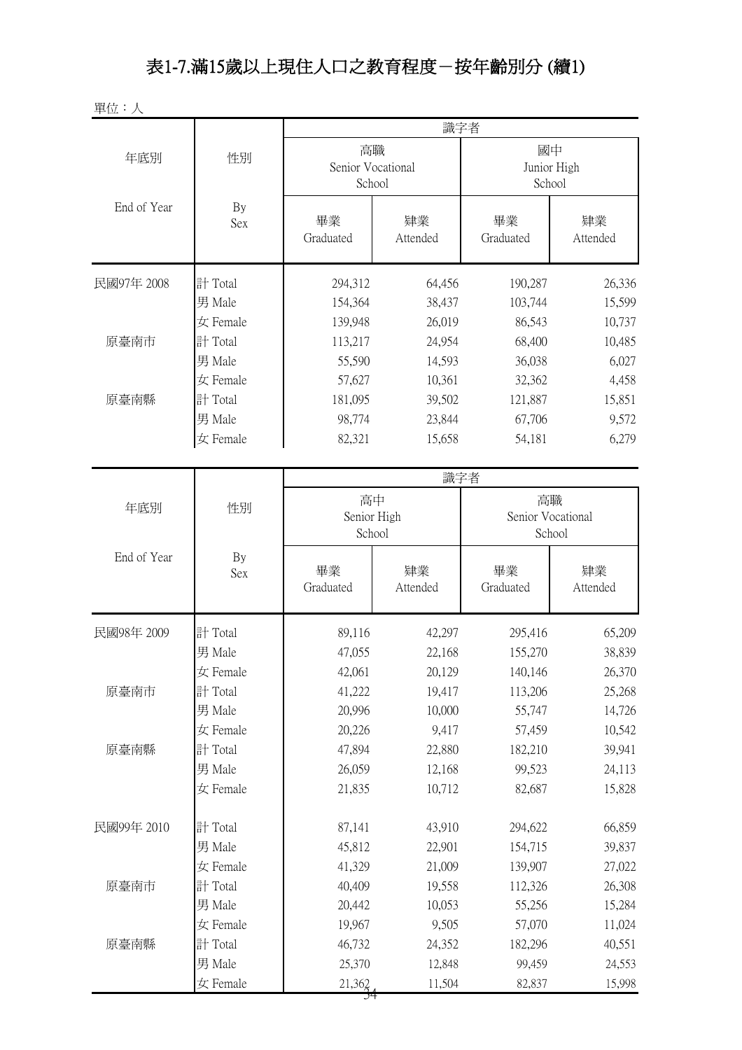# 表1-7.滿15歲以上現住人口之教育程度－按年齡別分 (續1)

單位：人

| 年底別 End of Year | 性別 By Sex | 識字者 | | | |
|---|---|---|---|---|---|
| | | 高職 Senior Vocational School | | 國中 Junior High School | |
| | | 畢業 Graduated | 肄業 Attended | 畢業 Graduated | 肄業 Attended |
| 民國97年 2008 | 計 Total | 294,312 | 64,456 | 190,287 | 26,336 |
| | 男 Male | 154,364 | 38,437 | 103,744 | 15,599 |
| | 女 Female | 139,948 | 26,019 | 86,543 | 10,737 |
| 原臺南市 | 計 Total | 113,217 | 24,954 | 68,400 | 10,485 |
| | 男 Male | 55,590 | 14,593 | 36,038 | 6,027 |
| | 女 Female | 57,627 | 10,361 | 32,362 | 4,458 |
| 原臺南縣 | 計 Total | 181,095 | 39,502 | 121,887 | 15,851 |
| | 男 Male | 98,774 | 23,844 | 67,706 | 9,572 |
| | 女 Female | 82,321 | 15,658 | 54,181 | 6,279 |

| 年底別 End of Year | 性別 By Sex | 識字者 | | | |
|---|---|---|---|---|---|
| | | 高中 Senior High School | | 高職 Senior Vocational School | |
| | | 畢業 Graduated | 肄業 Attended | 畢業 Graduated | 肄業 Attended |
| 民國98年 2009 | 計 Total | 89,116 | 42,297 | 295,416 | 65,209 |
| | 男 Male | 47,055 | 22,168 | 155,270 | 38,839 |
| | 女 Female | 42,061 | 20,129 | 140,146 | 26,370 |
| 原臺南市 | 計 Total | 41,222 | 19,417 | 113,206 | 25,268 |
| | 男 Male | 20,996 | 10,000 | 55,747 | 14,726 |
| | 女 Female | 20,226 | 9,417 | 57,459 | 10,542 |
| 原臺南縣 | 計 Total | 47,894 | 22,880 | 182,210 | 39,941 |
| | 男 Male | 26,059 | 12,168 | 99,523 | 24,113 |
| | 女 Female | 21,835 | 10,712 | 82,687 | 15,828 |
| 民國99年 2010 | 計 Total | 87,141 | 43,910 | 294,622 | 66,859 |
| | 男 Male | 45,812 | 22,901 | 154,715 | 39,837 |
| | 女 Female | 41,329 | 21,009 | 139,907 | 27,022 |
| 原臺南市 | 計 Total | 40,409 | 19,558 | 112,326 | 26,308 |
| | 男 Male | 20,442 | 10,053 | 55,256 | 15,284 |
| | 女 Female | 19,967 | 9,505 | 57,070 | 11,024 |
| 原臺南縣 | 計 Total | 46,732 | 24,352 | 182,296 | 40,551 |
| | 男 Male | 25,370 | 12,848 | 99,459 | 24,553 |
| | 女 Female | 21,362 | 11,504 | 82,837 | 15,998 |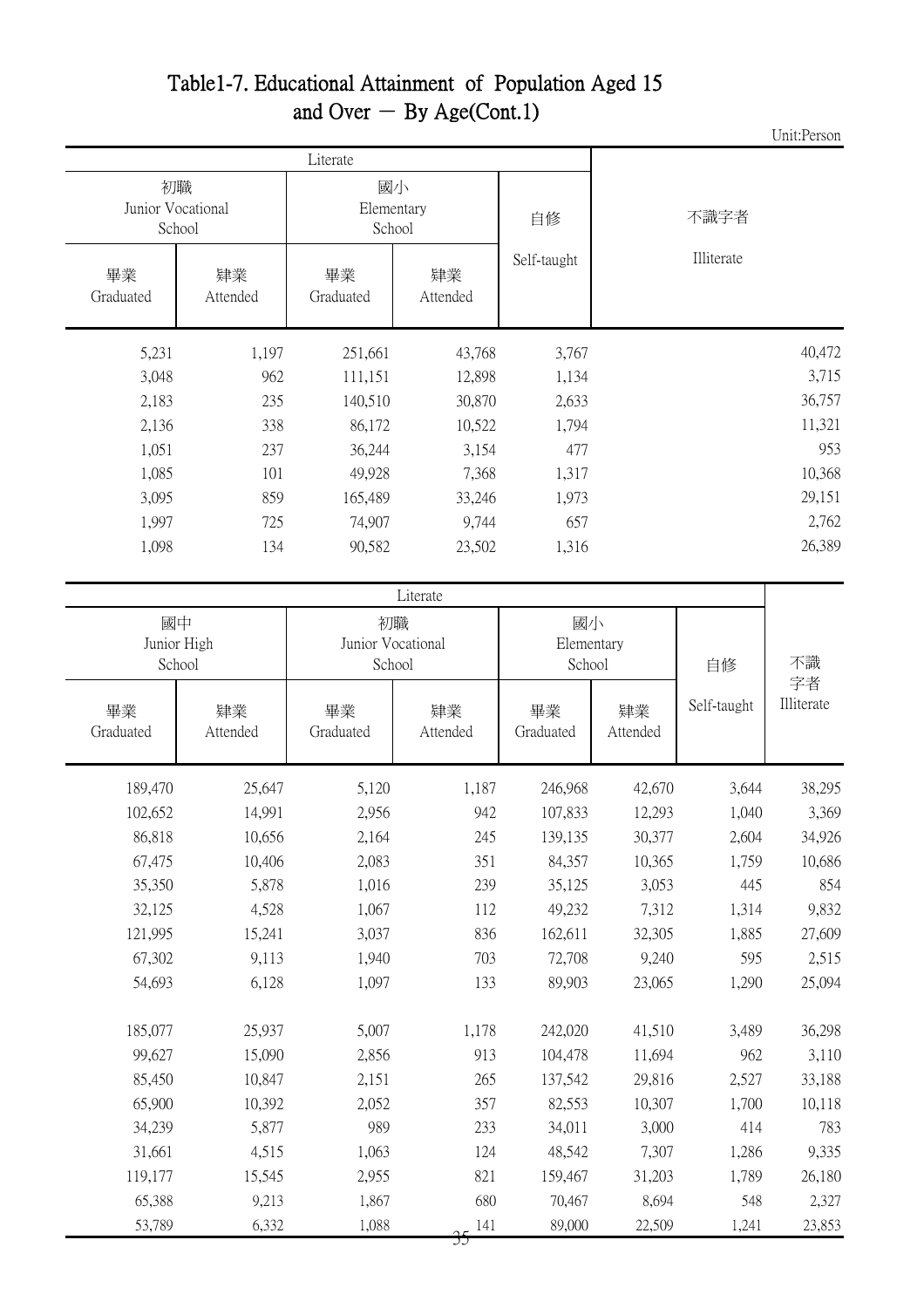# Table1-7. Educational Attainment of Population Aged 15 and Over － By Age(Cont.1)

Unit:Person

| Literate | | | | | 不識字者 Illiterate |
|---|---|---|---|---|---|
| 初職 Junior Vocational School | | 國小 Elementary School | | 自修 Self-taught | |
| 畢業 Graduated | 肄業 Attended | 畢業 Graduated | 肄業 Attended | | |
| 5,231 | 1,197 | 251,661 | 43,768 | 3,767 | 40,472 |
| 3,048 | 962 | 111,151 | 12,898 | 1,134 | 3,715 |
| 2,183 | 235 | 140,510 | 30,870 | 2,633 | 36,757 |
| 2,136 | 338 | 86,172 | 10,522 | 1,794 | 11,321 |
| 1,051 | 237 | 36,244 | 3,154 | 477 | 953 |
| 1,085 | 101 | 49,928 | 7,368 | 1,317 | 10,368 |
| 3,095 | 859 | 165,489 | 33,246 | 1,973 | 29,151 |
| 1,997 | 725 | 74,907 | 9,744 | 657 | 2,762 |
| 1,098 | 134 | 90,582 | 23,502 | 1,316 | 26,389 |

| Literate | | | | | | | 不識字者 Illiterate |
|---|---|---|---|---|---|---|---|
| 國中 Junior High School | | 初職 Junior Vocational School | | 國小 Elementary School | | 自修 Self-taught | |
| 畢業 Graduated | 肄業 Attended | 畢業 Graduated | 肄業 Attended | 畢業 Graduated | 肄業 Attended | | |
| 189,470 | 25,647 | 5,120 | 1,187 | 246,968 | 42,670 | 3,644 | 38,295 |
| 102,652 | 14,991 | 2,956 | 942 | 107,833 | 12,293 | 1,040 | 3,369 |
| 86,818 | 10,656 | 2,164 | 245 | 139,135 | 30,377 | 2,604 | 34,926 |
| 67,475 | 10,406 | 2,083 | 351 | 84,357 | 10,365 | 1,759 | 10,686 |
| 35,350 | 5,878 | 1,016 | 239 | 35,125 | 3,053 | 445 | 854 |
| 32,125 | 4,528 | 1,067 | 112 | 49,232 | 7,312 | 1,314 | 9,832 |
| 121,995 | 15,241 | 3,037 | 836 | 162,611 | 32,305 | 1,885 | 27,609 |
| 67,302 | 9,113 | 1,940 | 703 | 72,708 | 9,240 | 595 | 2,515 |
| 54,693 | 6,128 | 1,097 | 133 | 89,903 | 23,065 | 1,290 | 25,094 |
| | | | | | | | |
| 185,077 | 25,937 | 5,007 | 1,178 | 242,020 | 41,510 | 3,489 | 36,298 |
| 99,627 | 15,090 | 2,856 | 913 | 104,478 | 11,694 | 962 | 3,110 |
| 85,450 | 10,847 | 2,151 | 265 | 137,542 | 29,816 | 2,527 | 33,188 |
| 65,900 | 10,392 | 2,052 | 357 | 82,553 | 10,307 | 1,700 | 10,118 |
| 34,239 | 5,877 | 989 | 233 | 34,011 | 3,000 | 414 | 783 |
| 31,661 | 4,515 | 1,063 | 124 | 48,542 | 7,307 | 1,286 | 9,335 |
| 119,177 | 15,545 | 2,955 | 821 | 159,467 | 31,203 | 1,789 | 26,180 |
| 65,388 | 9,213 | 1,867 | 680 | 70,467 | 8,694 | 548 | 2,327 |
| 53,789 | 6,332 | 1,088 | 141 | 89,000 | 22,509 | 1,241 | 23,853 |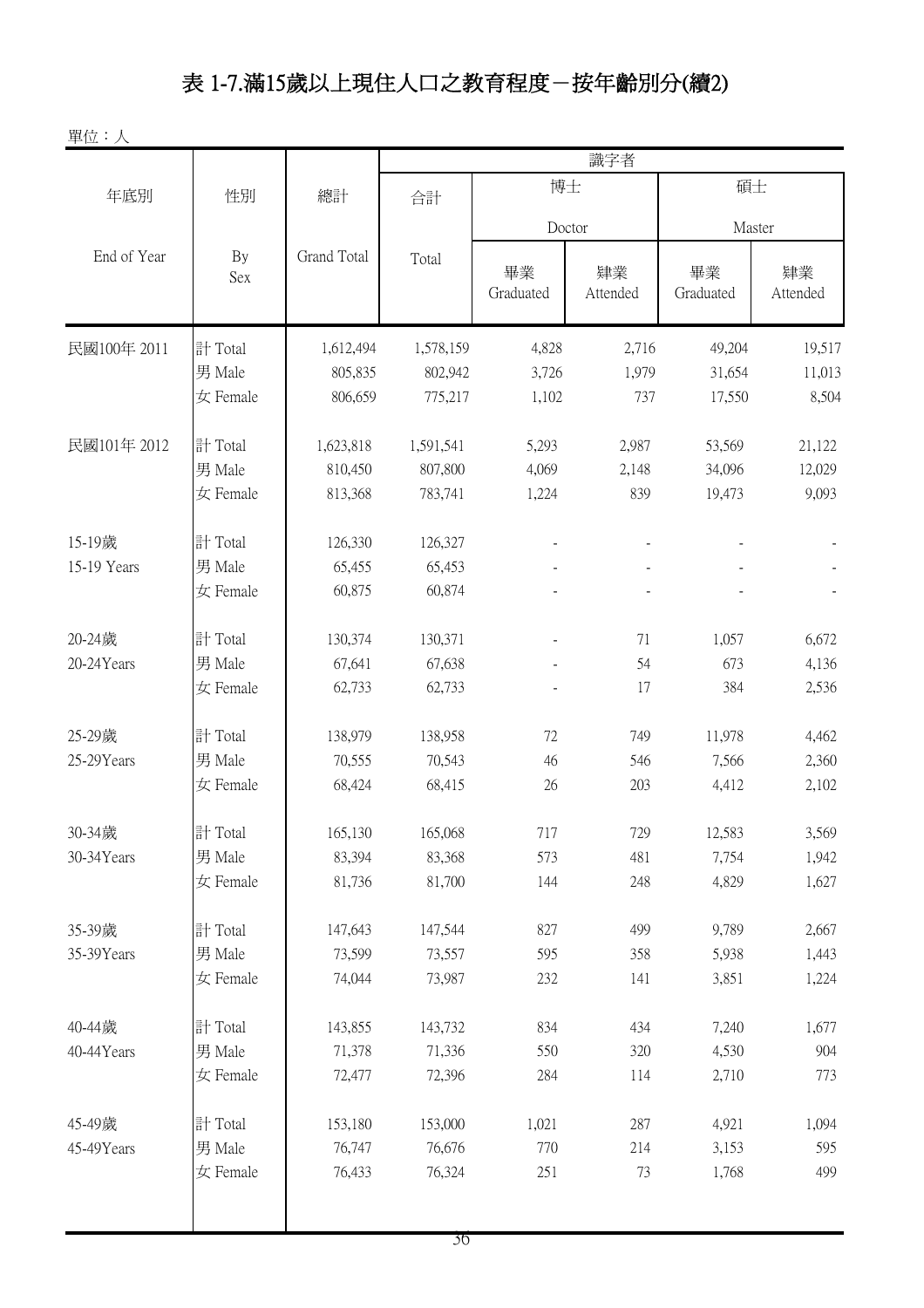# 表 1-7.滿15歲以上現住人口之教育程度－按年齡別分(續2)

單位：人

| 年底別 End of Year | 性別 By Sex | 總計 Grand Total | 識字者 合計 Total | 博士 Doctor 畢業 Graduated | 博士 Doctor 肄業 Attended | 碩士 Master 畢業 Graduated | 碩士 Master 肄業 Attended |
|---|---|---|---|---|---|---|---|
| 民國100年 2011 | 計 Total | 1,612,494 | 1,578,159 | 4,828 | 2,716 | 49,204 | 19,517 |
| | 男 Male | 805,835 | 802,942 | 3,726 | 1,979 | 31,654 | 11,013 |
| | 女 Female | 806,659 | 775,217 | 1,102 | 737 | 17,550 | 8,504 |
| 民國101年 2012 | 計 Total | 1,623,818 | 1,591,541 | 5,293 | 2,987 | 53,569 | 21,122 |
| | 男 Male | 810,450 | 807,800 | 4,069 | 2,148 | 34,096 | 12,029 |
| | 女 Female | 813,368 | 783,741 | 1,224 | 839 | 19,473 | 9,093 |
| 15-19歲 15-19 Years | 計 Total | 126,330 | 126,327 | - | - | - | - |
| | 男 Male | 65,455 | 65,453 | - | - | - | - |
| | 女 Female | 60,875 | 60,874 | - | - | - | - |
| 20-24歲 20-24Years | 計 Total | 130,374 | 130,371 | - | 71 | 1,057 | 6,672 |
| | 男 Male | 67,641 | 67,638 | - | 54 | 673 | 4,136 |
| | 女 Female | 62,733 | 62,733 | - | 17 | 384 | 2,536 |
| 25-29歲 25-29Years | 計 Total | 138,979 | 138,958 | 72 | 749 | 11,978 | 4,462 |
| | 男 Male | 70,555 | 70,543 | 46 | 546 | 7,566 | 2,360 |
| | 女 Female | 68,424 | 68,415 | 26 | 203 | 4,412 | 2,102 |
| 30-34歲 30-34Years | 計 Total | 165,130 | 165,068 | 717 | 729 | 12,583 | 3,569 |
| | 男 Male | 83,394 | 83,368 | 573 | 481 | 7,754 | 1,942 |
| | 女 Female | 81,736 | 81,700 | 144 | 248 | 4,829 | 1,627 |
| 35-39歲 35-39Years | 計 Total | 147,643 | 147,544 | 827 | 499 | 9,789 | 2,667 |
| | 男 Male | 73,599 | 73,557 | 595 | 358 | 5,938 | 1,443 |
| | 女 Female | 74,044 | 73,987 | 232 | 141 | 3,851 | 1,224 |
| 40-44歲 40-44Years | 計 Total | 143,855 | 143,732 | 834 | 434 | 7,240 | 1,677 |
| | 男 Male | 71,378 | 71,336 | 550 | 320 | 4,530 | 904 |
| | 女 Female | 72,477 | 72,396 | 284 | 114 | 2,710 | 773 |
| 45-49歲 45-49Years | 計 Total | 153,180 | 153,000 | 1,021 | 287 | 4,921 | 1,094 |
| | 男 Male | 76,747 | 76,676 | 770 | 214 | 3,153 | 595 |
| | 女 Female | 76,433 | 76,324 | 251 | 73 | 1,768 | 499 |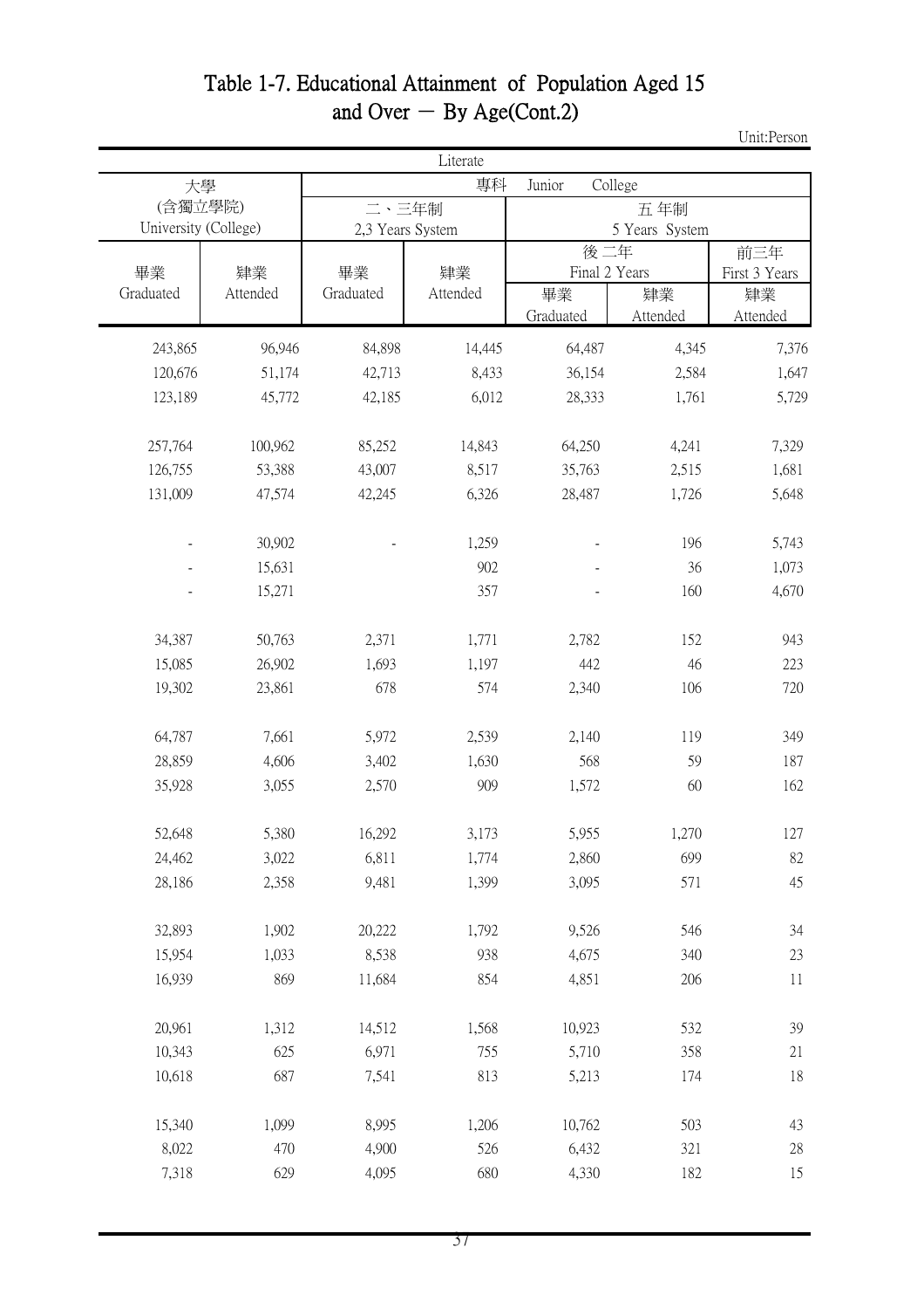# Table 1-7. Educational Attainment of Population Aged 15 and Over － By Age(Cont.2)

Unit:Person

| Literate | | | | | | |
|---|---|---|---|---|---|---|
| 大學 (含獨立學院) University (College) | | 專科 Junior College | | | | |
| | | 二、三年制 2,3 Years System | | 五 年制 5 Years System | | |
| | | | | 後 二年 Final 2 Years | | 前三年 First 3 Years |
| 畢業 Graduated | 肄業 Attended | 畢業 Graduated | 肄業 Attended | 畢業 Graduated | 肄業 Attended | 肄業 Attended |
| 243,865 | 96,946 | 84,898 | 14,445 | 64,487 | 4,345 | 7,376 |
| 120,676 | 51,174 | 42,713 | 8,433 | 36,154 | 2,584 | 1,647 |
| 123,189 | 45,772 | 42,185 | 6,012 | 28,333 | 1,761 | 5,729 |
| | | | | | | |
| 257,764 | 100,962 | 85,252 | 14,843 | 64,250 | 4,241 | 7,329 |
| 126,755 | 53,388 | 43,007 | 8,517 | 35,763 | 2,515 | 1,681 |
| 131,009 | 47,574 | 42,245 | 6,326 | 28,487 | 1,726 | 5,648 |
| | | | | | | |
| - | 30,902 | - | 1,259 | - | 196 | 5,743 |
| - | 15,631 | | 902 | - | 36 | 1,073 |
| - | 15,271 | | 357 | - | 160 | 4,670 |
| | | | | | | |
| 34,387 | 50,763 | 2,371 | 1,771 | 2,782 | 152 | 943 |
| 15,085 | 26,902 | 1,693 | 1,197 | 442 | 46 | 223 |
| 19,302 | 23,861 | 678 | 574 | 2,340 | 106 | 720 |
| | | | | | | |
| 64,787 | 7,661 | 5,972 | 2,539 | 2,140 | 119 | 349 |
| 28,859 | 4,606 | 3,402 | 1,630 | 568 | 59 | 187 |
| 35,928 | 3,055 | 2,570 | 909 | 1,572 | 60 | 162 |
| | | | | | | |
| 52,648 | 5,380 | 16,292 | 3,173 | 5,955 | 1,270 | 127 |
| 24,462 | 3,022 | 6,811 | 1,774 | 2,860 | 699 | 82 |
| 28,186 | 2,358 | 9,481 | 1,399 | 3,095 | 571 | 45 |
| | | | | | | |
| 32,893 | 1,902 | 20,222 | 1,792 | 9,526 | 546 | 34 |
| 15,954 | 1,033 | 8,538 | 938 | 4,675 | 340 | 23 |
| 16,939 | 869 | 11,684 | 854 | 4,851 | 206 | 11 |
| | | | | | | |
| 20,961 | 1,312 | 14,512 | 1,568 | 10,923 | 532 | 39 |
| 10,343 | 625 | 6,971 | 755 | 5,710 | 358 | 21 |
| 10,618 | 687 | 7,541 | 813 | 5,213 | 174 | 18 |
| | | | | | | |
| 15,340 | 1,099 | 8,995 | 1,206 | 10,762 | 503 | 43 |
| 8,022 | 470 | 4,900 | 526 | 6,432 | 321 | 28 |
| 7,318 | 629 | 4,095 | 680 | 4,330 | 182 | 15 |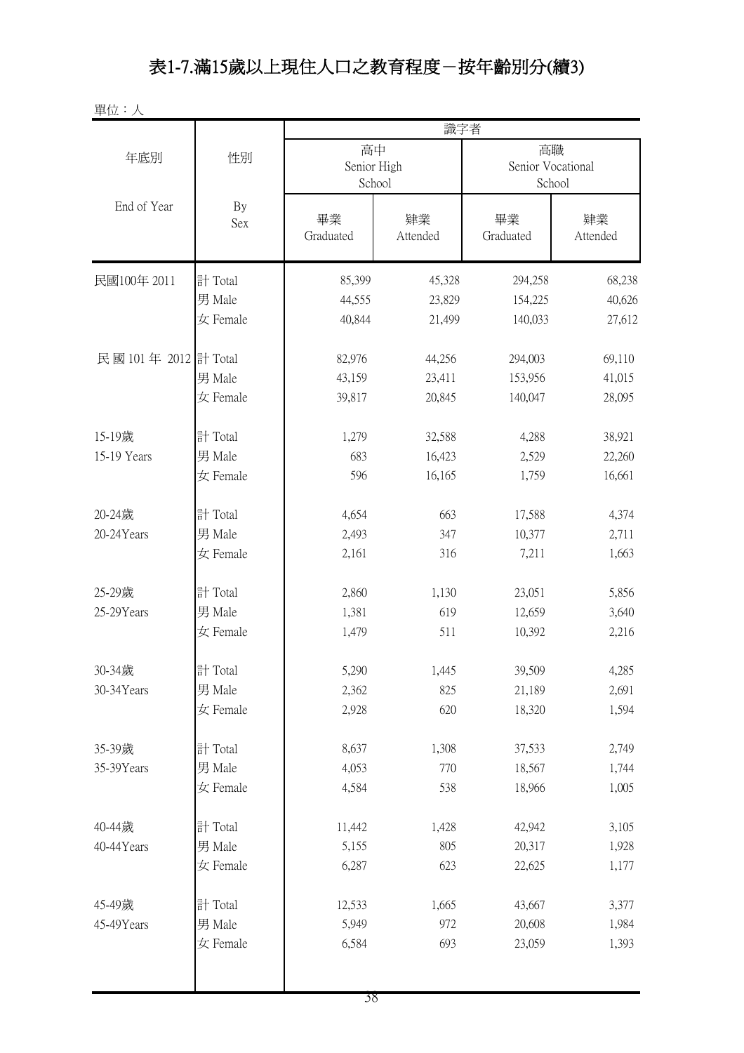# 表1-7.滿15歲以上現住人口之教育程度－按年齡別分(續3)

單位：人

| 年底別 End of Year | 性別 By Sex | 識字者 高中 Senior High School 畢業 Graduated | 識字者 高中 Senior High School 肄業 Attended | 識字者 高職 Senior Vocational School 畢業 Graduated | 識字者 高職 Senior Vocational School 肄業 Attended |
|---|---|---|---|---|---|
| 民國100年 2011 | 計 Total | 85,399 | 45,328 | 294,258 | 68,238 |
| | 男 Male | 44,555 | 23,829 | 154,225 | 40,626 |
| | 女 Female | 40,844 | 21,499 | 140,033 | 27,612 |
| 民國101年 2012 | 計 Total | 82,976 | 44,256 | 294,003 | 69,110 |
| | 男 Male | 43,159 | 23,411 | 153,956 | 41,015 |
| | 女 Female | 39,817 | 20,845 | 140,047 | 28,095 |
| 15-19歲 15-19 Years | 計 Total | 1,279 | 32,588 | 4,288 | 38,921 |
| | 男 Male | 683 | 16,423 | 2,529 | 22,260 |
| | 女 Female | 596 | 16,165 | 1,759 | 16,661 |
| 20-24歲 20-24Years | 計 Total | 4,654 | 663 | 17,588 | 4,374 |
| | 男 Male | 2,493 | 347 | 10,377 | 2,711 |
| | 女 Female | 2,161 | 316 | 7,211 | 1,663 |
| 25-29歲 25-29Years | 計 Total | 2,860 | 1,130 | 23,051 | 5,856 |
| | 男 Male | 1,381 | 619 | 12,659 | 3,640 |
| | 女 Female | 1,479 | 511 | 10,392 | 2,216 |
| 30-34歲 30-34Years | 計 Total | 5,290 | 1,445 | 39,509 | 4,285 |
| | 男 Male | 2,362 | 825 | 21,189 | 2,691 |
| | 女 Female | 2,928 | 620 | 18,320 | 1,594 |
| 35-39歲 35-39Years | 計 Total | 8,637 | 1,308 | 37,533 | 2,749 |
| | 男 Male | 4,053 | 770 | 18,567 | 1,744 |
| | 女 Female | 4,584 | 538 | 18,966 | 1,005 |
| 40-44歲 40-44Years | 計 Total | 11,442 | 1,428 | 42,942 | 3,105 |
| | 男 Male | 5,155 | 805 | 20,317 | 1,928 |
| | 女 Female | 6,287 | 623 | 22,625 | 1,177 |
| 45-49歲 45-49Years | 計 Total | 12,533 | 1,665 | 43,667 | 3,377 |
| | 男 Male | 5,949 | 972 | 20,608 | 1,984 |
| | 女 Female | 6,584 | 693 | 23,059 | 1,393 |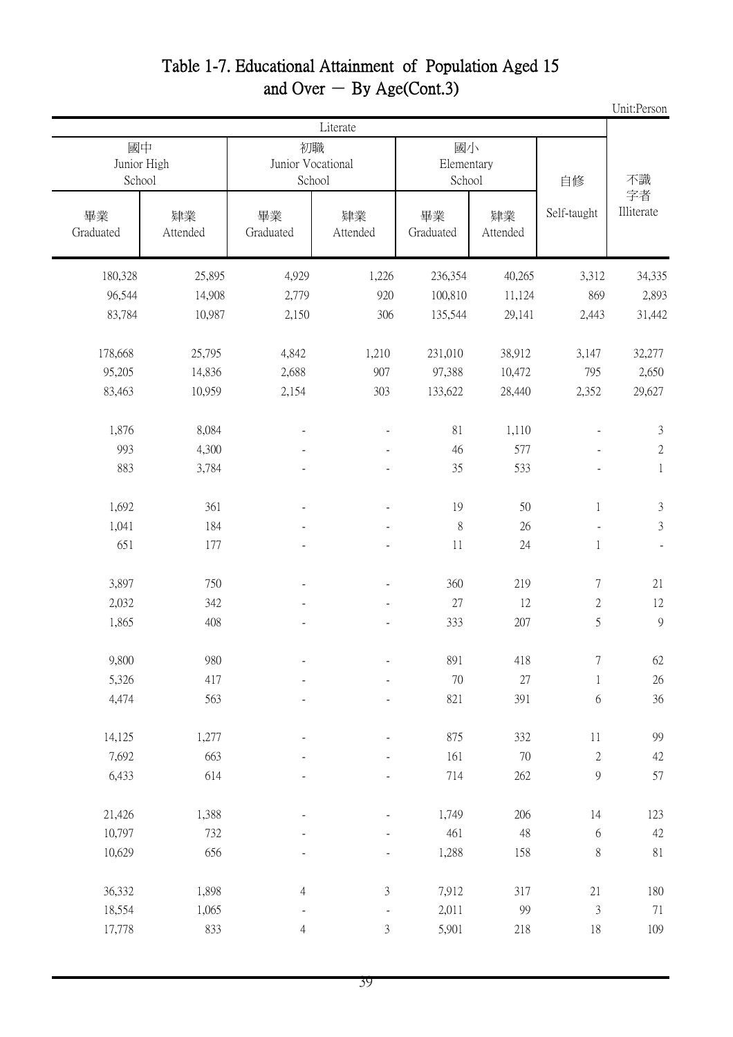# Table 1-7. Educational Attainment of Population Aged 15 and Over － By Age(Cont.3)

Unit:Person

| Literate | | | | | | | 不識字者 Illiterate |
|---|---|---|---|---|---|---|---|
| 國中 Junior High School | | 初職 Junior Vocational School | | 國小 Elementary School | | 自修 Self-taught | |
| 畢業 Graduated | 肄業 Attended | 畢業 Graduated | 肄業 Attended | 畢業 Graduated | 肄業 Attended | | |
| 180,328 | 25,895 | 4,929 | 1,226 | 236,354 | 40,265 | 3,312 | 34,335 |
| 96,544 | 14,908 | 2,779 | 920 | 100,810 | 11,124 | 869 | 2,893 |
| 83,784 | 10,987 | 2,150 | 306 | 135,544 | 29,141 | 2,443 | 31,442 |
| 178,668 | 25,795 | 4,842 | 1,210 | 231,010 | 38,912 | 3,147 | 32,277 |
| 95,205 | 14,836 | 2,688 | 907 | 97,388 | 10,472 | 795 | 2,650 |
| 83,463 | 10,959 | 2,154 | 303 | 133,622 | 28,440 | 2,352 | 29,627 |
| 1,876 | 8,084 | - | - | 81 | 1,110 | - | 3 |
| 993 | 4,300 | - | - | 46 | 577 | - | 2 |
| 883 | 3,784 | - | - | 35 | 533 | - | 1 |
| 1,692 | 361 | - | - | 19 | 50 | 1 | 3 |
| 1,041 | 184 | - | - | 8 | 26 | - | 3 |
| 651 | 177 | - | - | 11 | 24 | 1 | - |
| 3,897 | 750 | - | - | 360 | 219 | 7 | 21 |
| 2,032 | 342 | - | - | 27 | 12 | 2 | 12 |
| 1,865 | 408 | - | - | 333 | 207 | 5 | 9 |
| 9,800 | 980 | - | - | 891 | 418 | 7 | 62 |
| 5,326 | 417 | - | - | 70 | 27 | 1 | 26 |
| 4,474 | 563 | - | - | 821 | 391 | 6 | 36 |
| 14,125 | 1,277 | - | - | 875 | 332 | 11 | 99 |
| 7,692 | 663 | - | - | 161 | 70 | 2 | 42 |
| 6,433 | 614 | - | - | 714 | 262 | 9 | 57 |
| 21,426 | 1,388 | - | - | 1,749 | 206 | 14 | 123 |
| 10,797 | 732 | - | - | 461 | 48 | 6 | 42 |
| 10,629 | 656 | - | - | 1,288 | 158 | 8 | 81 |
| 36,332 | 1,898 | 4 | 3 | 7,912 | 317 | 21 | 180 |
| 18,554 | 1,065 | - | - | 2,011 | 99 | 3 | 71 |
| 17,778 | 833 | 4 | 3 | 5,901 | 218 | 18 | 109 |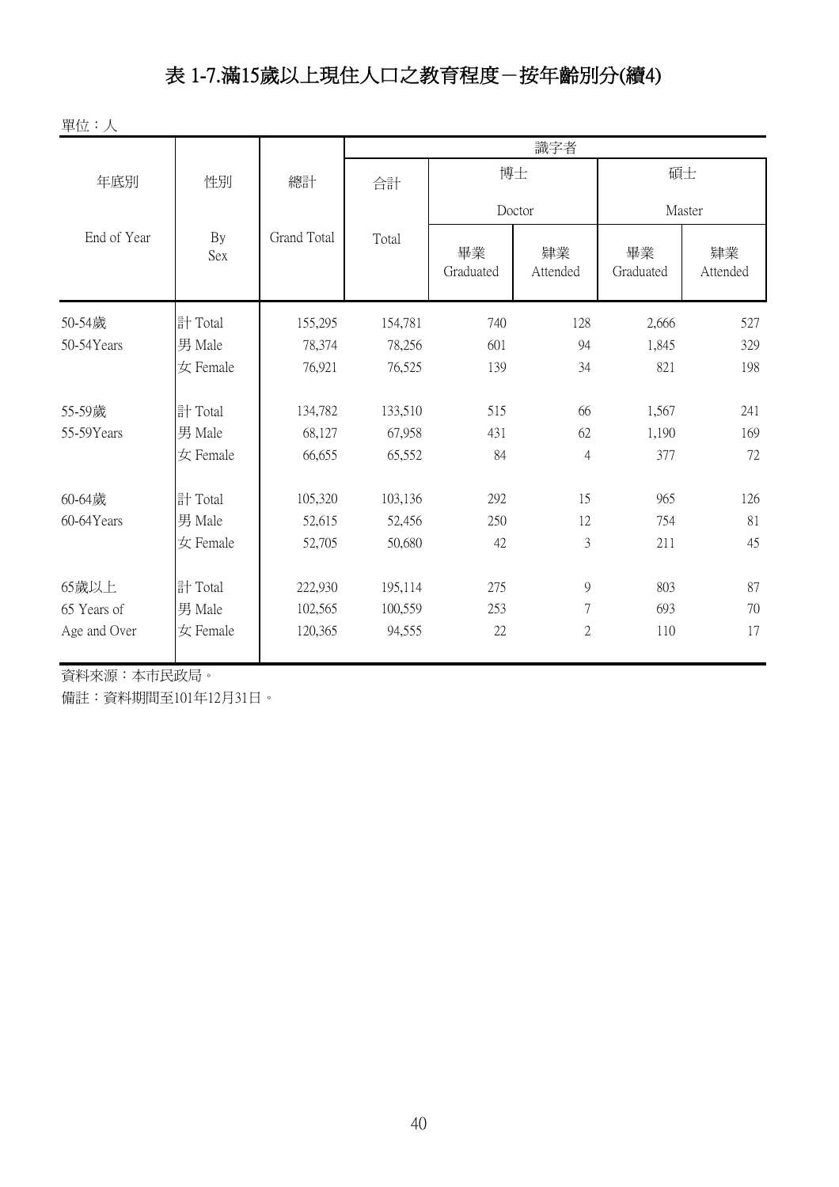# 表 1-7.滿15歲以上現住人口之教育程度－按年齡別分(續4)

單位：人

| 年底別 End of Year | 性別 By Sex | 總計 Grand Total | 識字者 | | | | |
|---|---|---|---|---|---|---|---|
| | | | 合計 Total | 博士 Doctor | | 碩士 Master | |
| | | | | 畢業 Graduated | 肄業 Attended | 畢業 Graduated | 肄業 Attended |
| 50-54歲 50-54Years | 計 Total | 155,295 | 154,781 | 740 | 128 | 2,666 | 527 |
| | 男 Male | 78,374 | 78,256 | 601 | 94 | 1,845 | 329 |
| | 女 Female | 76,921 | 76,525 | 139 | 34 | 821 | 198 |
| 55-59歲 55-59Years | 計 Total | 134,782 | 133,510 | 515 | 66 | 1,567 | 241 |
| | 男 Male | 68,127 | 67,958 | 431 | 62 | 1,190 | 169 |
| | 女 Female | 66,655 | 65,552 | 84 | 4 | 377 | 72 |
| 60-64歲 60-64Years | 計 Total | 105,320 | 103,136 | 292 | 15 | 965 | 126 |
| | 男 Male | 52,615 | 52,456 | 250 | 12 | 754 | 81 |
| | 女 Female | 52,705 | 50,680 | 42 | 3 | 211 | 45 |
| 65歲以上 65 Years of Age and Over | 計 Total | 222,930 | 195,114 | 275 | 9 | 803 | 87 |
| | 男 Male | 102,565 | 100,559 | 253 | 7 | 693 | 70 |
| | 女 Female | 120,365 | 94,555 | 22 | 2 | 110 | 17 |

資料來源：本市民政局。

備註：資料期間至101年12月31日。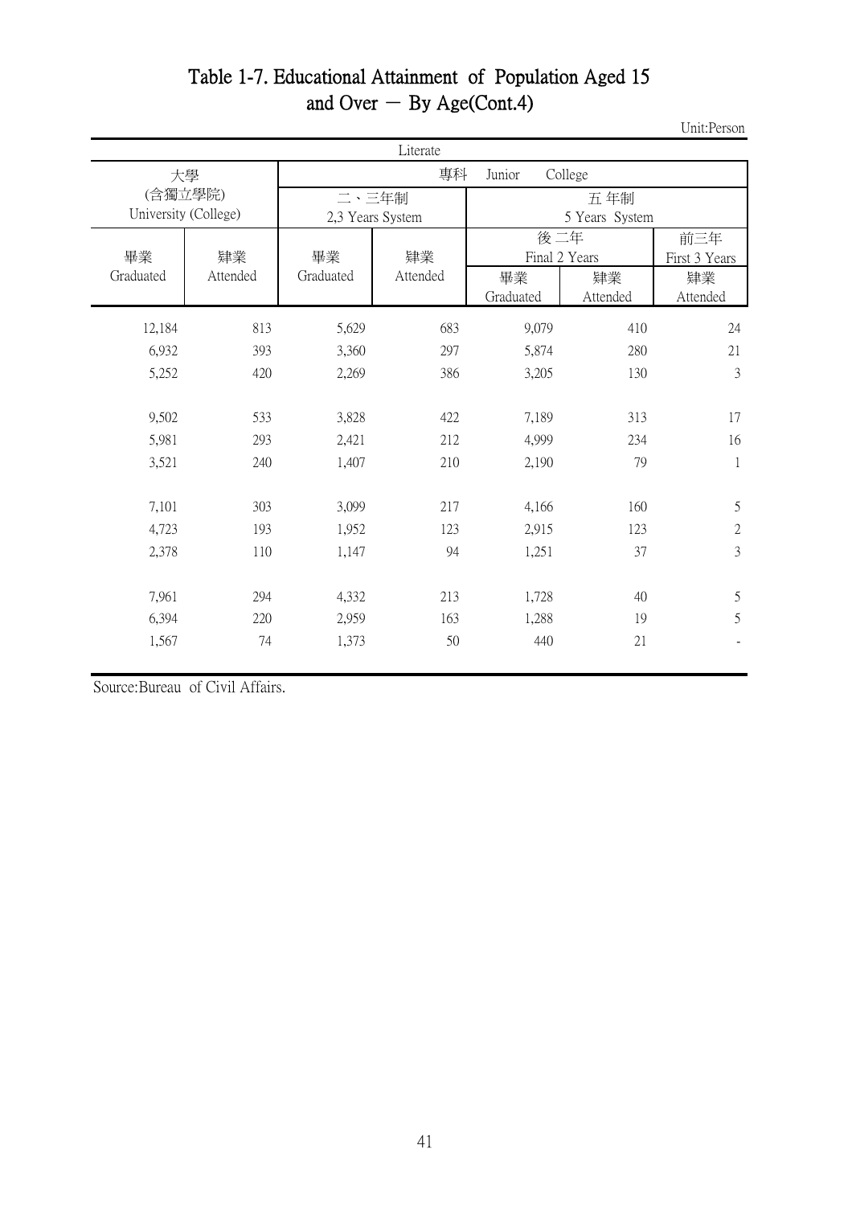# Table 1-7. Educational Attainment of Population Aged 15 and Over － By Age(Cont.4)

Unit:Person

| Literate | | | | | | |
|---|---|---|---|---|---|---|
| 大學 (含獨立學院) University (College) | | 專科 Junior College | | | | |
| | | 二、三年制 2,3 Years System | | 五 年制 5 Years System | | |
| | | | | 後 二年 Final 2 Years | | 前三年 First 3 Years |
| 畢業 Graduated | 肄業 Attended | 畢業 Graduated | 肄業 Attended | 畢業 Graduated | 肄業 Attended | 肄業 Attended |
| 12,184 | 813 | 5,629 | 683 | 9,079 | 410 | 24 |
| 6,932 | 393 | 3,360 | 297 | 5,874 | 280 | 21 |
| 5,252 | 420 | 2,269 | 386 | 3,205 | 130 | 3 |
| | | | | | | |
| 9,502 | 533 | 3,828 | 422 | 7,189 | 313 | 17 |
| 5,981 | 293 | 2,421 | 212 | 4,999 | 234 | 16 |
| 3,521 | 240 | 1,407 | 210 | 2,190 | 79 | 1 |
| | | | | | | |
| 7,101 | 303 | 3,099 | 217 | 4,166 | 160 | 5 |
| 4,723 | 193 | 1,952 | 123 | 2,915 | 123 | 2 |
| 2,378 | 110 | 1,147 | 94 | 1,251 | 37 | 3 |
| | | | | | | |
| 7,961 | 294 | 4,332 | 213 | 1,728 | 40 | 5 |
| 6,394 | 220 | 2,959 | 163 | 1,288 | 19 | 5 |
| 1,567 | 74 | 1,373 | 50 | 440 | 21 | - |

Source:Bureau of Civil Affairs.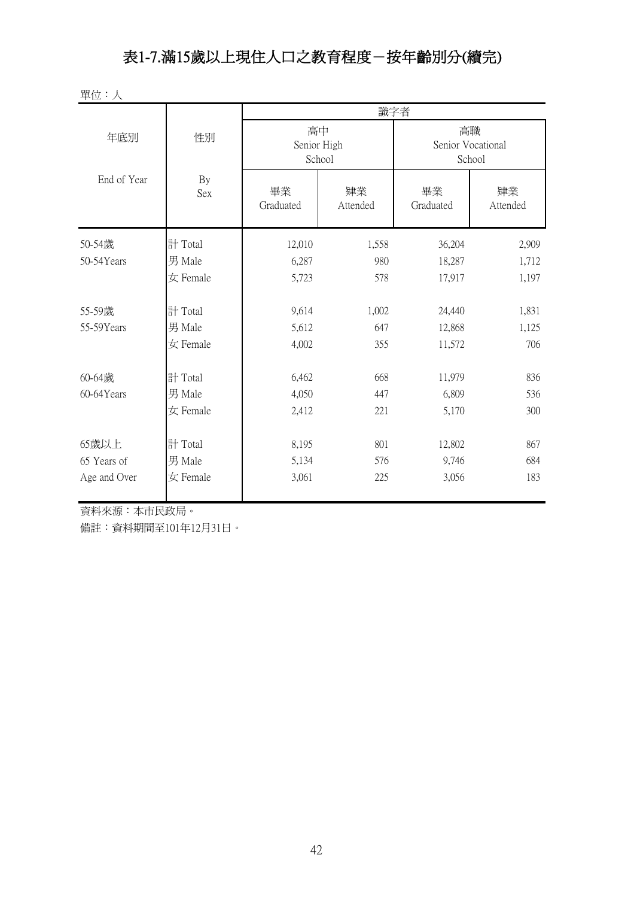# 表1-7.滿15歲以上現住人口之教育程度－按年齡別分(續完)

單位：人

| 年底別 End of Year | 性別 By Sex | 識字者 高中 Senior High School 畢業 Graduated | 識字者 高中 Senior High School 肄業 Attended | 識字者 高職 Senior Vocational School 畢業 Graduated | 識字者 高職 Senior Vocational School 肄業 Attended |
|---|---|---|---|---|---|
| 50-54歲 50-54Years | 計 Total | 12,010 | 1,558 | 36,204 | 2,909 |
| | 男 Male | 6,287 | 980 | 18,287 | 1,712 |
| | 女 Female | 5,723 | 578 | 17,917 | 1,197 |
| 55-59歲 55-59Years | 計 Total | 9,614 | 1,002 | 24,440 | 1,831 |
| | 男 Male | 5,612 | 647 | 12,868 | 1,125 |
| | 女 Female | 4,002 | 355 | 11,572 | 706 |
| 60-64歲 60-64Years | 計 Total | 6,462 | 668 | 11,979 | 836 |
| | 男 Male | 4,050 | 447 | 6,809 | 536 |
| | 女 Female | 2,412 | 221 | 5,170 | 300 |
| 65歲以上 65 Years of Age and Over | 計 Total | 8,195 | 801 | 12,802 | 867 |
| | 男 Male | 5,134 | 576 | 9,746 | 684 |
| | 女 Female | 3,061 | 225 | 3,056 | 183 |

資料來源：本市民政局。

備註：資料期間至101年12月31日。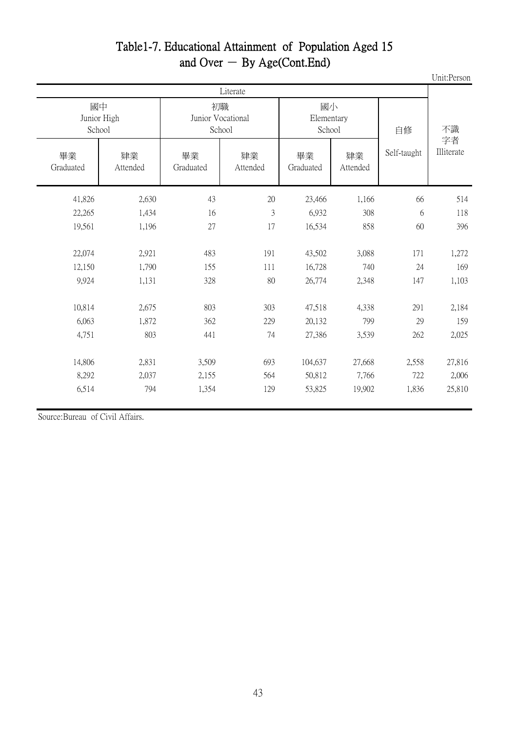# Table1-7. Educational Attainment of Population Aged 15 and Over － By Age(Cont.End)

Unit:Person

| Literate | | | | | | | 不識字者 Illiterate |
|---|---|---|---|---|---|---|---|
| 國中 Junior High School | | 初職 Junior Vocational School | | 國小 Elementary School | | 自修 Self-taught | |
| 畢業 Graduated | 肄業 Attended | 畢業 Graduated | 肄業 Attended | 畢業 Graduated | 肄業 Attended | | |
| 41,826 | 2,630 | 43 | 20 | 23,466 | 1,166 | 66 | 514 |
| 22,265 | 1,434 | 16 | 3 | 6,932 | 308 | 6 | 118 |
| 19,561 | 1,196 | 27 | 17 | 16,534 | 858 | 60 | 396 |
| 22,074 | 2,921 | 483 | 191 | 43,502 | 3,088 | 171 | 1,272 |
| 12,150 | 1,790 | 155 | 111 | 16,728 | 740 | 24 | 169 |
| 9,924 | 1,131 | 328 | 80 | 26,774 | 2,348 | 147 | 1,103 |
| 10,814 | 2,675 | 803 | 303 | 47,518 | 4,338 | 291 | 2,184 |
| 6,063 | 1,872 | 362 | 229 | 20,132 | 799 | 29 | 159 |
| 4,751 | 803 | 441 | 74 | 27,386 | 3,539 | 262 | 2,025 |
| 14,806 | 2,831 | 3,509 | 693 | 104,637 | 27,668 | 2,558 | 27,816 |
| 8,292 | 2,037 | 2,155 | 564 | 50,812 | 7,766 | 722 | 2,006 |
| 6,514 | 794 | 1,354 | 129 | 53,825 | 19,902 | 1,836 | 25,810 |

Source:Bureau of Civil Affairs.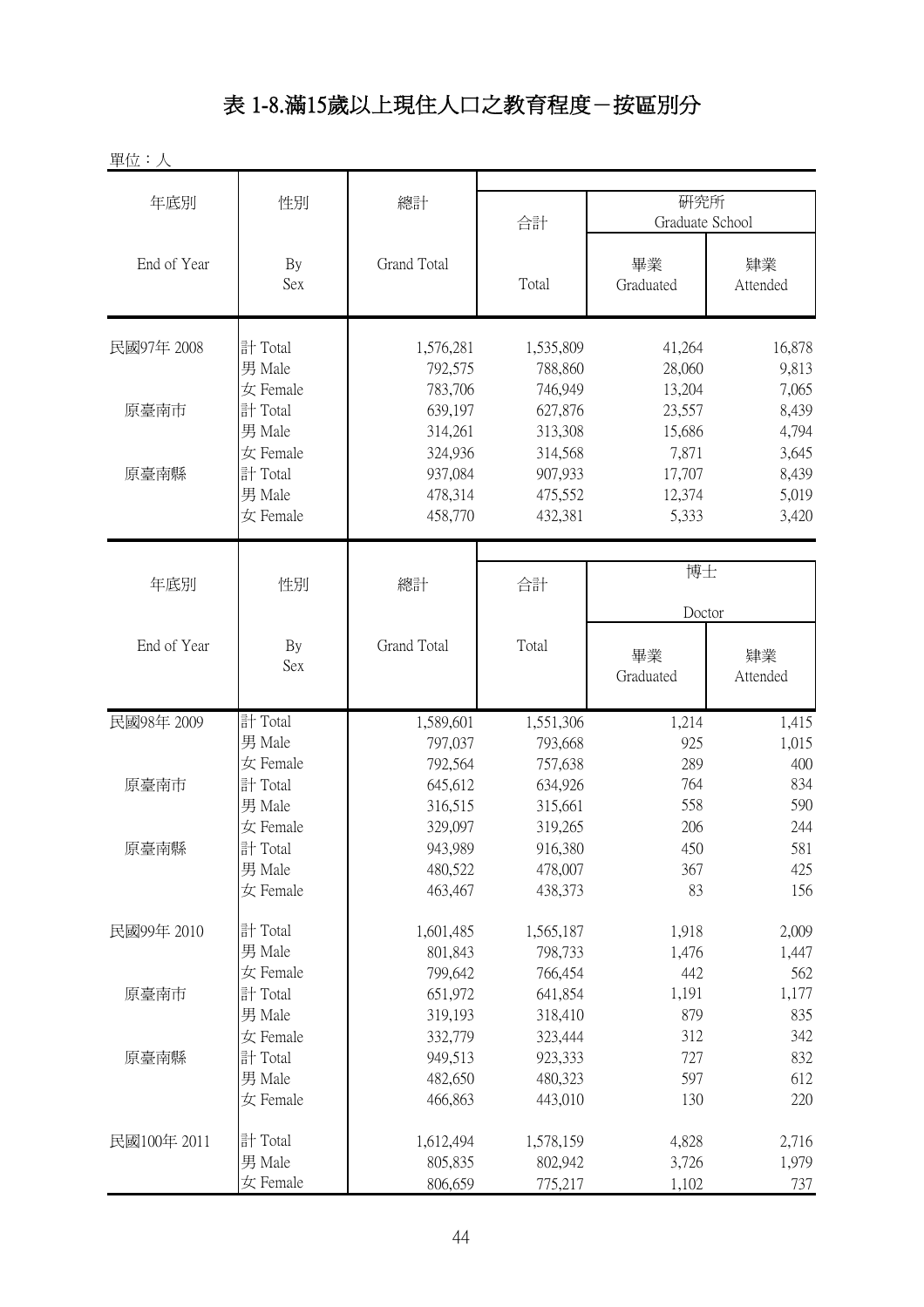# 表 1-8.滿15歲以上現住人口之教育程度－按區別分

單位：人

| 年底別 End of Year | 性別 By Sex | 總計 Grand Total | 合計 Total | 研究所 Graduate School 畢業 Graduated | 研究所 Graduate School 肄業 Attended |
|---|---|---|---|---|---|
| 民國97年 2008 | 計 Total | 1,576,281 | 1,535,809 | 41,264 | 16,878 |
| | 男 Male | 792,575 | 788,860 | 28,060 | 9,813 |
| | 女 Female | 783,706 | 746,949 | 13,204 | 7,065 |
| 原臺南市 | 計 Total | 639,197 | 627,876 | 23,557 | 8,439 |
| | 男 Male | 314,261 | 313,308 | 15,686 | 4,794 |
| | 女 Female | 324,936 | 314,568 | 7,871 | 3,645 |
| 原臺南縣 | 計 Total | 937,084 | 907,933 | 17,707 | 8,439 |
| | 男 Male | 478,314 | 475,552 | 12,374 | 5,019 |
| | 女 Female | 458,770 | 432,381 | 5,333 | 3,420 |

| 年底別 End of Year | 性別 By Sex | 總計 Grand Total | 合計 Total | 博士 Doctor 畢業 Graduated | 博士 Doctor 肄業 Attended |
|---|---|---|---|---|---|
| 民國98年 2009 | 計 Total | 1,589,601 | 1,551,306 | 1,214 | 1,415 |
| | 男 Male | 797,037 | 793,668 | 925 | 1,015 |
| | 女 Female | 792,564 | 757,638 | 289 | 400 |
| 原臺南市 | 計 Total | 645,612 | 634,926 | 764 | 834 |
| | 男 Male | 316,515 | 315,661 | 558 | 590 |
| | 女 Female | 329,097 | 319,265 | 206 | 244 |
| 原臺南縣 | 計 Total | 943,989 | 916,380 | 450 | 581 |
| | 男 Male | 480,522 | 478,007 | 367 | 425 |
| | 女 Female | 463,467 | 438,373 | 83 | 156 |
| 民國99年 2010 | 計 Total | 1,601,485 | 1,565,187 | 1,918 | 2,009 |
| | 男 Male | 801,843 | 798,733 | 1,476 | 1,447 |
| | 女 Female | 799,642 | 766,454 | 442 | 562 |
| 原臺南市 | 計 Total | 651,972 | 641,854 | 1,191 | 1,177 |
| | 男 Male | 319,193 | 318,410 | 879 | 835 |
| | 女 Female | 332,779 | 323,444 | 312 | 342 |
| 原臺南縣 | 計 Total | 949,513 | 923,333 | 727 | 832 |
| | 男 Male | 482,650 | 480,323 | 597 | 612 |
| | 女 Female | 466,863 | 443,010 | 130 | 220 |
| 民國100年 2011 | 計 Total | 1,612,494 | 1,578,159 | 4,828 | 2,716 |
| | 男 Male | 805,835 | 802,942 | 3,726 | 1,979 |
| | 女 Female | 806,659 | 775,217 | 1,102 | 737 |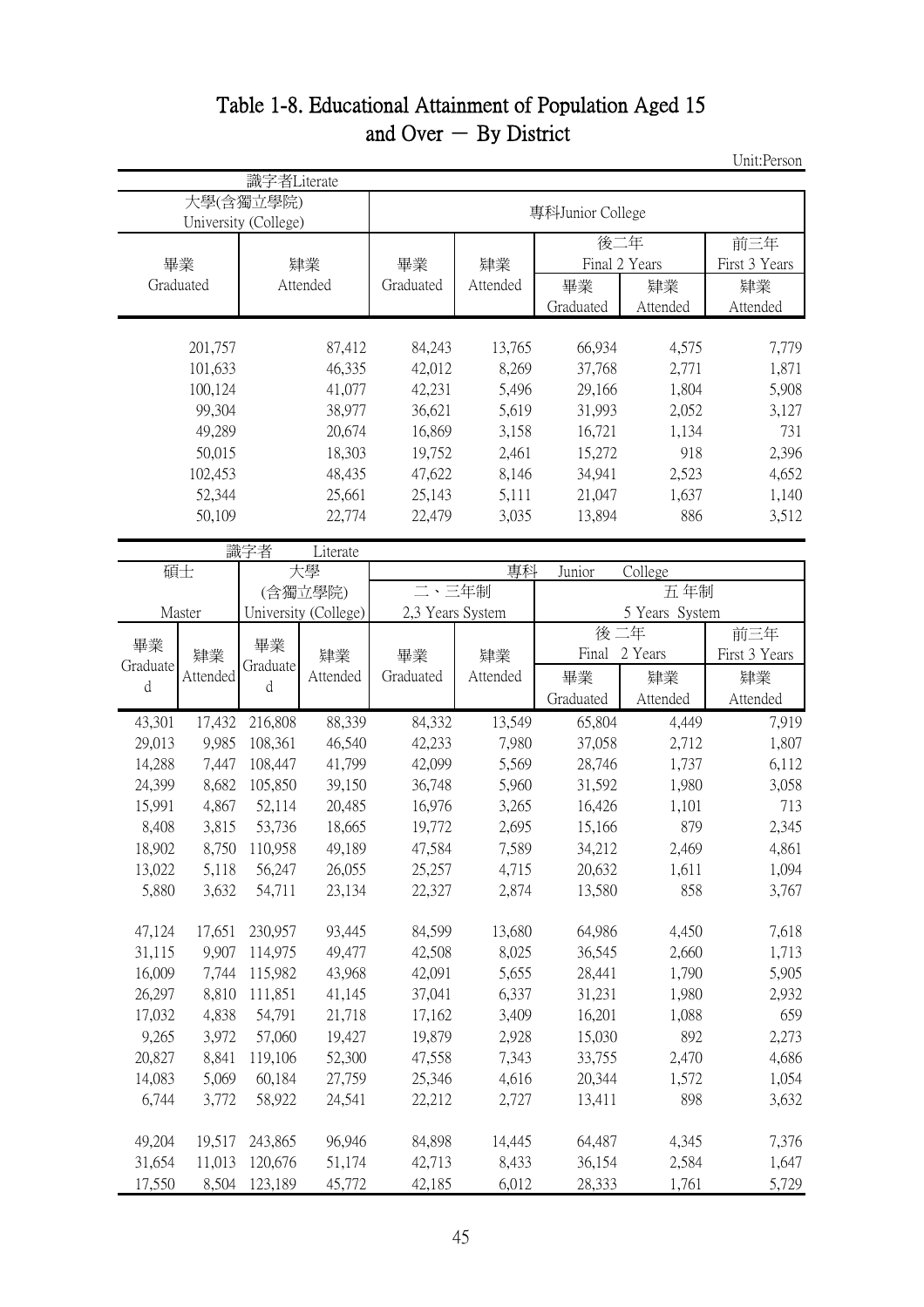# Table 1-8. Educational Attainment of Population Aged 15 and Over － By District

Unit:Person

| 識字者Literate | | | | | | |
|---|---|---|---|---|---|---|
| 大學(含獨立學院) University (College) | | 專科Junior College | | | | |
| | | | | 後二年 Final 2 Years | | 前三年 First 3 Years |
| 畢業 Graduated | 肄業 Attended | 畢業 Graduated | 肄業 Attended | 畢業 Graduated | 肄業 Attended | 肄業 Attended |
| 201,757 | 87,412 | 84,243 | 13,765 | 66,934 | 4,575 | 7,779 |
| 101,633 | 46,335 | 42,012 | 8,269 | 37,768 | 2,771 | 1,871 |
| 100,124 | 41,077 | 42,231 | 5,496 | 29,166 | 1,804 | 5,908 |
| 99,304 | 38,977 | 36,621 | 5,619 | 31,993 | 2,052 | 3,127 |
| 49,289 | 20,674 | 16,869 | 3,158 | 16,721 | 1,134 | 731 |
| 50,015 | 18,303 | 19,752 | 2,461 | 15,272 | 918 | 2,396 |
| 102,453 | 48,435 | 47,622 | 8,146 | 34,941 | 2,523 | 4,652 |
| 52,344 | 25,661 | 25,143 | 5,111 | 21,047 | 1,637 | 1,140 |
| 50,109 | 22,774 | 22,479 | 3,035 | 13,894 | 886 | 3,512 |

| 識字者 Literate | | | | | | | | | |
|---|---|---|---|---|---|---|---|---|---|
| 碩士 Master | | 大學 (含獨立學院) University (College) | | 專科 Junior College | | | | | |
| | | | | 二、三年制 2,3 Years System | | 五 年制 5 Years System | | | |
| | | | | | | 後 二年 Final 2 Years | | 前三年 First 3 Years | |
| 畢業 Graduated | 肄業 Attended | 畢業 Graduated | 肄業 Attended | 畢業 Graduated | 肄業 Attended | 畢業 Graduated | 肄業 Attended | 肄業 Attended | |
| 43,301 | 17,432 | 216,808 | 88,339 | 84,332 | 13,549 | 65,804 | 4,449 | 7,919 | |
| 29,013 | 9,985 | 108,361 | 46,540 | 42,233 | 7,980 | 37,058 | 2,712 | 1,807 | |
| 14,288 | 7,447 | 108,447 | 41,799 | 42,099 | 5,569 | 28,746 | 1,737 | 6,112 | |
| 24,399 | 8,682 | 105,850 | 39,150 | 36,748 | 5,960 | 31,592 | 1,980 | 3,058 | |
| 15,991 | 4,867 | 52,114 | 20,485 | 16,976 | 3,265 | 16,426 | 1,101 | 713 | |
| 8,408 | 3,815 | 53,736 | 18,665 | 19,772 | 2,695 | 15,166 | 879 | 2,345 | |
| 18,902 | 8,750 | 110,958 | 49,189 | 47,584 | 7,589 | 34,212 | 2,469 | 4,861 | |
| 13,022 | 5,118 | 56,247 | 26,055 | 25,257 | 4,715 | 20,632 | 1,611 | 1,094 | |
| 5,880 | 3,632 | 54,711 | 23,134 | 22,327 | 2,874 | 13,580 | 858 | 3,767 | |
| | | | | | | | | | |
| 47,124 | 17,651 | 230,957 | 93,445 | 84,599 | 13,680 | 64,986 | 4,450 | 7,618 | |
| 31,115 | 9,907 | 114,975 | 49,477 | 42,508 | 8,025 | 36,545 | 2,660 | 1,713 | |
| 16,009 | 7,744 | 115,982 | 43,968 | 42,091 | 5,655 | 28,441 | 1,790 | 5,905 | |
| 26,297 | 8,810 | 111,851 | 41,145 | 37,041 | 6,337 | 31,231 | 1,980 | 2,932 | |
| 17,032 | 4,838 | 54,791 | 21,718 | 17,162 | 3,409 | 16,201 | 1,088 | 659 | |
| 9,265 | 3,972 | 57,060 | 19,427 | 19,879 | 2,928 | 15,030 | 892 | 2,273 | |
| 20,827 | 8,841 | 119,106 | 52,300 | 47,558 | 7,343 | 33,755 | 2,470 | 4,686 | |
| 14,083 | 5,069 | 60,184 | 27,759 | 25,346 | 4,616 | 20,344 | 1,572 | 1,054 | |
| 6,744 | 3,772 | 58,922 | 24,541 | 22,212 | 2,727 | 13,411 | 898 | 3,632 | |
| | | | | | | | | | |
| 49,204 | 19,517 | 243,865 | 96,946 | 84,898 | 14,445 | 64,487 | 4,345 | 7,376 | |
| 31,654 | 11,013 | 120,676 | 51,174 | 42,713 | 8,433 | 36,154 | 2,584 | 1,647 | |
| 17,550 | 8,504 | 123,189 | 45,772 | 42,185 | 6,012 | 28,333 | 1,761 | 5,729 | |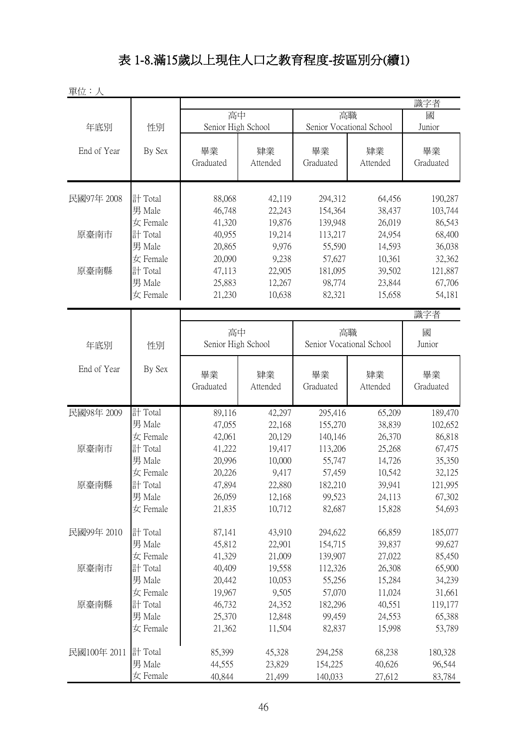# 表 1-8.滿15歲以上現住人口之教育程度-按區別分(續1)

單位：人

| 年底別 End of Year | 性別 By Sex | 高中 Senior High School | | 高職 Senior Vocational School | | 識字者 國 Junior |
|---|---|---|---|---|---|---|
| | | 畢業 Graduated | 肄業 Attended | 畢業 Graduated | 肄業 Attended | 畢業 Graduated |
| 民國97年 2008 | 計 Total | 88,068 | 42,119 | 294,312 | 64,456 | 190,287 |
| | 男 Male | 46,748 | 22,243 | 154,364 | 38,437 | 103,744 |
| | 女 Female | 41,320 | 19,876 | 139,948 | 26,019 | 86,543 |
| 原臺南市 | 計 Total | 40,955 | 19,214 | 113,217 | 24,954 | 68,400 |
| | 男 Male | 20,865 | 9,976 | 55,590 | 14,593 | 36,038 |
| | 女 Female | 20,090 | 9,238 | 57,627 | 10,361 | 32,362 |
| 原臺南縣 | 計 Total | 47,113 | 22,905 | 181,095 | 39,502 | 121,887 |
| | 男 Male | 25,883 | 12,267 | 98,774 | 23,844 | 67,706 |
| | 女 Female | 21,230 | 10,638 | 82,321 | 15,658 | 54,181 |

| 年底別 End of Year | 性別 By Sex | 高中 Senior High School | | 高職 Senior Vocational School | | 識字者 國 Junior |
|---|---|---|---|---|---|---|
| | | 畢業 Graduated | 肄業 Attended | 畢業 Graduated | 肄業 Attended | 畢業 Graduated |
| 民國98年 2009 | 計 Total | 89,116 | 42,297 | 295,416 | 65,209 | 189,470 |
| | 男 Male | 47,055 | 22,168 | 155,270 | 38,839 | 102,652 |
| | 女 Female | 42,061 | 20,129 | 140,146 | 26,370 | 86,818 |
| 原臺南市 | 計 Total | 41,222 | 19,417 | 113,206 | 25,268 | 67,475 |
| | 男 Male | 20,996 | 10,000 | 55,747 | 14,726 | 35,350 |
| | 女 Female | 20,226 | 9,417 | 57,459 | 10,542 | 32,125 |
| 原臺南縣 | 計 Total | 47,894 | 22,880 | 182,210 | 39,941 | 121,995 |
| | 男 Male | 26,059 | 12,168 | 99,523 | 24,113 | 67,302 |
| | 女 Female | 21,835 | 10,712 | 82,687 | 15,828 | 54,693 |
| 民國99年 2010 | 計 Total | 87,141 | 43,910 | 294,622 | 66,859 | 185,077 |
| | 男 Male | 45,812 | 22,901 | 154,715 | 39,837 | 99,627 |
| | 女 Female | 41,329 | 21,009 | 139,907 | 27,022 | 85,450 |
| 原臺南市 | 計 Total | 40,409 | 19,558 | 112,326 | 26,308 | 65,900 |
| | 男 Male | 20,442 | 10,053 | 55,256 | 15,284 | 34,239 |
| | 女 Female | 19,967 | 9,505 | 57,070 | 11,024 | 31,661 |
| 原臺南縣 | 計 Total | 46,732 | 24,352 | 182,296 | 40,551 | 119,177 |
| | 男 Male | 25,370 | 12,848 | 99,459 | 24,553 | 65,388 |
| | 女 Female | 21,362 | 11,504 | 82,837 | 15,998 | 53,789 |
| 民國100年 2011 | 計 Total | 85,399 | 45,328 | 294,258 | 68,238 | 180,328 |
| | 男 Male | 44,555 | 23,829 | 154,225 | 40,626 | 96,544 |
| | 女 Female | 40,844 | 21,499 | 140,033 | 27,612 | 83,784 |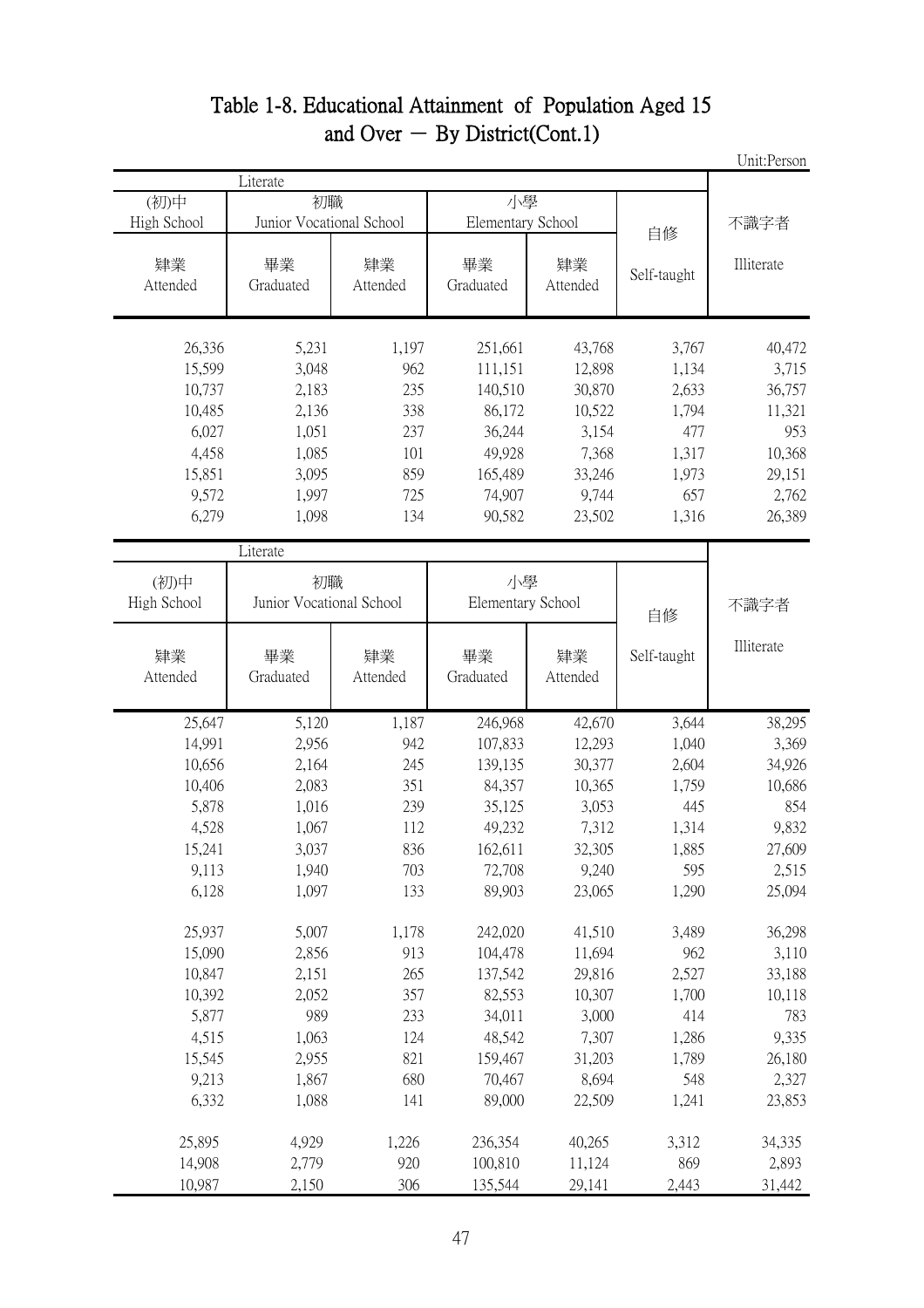# Table 1-8. Educational Attainment of Population Aged 15 and Over － By District(Cont.1)

Unit:Person

| Literate | | | | | | |
|---|---|---|---|---|---|---|
| (初)中 High School | 初職 Junior Vocational School | | 小學 Elementary School | | 自修 | 不識字者 |
| 肄業 Attended | 畢業 Graduated | 肄業 Attended | 畢業 Graduated | 肄業 Attended | Self-taught | Illiterate |
| 26,336 | 5,231 | 1,197 | 251,661 | 43,768 | 3,767 | 40,472 |
| 15,599 | 3,048 | 962 | 111,151 | 12,898 | 1,134 | 3,715 |
| 10,737 | 2,183 | 235 | 140,510 | 30,870 | 2,633 | 36,757 |
| 10,485 | 2,136 | 338 | 86,172 | 10,522 | 1,794 | 11,321 |
| 6,027 | 1,051 | 237 | 36,244 | 3,154 | 477 | 953 |
| 4,458 | 1,085 | 101 | 49,928 | 7,368 | 1,317 | 10,368 |
| 15,851 | 3,095 | 859 | 165,489 | 33,246 | 1,973 | 29,151 |
| 9,572 | 1,997 | 725 | 74,907 | 9,744 | 657 | 2,762 |
| 6,279 | 1,098 | 134 | 90,582 | 23,502 | 1,316 | 26,389 |

| Literate | | | | | | |
|---|---|---|---|---|---|---|
| (初)中 High School | 初職 Junior Vocational School | | 小學 Elementary School | | 自修 | 不識字者 |
| 肄業 Attended | 畢業 Graduated | 肄業 Attended | 畢業 Graduated | 肄業 Attended | Self-taught | Illiterate |
| 25,647 | 5,120 | 1,187 | 246,968 | 42,670 | 3,644 | 38,295 |
| 14,991 | 2,956 | 942 | 107,833 | 12,293 | 1,040 | 3,369 |
| 10,656 | 2,164 | 245 | 139,135 | 30,377 | 2,604 | 34,926 |
| 10,406 | 2,083 | 351 | 84,357 | 10,365 | 1,759 | 10,686 |
| 5,878 | 1,016 | 239 | 35,125 | 3,053 | 445 | 854 |
| 4,528 | 1,067 | 112 | 49,232 | 7,312 | 1,314 | 9,832 |
| 15,241 | 3,037 | 836 | 162,611 | 32,305 | 1,885 | 27,609 |
| 9,113 | 1,940 | 703 | 72,708 | 9,240 | 595 | 2,515 |
| 6,128 | 1,097 | 133 | 89,903 | 23,065 | 1,290 | 25,094 |
| | | | | | | |
| 25,937 | 5,007 | 1,178 | 242,020 | 41,510 | 3,489 | 36,298 |
| 15,090 | 2,856 | 913 | 104,478 | 11,694 | 962 | 3,110 |
| 10,847 | 2,151 | 265 | 137,542 | 29,816 | 2,527 | 33,188 |
| 10,392 | 2,052 | 357 | 82,553 | 10,307 | 1,700 | 10,118 |
| 5,877 | 989 | 233 | 34,011 | 3,000 | 414 | 783 |
| 4,515 | 1,063 | 124 | 48,542 | 7,307 | 1,286 | 9,335 |
| 15,545 | 2,955 | 821 | 159,467 | 31,203 | 1,789 | 26,180 |
| 9,213 | 1,867 | 680 | 70,467 | 8,694 | 548 | 2,327 |
| 6,332 | 1,088 | 141 | 89,000 | 22,509 | 1,241 | 23,853 |
| | | | | | | |
| 25,895 | 4,929 | 1,226 | 236,354 | 40,265 | 3,312 | 34,335 |
| 14,908 | 2,779 | 920 | 100,810 | 11,124 | 869 | 2,893 |
| 10,987 | 2,150 | 306 | 135,544 | 29,141 | 2,443 | 31,442 |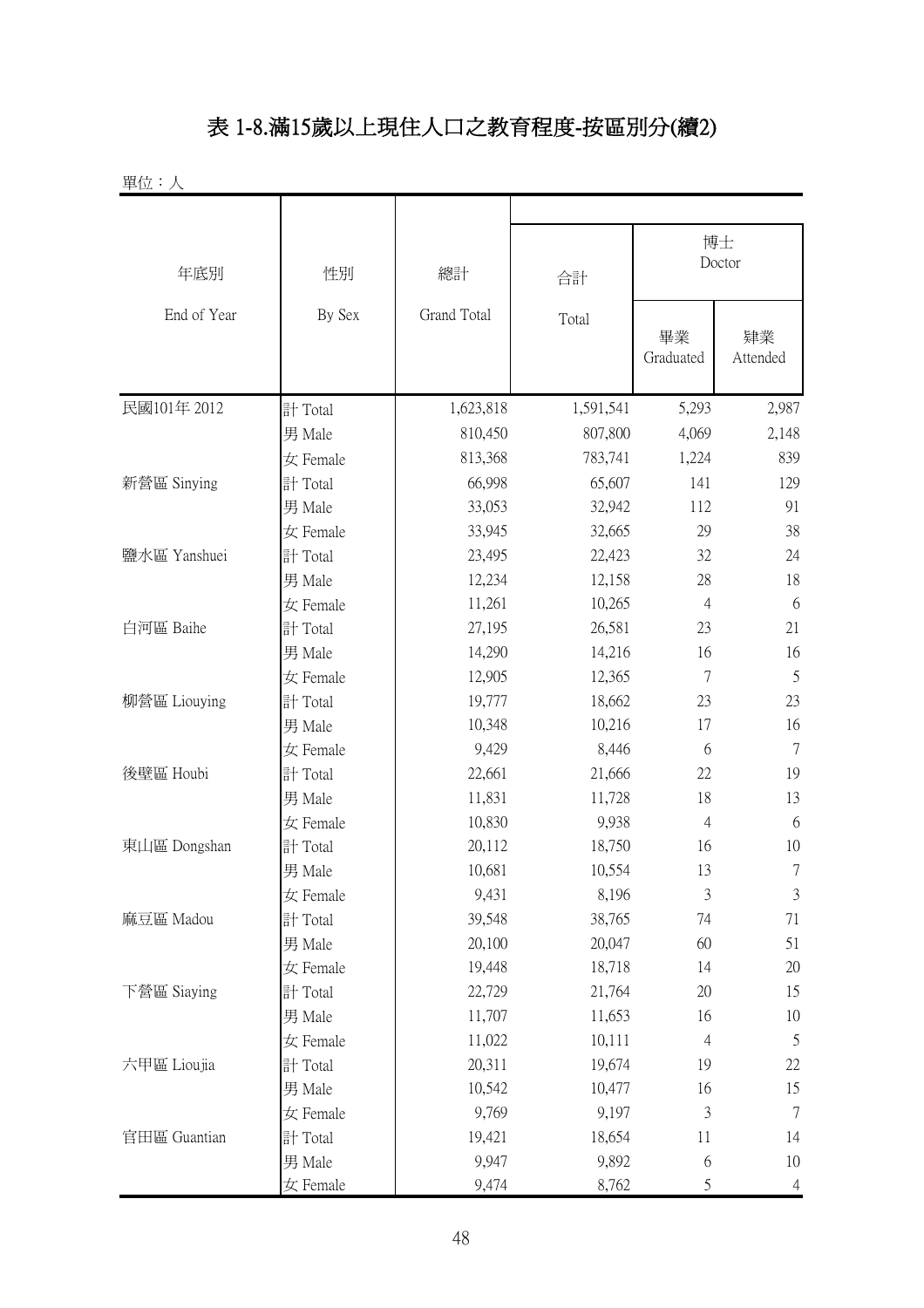# 表 1-8.滿15歲以上現住人口之教育程度-按區別分(續2)

單位：人

| 年底別<br>End of Year | 性別<br>By Sex | 總計<br>Grand Total | 合計<br>Total | 博士 Doctor<br>畢業<br>Graduated | <br>肄業<br>Attended |
|---|---|---|---|---|---|
| 民國101年 2012 | 計 Total | 1,623,818 | 1,591,541 | 5,293 | 2,987 |
| | 男 Male | 810,450 | 807,800 | 4,069 | 2,148 |
| | 女 Female | 813,368 | 783,741 | 1,224 | 839 |
| 新營區 Sinying | 計 Total | 66,998 | 65,607 | 141 | 129 |
| | 男 Male | 33,053 | 32,942 | 112 | 91 |
| | 女 Female | 33,945 | 32,665 | 29 | 38 |
| 鹽水區 Yanshuei | 計 Total | 23,495 | 22,423 | 32 | 24 |
| | 男 Male | 12,234 | 12,158 | 28 | 18 |
| | 女 Female | 11,261 | 10,265 | 4 | 6 |
| 白河區 Baihe | 計 Total | 27,195 | 26,581 | 23 | 21 |
| | 男 Male | 14,290 | 14,216 | 16 | 16 |
| | 女 Female | 12,905 | 12,365 | 7 | 5 |
| 柳營區 Liouying | 計 Total | 19,777 | 18,662 | 23 | 23 |
| | 男 Male | 10,348 | 10,216 | 17 | 16 |
| | 女 Female | 9,429 | 8,446 | 6 | 7 |
| 後壁區 Houbi | 計 Total | 22,661 | 21,666 | 22 | 19 |
| | 男 Male | 11,831 | 11,728 | 18 | 13 |
| | 女 Female | 10,830 | 9,938 | 4 | 6 |
| 東山區 Dongshan | 計 Total | 20,112 | 18,750 | 16 | 10 |
| | 男 Male | 10,681 | 10,554 | 13 | 7 |
| | 女 Female | 9,431 | 8,196 | 3 | 3 |
| 麻豆區 Madou | 計 Total | 39,548 | 38,765 | 74 | 71 |
| | 男 Male | 20,100 | 20,047 | 60 | 51 |
| | 女 Female | 19,448 | 18,718 | 14 | 20 |
| 下營區 Siaying | 計 Total | 22,729 | 21,764 | 20 | 15 |
| | 男 Male | 11,707 | 11,653 | 16 | 10 |
| | 女 Female | 11,022 | 10,111 | 4 | 5 |
| 六甲區 Lioujia | 計 Total | 20,311 | 19,674 | 19 | 22 |
| | 男 Male | 10,542 | 10,477 | 16 | 15 |
| | 女 Female | 9,769 | 9,197 | 3 | 7 |
| 官田區 Guantian | 計 Total | 19,421 | 18,654 | 11 | 14 |
| | 男 Male | 9,947 | 9,892 | 6 | 10 |
| | 女 Female | 9,474 | 8,762 | 5 | 4 |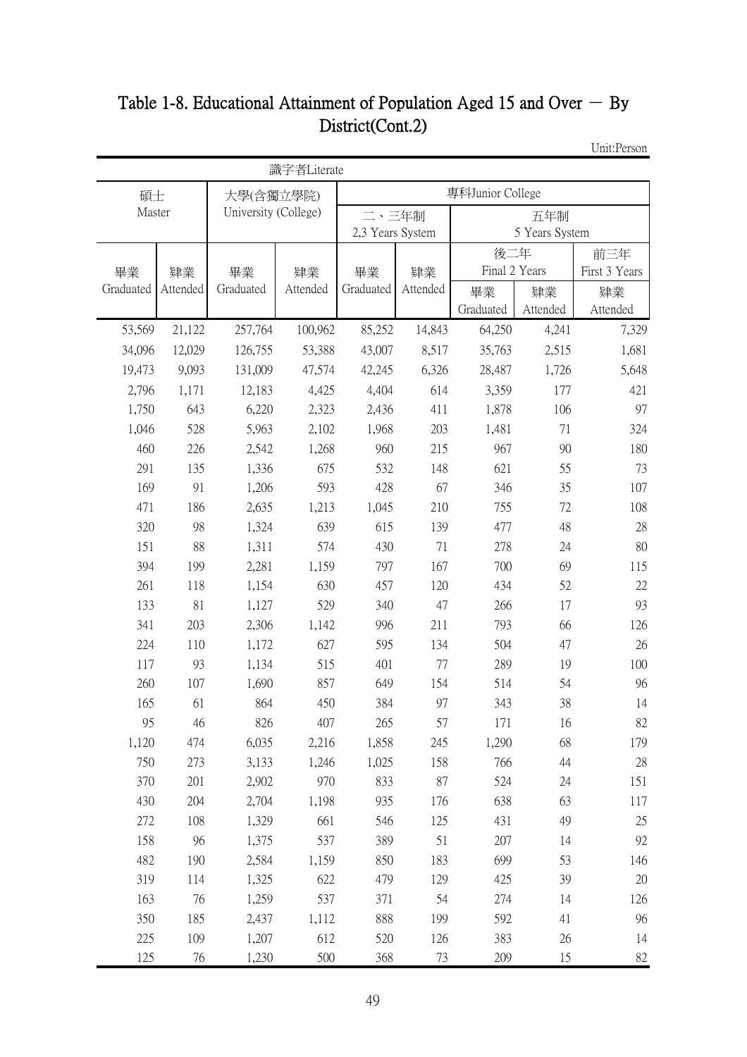# Table 1-8. Educational Attainment of Population Aged 15 and Over － By District(Cont.2)

Unit:Person

| 識字者Literate | | | | | | | | |
|---|---|---|---|---|---|---|---|---|
| 碩士 Master | | 大學(含獨立學院) University (College) | | 專科Junior College | | | | |
| | | | | 二、三年制 2,3 Years System | | 五年制 5 Years System | | |
| | | | | | | 後二年 Final 2 Years | | 前三年 First 3 Years |
| 畢業 Graduated | 肄業 Attended | 畢業 Graduated | 肄業 Attended | 畢業 Graduated | 肄業 Attended | 畢業 Graduated | 肄業 Attended | 肄業 Attended |
| 53,569 | 21,122 | 257,764 | 100,962 | 85,252 | 14,843 | 64,250 | 4,241 | 7,329 |
| 34,096 | 12,029 | 126,755 | 53,388 | 43,007 | 8,517 | 35,763 | 2,515 | 1,681 |
| 19,473 | 9,093 | 131,009 | 47,574 | 42,245 | 6,326 | 28,487 | 1,726 | 5,648 |
| 2,796 | 1,171 | 12,183 | 4,425 | 4,404 | 614 | 3,359 | 177 | 421 |
| 1,750 | 643 | 6,220 | 2,323 | 2,436 | 411 | 1,878 | 106 | 97 |
| 1,046 | 528 | 5,963 | 2,102 | 1,968 | 203 | 1,481 | 71 | 324 |
| 460 | 226 | 2,542 | 1,268 | 960 | 215 | 967 | 90 | 180 |
| 291 | 135 | 1,336 | 675 | 532 | 148 | 621 | 55 | 73 |
| 169 | 91 | 1,206 | 593 | 428 | 67 | 346 | 35 | 107 |
| 471 | 186 | 2,635 | 1,213 | 1,045 | 210 | 755 | 72 | 108 |
| 320 | 98 | 1,324 | 639 | 615 | 139 | 477 | 48 | 28 |
| 151 | 88 | 1,311 | 574 | 430 | 71 | 278 | 24 | 80 |
| 394 | 199 | 2,281 | 1,159 | 797 | 167 | 700 | 69 | 115 |
| 261 | 118 | 1,154 | 630 | 457 | 120 | 434 | 52 | 22 |
| 133 | 81 | 1,127 | 529 | 340 | 47 | 266 | 17 | 93 |
| 341 | 203 | 2,306 | 1,142 | 996 | 211 | 793 | 66 | 126 |
| 224 | 110 | 1,172 | 627 | 595 | 134 | 504 | 47 | 26 |
| 117 | 93 | 1,134 | 515 | 401 | 77 | 289 | 19 | 100 |
| 260 | 107 | 1,690 | 857 | 649 | 154 | 514 | 54 | 96 |
| 165 | 61 | 864 | 450 | 384 | 97 | 343 | 38 | 14 |
| 95 | 46 | 826 | 407 | 265 | 57 | 171 | 16 | 82 |
| 1,120 | 474 | 6,035 | 2,216 | 1,858 | 245 | 1,290 | 68 | 179 |
| 750 | 273 | 3,133 | 1,246 | 1,025 | 158 | 766 | 44 | 28 |
| 370 | 201 | 2,902 | 970 | 833 | 87 | 524 | 24 | 151 |
| 430 | 204 | 2,704 | 1,198 | 935 | 176 | 638 | 63 | 117 |
| 272 | 108 | 1,329 | 661 | 546 | 125 | 431 | 49 | 25 |
| 158 | 96 | 1,375 | 537 | 389 | 51 | 207 | 14 | 92 |
| 482 | 190 | 2,584 | 1,159 | 850 | 183 | 699 | 53 | 146 |
| 319 | 114 | 1,325 | 622 | 479 | 129 | 425 | 39 | 20 |
| 163 | 76 | 1,259 | 537 | 371 | 54 | 274 | 14 | 126 |
| 350 | 185 | 2,437 | 1,112 | 888 | 199 | 592 | 41 | 96 |
| 225 | 109 | 1,207 | 612 | 520 | 126 | 383 | 26 | 14 |
| 125 | 76 | 1,230 | 500 | 368 | 73 | 209 | 15 | 82 |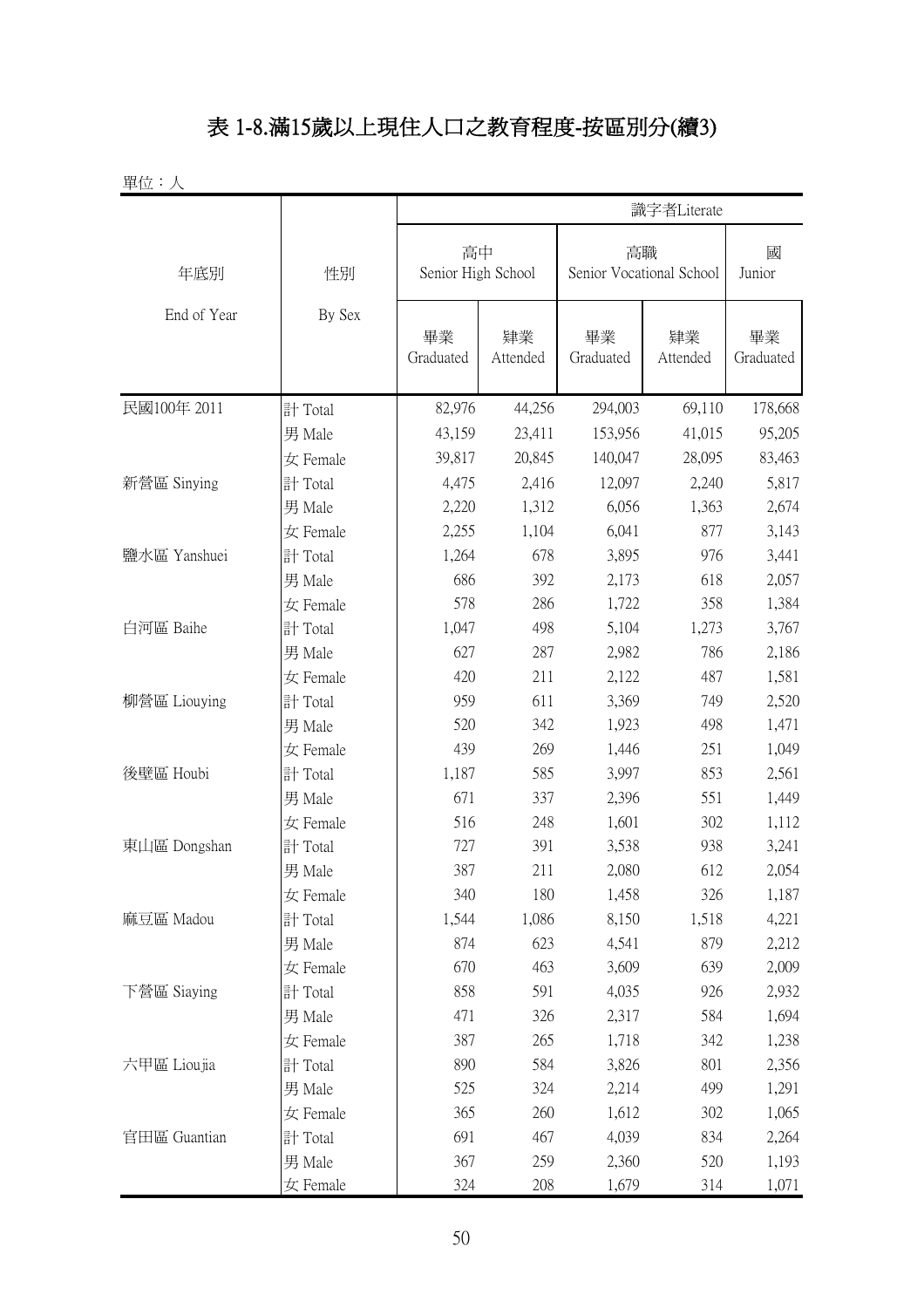# 表 1-8.滿15歲以上現住人口之教育程度-按區別分(續3)

單位：人

| 年底別 End of Year | 性別 By Sex | 識字者Literate | | | | |
|---|---|---|---|---|---|---|
| | | 高中 Senior High School | | 高職 Senior Vocational School | | 國 Junior |
| | | 畢業 Graduated | 肄業 Attended | 畢業 Graduated | 肄業 Attended | 畢業 Graduated |
| 民國100年 2011 | 計 Total | 82,976 | 44,256 | 294,003 | 69,110 | 178,668 |
| | 男 Male | 43,159 | 23,411 | 153,956 | 41,015 | 95,205 |
| | 女 Female | 39,817 | 20,845 | 140,047 | 28,095 | 83,463 |
| 新營區 Sinying | 計 Total | 4,475 | 2,416 | 12,097 | 2,240 | 5,817 |
| | 男 Male | 2,220 | 1,312 | 6,056 | 1,363 | 2,674 |
| | 女 Female | 2,255 | 1,104 | 6,041 | 877 | 3,143 |
| 鹽水區 Yanshuei | 計 Total | 1,264 | 678 | 3,895 | 976 | 3,441 |
| | 男 Male | 686 | 392 | 2,173 | 618 | 2,057 |
| | 女 Female | 578 | 286 | 1,722 | 358 | 1,384 |
| 白河區 Baihe | 計 Total | 1,047 | 498 | 5,104 | 1,273 | 3,767 |
| | 男 Male | 627 | 287 | 2,982 | 786 | 2,186 |
| | 女 Female | 420 | 211 | 2,122 | 487 | 1,581 |
| 柳營區 Liouying | 計 Total | 959 | 611 | 3,369 | 749 | 2,520 |
| | 男 Male | 520 | 342 | 1,923 | 498 | 1,471 |
| | 女 Female | 439 | 269 | 1,446 | 251 | 1,049 |
| 後壁區 Houbi | 計 Total | 1,187 | 585 | 3,997 | 853 | 2,561 |
| | 男 Male | 671 | 337 | 2,396 | 551 | 1,449 |
| | 女 Female | 516 | 248 | 1,601 | 302 | 1,112 |
| 東山區 Dongshan | 計 Total | 727 | 391 | 3,538 | 938 | 3,241 |
| | 男 Male | 387 | 211 | 2,080 | 612 | 2,054 |
| | 女 Female | 340 | 180 | 1,458 | 326 | 1,187 |
| 麻豆區 Madou | 計 Total | 1,544 | 1,086 | 8,150 | 1,518 | 4,221 |
| | 男 Male | 874 | 623 | 4,541 | 879 | 2,212 |
| | 女 Female | 670 | 463 | 3,609 | 639 | 2,009 |
| 下營區 Siaying | 計 Total | 858 | 591 | 4,035 | 926 | 2,932 |
| | 男 Male | 471 | 326 | 2,317 | 584 | 1,694 |
| | 女 Female | 387 | 265 | 1,718 | 342 | 1,238 |
| 六甲區 Lioujia | 計 Total | 890 | 584 | 3,826 | 801 | 2,356 |
| | 男 Male | 525 | 324 | 2,214 | 499 | 1,291 |
| | 女 Female | 365 | 260 | 1,612 | 302 | 1,065 |
| 官田區 Guantian | 計 Total | 691 | 467 | 4,039 | 834 | 2,264 |
| | 男 Male | 367 | 259 | 2,360 | 520 | 1,193 |
| | 女 Female | 324 | 208 | 1,679 | 314 | 1,071 |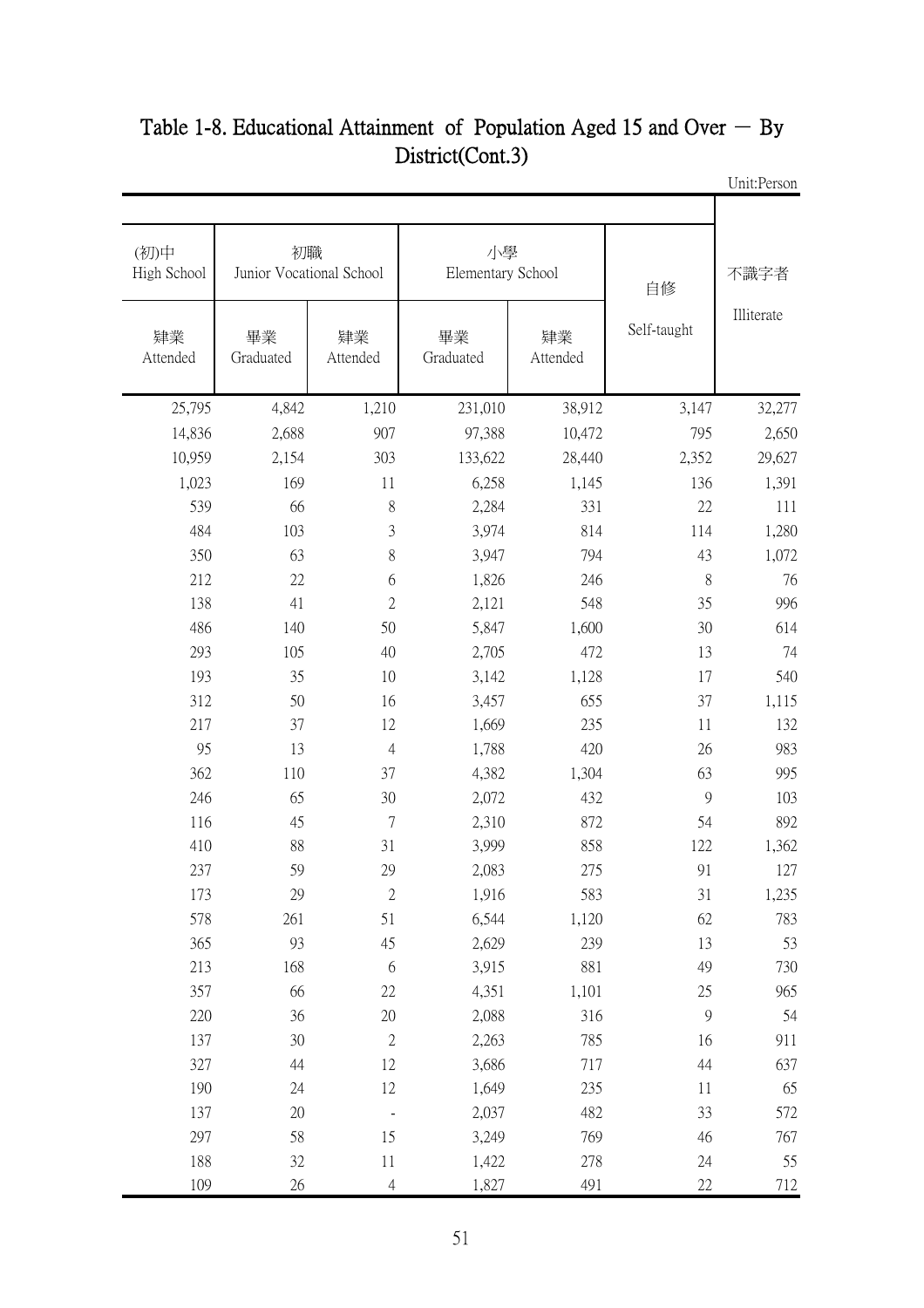# Table 1-8. Educational Attainment of Population Aged 15 and Over － By District(Cont.3)

Unit:Person

| (初)中 High School | 初職 Junior Vocational School | | 小學 Elementary School | | 自修 Self-taught | 不識字者 Illiterate |
|---|---|---|---|---|---|---|
| 肄業 Attended | 畢業 Graduated | 肄業 Attended | 畢業 Graduated | 肄業 Attended | | |
| 25,795 | 4,842 | 1,210 | 231,010 | 38,912 | 3,147 | 32,277 |
| 14,836 | 2,688 | 907 | 97,388 | 10,472 | 795 | 2,650 |
| 10,959 | 2,154 | 303 | 133,622 | 28,440 | 2,352 | 29,627 |
| 1,023 | 169 | 11 | 6,258 | 1,145 | 136 | 1,391 |
| 539 | 66 | 8 | 2,284 | 331 | 22 | 111 |
| 484 | 103 | 3 | 3,974 | 814 | 114 | 1,280 |
| 350 | 63 | 8 | 3,947 | 794 | 43 | 1,072 |
| 212 | 22 | 6 | 1,826 | 246 | 8 | 76 |
| 138 | 41 | 2 | 2,121 | 548 | 35 | 996 |
| 486 | 140 | 50 | 5,847 | 1,600 | 30 | 614 |
| 293 | 105 | 40 | 2,705 | 472 | 13 | 74 |
| 193 | 35 | 10 | 3,142 | 1,128 | 17 | 540 |
| 312 | 50 | 16 | 3,457 | 655 | 37 | 1,115 |
| 217 | 37 | 12 | 1,669 | 235 | 11 | 132 |
| 95 | 13 | 4 | 1,788 | 420 | 26 | 983 |
| 362 | 110 | 37 | 4,382 | 1,304 | 63 | 995 |
| 246 | 65 | 30 | 2,072 | 432 | 9 | 103 |
| 116 | 45 | 7 | 2,310 | 872 | 54 | 892 |
| 410 | 88 | 31 | 3,999 | 858 | 122 | 1,362 |
| 237 | 59 | 29 | 2,083 | 275 | 91 | 127 |
| 173 | 29 | 2 | 1,916 | 583 | 31 | 1,235 |
| 578 | 261 | 51 | 6,544 | 1,120 | 62 | 783 |
| 365 | 93 | 45 | 2,629 | 239 | 13 | 53 |
| 213 | 168 | 6 | 3,915 | 881 | 49 | 730 |
| 357 | 66 | 22 | 4,351 | 1,101 | 25 | 965 |
| 220 | 36 | 20 | 2,088 | 316 | 9 | 54 |
| 137 | 30 | 2 | 2,263 | 785 | 16 | 911 |
| 327 | 44 | 12 | 3,686 | 717 | 44 | 637 |
| 190 | 24 | 12 | 1,649 | 235 | 11 | 65 |
| 137 | 20 | - | 2,037 | 482 | 33 | 572 |
| 297 | 58 | 15 | 3,249 | 769 | 46 | 767 |
| 188 | 32 | 11 | 1,422 | 278 | 24 | 55 |
| 109 | 26 | 4 | 1,827 | 491 | 22 | 712 |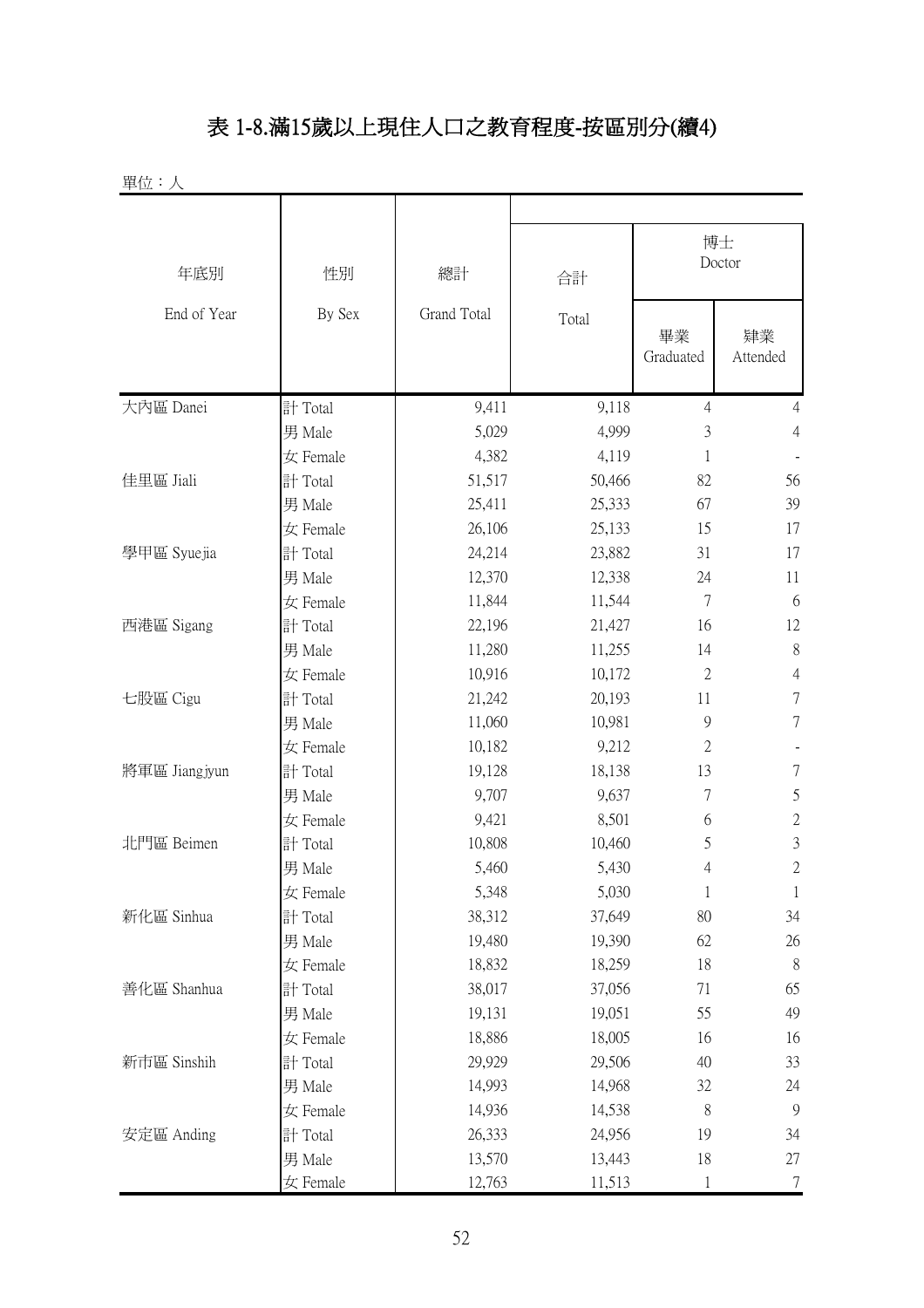# 表 1-8.滿15歲以上現住人口之教育程度-按區別分(續4)

單位：人

| 年底別 End of Year | 性別 By Sex | 總計 Grand Total | 合計 Total | 博士 Doctor | |
|---|---|---|---|---|---|
| | | | | 畢業 Graduated | 肄業 Attended |
| 大內區 Danei | 計 Total | 9,411 | 9,118 | 4 | 4 |
| | 男 Male | 5,029 | 4,999 | 3 | 4 |
| | 女 Female | 4,382 | 4,119 | 1 | - |
| 佳里區 Jiali | 計 Total | 51,517 | 50,466 | 82 | 56 |
| | 男 Male | 25,411 | 25,333 | 67 | 39 |
| | 女 Female | 26,106 | 25,133 | 15 | 17 |
| 學甲區 Syuejia | 計 Total | 24,214 | 23,882 | 31 | 17 |
| | 男 Male | 12,370 | 12,338 | 24 | 11 |
| | 女 Female | 11,844 | 11,544 | 7 | 6 |
| 西港區 Sigang | 計 Total | 22,196 | 21,427 | 16 | 12 |
| | 男 Male | 11,280 | 11,255 | 14 | 8 |
| | 女 Female | 10,916 | 10,172 | 2 | 4 |
| 七股區 Cigu | 計 Total | 21,242 | 20,193 | 11 | 7 |
| | 男 Male | 11,060 | 10,981 | 9 | 7 |
| | 女 Female | 10,182 | 9,212 | 2 | - |
| 將軍區 Jiangjyun | 計 Total | 19,128 | 18,138 | 13 | 7 |
| | 男 Male | 9,707 | 9,637 | 7 | 5 |
| | 女 Female | 9,421 | 8,501 | 6 | 2 |
| 北門區 Beimen | 計 Total | 10,808 | 10,460 | 5 | 3 |
| | 男 Male | 5,460 | 5,430 | 4 | 2 |
| | 女 Female | 5,348 | 5,030 | 1 | 1 |
| 新化區 Sinhua | 計 Total | 38,312 | 37,649 | 80 | 34 |
| | 男 Male | 19,480 | 19,390 | 62 | 26 |
| | 女 Female | 18,832 | 18,259 | 18 | 8 |
| 善化區 Shanhua | 計 Total | 38,017 | 37,056 | 71 | 65 |
| | 男 Male | 19,131 | 19,051 | 55 | 49 |
| | 女 Female | 18,886 | 18,005 | 16 | 16 |
| 新市區 Sinshih | 計 Total | 29,929 | 29,506 | 40 | 33 |
| | 男 Male | 14,993 | 14,968 | 32 | 24 |
| | 女 Female | 14,936 | 14,538 | 8 | 9 |
| 安定區 Anding | 計 Total | 26,333 | 24,956 | 19 | 34 |
| | 男 Male | 13,570 | 13,443 | 18 | 27 |
| | 女 Female | 12,763 | 11,513 | 1 | 7 |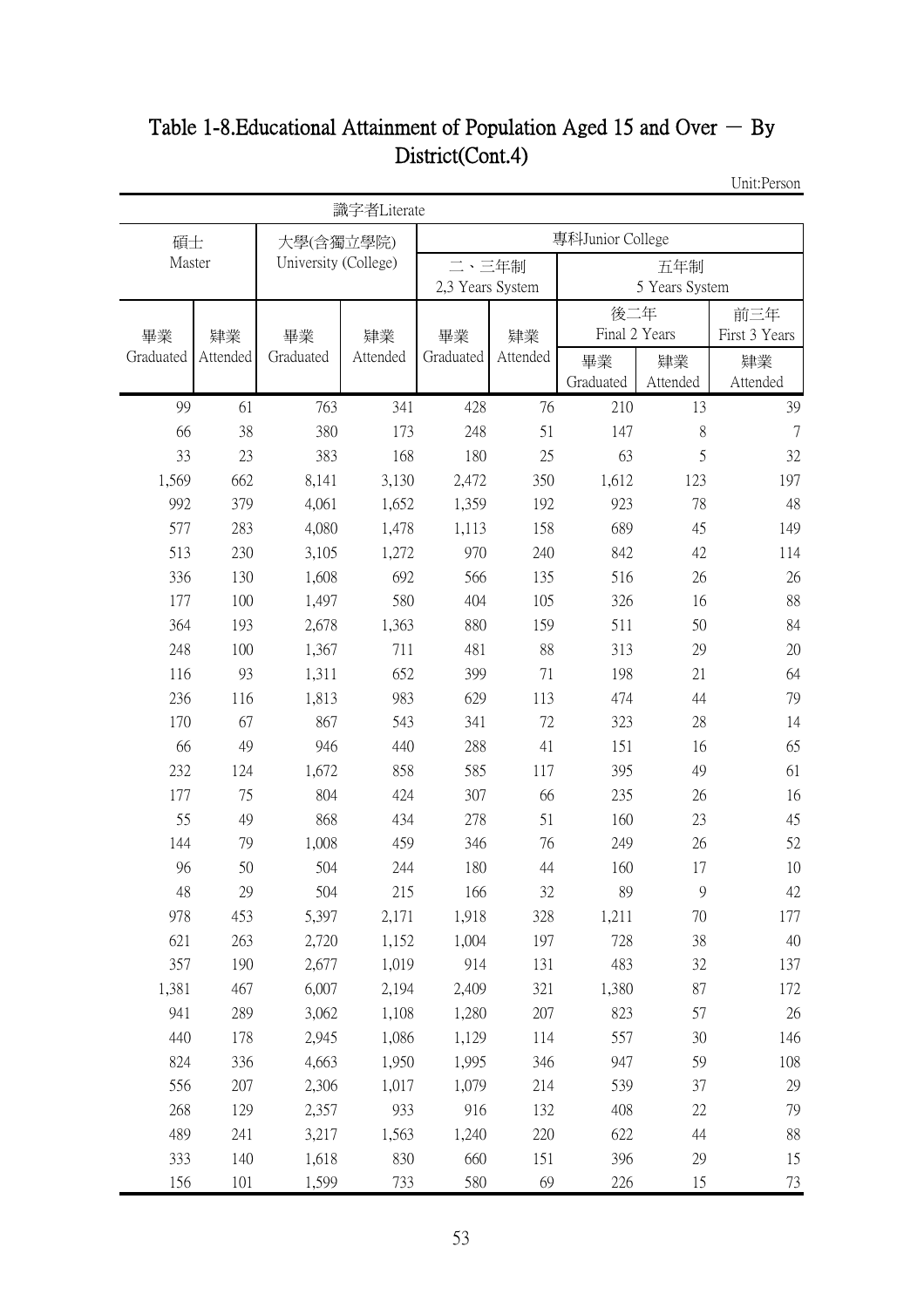# Table 1-8.Educational Attainment of Population Aged 15 and Over － By District(Cont.4)

Unit:Person

| 識字者Literate | | | | | | | | |
|---|---|---|---|---|---|---|---|---|
| 碩士 Master | | 大學(含獨立學院) University (College) | | 專科Junior College | | | | |
| | | | | 二、三年制 2,3 Years System | | 五年制 5 Years System | | |
| | | | | | | 後二年 Final 2 Years | | 前三年 First 3 Years |
| 畢業 Graduated | 肄業 Attended | 畢業 Graduated | 肄業 Attended | 畢業 Graduated | 肄業 Attended | 畢業 Graduated | 肄業 Attended | 肄業 Attended |
| 99 | 61 | 763 | 341 | 428 | 76 | 210 | 13 | 39 |
| 66 | 38 | 380 | 173 | 248 | 51 | 147 | 8 | 7 |
| 33 | 23 | 383 | 168 | 180 | 25 | 63 | 5 | 32 |
| 1,569 | 662 | 8,141 | 3,130 | 2,472 | 350 | 1,612 | 123 | 197 |
| 992 | 379 | 4,061 | 1,652 | 1,359 | 192 | 923 | 78 | 48 |
| 577 | 283 | 4,080 | 1,478 | 1,113 | 158 | 689 | 45 | 149 |
| 513 | 230 | 3,105 | 1,272 | 970 | 240 | 842 | 42 | 114 |
| 336 | 130 | 1,608 | 692 | 566 | 135 | 516 | 26 | 26 |
| 177 | 100 | 1,497 | 580 | 404 | 105 | 326 | 16 | 88 |
| 364 | 193 | 2,678 | 1,363 | 880 | 159 | 511 | 50 | 84 |
| 248 | 100 | 1,367 | 711 | 481 | 88 | 313 | 29 | 20 |
| 116 | 93 | 1,311 | 652 | 399 | 71 | 198 | 21 | 64 |
| 236 | 116 | 1,813 | 983 | 629 | 113 | 474 | 44 | 79 |
| 170 | 67 | 867 | 543 | 341 | 72 | 323 | 28 | 14 |
| 66 | 49 | 946 | 440 | 288 | 41 | 151 | 16 | 65 |
| 232 | 124 | 1,672 | 858 | 585 | 117 | 395 | 49 | 61 |
| 177 | 75 | 804 | 424 | 307 | 66 | 235 | 26 | 16 |
| 55 | 49 | 868 | 434 | 278 | 51 | 160 | 23 | 45 |
| 144 | 79 | 1,008 | 459 | 346 | 76 | 249 | 26 | 52 |
| 96 | 50 | 504 | 244 | 180 | 44 | 160 | 17 | 10 |
| 48 | 29 | 504 | 215 | 166 | 32 | 89 | 9 | 42 |
| 978 | 453 | 5,397 | 2,171 | 1,918 | 328 | 1,211 | 70 | 177 |
| 621 | 263 | 2,720 | 1,152 | 1,004 | 197 | 728 | 38 | 40 |
| 357 | 190 | 2,677 | 1,019 | 914 | 131 | 483 | 32 | 137 |
| 1,381 | 467 | 6,007 | 2,194 | 2,409 | 321 | 1,380 | 87 | 172 |
| 941 | 289 | 3,062 | 1,108 | 1,280 | 207 | 823 | 57 | 26 |
| 440 | 178 | 2,945 | 1,086 | 1,129 | 114 | 557 | 30 | 146 |
| 824 | 336 | 4,663 | 1,950 | 1,995 | 346 | 947 | 59 | 108 |
| 556 | 207 | 2,306 | 1,017 | 1,079 | 214 | 539 | 37 | 29 |
| 268 | 129 | 2,357 | 933 | 916 | 132 | 408 | 22 | 79 |
| 489 | 241 | 3,217 | 1,563 | 1,240 | 220 | 622 | 44 | 88 |
| 333 | 140 | 1,618 | 830 | 660 | 151 | 396 | 29 | 15 |
| 156 | 101 | 1,599 | 733 | 580 | 69 | 226 | 15 | 73 |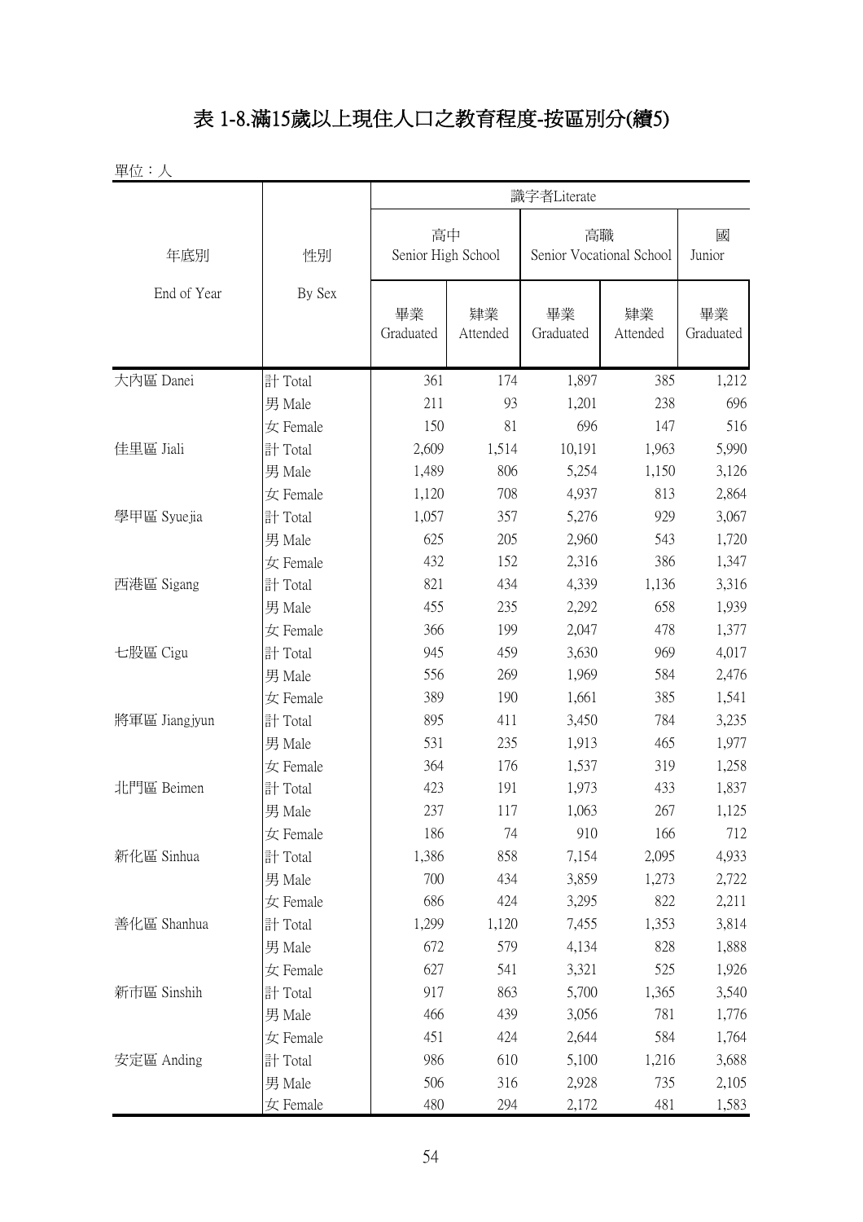# 表 1-8.滿15歲以上現住人口之教育程度-按區別分(續5)

單位：人

| 年底別 End of Year | 性別 By Sex | 識字者Literate | | | | |
|---|---|---|---|---|---|---|
| | | 高中 Senior High School | | 高職 Senior Vocational School | | 國 Junior |
| | | 畢業 Graduated | 肄業 Attended | 畢業 Graduated | 肄業 Attended | 畢業 Graduated |
| 大內區 Danei | 計 Total | 361 | 174 | 1,897 | 385 | 1,212 |
| | 男 Male | 211 | 93 | 1,201 | 238 | 696 |
| | 女 Female | 150 | 81 | 696 | 147 | 516 |
| 佳里區 Jiali | 計 Total | 2,609 | 1,514 | 10,191 | 1,963 | 5,990 |
| | 男 Male | 1,489 | 806 | 5,254 | 1,150 | 3,126 |
| | 女 Female | 1,120 | 708 | 4,937 | 813 | 2,864 |
| 學甲區 Syuejia | 計 Total | 1,057 | 357 | 5,276 | 929 | 3,067 |
| | 男 Male | 625 | 205 | 2,960 | 543 | 1,720 |
| | 女 Female | 432 | 152 | 2,316 | 386 | 1,347 |
| 西港區 Sigang | 計 Total | 821 | 434 | 4,339 | 1,136 | 3,316 |
| | 男 Male | 455 | 235 | 2,292 | 658 | 1,939 |
| | 女 Female | 366 | 199 | 2,047 | 478 | 1,377 |
| 七股區 Cigu | 計 Total | 945 | 459 | 3,630 | 969 | 4,017 |
| | 男 Male | 556 | 269 | 1,969 | 584 | 2,476 |
| | 女 Female | 389 | 190 | 1,661 | 385 | 1,541 |
| 將軍區 Jiangjyun | 計 Total | 895 | 411 | 3,450 | 784 | 3,235 |
| | 男 Male | 531 | 235 | 1,913 | 465 | 1,977 |
| | 女 Female | 364 | 176 | 1,537 | 319 | 1,258 |
| 北門區 Beimen | 計 Total | 423 | 191 | 1,973 | 433 | 1,837 |
| | 男 Male | 237 | 117 | 1,063 | 267 | 1,125 |
| | 女 Female | 186 | 74 | 910 | 166 | 712 |
| 新化區 Sinhua | 計 Total | 1,386 | 858 | 7,154 | 2,095 | 4,933 |
| | 男 Male | 700 | 434 | 3,859 | 1,273 | 2,722 |
| | 女 Female | 686 | 424 | 3,295 | 822 | 2,211 |
| 善化區 Shanhua | 計 Total | 1,299 | 1,120 | 7,455 | 1,353 | 3,814 |
| | 男 Male | 672 | 579 | 4,134 | 828 | 1,888 |
| | 女 Female | 627 | 541 | 3,321 | 525 | 1,926 |
| 新市區 Sinshih | 計 Total | 917 | 863 | 5,700 | 1,365 | 3,540 |
| | 男 Male | 466 | 439 | 3,056 | 781 | 1,776 |
| | 女 Female | 451 | 424 | 2,644 | 584 | 1,764 |
| 安定區 Anding | 計 Total | 986 | 610 | 5,100 | 1,216 | 3,688 |
| | 男 Male | 506 | 316 | 2,928 | 735 | 2,105 |
| | 女 Female | 480 | 294 | 2,172 | 481 | 1,583 |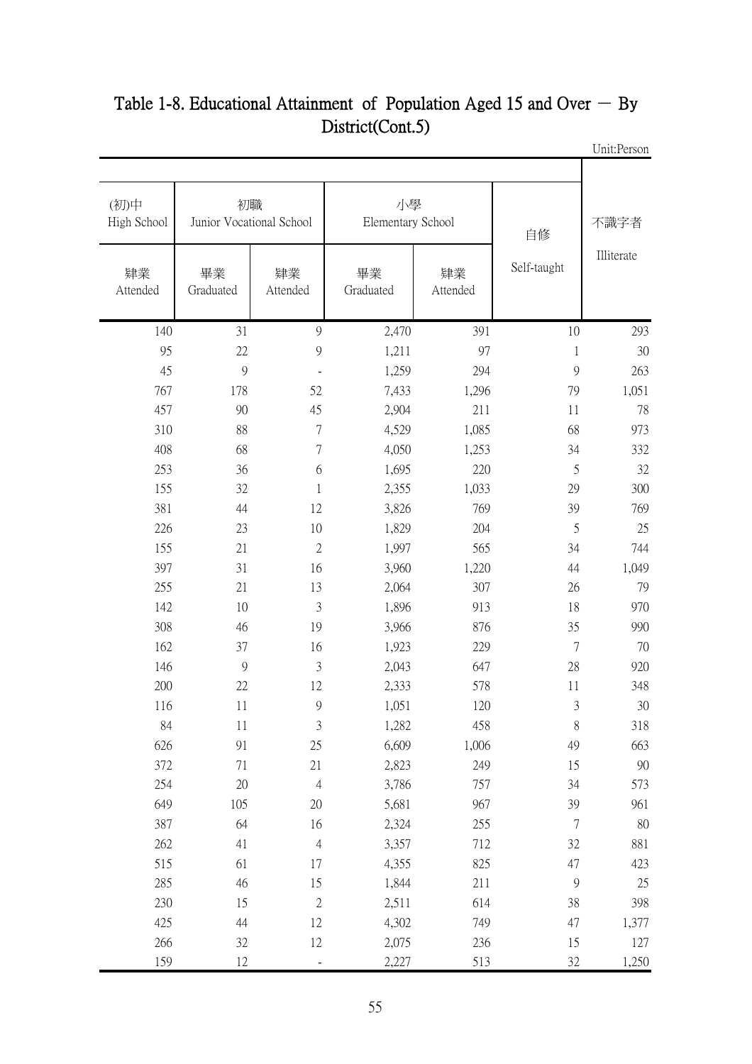# Table 1-8. Educational Attainment of Population Aged 15 and Over － By District(Cont.5)

Unit:Person

| (初)中 High School | 初職 Junior Vocational School | | 小學 Elementary School | | 自修 Self-taught | 不識字者 Illiterate |
|---|---|---|---|---|---|---|
| 肄業 Attended | 畢業 Graduated | 肄業 Attended | 畢業 Graduated | 肄業 Attended | | |
| 140 | 31 | 9 | 2,470 | 391 | 10 | 293 |
| 95 | 22 | 9 | 1,211 | 97 | 1 | 30 |
| 45 | 9 | - | 1,259 | 294 | 9 | 263 |
| 767 | 178 | 52 | 7,433 | 1,296 | 79 | 1,051 |
| 457 | 90 | 45 | 2,904 | 211 | 11 | 78 |
| 310 | 88 | 7 | 4,529 | 1,085 | 68 | 973 |
| 408 | 68 | 7 | 4,050 | 1,253 | 34 | 332 |
| 253 | 36 | 6 | 1,695 | 220 | 5 | 32 |
| 155 | 32 | 1 | 2,355 | 1,033 | 29 | 300 |
| 381 | 44 | 12 | 3,826 | 769 | 39 | 769 |
| 226 | 23 | 10 | 1,829 | 204 | 5 | 25 |
| 155 | 21 | 2 | 1,997 | 565 | 34 | 744 |
| 397 | 31 | 16 | 3,960 | 1,220 | 44 | 1,049 |
| 255 | 21 | 13 | 2,064 | 307 | 26 | 79 |
| 142 | 10 | 3 | 1,896 | 913 | 18 | 970 |
| 308 | 46 | 19 | 3,966 | 876 | 35 | 990 |
| 162 | 37 | 16 | 1,923 | 229 | 7 | 70 |
| 146 | 9 | 3 | 2,043 | 647 | 28 | 920 |
| 200 | 22 | 12 | 2,333 | 578 | 11 | 348 |
| 116 | 11 | 9 | 1,051 | 120 | 3 | 30 |
| 84 | 11 | 3 | 1,282 | 458 | 8 | 318 |
| 626 | 91 | 25 | 6,609 | 1,006 | 49 | 663 |
| 372 | 71 | 21 | 2,823 | 249 | 15 | 90 |
| 254 | 20 | 4 | 3,786 | 757 | 34 | 573 |
| 649 | 105 | 20 | 5,681 | 967 | 39 | 961 |
| 387 | 64 | 16 | 2,324 | 255 | 7 | 80 |
| 262 | 41 | 4 | 3,357 | 712 | 32 | 881 |
| 515 | 61 | 17 | 4,355 | 825 | 47 | 423 |
| 285 | 46 | 15 | 1,844 | 211 | 9 | 25 |
| 230 | 15 | 2 | 2,511 | 614 | 38 | 398 |
| 425 | 44 | 12 | 4,302 | 749 | 47 | 1,377 |
| 266 | 32 | 12 | 2,075 | 236 | 15 | 127 |
| 159 | 12 | - | 2,227 | 513 | 32 | 1,250 |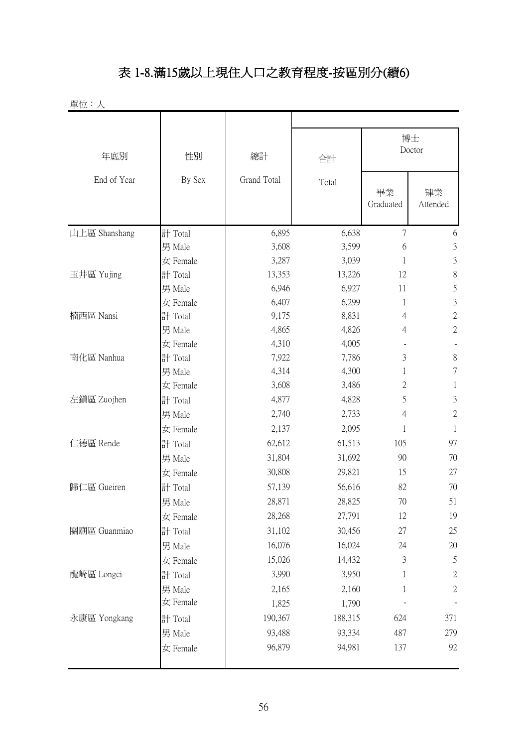# 表 1-8.滿15歲以上現住人口之教育程度-按區別分(續6)

單位：人

| 年底別 End of Year | 性別 By Sex | 總計 Grand Total | 合計 Total | 博士 Doctor | |
|---|---|---|---|---|---|
| | | | | 畢業 Graduated | 肄業 Attended |
| 山上區 Shanshang | 計 Total | 6,895 | 6,638 | 7 | 6 |
| | 男 Male | 3,608 | 3,599 | 6 | 3 |
| | 女 Female | 3,287 | 3,039 | 1 | 3 |
| 玉井區 Yujing | 計 Total | 13,353 | 13,226 | 12 | 8 |
| | 男 Male | 6,946 | 6,927 | 11 | 5 |
| | 女 Female | 6,407 | 6,299 | 1 | 3 |
| 楠西區 Nansi | 計 Total | 9,175 | 8,831 | 4 | 2 |
| | 男 Male | 4,865 | 4,826 | 4 | 2 |
| | 女 Female | 4,310 | 4,005 | - | - |
| 南化區 Nanhua | 計 Total | 7,922 | 7,786 | 3 | 8 |
| | 男 Male | 4,314 | 4,300 | 1 | 7 |
| | 女 Female | 3,608 | 3,486 | 2 | 1 |
| 左鎮區 Zuojhen | 計 Total | 4,877 | 4,828 | 5 | 3 |
| | 男 Male | 2,740 | 2,733 | 4 | 2 |
| | 女 Female | 2,137 | 2,095 | 1 | 1 |
| 仁德區 Rende | 計 Total | 62,612 | 61,513 | 105 | 97 |
| | 男 Male | 31,804 | 31,692 | 90 | 70 |
| | 女 Female | 30,808 | 29,821 | 15 | 27 |
| 歸仁區 Gueiren | 計 Total | 57,139 | 56,616 | 82 | 70 |
| | 男 Male | 28,871 | 28,825 | 70 | 51 |
| | 女 Female | 28,268 | 27,791 | 12 | 19 |
| 關廟區 Guanmiao | 計 Total | 31,102 | 30,456 | 27 | 25 |
| | 男 Male | 16,076 | 16,024 | 24 | 20 |
| | 女 Female | 15,026 | 14,432 | 3 | 5 |
| 龍崎區 Longci | 計 Total | 3,990 | 3,950 | 1 | 2 |
| | 男 Male | 2,165 | 2,160 | 1 | 2 |
| | 女 Female | 1,825 | 1,790 | - | - |
| 永康區 Yongkang | 計 Total | 190,367 | 188,315 | 624 | 371 |
| | 男 Male | 93,488 | 93,334 | 487 | 279 |
| | 女 Female | 96,879 | 94,981 | 137 | 92 |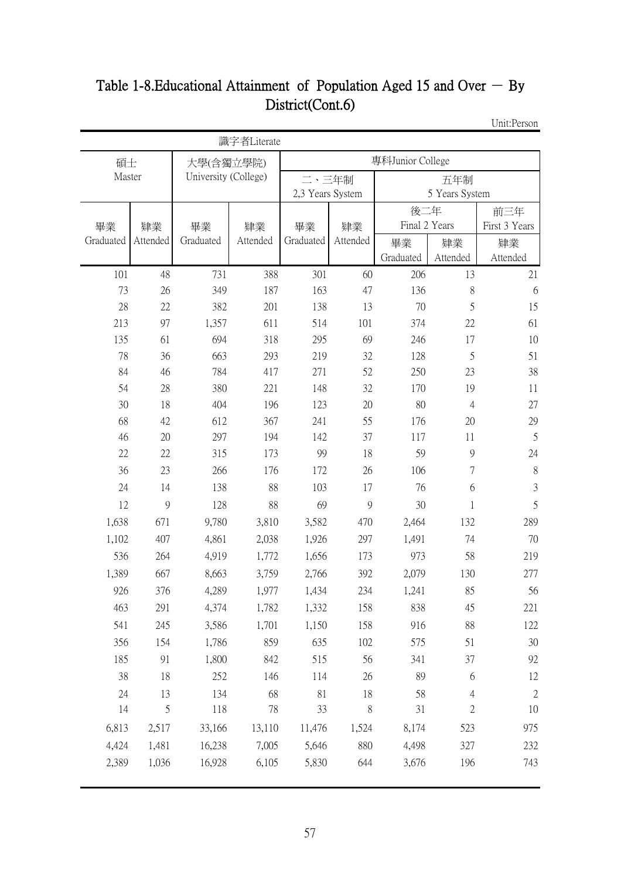# Table 1-8.Educational Attainment of Population Aged 15 and Over － By District(Cont.6)

Unit:Person

| 識字者Literate | | | | | | | | |
|---|---|---|---|---|---|---|---|---|
| 碩士 Master | | 大學(含獨立學院) University (College) | | 專科Junior College | | | | |
| | | | | 二、三年制 2,3 Years System | | 五年制 5 Years System | | |
| | | | | | | 後二年 Final 2 Years | | 前三年 First 3 Years |
| 畢業 Graduated | 肄業 Attended | 畢業 Graduated | 肄業 Attended | 畢業 Graduated | 肄業 Attended | 畢業 Graduated | 肄業 Attended | 肄業 Attended |
| 101 | 48 | 731 | 388 | 301 | 60 | 206 | 13 | 21 |
| 73 | 26 | 349 | 187 | 163 | 47 | 136 | 8 | 6 |
| 28 | 22 | 382 | 201 | 138 | 13 | 70 | 5 | 15 |
| 213 | 97 | 1,357 | 611 | 514 | 101 | 374 | 22 | 61 |
| 135 | 61 | 694 | 318 | 295 | 69 | 246 | 17 | 10 |
| 78 | 36 | 663 | 293 | 219 | 32 | 128 | 5 | 51 |
| 84 | 46 | 784 | 417 | 271 | 52 | 250 | 23 | 38 |
| 54 | 28 | 380 | 221 | 148 | 32 | 170 | 19 | 11 |
| 30 | 18 | 404 | 196 | 123 | 20 | 80 | 4 | 27 |
| 68 | 42 | 612 | 367 | 241 | 55 | 176 | 20 | 29 |
| 46 | 20 | 297 | 194 | 142 | 37 | 117 | 11 | 5 |
| 22 | 22 | 315 | 173 | 99 | 18 | 59 | 9 | 24 |
| 36 | 23 | 266 | 176 | 172 | 26 | 106 | 7 | 8 |
| 24 | 14 | 138 | 88 | 103 | 17 | 76 | 6 | 3 |
| 12 | 9 | 128 | 88 | 69 | 9 | 30 | 1 | 5 |
| 1,638 | 671 | 9,780 | 3,810 | 3,582 | 470 | 2,464 | 132 | 289 |
| 1,102 | 407 | 4,861 | 2,038 | 1,926 | 297 | 1,491 | 74 | 70 |
| 536 | 264 | 4,919 | 1,772 | 1,656 | 173 | 973 | 58 | 219 |
| 1,389 | 667 | 8,663 | 3,759 | 2,766 | 392 | 2,079 | 130 | 277 |
| 926 | 376 | 4,289 | 1,977 | 1,434 | 234 | 1,241 | 85 | 56 |
| 463 | 291 | 4,374 | 1,782 | 1,332 | 158 | 838 | 45 | 221 |
| 541 | 245 | 3,586 | 1,701 | 1,150 | 158 | 916 | 88 | 122 |
| 356 | 154 | 1,786 | 859 | 635 | 102 | 575 | 51 | 30 |
| 185 | 91 | 1,800 | 842 | 515 | 56 | 341 | 37 | 92 |
| 38 | 18 | 252 | 146 | 114 | 26 | 89 | 6 | 12 |
| 24 | 13 | 134 | 68 | 81 | 18 | 58 | 4 | 2 |
| 14 | 5 | 118 | 78 | 33 | 8 | 31 | 2 | 10 |
| 6,813 | 2,517 | 33,166 | 13,110 | 11,476 | 1,524 | 8,174 | 523 | 975 |
| 4,424 | 1,481 | 16,238 | 7,005 | 5,646 | 880 | 4,498 | 327 | 232 |
| 2,389 | 1,036 | 16,928 | 6,105 | 5,830 | 644 | 3,676 | 196 | 743 |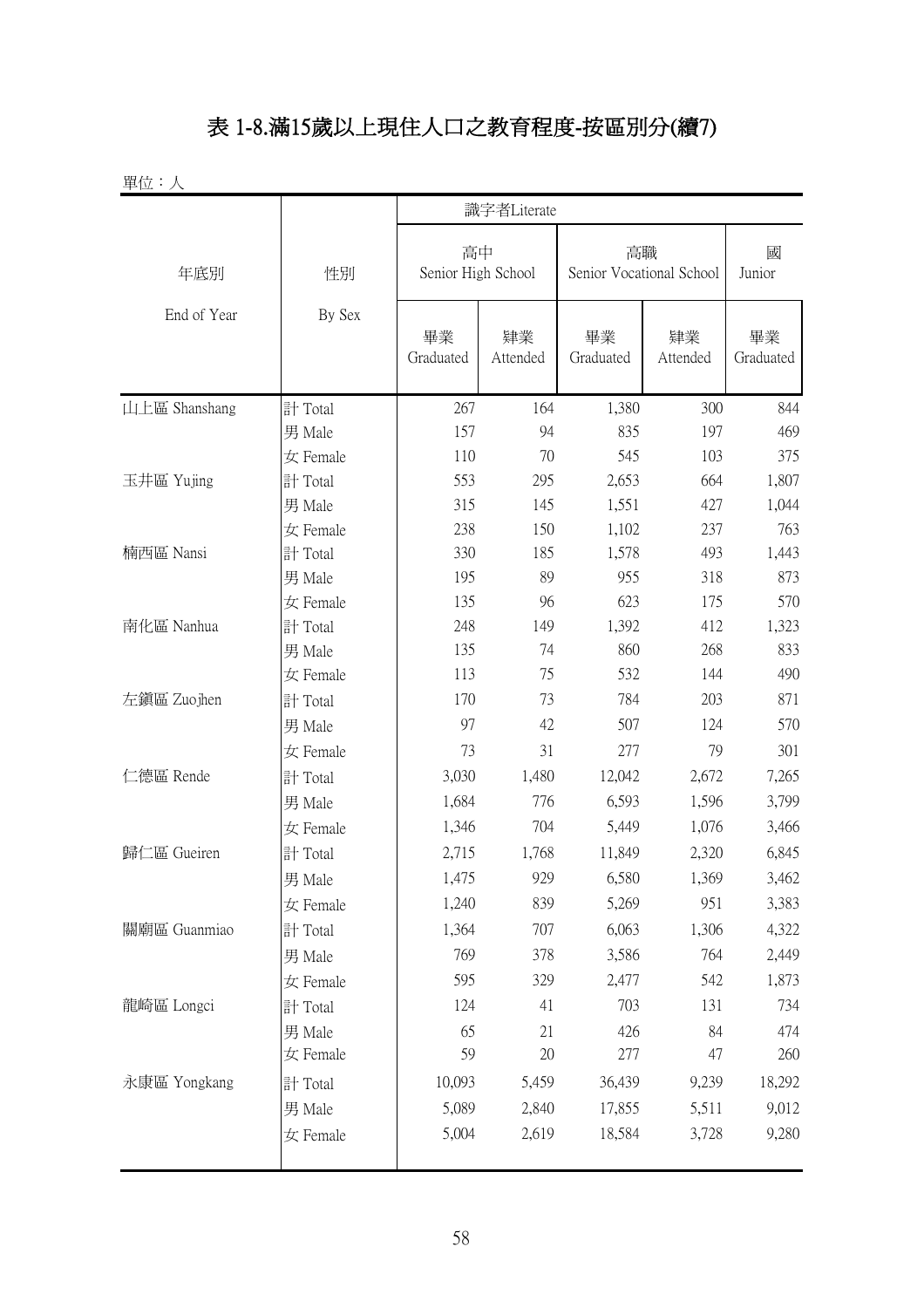# 表 1-8.滿15歲以上現住人口之教育程度-按區別分(續7)

單位：人

| 年底別 End of Year | 性別 By Sex | 識字者Literate | | | | |
|---|---|---|---|---|---|---|
| | | 高中 Senior High School | | 高職 Senior Vocational School | | 國 Junior |
| | | 畢業 Graduated | 肄業 Attended | 畢業 Graduated | 肄業 Attended | 畢業 Graduated |
| 山上區 Shanshang | 計 Total | 267 | 164 | 1,380 | 300 | 844 |
| | 男 Male | 157 | 94 | 835 | 197 | 469 |
| | 女 Female | 110 | 70 | 545 | 103 | 375 |
| 玉井區 Yujing | 計 Total | 553 | 295 | 2,653 | 664 | 1,807 |
| | 男 Male | 315 | 145 | 1,551 | 427 | 1,044 |
| | 女 Female | 238 | 150 | 1,102 | 237 | 763 |
| 楠西區 Nansi | 計 Total | 330 | 185 | 1,578 | 493 | 1,443 |
| | 男 Male | 195 | 89 | 955 | 318 | 873 |
| | 女 Female | 135 | 96 | 623 | 175 | 570 |
| 南化區 Nanhua | 計 Total | 248 | 149 | 1,392 | 412 | 1,323 |
| | 男 Male | 135 | 74 | 860 | 268 | 833 |
| | 女 Female | 113 | 75 | 532 | 144 | 490 |
| 左鎮區 Zuojhen | 計 Total | 170 | 73 | 784 | 203 | 871 |
| | 男 Male | 97 | 42 | 507 | 124 | 570 |
| | 女 Female | 73 | 31 | 277 | 79 | 301 |
| 仁德區 Rende | 計 Total | 3,030 | 1,480 | 12,042 | 2,672 | 7,265 |
| | 男 Male | 1,684 | 776 | 6,593 | 1,596 | 3,799 |
| | 女 Female | 1,346 | 704 | 5,449 | 1,076 | 3,466 |
| 歸仁區 Gueiren | 計 Total | 2,715 | 1,768 | 11,849 | 2,320 | 6,845 |
| | 男 Male | 1,475 | 929 | 6,580 | 1,369 | 3,462 |
| | 女 Female | 1,240 | 839 | 5,269 | 951 | 3,383 |
| 關廟區 Guanmiao | 計 Total | 1,364 | 707 | 6,063 | 1,306 | 4,322 |
| | 男 Male | 769 | 378 | 3,586 | 764 | 2,449 |
| | 女 Female | 595 | 329 | 2,477 | 542 | 1,873 |
| 龍崎區 Longci | 計 Total | 124 | 41 | 703 | 131 | 734 |
| | 男 Male | 65 | 21 | 426 | 84 | 474 |
| | 女 Female | 59 | 20 | 277 | 47 | 260 |
| 永康區 Yongkang | 計 Total | 10,093 | 5,459 | 36,439 | 9,239 | 18,292 |
| | 男 Male | 5,089 | 2,840 | 17,855 | 5,511 | 9,012 |
| | 女 Female | 5,004 | 2,619 | 18,584 | 3,728 | 9,280 |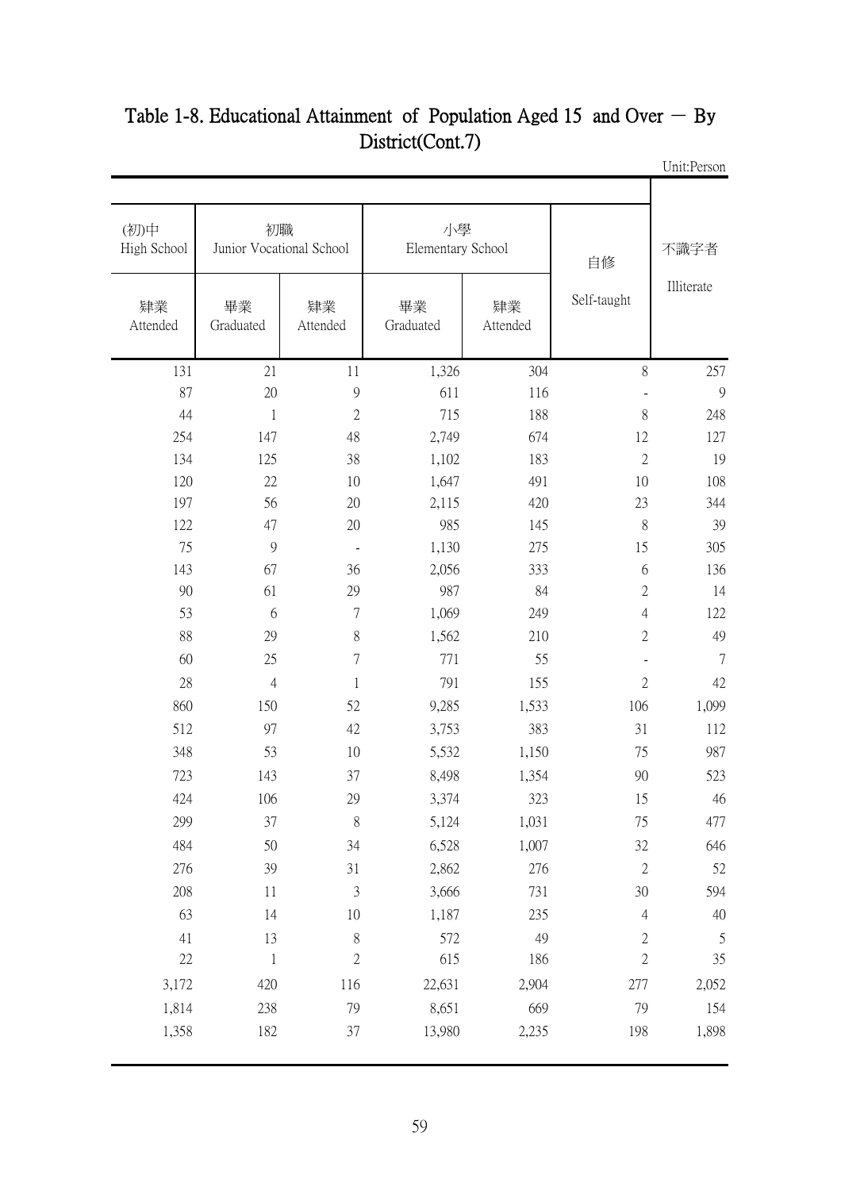## Table 1-8. Educational Attainment of Population Aged 15 and Over － By District(Cont.7)

Unit:Person

| (初)中 High School | 初職 Junior Vocational School | | 小學 Elementary School | | 自修 Self-taught | 不識字者 Illiterate |
|---|---|---|---|---|---|---|
| 肄業 Attended | 畢業 Graduated | 肄業 Attended | 畢業 Graduated | 肄業 Attended | | |
| 131 | 21 | 11 | 1,326 | 304 | 8 | 257 |
| 87 | 20 | 9 | 611 | 116 | - | 9 |
| 44 | 1 | 2 | 715 | 188 | 8 | 248 |
| 254 | 147 | 48 | 2,749 | 674 | 12 | 127 |
| 134 | 125 | 38 | 1,102 | 183 | 2 | 19 |
| 120 | 22 | 10 | 1,647 | 491 | 10 | 108 |
| 197 | 56 | 20 | 2,115 | 420 | 23 | 344 |
| 122 | 47 | 20 | 985 | 145 | 8 | 39 |
| 75 | 9 | - | 1,130 | 275 | 15 | 305 |
| 143 | 67 | 36 | 2,056 | 333 | 6 | 136 |
| 90 | 61 | 29 | 987 | 84 | 2 | 14 |
| 53 | 6 | 7 | 1,069 | 249 | 4 | 122 |
| 88 | 29 | 8 | 1,562 | 210 | 2 | 49 |
| 60 | 25 | 7 | 771 | 55 | - | 7 |
| 28 | 4 | 1 | 791 | 155 | 2 | 42 |
| 860 | 150 | 52 | 9,285 | 1,533 | 106 | 1,099 |
| 512 | 97 | 42 | 3,753 | 383 | 31 | 112 |
| 348 | 53 | 10 | 5,532 | 1,150 | 75 | 987 |
| 723 | 143 | 37 | 8,498 | 1,354 | 90 | 523 |
| 424 | 106 | 29 | 3,374 | 323 | 15 | 46 |
| 299 | 37 | 8 | 5,124 | 1,031 | 75 | 477 |
| 484 | 50 | 34 | 6,528 | 1,007 | 32 | 646 |
| 276 | 39 | 31 | 2,862 | 276 | 2 | 52 |
| 208 | 11 | 3 | 3,666 | 731 | 30 | 594 |
| 63 | 14 | 10 | 1,187 | 235 | 4 | 40 |
| 41 | 13 | 8 | 572 | 49 | 2 | 5 |
| 22 | 1 | 2 | 615 | 186 | 2 | 35 |
| 3,172 | 420 | 116 | 22,631 | 2,904 | 277 | 2,052 |
| 1,814 | 238 | 79 | 8,651 | 669 | 79 | 154 |
| 1,358 | 182 | 37 | 13,980 | 2,235 | 198 | 1,898 |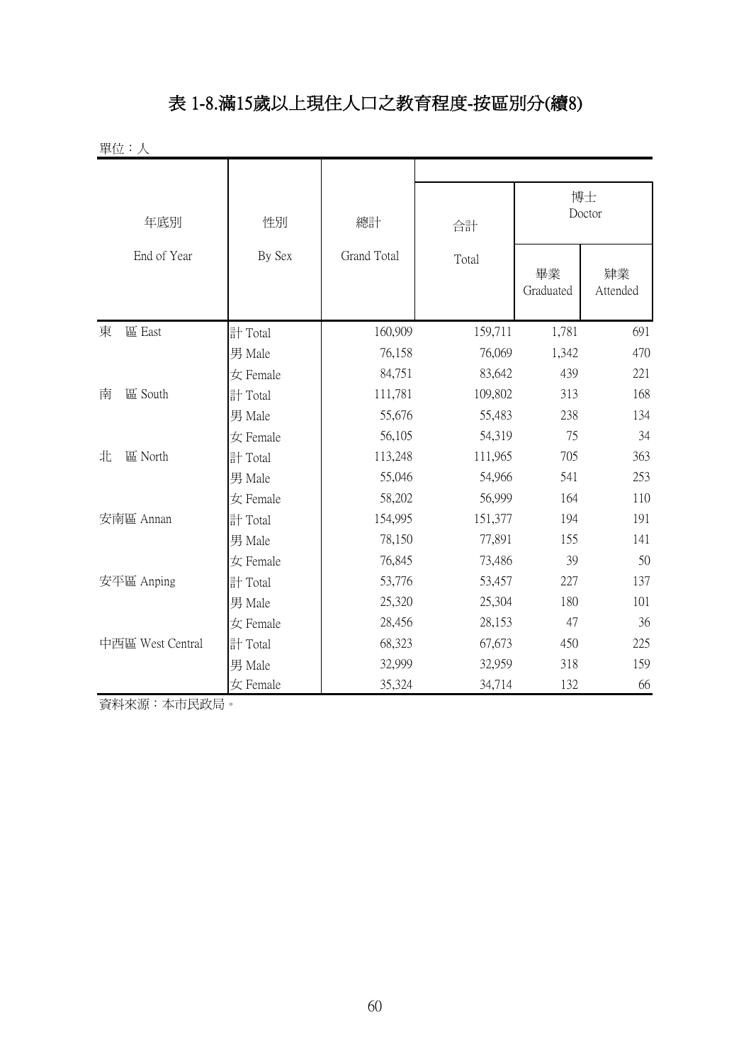# 表 1-8.滿15歲以上現住人口之教育程度-按區別分(續8)

單位：人

| 年底別 End of Year | 性別 By Sex | 總計 Grand Total | 合計 Total | 博士 Doctor | |
|---|---|---|---|---|---|
| | | | | 畢業 Graduated | 肄業 Attended |
| 東　區 East | 計 Total | 160,909 | 159,711 | 1,781 | 691 |
| | 男 Male | 76,158 | 76,069 | 1,342 | 470 |
| | 女 Female | 84,751 | 83,642 | 439 | 221 |
| 南　區 South | 計 Total | 111,781 | 109,802 | 313 | 168 |
| | 男 Male | 55,676 | 55,483 | 238 | 134 |
| | 女 Female | 56,105 | 54,319 | 75 | 34 |
| 北　區 North | 計 Total | 113,248 | 111,965 | 705 | 363 |
| | 男 Male | 55,046 | 54,966 | 541 | 253 |
| | 女 Female | 58,202 | 56,999 | 164 | 110 |
| 安南區 Annan | 計 Total | 154,995 | 151,377 | 194 | 191 |
| | 男 Male | 78,150 | 77,891 | 155 | 141 |
| | 女 Female | 76,845 | 73,486 | 39 | 50 |
| 安平區 Anping | 計 Total | 53,776 | 53,457 | 227 | 137 |
| | 男 Male | 25,320 | 25,304 | 180 | 101 |
| | 女 Female | 28,456 | 28,153 | 47 | 36 |
| 中西區 West Central | 計 Total | 68,323 | 67,673 | 450 | 225 |
| | 男 Male | 32,999 | 32,959 | 318 | 159 |
| | 女 Female | 35,324 | 34,714 | 132 | 66 |

資料來源：本市民政局。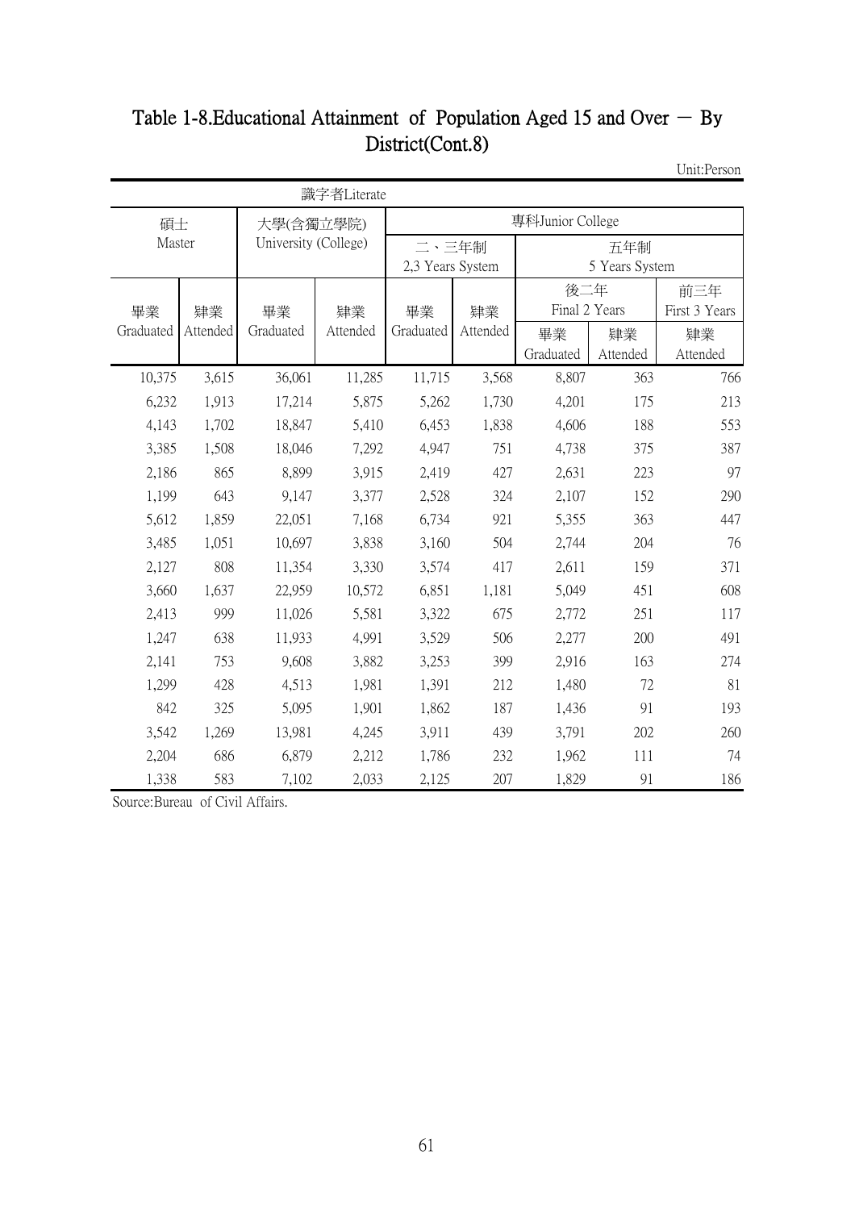# Table 1-8.Educational Attainment of Population Aged 15 and Over － By District(Cont.8)

Unit:Person

| 識字者Literate | | | | | | | | |
|---|---|---|---|---|---|---|---|---|
| 碩士 Master | | 大學(含獨立學院) University (College) | | 專科Junior College | | | | |
| | | | | 二、三年制 2,3 Years System | | 五年制 5 Years System | | |
| | | | | | | 後二年 Final 2 Years | | 前三年 First 3 Years |
| 畢業 Graduated | 肄業 Attended | 畢業 Graduated | 肄業 Attended | 畢業 Graduated | 肄業 Attended | 畢業 Graduated | 肄業 Attended | 肄業 Attended |
| 10,375 | 3,615 | 36,061 | 11,285 | 11,715 | 3,568 | 8,807 | 363 | 766 |
| 6,232 | 1,913 | 17,214 | 5,875 | 5,262 | 1,730 | 4,201 | 175 | 213 |
| 4,143 | 1,702 | 18,847 | 5,410 | 6,453 | 1,838 | 4,606 | 188 | 553 |
| 3,385 | 1,508 | 18,046 | 7,292 | 4,947 | 751 | 4,738 | 375 | 387 |
| 2,186 | 865 | 8,899 | 3,915 | 2,419 | 427 | 2,631 | 223 | 97 |
| 1,199 | 643 | 9,147 | 3,377 | 2,528 | 324 | 2,107 | 152 | 290 |
| 5,612 | 1,859 | 22,051 | 7,168 | 6,734 | 921 | 5,355 | 363 | 447 |
| 3,485 | 1,051 | 10,697 | 3,838 | 3,160 | 504 | 2,744 | 204 | 76 |
| 2,127 | 808 | 11,354 | 3,330 | 3,574 | 417 | 2,611 | 159 | 371 |
| 3,660 | 1,637 | 22,959 | 10,572 | 6,851 | 1,181 | 5,049 | 451 | 608 |
| 2,413 | 999 | 11,026 | 5,581 | 3,322 | 675 | 2,772 | 251 | 117 |
| 1,247 | 638 | 11,933 | 4,991 | 3,529 | 506 | 2,277 | 200 | 491 |
| 2,141 | 753 | 9,608 | 3,882 | 3,253 | 399 | 2,916 | 163 | 274 |
| 1,299 | 428 | 4,513 | 1,981 | 1,391 | 212 | 1,480 | 72 | 81 |
| 842 | 325 | 5,095 | 1,901 | 1,862 | 187 | 1,436 | 91 | 193 |
| 3,542 | 1,269 | 13,981 | 4,245 | 3,911 | 439 | 3,791 | 202 | 260 |
| 2,204 | 686 | 6,879 | 2,212 | 1,786 | 232 | 1,962 | 111 | 74 |
| 1,338 | 583 | 7,102 | 2,033 | 2,125 | 207 | 1,829 | 91 | 186 |

Source:Bureau of Civil Affairs.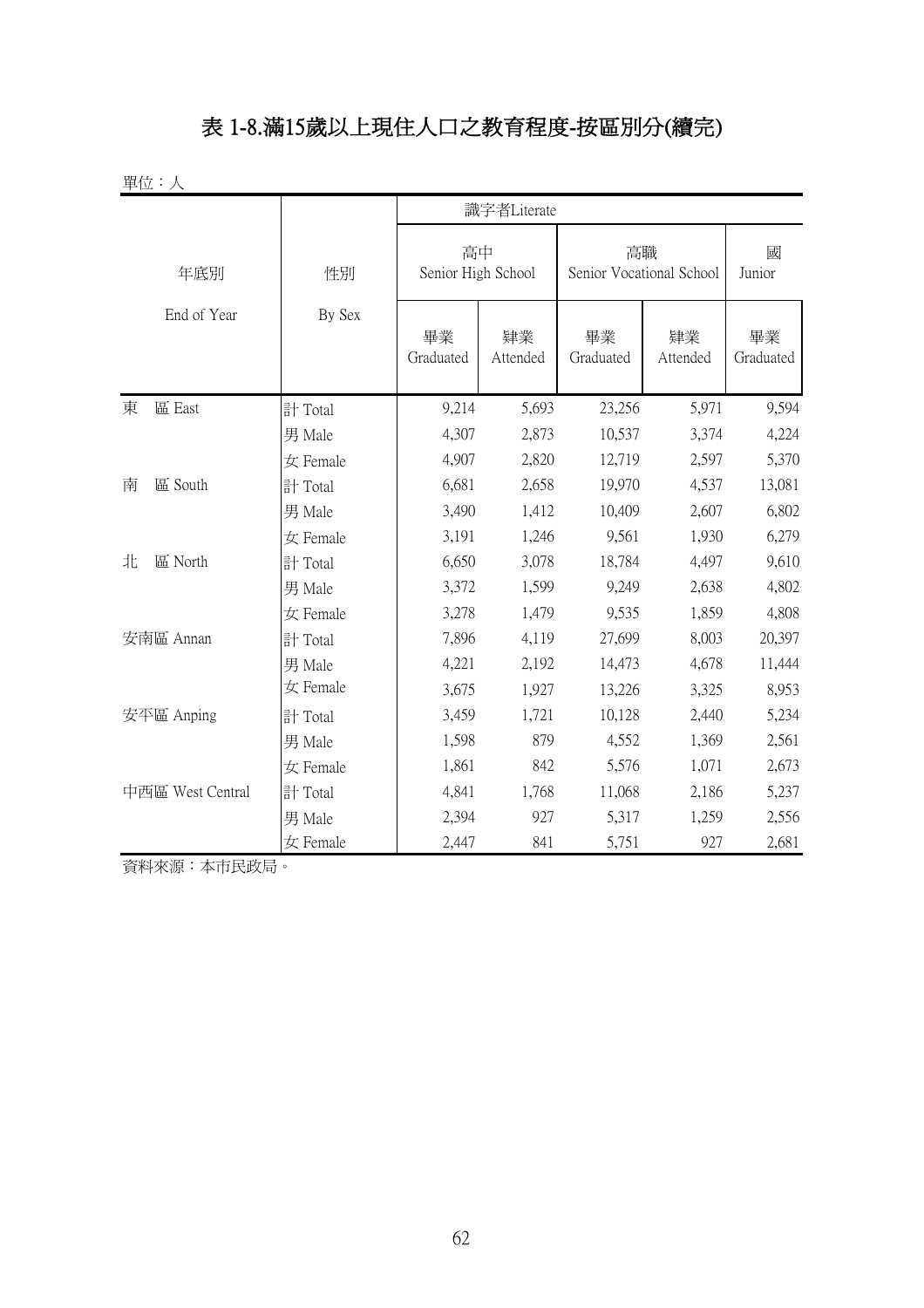# 表 1-8.滿15歲以上現住人口之教育程度-按區別分(續完)

單位：人

| 年底別 End of Year | 性別 By Sex | 識字者Literate | | | | |
|---|---|---|---|---|---|---|
| | | 高中 Senior High School | | 高職 Senior Vocational School | | 國 Junior |
| | | 畢業 Graduated | 肄業 Attended | 畢業 Graduated | 肄業 Attended | 畢業 Graduated |
| 東　區 East | 計 Total | 9,214 | 5,693 | 23,256 | 5,971 | 9,594 |
| | 男 Male | 4,307 | 2,873 | 10,537 | 3,374 | 4,224 |
| | 女 Female | 4,907 | 2,820 | 12,719 | 2,597 | 5,370 |
| 南　區 South | 計 Total | 6,681 | 2,658 | 19,970 | 4,537 | 13,081 |
| | 男 Male | 3,490 | 1,412 | 10,409 | 2,607 | 6,802 |
| | 女 Female | 3,191 | 1,246 | 9,561 | 1,930 | 6,279 |
| 北　區 North | 計 Total | 6,650 | 3,078 | 18,784 | 4,497 | 9,610 |
| | 男 Male | 3,372 | 1,599 | 9,249 | 2,638 | 4,802 |
| | 女 Female | 3,278 | 1,479 | 9,535 | 1,859 | 4,808 |
| 安南區 Annan | 計 Total | 7,896 | 4,119 | 27,699 | 8,003 | 20,397 |
| | 男 Male | 4,221 | 2,192 | 14,473 | 4,678 | 11,444 |
| | 女 Female | 3,675 | 1,927 | 13,226 | 3,325 | 8,953 |
| 安平區 Anping | 計 Total | 3,459 | 1,721 | 10,128 | 2,440 | 5,234 |
| | 男 Male | 1,598 | 879 | 4,552 | 1,369 | 2,561 |
| | 女 Female | 1,861 | 842 | 5,576 | 1,071 | 2,673 |
| 中西區 West Central | 計 Total | 4,841 | 1,768 | 11,068 | 2,186 | 5,237 |
| | 男 Male | 2,394 | 927 | 5,317 | 1,259 | 2,556 |
| | 女 Female | 2,447 | 841 | 5,751 | 927 | 2,681 |

資料來源：本市民政局。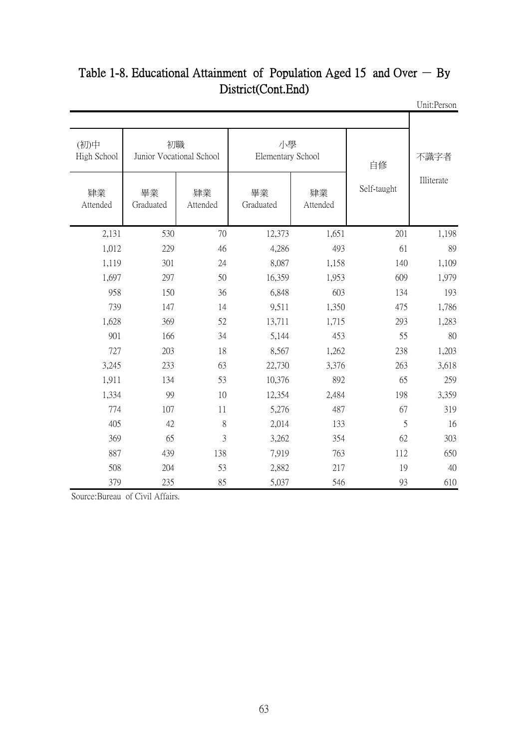## Table 1-8. Educational Attainment of Population Aged 15 and Over － By District(Cont.End)

Unit:Person

| (初)中 High School | 初職 Junior Vocational School | | 小學 Elementary School | | 自修 | 不識字者 |
|---|---|---|---|---|---|---|
| 肄業 Attended | 畢業 Graduated | 肄業 Attended | 畢業 Graduated | 肄業 Attended | Self-taught | Illiterate |
| 2,131 | 530 | 70 | 12,373 | 1,651 | 201 | 1,198 |
| 1,012 | 229 | 46 | 4,286 | 493 | 61 | 89 |
| 1,119 | 301 | 24 | 8,087 | 1,158 | 140 | 1,109 |
| 1,697 | 297 | 50 | 16,359 | 1,953 | 609 | 1,979 |
| 958 | 150 | 36 | 6,848 | 603 | 134 | 193 |
| 739 | 147 | 14 | 9,511 | 1,350 | 475 | 1,786 |
| 1,628 | 369 | 52 | 13,711 | 1,715 | 293 | 1,283 |
| 901 | 166 | 34 | 5,144 | 453 | 55 | 80 |
| 727 | 203 | 18 | 8,567 | 1,262 | 238 | 1,203 |
| 3,245 | 233 | 63 | 22,730 | 3,376 | 263 | 3,618 |
| 1,911 | 134 | 53 | 10,376 | 892 | 65 | 259 |
| 1,334 | 99 | 10 | 12,354 | 2,484 | 198 | 3,359 |
| 774 | 107 | 11 | 5,276 | 487 | 67 | 319 |
| 405 | 42 | 8 | 2,014 | 133 | 5 | 16 |
| 369 | 65 | 3 | 3,262 | 354 | 62 | 303 |
| 887 | 439 | 138 | 7,919 | 763 | 112 | 650 |
| 508 | 204 | 53 | 2,882 | 217 | 19 | 40 |
| 379 | 235 | 85 | 5,037 | 546 | 93 | 610 |

Source:Bureau of Civil Affairs.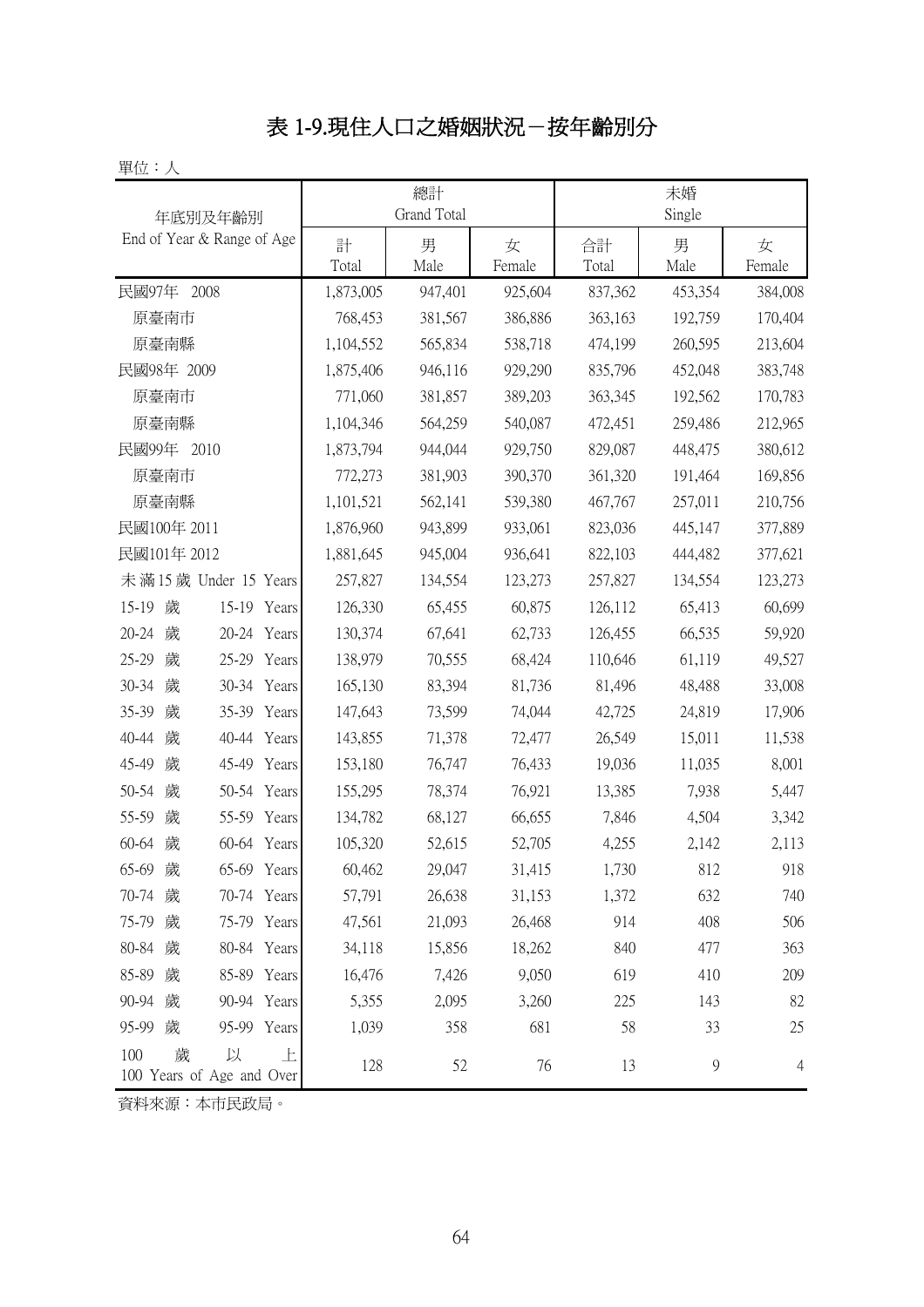# 表 1-9.現住人口之婚姻狀況－按年齡別分

單位：人

| 年底別及年齡別 End of Year & Range of Age | 總計 Grand Total | | | 未婚 Single | | |
|---|---|---|---|---|---|---|
| | 計 Total | 男 Male | 女 Female | 合計 Total | 男 Male | 女 Female |
| 民國97年 2008 | 1,873,005 | 947,401 | 925,604 | 837,362 | 453,354 | 384,008 |
| 原臺南市 | 768,453 | 381,567 | 386,886 | 363,163 | 192,759 | 170,404 |
| 原臺南縣 | 1,104,552 | 565,834 | 538,718 | 474,199 | 260,595 | 213,604 |
| 民國98年 2009 | 1,875,406 | 946,116 | 929,290 | 835,796 | 452,048 | 383,748 |
| 原臺南市 | 771,060 | 381,857 | 389,203 | 363,345 | 192,562 | 170,783 |
| 原臺南縣 | 1,104,346 | 564,259 | 540,087 | 472,451 | 259,486 | 212,965 |
| 民國99年 2010 | 1,873,794 | 944,044 | 929,750 | 829,087 | 448,475 | 380,612 |
| 原臺南市 | 772,273 | 381,903 | 390,370 | 361,320 | 191,464 | 169,856 |
| 原臺南縣 | 1,101,521 | 562,141 | 539,380 | 467,767 | 257,011 | 210,756 |
| 民國100年 2011 | 1,876,960 | 943,899 | 933,061 | 823,036 | 445,147 | 377,889 |
| 民國101年 2012 | 1,881,645 | 945,004 | 936,641 | 822,103 | 444,482 | 377,621 |
| 未滿15歲 Under 15 Years | 257,827 | 134,554 | 123,273 | 257,827 | 134,554 | 123,273 |
| 15-19 歲 15-19 Years | 126,330 | 65,455 | 60,875 | 126,112 | 65,413 | 60,699 |
| 20-24 歲 20-24 Years | 130,374 | 67,641 | 62,733 | 126,455 | 66,535 | 59,920 |
| 25-29 歲 25-29 Years | 138,979 | 70,555 | 68,424 | 110,646 | 61,119 | 49,527 |
| 30-34 歲 30-34 Years | 165,130 | 83,394 | 81,736 | 81,496 | 48,488 | 33,008 |
| 35-39 歲 35-39 Years | 147,643 | 73,599 | 74,044 | 42,725 | 24,819 | 17,906 |
| 40-44 歲 40-44 Years | 143,855 | 71,378 | 72,477 | 26,549 | 15,011 | 11,538 |
| 45-49 歲 45-49 Years | 153,180 | 76,747 | 76,433 | 19,036 | 11,035 | 8,001 |
| 50-54 歲 50-54 Years | 155,295 | 78,374 | 76,921 | 13,385 | 7,938 | 5,447 |
| 55-59 歲 55-59 Years | 134,782 | 68,127 | 66,655 | 7,846 | 4,504 | 3,342 |
| 60-64 歲 60-64 Years | 105,320 | 52,615 | 52,705 | 4,255 | 2,142 | 2,113 |
| 65-69 歲 65-69 Years | 60,462 | 29,047 | 31,415 | 1,730 | 812 | 918 |
| 70-74 歲 70-74 Years | 57,791 | 26,638 | 31,153 | 1,372 | 632 | 740 |
| 75-79 歲 75-79 Years | 47,561 | 21,093 | 26,468 | 914 | 408 | 506 |
| 80-84 歲 80-84 Years | 34,118 | 15,856 | 18,262 | 840 | 477 | 363 |
| 85-89 歲 85-89 Years | 16,476 | 7,426 | 9,050 | 619 | 410 | 209 |
| 90-94 歲 90-94 Years | 5,355 | 2,095 | 3,260 | 225 | 143 | 82 |
| 95-99 歲 95-99 Years | 1,039 | 358 | 681 | 58 | 33 | 25 |
| 100 歲以上 100 Years of Age and Over | 128 | 52 | 76 | 13 | 9 | 4 |

資料來源：本市民政局。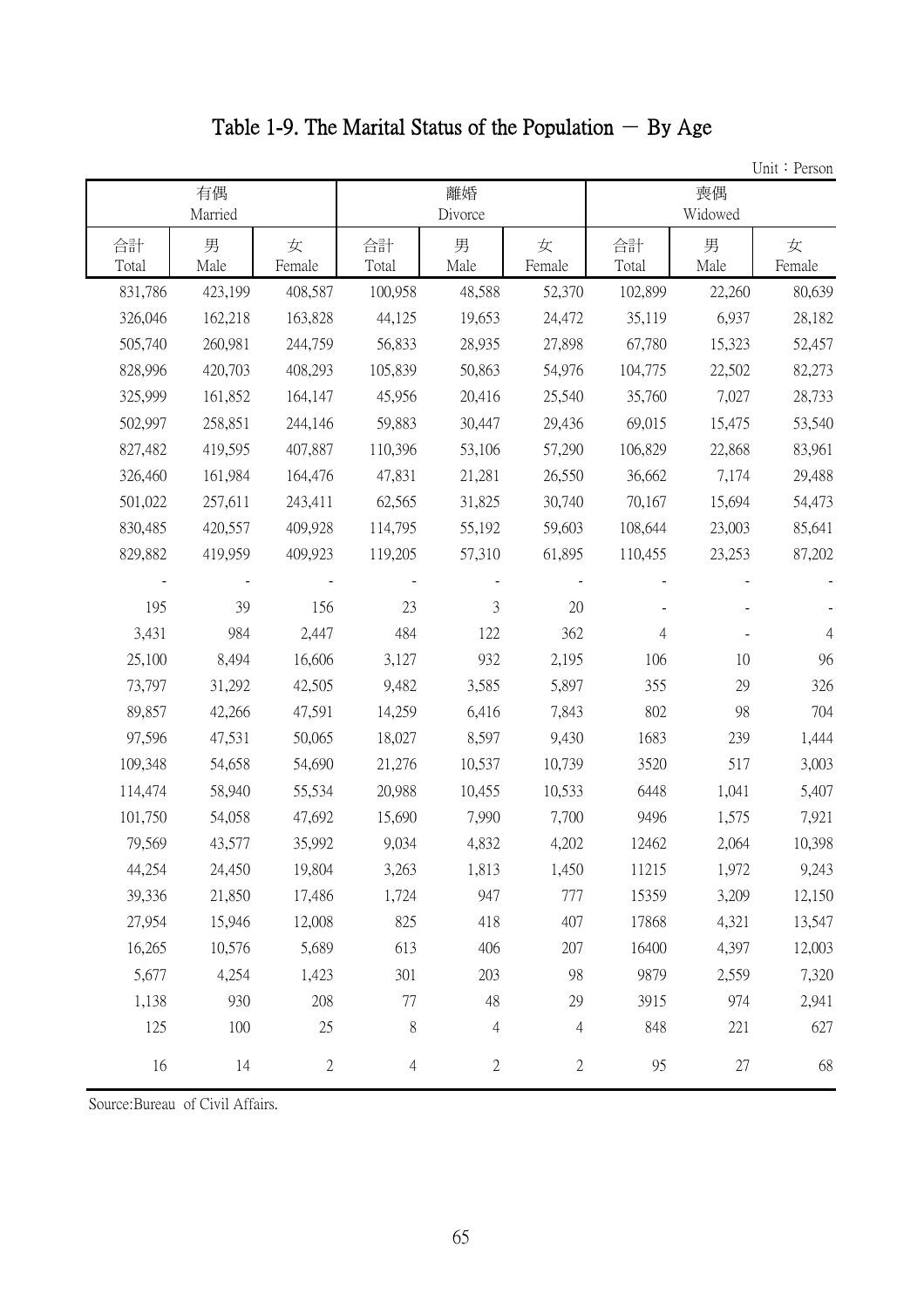# Table 1-9. The Marital Status of the Population － By Age

Unit：Person

| 有偶 Married | | | 離婚 Divorce | | | 喪偶 Widowed | | |
|---|---|---|---|---|---|---|---|---|
| 合計 Total | 男 Male | 女 Female | 合計 Total | 男 Male | 女 Female | 合計 Total | 男 Male | 女 Female |
| 831,786 | 423,199 | 408,587 | 100,958 | 48,588 | 52,370 | 102,899 | 22,260 | 80,639 |
| 326,046 | 162,218 | 163,828 | 44,125 | 19,653 | 24,472 | 35,119 | 6,937 | 28,182 |
| 505,740 | 260,981 | 244,759 | 56,833 | 28,935 | 27,898 | 67,780 | 15,323 | 52,457 |
| 828,996 | 420,703 | 408,293 | 105,839 | 50,863 | 54,976 | 104,775 | 22,502 | 82,273 |
| 325,999 | 161,852 | 164,147 | 45,956 | 20,416 | 25,540 | 35,760 | 7,027 | 28,733 |
| 502,997 | 258,851 | 244,146 | 59,883 | 30,447 | 29,436 | 69,015 | 15,475 | 53,540 |
| 827,482 | 419,595 | 407,887 | 110,396 | 53,106 | 57,290 | 106,829 | 22,868 | 83,961 |
| 326,460 | 161,984 | 164,476 | 47,831 | 21,281 | 26,550 | 36,662 | 7,174 | 29,488 |
| 501,022 | 257,611 | 243,411 | 62,565 | 31,825 | 30,740 | 70,167 | 15,694 | 54,473 |
| 830,485 | 420,557 | 409,928 | 114,795 | 55,192 | 59,603 | 108,644 | 23,003 | 85,641 |
| 829,882 | 419,959 | 409,923 | 119,205 | 57,310 | 61,895 | 110,455 | 23,253 | 87,202 |
| - | - | - | - | - | - | - | - | - |
| 195 | 39 | 156 | 23 | 3 | 20 | - | - | - |
| 3,431 | 984 | 2,447 | 484 | 122 | 362 | 4 | - | 4 |
| 25,100 | 8,494 | 16,606 | 3,127 | 932 | 2,195 | 106 | 10 | 96 |
| 73,797 | 31,292 | 42,505 | 9,482 | 3,585 | 5,897 | 355 | 29 | 326 |
| 89,857 | 42,266 | 47,591 | 14,259 | 6,416 | 7,843 | 802 | 98 | 704 |
| 97,596 | 47,531 | 50,065 | 18,027 | 8,597 | 9,430 | 1683 | 239 | 1,444 |
| 109,348 | 54,658 | 54,690 | 21,276 | 10,537 | 10,739 | 3520 | 517 | 3,003 |
| 114,474 | 58,940 | 55,534 | 20,988 | 10,455 | 10,533 | 6448 | 1,041 | 5,407 |
| 101,750 | 54,058 | 47,692 | 15,690 | 7,990 | 7,700 | 9496 | 1,575 | 7,921 |
| 79,569 | 43,577 | 35,992 | 9,034 | 4,832 | 4,202 | 12462 | 2,064 | 10,398 |
| 44,254 | 24,450 | 19,804 | 3,263 | 1,813 | 1,450 | 11215 | 1,972 | 9,243 |
| 39,336 | 21,850 | 17,486 | 1,724 | 947 | 777 | 15359 | 3,209 | 12,150 |
| 27,954 | 15,946 | 12,008 | 825 | 418 | 407 | 17868 | 4,321 | 13,547 |
| 16,265 | 10,576 | 5,689 | 613 | 406 | 207 | 16400 | 4,397 | 12,003 |
| 5,677 | 4,254 | 1,423 | 301 | 203 | 98 | 9879 | 2,559 | 7,320 |
| 1,138 | 930 | 208 | 77 | 48 | 29 | 3915 | 974 | 2,941 |
| 125 | 100 | 25 | 8 | 4 | 4 | 848 | 221 | 627 |
| 16 | 14 | 2 | 4 | 2 | 2 | 95 | 27 | 68 |

Source:Bureau of Civil Affairs.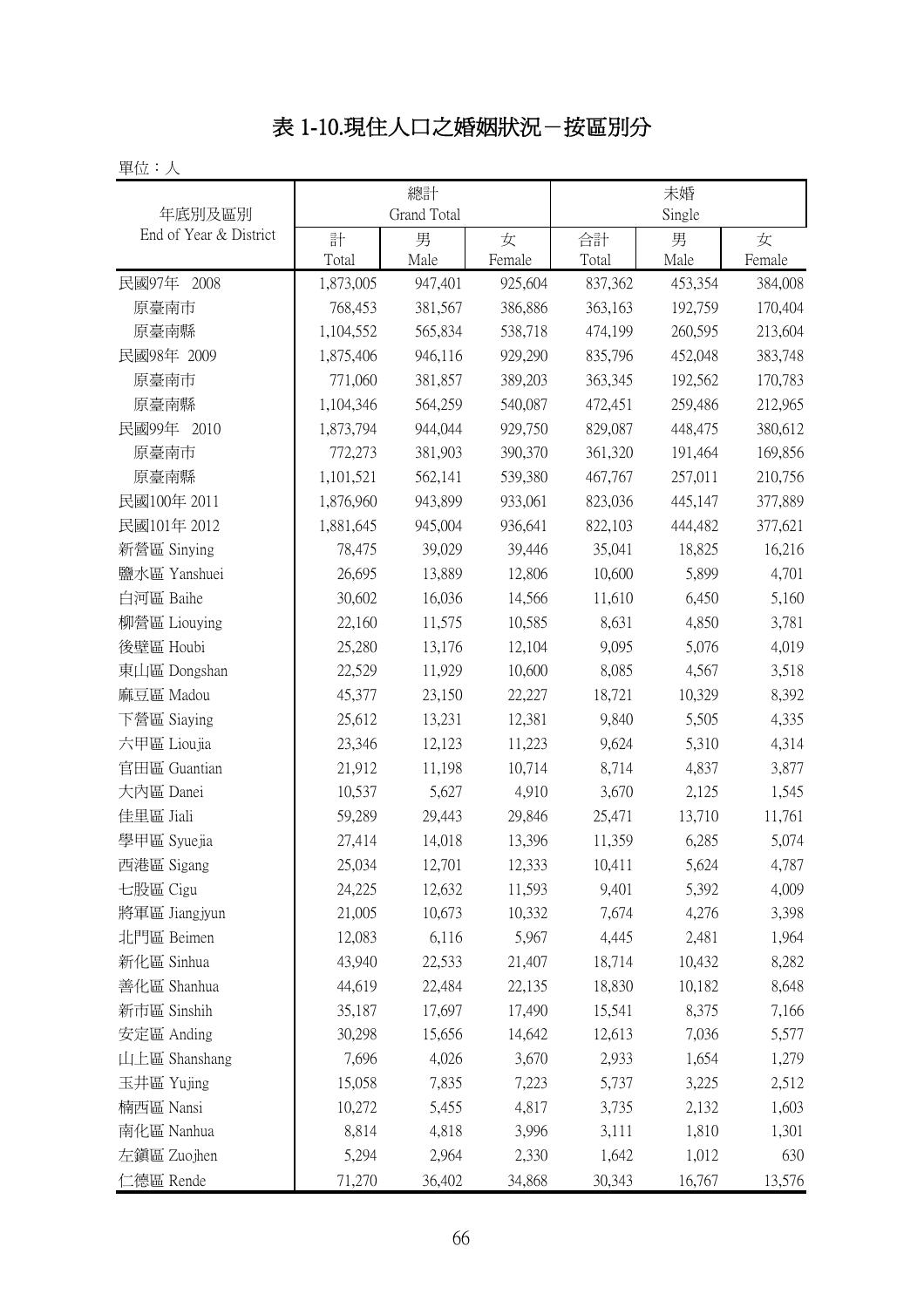# 表 1-10.現住人口之婚姻狀況－按區別分

單位：人

| 年底別及區別<br>End of Year & District | 總計<br>Grand Total | | | 未婚<br>Single | | |
|---|---|---|---|---|---|---|
| | 計<br>Total | 男<br>Male | 女<br>Female | 合計<br>Total | 男<br>Male | 女<br>Female |
| 民國97年 2008 | 1,873,005 | 947,401 | 925,604 | 837,362 | 453,354 | 384,008 |
| 原臺南市 | 768,453 | 381,567 | 386,886 | 363,163 | 192,759 | 170,404 |
| 原臺南縣 | 1,104,552 | 565,834 | 538,718 | 474,199 | 260,595 | 213,604 |
| 民國98年 2009 | 1,875,406 | 946,116 | 929,290 | 835,796 | 452,048 | 383,748 |
| 原臺南市 | 771,060 | 381,857 | 389,203 | 363,345 | 192,562 | 170,783 |
| 原臺南縣 | 1,104,346 | 564,259 | 540,087 | 472,451 | 259,486 | 212,965 |
| 民國99年 2010 | 1,873,794 | 944,044 | 929,750 | 829,087 | 448,475 | 380,612 |
| 原臺南市 | 772,273 | 381,903 | 390,370 | 361,320 | 191,464 | 169,856 |
| 原臺南縣 | 1,101,521 | 562,141 | 539,380 | 467,767 | 257,011 | 210,756 |
| 民國100年 2011 | 1,876,960 | 943,899 | 933,061 | 823,036 | 445,147 | 377,889 |
| 民國101年 2012 | 1,881,645 | 945,004 | 936,641 | 822,103 | 444,482 | 377,621 |
| 新營區 Sinying | 78,475 | 39,029 | 39,446 | 35,041 | 18,825 | 16,216 |
| 鹽水區 Yanshuei | 26,695 | 13,889 | 12,806 | 10,600 | 5,899 | 4,701 |
| 白河區 Baihe | 30,602 | 16,036 | 14,566 | 11,610 | 6,450 | 5,160 |
| 柳營區 Liouying | 22,160 | 11,575 | 10,585 | 8,631 | 4,850 | 3,781 |
| 後壁區 Houbi | 25,280 | 13,176 | 12,104 | 9,095 | 5,076 | 4,019 |
| 東山區 Dongshan | 22,529 | 11,929 | 10,600 | 8,085 | 4,567 | 3,518 |
| 麻豆區 Madou | 45,377 | 23,150 | 22,227 | 18,721 | 10,329 | 8,392 |
| 下營區 Siaying | 25,612 | 13,231 | 12,381 | 9,840 | 5,505 | 4,335 |
| 六甲區 Lioujia | 23,346 | 12,123 | 11,223 | 9,624 | 5,310 | 4,314 |
| 官田區 Guantian | 21,912 | 11,198 | 10,714 | 8,714 | 4,837 | 3,877 |
| 大內區 Danei | 10,537 | 5,627 | 4,910 | 3,670 | 2,125 | 1,545 |
| 佳里區 Jiali | 59,289 | 29,443 | 29,846 | 25,471 | 13,710 | 11,761 |
| 學甲區 Syuejia | 27,414 | 14,018 | 13,396 | 11,359 | 6,285 | 5,074 |
| 西港區 Sigang | 25,034 | 12,701 | 12,333 | 10,411 | 5,624 | 4,787 |
| 七股區 Cigu | 24,225 | 12,632 | 11,593 | 9,401 | 5,392 | 4,009 |
| 將軍區 Jiangjyun | 21,005 | 10,673 | 10,332 | 7,674 | 4,276 | 3,398 |
| 北門區 Beimen | 12,083 | 6,116 | 5,967 | 4,445 | 2,481 | 1,964 |
| 新化區 Sinhua | 43,940 | 22,533 | 21,407 | 18,714 | 10,432 | 8,282 |
| 善化區 Shanhua | 44,619 | 22,484 | 22,135 | 18,830 | 10,182 | 8,648 |
| 新市區 Sinshih | 35,187 | 17,697 | 17,490 | 15,541 | 8,375 | 7,166 |
| 安定區 Anding | 30,298 | 15,656 | 14,642 | 12,613 | 7,036 | 5,577 |
| 山上區 Shanshang | 7,696 | 4,026 | 3,670 | 2,933 | 1,654 | 1,279 |
| 玉井區 Yujing | 15,058 | 7,835 | 7,223 | 5,737 | 3,225 | 2,512 |
| 楠西區 Nansi | 10,272 | 5,455 | 4,817 | 3,735 | 2,132 | 1,603 |
| 南化區 Nanhua | 8,814 | 4,818 | 3,996 | 3,111 | 1,810 | 1,301 |
| 左鎮區 Zuojhen | 5,294 | 2,964 | 2,330 | 1,642 | 1,012 | 630 |
| 仁德區 Rende | 71,270 | 36,402 | 34,868 | 30,343 | 16,767 | 13,576 |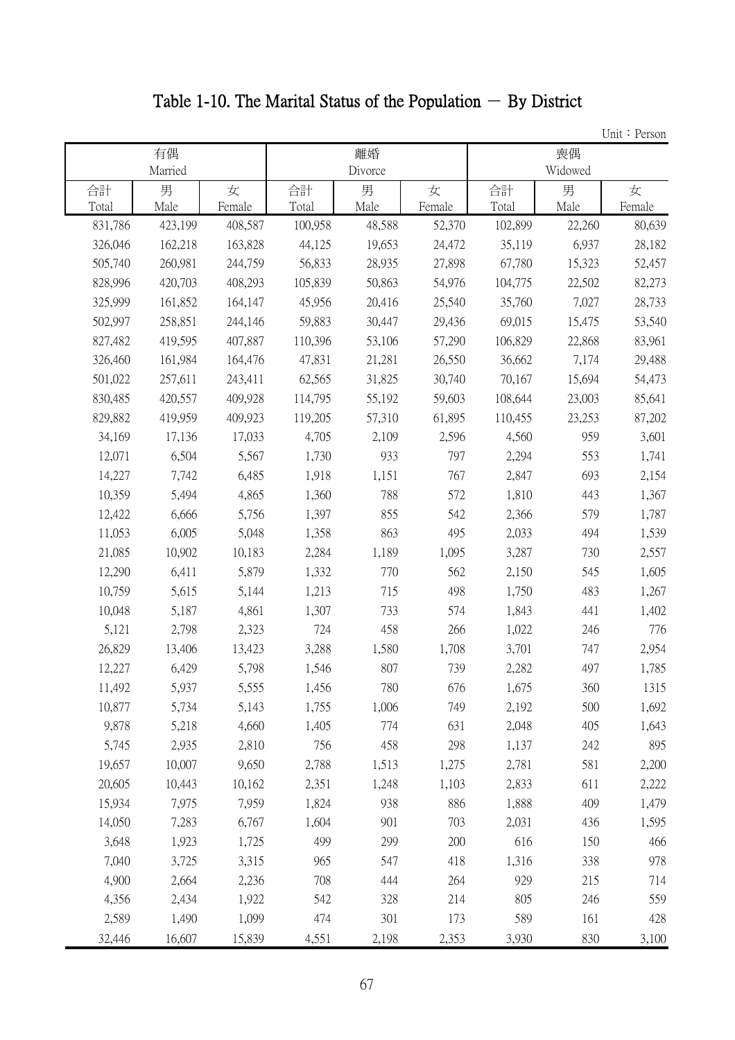# Table 1-10. The Marital Status of the Population － By District

Unit：Person

| 有偶 Married | | | 離婚 Divorce | | | 喪偶 Widowed | | |
|---|---|---|---|---|---|---|---|---|
| 合計 Total | 男 Male | 女 Female | 合計 Total | 男 Male | 女 Female | 合計 Total | 男 Male | 女 Female |
| 831,786 | 423,199 | 408,587 | 100,958 | 48,588 | 52,370 | 102,899 | 22,260 | 80,639 |
| 326,046 | 162,218 | 163,828 | 44,125 | 19,653 | 24,472 | 35,119 | 6,937 | 28,182 |
| 505,740 | 260,981 | 244,759 | 56,833 | 28,935 | 27,898 | 67,780 | 15,323 | 52,457 |
| 828,996 | 420,703 | 408,293 | 105,839 | 50,863 | 54,976 | 104,775 | 22,502 | 82,273 |
| 325,999 | 161,852 | 164,147 | 45,956 | 20,416 | 25,540 | 35,760 | 7,027 | 28,733 |
| 502,997 | 258,851 | 244,146 | 59,883 | 30,447 | 29,436 | 69,015 | 15,475 | 53,540 |
| 827,482 | 419,595 | 407,887 | 110,396 | 53,106 | 57,290 | 106,829 | 22,868 | 83,961 |
| 326,460 | 161,984 | 164,476 | 47,831 | 21,281 | 26,550 | 36,662 | 7,174 | 29,488 |
| 501,022 | 257,611 | 243,411 | 62,565 | 31,825 | 30,740 | 70,167 | 15,694 | 54,473 |
| 830,485 | 420,557 | 409,928 | 114,795 | 55,192 | 59,603 | 108,644 | 23,003 | 85,641 |
| 829,882 | 419,959 | 409,923 | 119,205 | 57,310 | 61,895 | 110,455 | 23,253 | 87,202 |
| 34,169 | 17,136 | 17,033 | 4,705 | 2,109 | 2,596 | 4,560 | 959 | 3,601 |
| 12,071 | 6,504 | 5,567 | 1,730 | 933 | 797 | 2,294 | 553 | 1,741 |
| 14,227 | 7,742 | 6,485 | 1,918 | 1,151 | 767 | 2,847 | 693 | 2,154 |
| 10,359 | 5,494 | 4,865 | 1,360 | 788 | 572 | 1,810 | 443 | 1,367 |
| 12,422 | 6,666 | 5,756 | 1,397 | 855 | 542 | 2,366 | 579 | 1,787 |
| 11,053 | 6,005 | 5,048 | 1,358 | 863 | 495 | 2,033 | 494 | 1,539 |
| 21,085 | 10,902 | 10,183 | 2,284 | 1,189 | 1,095 | 3,287 | 730 | 2,557 |
| 12,290 | 6,411 | 5,879 | 1,332 | 770 | 562 | 2,150 | 545 | 1,605 |
| 10,759 | 5,615 | 5,144 | 1,213 | 715 | 498 | 1,750 | 483 | 1,267 |
| 10,048 | 5,187 | 4,861 | 1,307 | 733 | 574 | 1,843 | 441 | 1,402 |
| 5,121 | 2,798 | 2,323 | 724 | 458 | 266 | 1,022 | 246 | 776 |
| 26,829 | 13,406 | 13,423 | 3,288 | 1,580 | 1,708 | 3,701 | 747 | 2,954 |
| 12,227 | 6,429 | 5,798 | 1,546 | 807 | 739 | 2,282 | 497 | 1,785 |
| 11,492 | 5,937 | 5,555 | 1,456 | 780 | 676 | 1,675 | 360 | 1315 |
| 10,877 | 5,734 | 5,143 | 1,755 | 1,006 | 749 | 2,192 | 500 | 1,692 |
| 9,878 | 5,218 | 4,660 | 1,405 | 774 | 631 | 2,048 | 405 | 1,643 |
| 5,745 | 2,935 | 2,810 | 756 | 458 | 298 | 1,137 | 242 | 895 |
| 19,657 | 10,007 | 9,650 | 2,788 | 1,513 | 1,275 | 2,781 | 581 | 2,200 |
| 20,605 | 10,443 | 10,162 | 2,351 | 1,248 | 1,103 | 2,833 | 611 | 2,222 |
| 15,934 | 7,975 | 7,959 | 1,824 | 938 | 886 | 1,888 | 409 | 1,479 |
| 14,050 | 7,283 | 6,767 | 1,604 | 901 | 703 | 2,031 | 436 | 1,595 |
| 3,648 | 1,923 | 1,725 | 499 | 299 | 200 | 616 | 150 | 466 |
| 7,040 | 3,725 | 3,315 | 965 | 547 | 418 | 1,316 | 338 | 978 |
| 4,900 | 2,664 | 2,236 | 708 | 444 | 264 | 929 | 215 | 714 |
| 4,356 | 2,434 | 1,922 | 542 | 328 | 214 | 805 | 246 | 559 |
| 2,589 | 1,490 | 1,099 | 474 | 301 | 173 | 589 | 161 | 428 |
| 32,446 | 16,607 | 15,839 | 4,551 | 2,198 | 2,353 | 3,930 | 830 | 3,100 |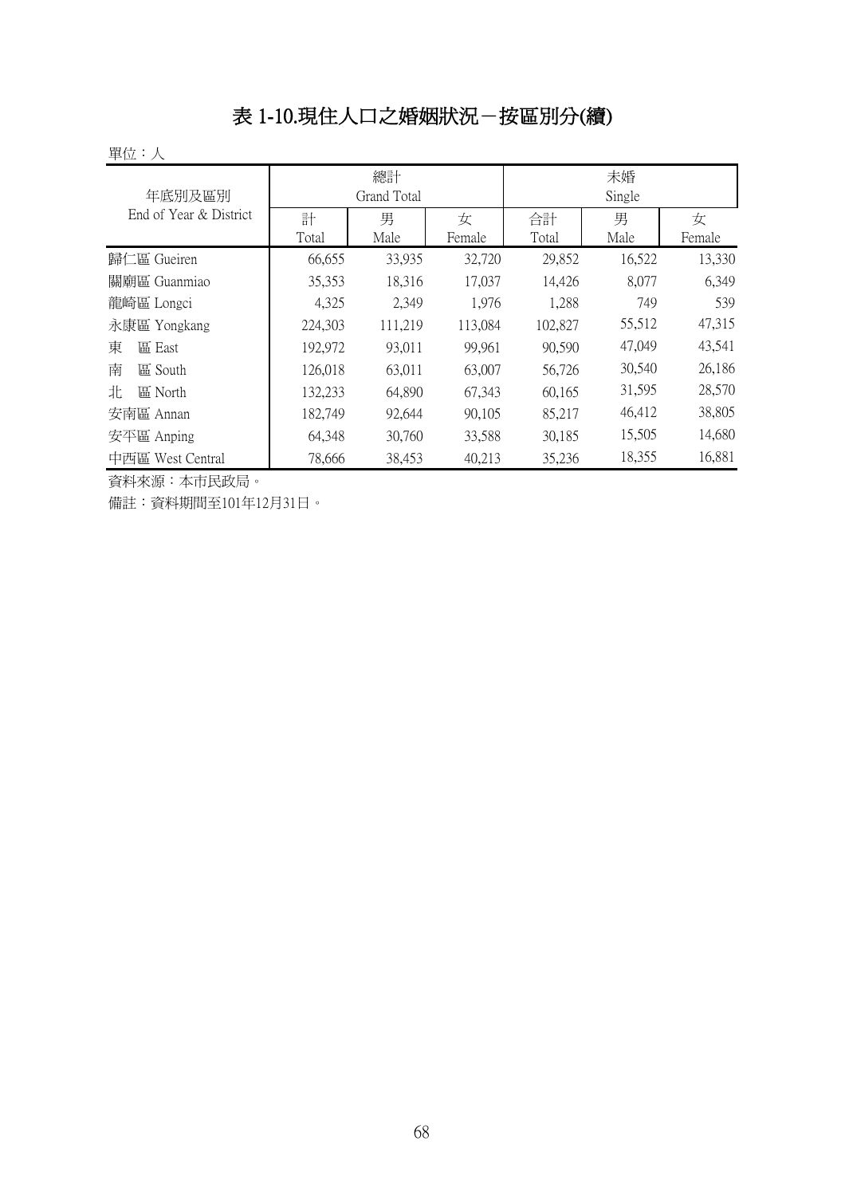# 表 1-10.現住人口之婚姻狀況－按區別分(續)

單位：人

| 年底別及區別<br>End of Year & District | 總計<br>Grand Total | | | 未婚<br>Single | | |
|---|---|---|---|---|---|---|
| | 計<br>Total | 男<br>Male | 女<br>Female | 合計<br>Total | 男<br>Male | 女<br>Female |
| 歸仁區 Gueiren | 66,655 | 33,935 | 32,720 | 29,852 | 16,522 | 13,330 |
| 關廟區 Guanmiao | 35,353 | 18,316 | 17,037 | 14,426 | 8,077 | 6,349 |
| 龍崎區 Longci | 4,325 | 2,349 | 1,976 | 1,288 | 749 | 539 |
| 永康區 Yongkang | 224,303 | 111,219 | 113,084 | 102,827 | 55,512 | 47,315 |
| 東　區 East | 192,972 | 93,011 | 99,961 | 90,590 | 47,049 | 43,541 |
| 南　區 South | 126,018 | 63,011 | 63,007 | 56,726 | 30,540 | 26,186 |
| 北　區 North | 132,233 | 64,890 | 67,343 | 60,165 | 31,595 | 28,570 |
| 安南區 Annan | 182,749 | 92,644 | 90,105 | 85,217 | 46,412 | 38,805 |
| 安平區 Anping | 64,348 | 30,760 | 33,588 | 30,185 | 15,505 | 14,680 |
| 中西區 West Central | 78,666 | 38,453 | 40,213 | 35,236 | 18,355 | 16,881 |

資料來源：本市民政局。

備註：資料期間至101年12月31日。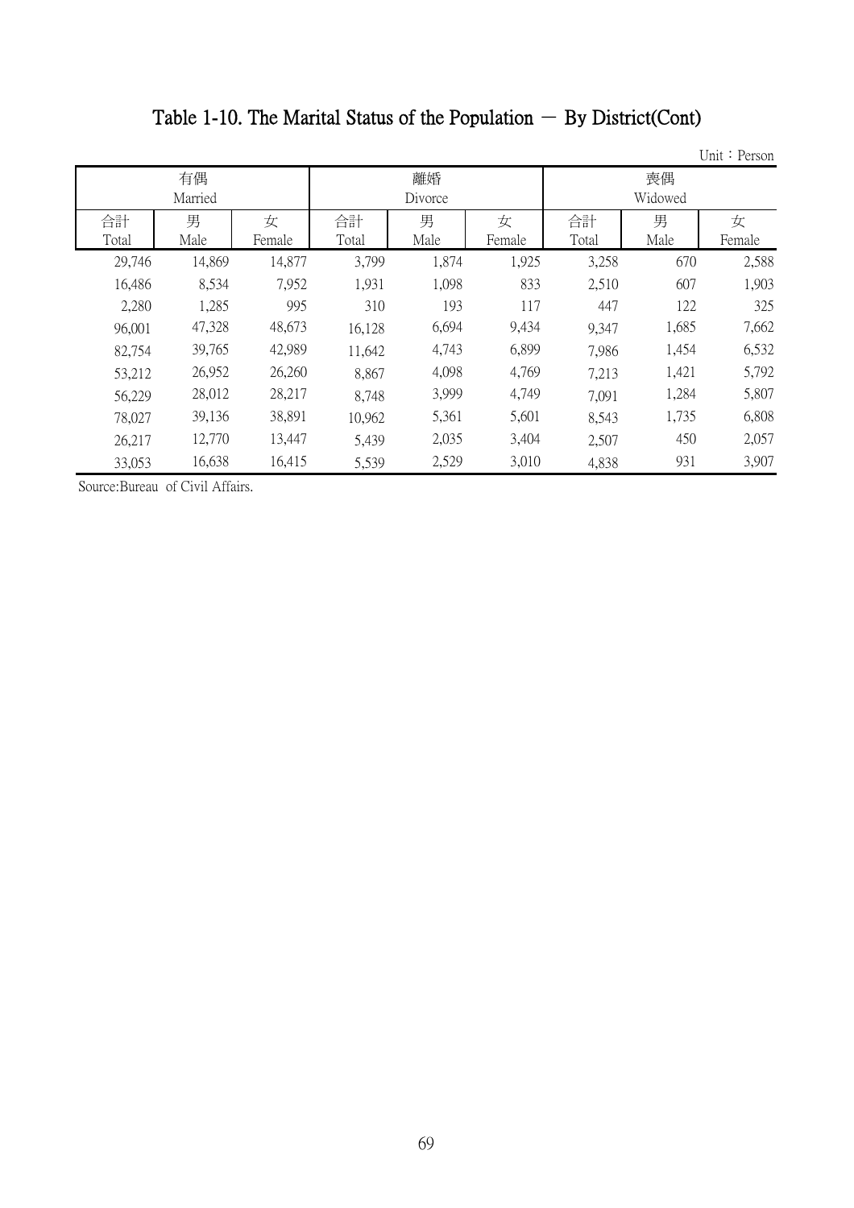# Table 1-10. The Marital Status of the Population － By District(Cont)

Unit：Person

| 有偶 Married | | | 離婚 Divorce | | | 喪偶 Widowed | | |
|---|---|---|---|---|---|---|---|---|
| 合計 Total | 男 Male | 女 Female | 合計 Total | 男 Male | 女 Female | 合計 Total | 男 Male | 女 Female |
| 29,746 | 14,869 | 14,877 | 3,799 | 1,874 | 1,925 | 3,258 | 670 | 2,588 |
| 16,486 | 8,534 | 7,952 | 1,931 | 1,098 | 833 | 2,510 | 607 | 1,903 |
| 2,280 | 1,285 | 995 | 310 | 193 | 117 | 447 | 122 | 325 |
| 96,001 | 47,328 | 48,673 | 16,128 | 6,694 | 9,434 | 9,347 | 1,685 | 7,662 |
| 82,754 | 39,765 | 42,989 | 11,642 | 4,743 | 6,899 | 7,986 | 1,454 | 6,532 |
| 53,212 | 26,952 | 26,260 | 8,867 | 4,098 | 4,769 | 7,213 | 1,421 | 5,792 |
| 56,229 | 28,012 | 28,217 | 8,748 | 3,999 | 4,749 | 7,091 | 1,284 | 5,807 |
| 78,027 | 39,136 | 38,891 | 10,962 | 5,361 | 5,601 | 8,543 | 1,735 | 6,808 |
| 26,217 | 12,770 | 13,447 | 5,439 | 2,035 | 3,404 | 2,507 | 450 | 2,057 |
| 33,053 | 16,638 | 16,415 | 5,539 | 2,529 | 3,010 | 4,838 | 931 | 3,907 |

Source:Bureau of Civil Affairs.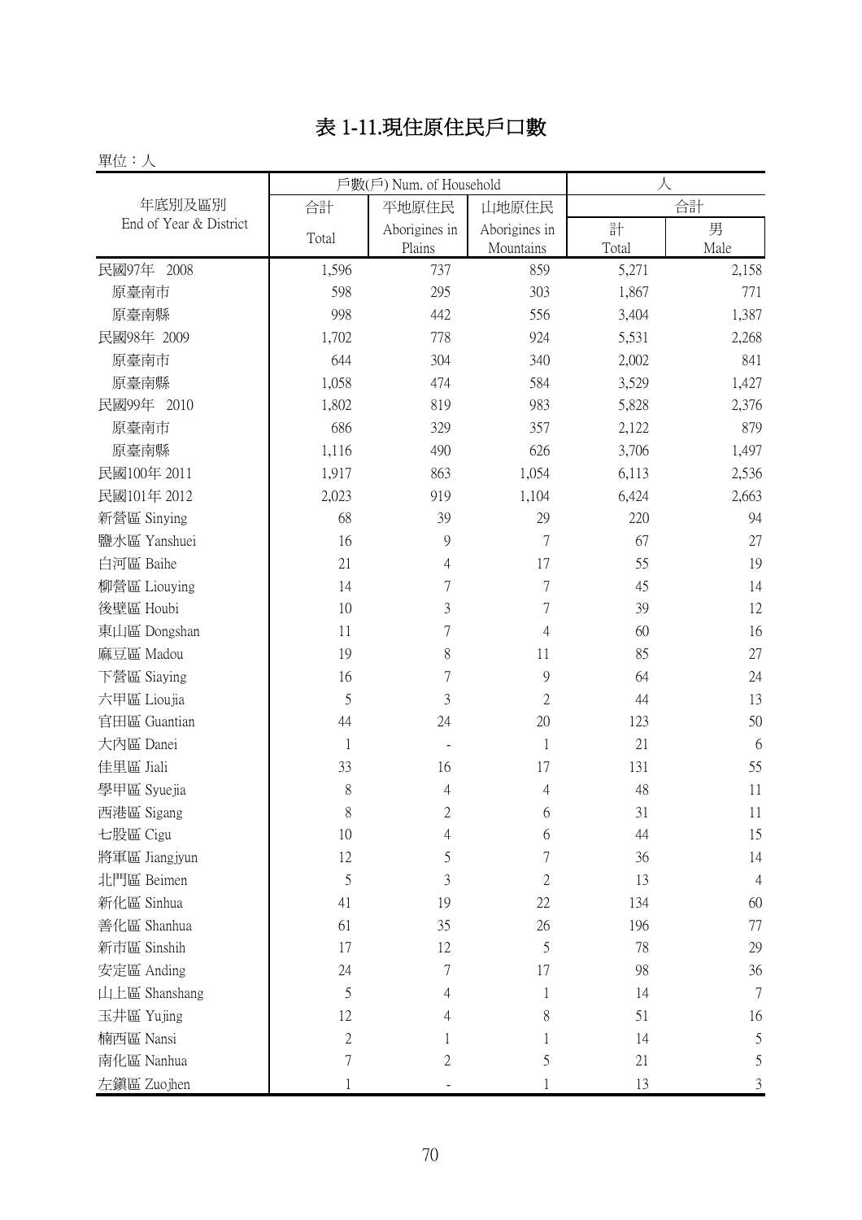# 表 1-11.現住原住民戶口數

單位：人

| 年底別及區別 End of Year & District | 戶數(戶) Num. of Household | | | 人 | |
|---|---|---|---|---|---|
| | 合計 | 平地原住民 | 山地原住民 | 合計 | |
| | Total | Aborigines in Plains | Aborigines in Mountains | 計 Total | 男 Male |
| 民國97年 2008 | 1,596 | 737 | 859 | 5,271 | 2,158 |
| 原臺南市 | 598 | 295 | 303 | 1,867 | 771 |
| 原臺南縣 | 998 | 442 | 556 | 3,404 | 1,387 |
| 民國98年 2009 | 1,702 | 778 | 924 | 5,531 | 2,268 |
| 原臺南市 | 644 | 304 | 340 | 2,002 | 841 |
| 原臺南縣 | 1,058 | 474 | 584 | 3,529 | 1,427 |
| 民國99年 2010 | 1,802 | 819 | 983 | 5,828 | 2,376 |
| 原臺南市 | 686 | 329 | 357 | 2,122 | 879 |
| 原臺南縣 | 1,116 | 490 | 626 | 3,706 | 1,497 |
| 民國100年 2011 | 1,917 | 863 | 1,054 | 6,113 | 2,536 |
| 民國101年 2012 | 2,023 | 919 | 1,104 | 6,424 | 2,663 |
| 新營區 Sinying | 68 | 39 | 29 | 220 | 94 |
| 鹽水區 Yanshuei | 16 | 9 | 7 | 67 | 27 |
| 白河區 Baihe | 21 | 4 | 17 | 55 | 19 |
| 柳營區 Liouying | 14 | 7 | 7 | 45 | 14 |
| 後壁區 Houbi | 10 | 3 | 7 | 39 | 12 |
| 東山區 Dongshan | 11 | 7 | 4 | 60 | 16 |
| 麻豆區 Madou | 19 | 8 | 11 | 85 | 27 |
| 下營區 Siaying | 16 | 7 | 9 | 64 | 24 |
| 六甲區 Lioujia | 5 | 3 | 2 | 44 | 13 |
| 官田區 Guantian | 44 | 24 | 20 | 123 | 50 |
| 大內區 Danei | 1 | - | 1 | 21 | 6 |
| 佳里區 Jiali | 33 | 16 | 17 | 131 | 55 |
| 學甲區 Syuejia | 8 | 4 | 4 | 48 | 11 |
| 西港區 Sigang | 8 | 2 | 6 | 31 | 11 |
| 七股區 Cigu | 10 | 4 | 6 | 44 | 15 |
| 將軍區 Jiangjyun | 12 | 5 | 7 | 36 | 14 |
| 北門區 Beimen | 5 | 3 | 2 | 13 | 4 |
| 新化區 Sinhua | 41 | 19 | 22 | 134 | 60 |
| 善化區 Shanhua | 61 | 35 | 26 | 196 | 77 |
| 新市區 Sinshih | 17 | 12 | 5 | 78 | 29 |
| 安定區 Anding | 24 | 7 | 17 | 98 | 36 |
| 山上區 Shanshang | 5 | 4 | 1 | 14 | 7 |
| 玉井區 Yujing | 12 | 4 | 8 | 51 | 16 |
| 楠西區 Nansi | 2 | 1 | 1 | 14 | 5 |
| 南化區 Nanhua | 7 | 2 | 5 | 21 | 5 |
| 左鎮區 Zuojhen | 1 | - | 1 | 13 | 3 |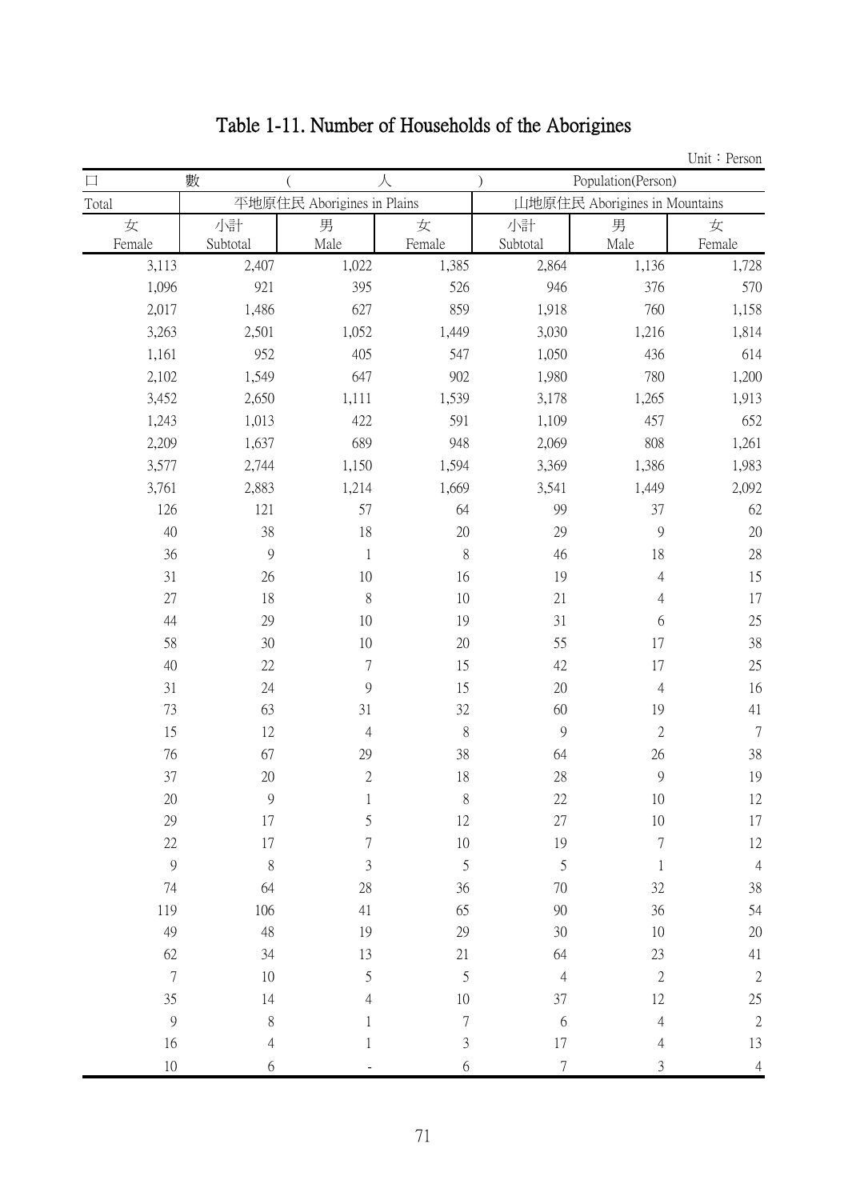# Table 1-11. Number of Households of the Aborigines

Unit：Person

| 口 | 數 | ( | 人 | ) | Population(Person) | |
|---|---|---|---|---|---|---|
| Total | 平地原住民 Aborigines in Plains | | | 山地原住民 Aborigines in Mountains | | |
| 女<br>Female | 小計<br>Subtotal | 男<br>Male | 女<br>Female | 小計<br>Subtotal | 男<br>Male | 女<br>Female |
| 3,113 | 2,407 | 1,022 | 1,385 | 2,864 | 1,136 | 1,728 |
| 1,096 | 921 | 395 | 526 | 946 | 376 | 570 |
| 2,017 | 1,486 | 627 | 859 | 1,918 | 760 | 1,158 |
| 3,263 | 2,501 | 1,052 | 1,449 | 3,030 | 1,216 | 1,814 |
| 1,161 | 952 | 405 | 547 | 1,050 | 436 | 614 |
| 2,102 | 1,549 | 647 | 902 | 1,980 | 780 | 1,200 |
| 3,452 | 2,650 | 1,111 | 1,539 | 3,178 | 1,265 | 1,913 |
| 1,243 | 1,013 | 422 | 591 | 1,109 | 457 | 652 |
| 2,209 | 1,637 | 689 | 948 | 2,069 | 808 | 1,261 |
| 3,577 | 2,744 | 1,150 | 1,594 | 3,369 | 1,386 | 1,983 |
| 3,761 | 2,883 | 1,214 | 1,669 | 3,541 | 1,449 | 2,092 |
| 126 | 121 | 57 | 64 | 99 | 37 | 62 |
| 40 | 38 | 18 | 20 | 29 | 9 | 20 |
| 36 | 9 | 1 | 8 | 46 | 18 | 28 |
| 31 | 26 | 10 | 16 | 19 | 4 | 15 |
| 27 | 18 | 8 | 10 | 21 | 4 | 17 |
| 44 | 29 | 10 | 19 | 31 | 6 | 25 |
| 58 | 30 | 10 | 20 | 55 | 17 | 38 |
| 40 | 22 | 7 | 15 | 42 | 17 | 25 |
| 31 | 24 | 9 | 15 | 20 | 4 | 16 |
| 73 | 63 | 31 | 32 | 60 | 19 | 41 |
| 15 | 12 | 4 | 8 | 9 | 2 | 7 |
| 76 | 67 | 29 | 38 | 64 | 26 | 38 |
| 37 | 20 | 2 | 18 | 28 | 9 | 19 |
| 20 | 9 | 1 | 8 | 22 | 10 | 12 |
| 29 | 17 | 5 | 12 | 27 | 10 | 17 |
| 22 | 17 | 7 | 10 | 19 | 7 | 12 |
| 9 | 8 | 3 | 5 | 5 | 1 | 4 |
| 74 | 64 | 28 | 36 | 70 | 32 | 38 |
| 119 | 106 | 41 | 65 | 90 | 36 | 54 |
| 49 | 48 | 19 | 29 | 30 | 10 | 20 |
| 62 | 34 | 13 | 21 | 64 | 23 | 41 |
| 7 | 10 | 5 | 5 | 4 | 2 | 2 |
| 35 | 14 | 4 | 10 | 37 | 12 | 25 |
| 9 | 8 | 1 | 7 | 6 | 4 | 2 |
| 16 | 4 | 1 | 3 | 17 | 4 | 13 |
| 10 | 6 | - | 6 | 7 | 3 | 4 |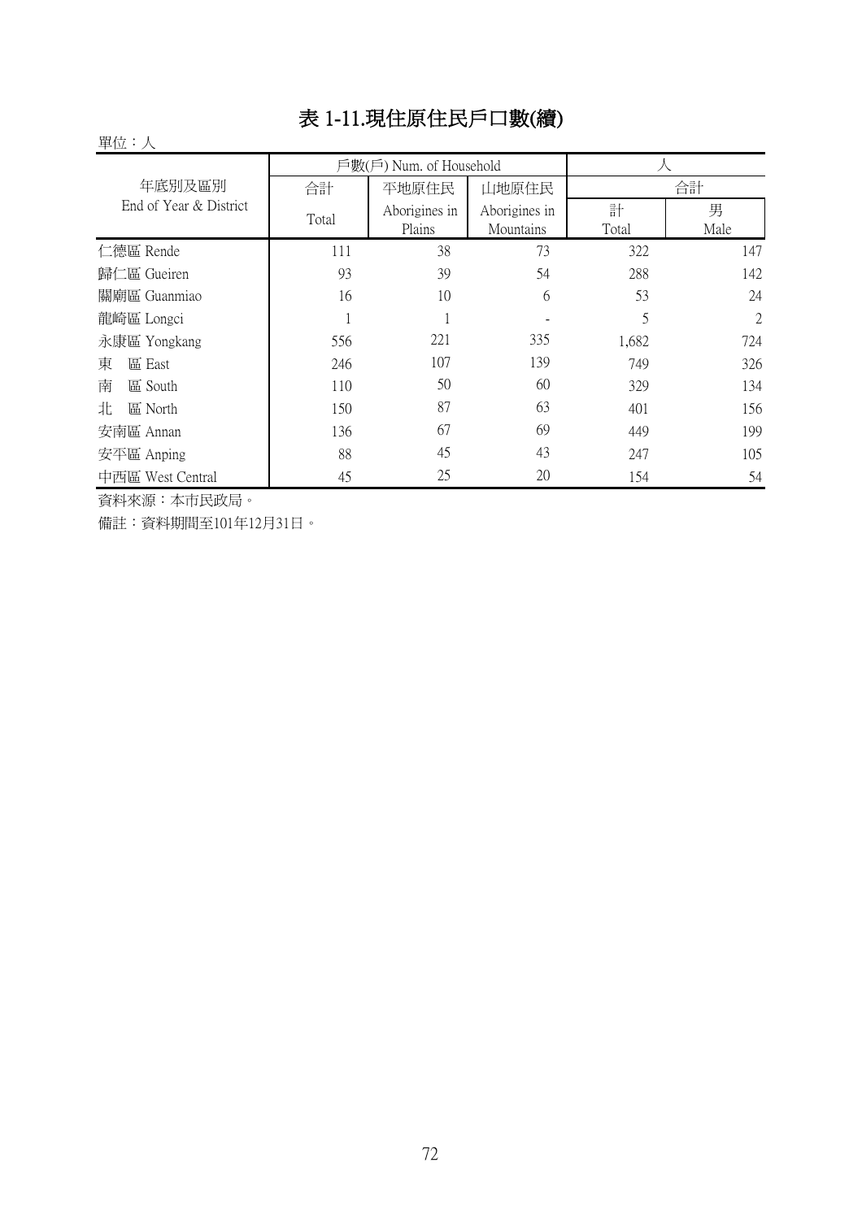# 表 1-11.現住原住民戶口數(續)

單位：人

| 年底別及區別<br>End of Year & District | 戶數(戶) Num. of Household | | | 人 | |
|---|---|---|---|---|---|
| | 合計 | 平地原住民 | 山地原住民 | 合計 | |
| | Total | Aborigines in Plains | Aborigines in Mountains | 計<br>Total | 男<br>Male |
| 仁德區 Rende | 111 | 38 | 73 | 322 | 147 |
| 歸仁區 Gueiren | 93 | 39 | 54 | 288 | 142 |
| 關廟區 Guanmiao | 16 | 10 | 6 | 53 | 24 |
| 龍崎區 Longci | 1 | 1 | - | 5 | 2 |
| 永康區 Yongkang | 556 | 221 | 335 | 1,682 | 724 |
| 東　區 East | 246 | 107 | 139 | 749 | 326 |
| 南　區 South | 110 | 50 | 60 | 329 | 134 |
| 北　區 North | 150 | 87 | 63 | 401 | 156 |
| 安南區 Annan | 136 | 67 | 69 | 449 | 199 |
| 安平區 Anping | 88 | 45 | 43 | 247 | 105 |
| 中西區 West Central | 45 | 25 | 20 | 154 | 54 |

資料來源：本市民政局。

備註：資料期間至101年12月31日。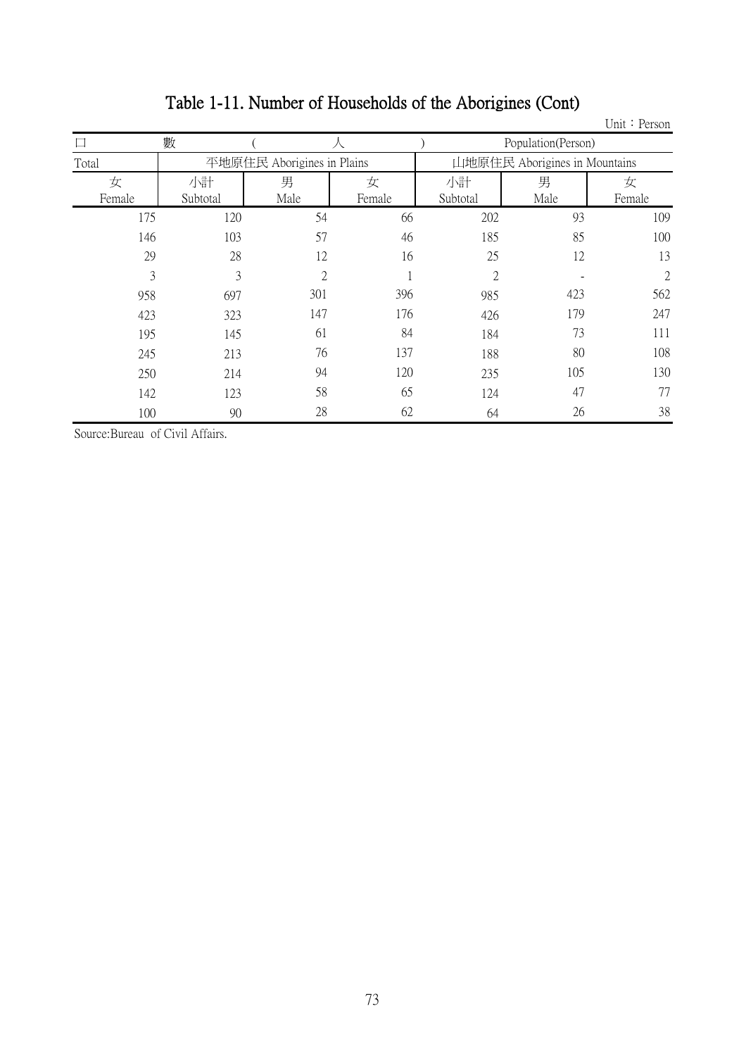# Table 1-11. Number of Households of the Aborigines (Cont)

Unit：Person

| 口 | 數 | ( | 人 | ) | Population(Person) | |
|---|---|---|---|---|---|---|
| Total | 平地原住民 Aborigines in Plains | | | 山地原住民 Aborigines in Mountains | | |
| 女 Female | 小計 Subtotal | 男 Male | 女 Female | 小計 Subtotal | 男 Male | 女 Female |
| 175 | 120 | 54 | 66 | 202 | 93 | 109 |
| 146 | 103 | 57 | 46 | 185 | 85 | 100 |
| 29 | 28 | 12 | 16 | 25 | 12 | 13 |
| 3 | 3 | 2 | 1 | 2 | - | 2 |
| 958 | 697 | 301 | 396 | 985 | 423 | 562 |
| 423 | 323 | 147 | 176 | 426 | 179 | 247 |
| 195 | 145 | 61 | 84 | 184 | 73 | 111 |
| 245 | 213 | 76 | 137 | 188 | 80 | 108 |
| 250 | 214 | 94 | 120 | 235 | 105 | 130 |
| 142 | 123 | 58 | 65 | 124 | 47 | 77 |
| 100 | 90 | 28 | 62 | 64 | 26 | 38 |

Source:Bureau of Civil Affairs.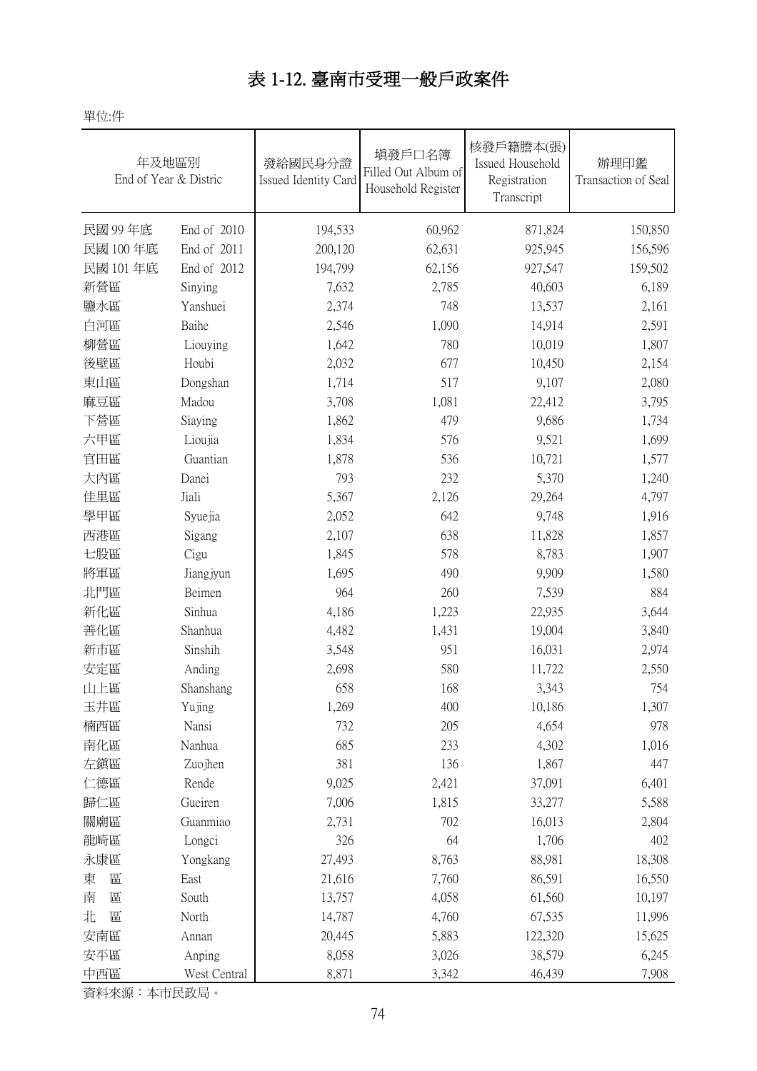# 表 1-12. 臺南市受理一般戶政案件

單位:件

| 年及地區別 End of Year & Distric | | 發給國民身分證 Issued Identity Card | 填發戶口名簿 Filled Out Album of Household Register | 核發戶籍謄本(張) Issued Household Registration Transcript | 辦理印鑑 Transaction of Seal |
|---|---|---|---|---|---|
| 民國 99 年底 | End of 2010 | 194,533 | 60,962 | 871,824 | 150,850 |
| 民國 100 年底 | End of 2011 | 200,120 | 62,631 | 925,945 | 156,596 |
| 民國 101 年底 | End of 2012 | 194,799 | 62,156 | 927,547 | 159,502 |
| 新營區 | Sinying | 7,632 | 2,785 | 40,603 | 6,189 |
| 鹽水區 | Yanshuei | 2,374 | 748 | 13,537 | 2,161 |
| 白河區 | Baihe | 2,546 | 1,090 | 14,914 | 2,591 |
| 柳營區 | Liouying | 1,642 | 780 | 10,019 | 1,807 |
| 後壁區 | Houbi | 2,032 | 677 | 10,450 | 2,154 |
| 東山區 | Dongshan | 1,714 | 517 | 9,107 | 2,080 |
| 麻豆區 | Madou | 3,708 | 1,081 | 22,412 | 3,795 |
| 下營區 | Siaying | 1,862 | 479 | 9,686 | 1,734 |
| 六甲區 | Lioujia | 1,834 | 576 | 9,521 | 1,699 |
| 官田區 | Guantian | 1,878 | 536 | 10,721 | 1,577 |
| 大內區 | Danei | 793 | 232 | 5,370 | 1,240 |
| 佳里區 | Jiali | 5,367 | 2,126 | 29,264 | 4,797 |
| 學甲區 | Syuejia | 2,052 | 642 | 9,748 | 1,916 |
| 西港區 | Sigang | 2,107 | 638 | 11,828 | 1,857 |
| 七股區 | Cigu | 1,845 | 578 | 8,783 | 1,907 |
| 將軍區 | Jiangjyun | 1,695 | 490 | 9,909 | 1,580 |
| 北門區 | Beimen | 964 | 260 | 7,539 | 884 |
| 新化區 | Sinhua | 4,186 | 1,223 | 22,935 | 3,644 |
| 善化區 | Shanhua | 4,482 | 1,431 | 19,004 | 3,840 |
| 新市區 | Sinshih | 3,548 | 951 | 16,031 | 2,974 |
| 安定區 | Anding | 2,698 | 580 | 11,722 | 2,550 |
| 山上區 | Shanshang | 658 | 168 | 3,343 | 754 |
| 玉井區 | Yujing | 1,269 | 400 | 10,186 | 1,307 |
| 楠西區 | Nansi | 732 | 205 | 4,654 | 978 |
| 南化區 | Nanhua | 685 | 233 | 4,302 | 1,016 |
| 左鎮區 | Zuojhen | 381 | 136 | 1,867 | 447 |
| 仁德區 | Rende | 9,025 | 2,421 | 37,091 | 6,401 |
| 歸仁區 | Gueiren | 7,006 | 1,815 | 33,277 | 5,588 |
| 關廟區 | Guanmiao | 2,731 | 702 | 16,013 | 2,804 |
| 龍崎區 | Longci | 326 | 64 | 1,706 | 402 |
| 永康區 | Yongkang | 27,493 | 8,763 | 88,981 | 18,308 |
| 東　區 | East | 21,616 | 7,760 | 86,591 | 16,550 |
| 南　區 | South | 13,757 | 4,058 | 61,560 | 10,197 |
| 北　區 | North | 14,787 | 4,760 | 67,535 | 11,996 |
| 安南區 | Annan | 20,445 | 5,883 | 122,320 | 15,625 |
| 安平區 | Anping | 8,058 | 3,026 | 38,579 | 6,245 |
| 中西區 | West Central | 8,871 | 3,342 | 46,439 | 7,908 |

資料來源：本市民政局。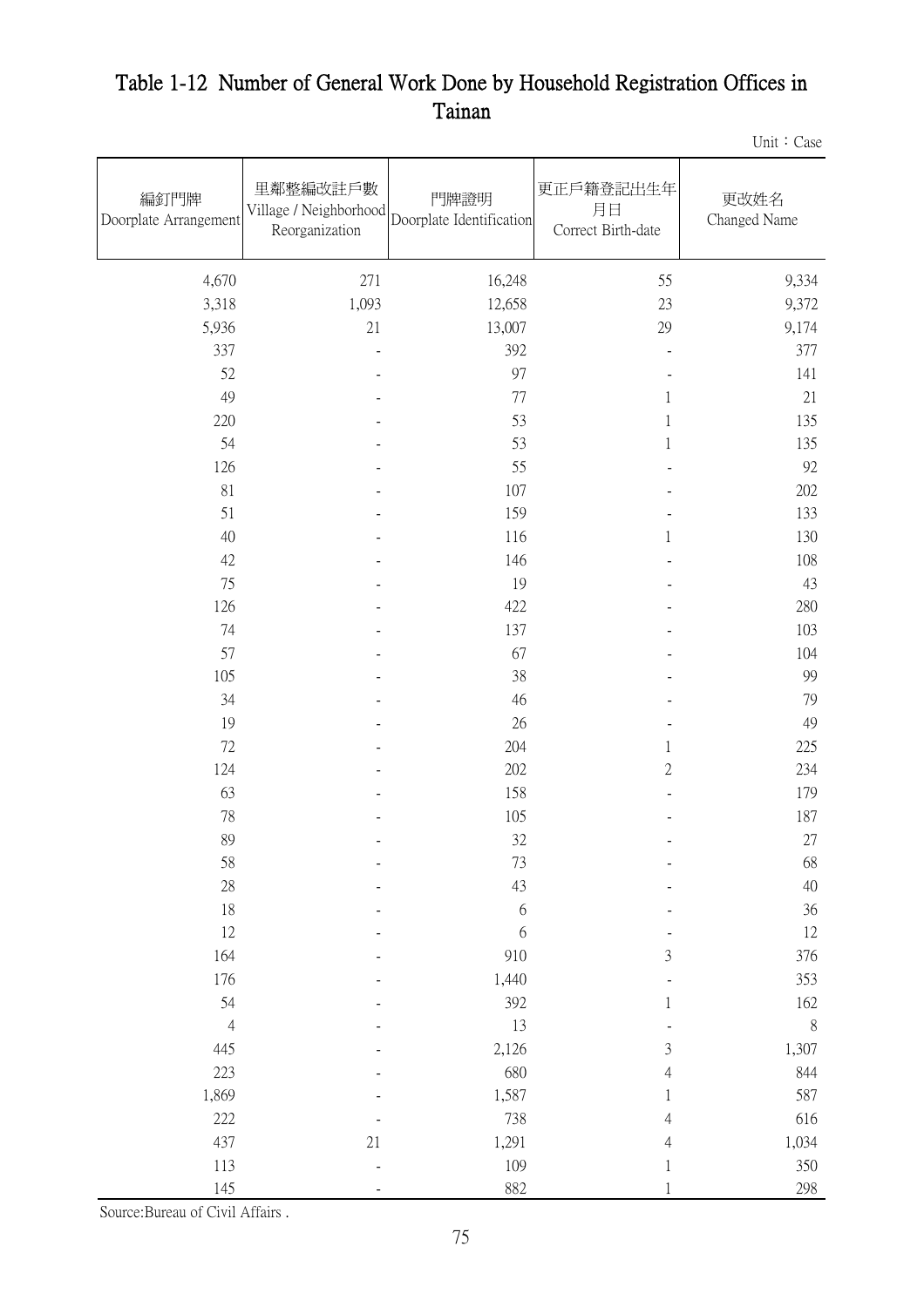# Table 1-12 Number of General Work Done by Household Registration Offices in Tainan

Unit：Case

| 編釘門牌<br>Doorplate Arrangement | 里鄰整編改註戶數<br>Village / Neighborhood Reorganization | 門牌證明<br>Doorplate Identification | 更正戶籍登記出生年月日<br>Correct Birth-date | 更改姓名<br>Changed Name |
|---|---|---|---|---|
| 4,670 | 271 | 16,248 | 55 | 9,334 |
| 3,318 | 1,093 | 12,658 | 23 | 9,372 |
| 5,936 | 21 | 13,007 | 29 | 9,174 |
| 337 | - | 392 | - | 377 |
| 52 | - | 97 | - | 141 |
| 49 | - | 77 | 1 | 21 |
| 220 | - | 53 | 1 | 135 |
| 54 | - | 53 | 1 | 135 |
| 126 | - | 55 | - | 92 |
| 81 | - | 107 | - | 202 |
| 51 | - | 159 | - | 133 |
| 40 | - | 116 | 1 | 130 |
| 42 | - | 146 | - | 108 |
| 75 | - | 19 | - | 43 |
| 126 | - | 422 | - | 280 |
| 74 | - | 137 | - | 103 |
| 57 | - | 67 | - | 104 |
| 105 | - | 38 | - | 99 |
| 34 | - | 46 | - | 79 |
| 19 | - | 26 | - | 49 |
| 72 | - | 204 | 1 | 225 |
| 124 | - | 202 | 2 | 234 |
| 63 | - | 158 | - | 179 |
| 78 | - | 105 | - | 187 |
| 89 | - | 32 | - | 27 |
| 58 | - | 73 | - | 68 |
| 28 | - | 43 | - | 40 |
| 18 | - | 6 | - | 36 |
| 12 | - | 6 | - | 12 |
| 164 | - | 910 | 3 | 376 |
| 176 | - | 1,440 | - | 353 |
| 54 | - | 392 | 1 | 162 |
| 4 | - | 13 | - | 8 |
| 445 | - | 2,126 | 3 | 1,307 |
| 223 | - | 680 | 4 | 844 |
| 1,869 | - | 1,587 | 1 | 587 |
| 222 | - | 738 | 4 | 616 |
| 437 | 21 | 1,291 | 4 | 1,034 |
| 113 | - | 109 | 1 | 350 |
| 145 | - | 882 | 1 | 298 |

Source:Bureau of Civil Affairs .